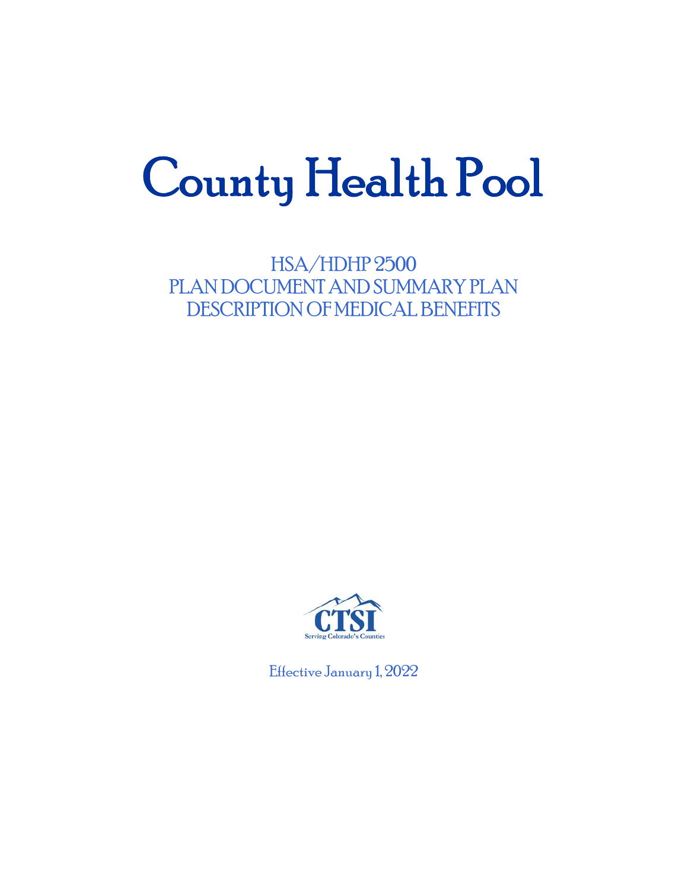# County Health Pool

## HSA/HDHP 2500
## PLAN DOCUMENT AND SUMMARY PLAN DESCRIPTION OF MEDICAL BENEFITS

CTSI
Serving Colorado's Counties

Effective January 1, 2022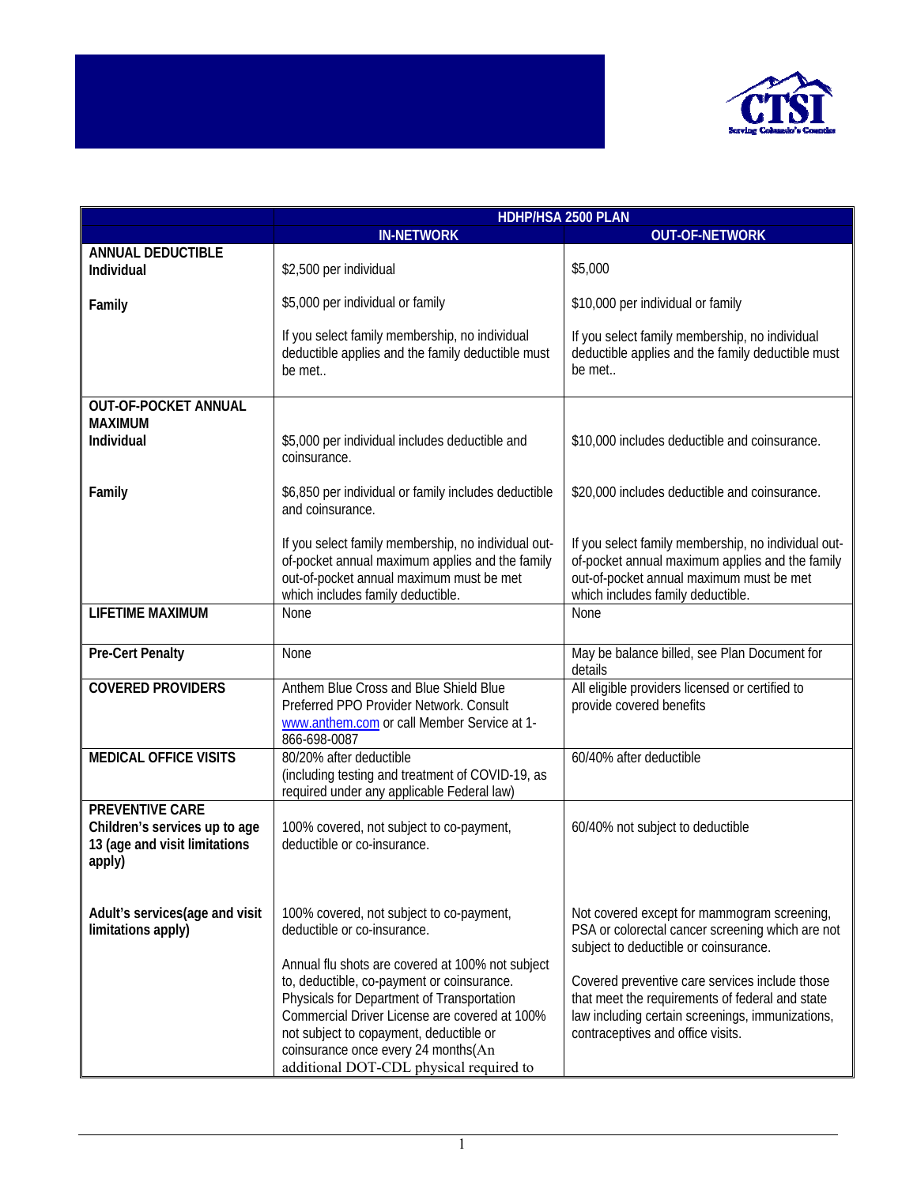| | HDHP/HSA 2500 PLAN | |
|---|---|---|
| | **IN-NETWORK** | **OUT-OF-NETWORK** |
| **ANNUAL DEDUCTIBLE**<br>**Individual**<br><br>**Family** | $2,500 per individual<br><br>$5,000 per individual or family<br><br>If you select family membership, no individual deductible applies and the family deductible must be met.. | $5,000<br><br>$10,000 per individual or family<br><br>If you select family membership, no individual deductible applies and the family deductible must be met.. |
| **OUT-OF-POCKET ANNUAL MAXIMUM**<br>**Individual**<br><br>**Family** | $5,000 per individual includes deductible and coinsurance.<br><br>$6,850 per individual or family includes deductible and coinsurance.<br><br>If you select family membership, no individual out-of-pocket annual maximum applies and the family out-of-pocket annual maximum must be met which includes family deductible. | $10,000 includes deductible and coinsurance.<br><br>$20,000 includes deductible and coinsurance.<br><br>If you select family membership, no individual out-of-pocket annual maximum applies and the family out-of-pocket annual maximum must be met which includes family deductible. |
| **LIFETIME MAXIMUM** | None | None |
| **Pre-Cert Penalty** | None | May be balance billed, see Plan Document for details |
| **COVERED PROVIDERS** | Anthem Blue Cross and Blue Shield Blue Preferred PPO Provider Network. Consult www.anthem.com or call Member Service at 1-866-698-0087 | All eligible providers licensed or certified to provide covered benefits |
| **MEDICAL OFFICE VISITS** | 80/20% after deductible (including testing and treatment of COVID-19, as required under any applicable Federal law) | 60/40% after deductible |
| **PREVENTIVE CARE**<br>**Children's services up to age 13 (age and visit limitations apply)** | 100% covered, not subject to co-payment, deductible or co-insurance. | 60/40% not subject to deductible |
| **Adult's services(age and visit limitations apply)** | 100% covered, not subject to co-payment, deductible or co-insurance.<br><br>Annual flu shots are covered at 100% not subject to, deductible, co-payment or coinsurance. Physicals for Department of Transportation Commercial Driver License are covered at 100% not subject to copayment, deductible or coinsurance once every 24 months(An additional DOT-CDL physical required to | Not covered except for mammogram screening, PSA or colorectal cancer screening which are not subject to deductible or coinsurance.<br><br>Covered preventive care services include those that meet the requirements of federal and state law including certain screenings, immunizations, contraceptives and office visits. |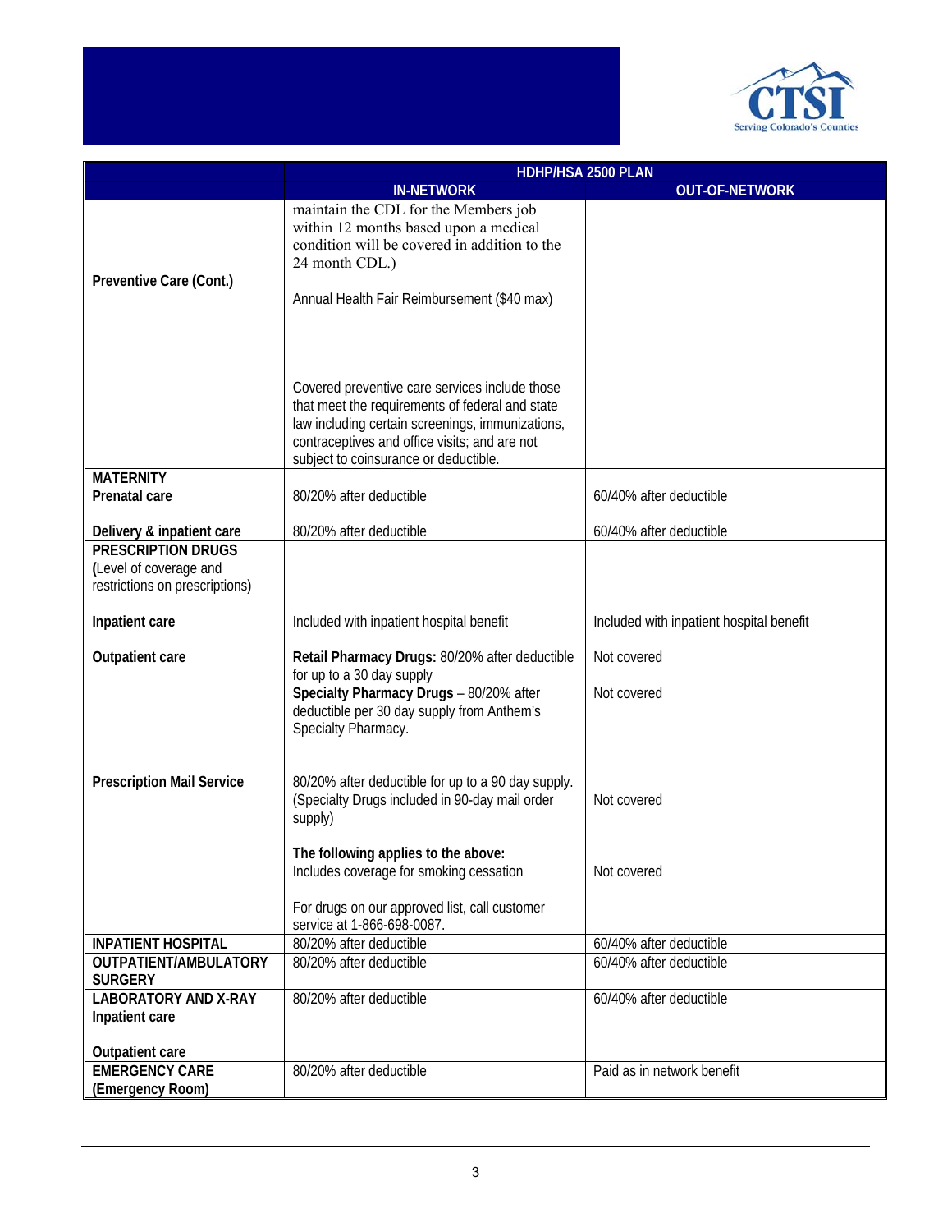| | HDHP/HSA 2500 PLAN | |
|---|---|---|
| | **IN-NETWORK** | **OUT-OF-NETWORK** |
| **Preventive Care (Cont.)** | maintain the CDL for the Members job within 12 months based upon a medical condition will be covered in addition to the 24 month CDL.)<br><br>Annual Health Fair Reimbursement ($40 max)<br><br>Covered preventive care services include those that meet the requirements of federal and state law including certain screenings, immunizations, contraceptives and office visits; and are not subject to coinsurance or deductible. | |
| **MATERNITY** | | |
| **Prenatal care** | 80/20% after deductible | 60/40% after deductible |
| **Delivery & inpatient care** | 80/20% after deductible | 60/40% after deductible |
| **PRESCRIPTION DRUGS** (Level of coverage and restrictions on prescriptions) | | |
| **Inpatient care** | Included with inpatient hospital benefit | Included with inpatient hospital benefit |
| **Outpatient care** | **Retail Pharmacy Drugs:** 80/20% after deductible for up to a 30 day supply<br>**Specialty Pharmacy Drugs** – 80/20% after deductible per 30 day supply from Anthem's Specialty Pharmacy. | Not covered<br><br>Not covered |
| **Prescription Mail Service** | 80/20% after deductible for up to a 90 day supply. (Specialty Drugs included in 90-day mail order supply)<br><br>**The following applies to the above:**<br>Includes coverage for smoking cessation<br><br>For drugs on our approved list, call customer service at 1-866-698-0087. | Not covered<br><br>Not covered |
| **INPATIENT HOSPITAL** | 80/20% after deductible | 60/40% after deductible |
| **OUTPATIENT/AMBULATORY SURGERY** | 80/20% after deductible | 60/40% after deductible |
| **LABORATORY AND X-RAY**<br>**Inpatient care**<br><br>**Outpatient care** | 80/20% after deductible | 60/40% after deductible |
| **EMERGENCY CARE (Emergency Room)** | 80/20% after deductible | Paid as in network benefit |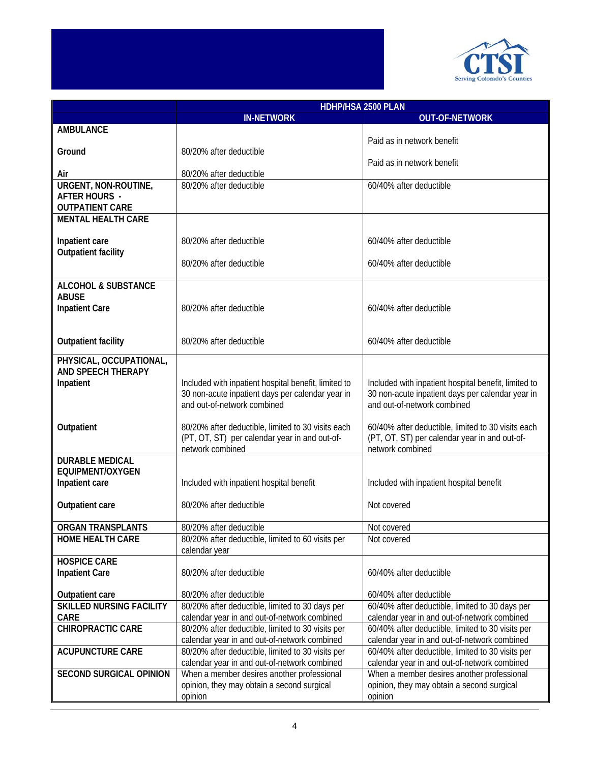|  | HDHP/HSA 2500 PLAN |  |
|---|---|---|
|  | **IN-NETWORK** | **OUT-OF-NETWORK** |
| **AMBULANCE** |  |  |
| **Ground** | 80/20% after deductible | Paid as in network benefit |
| **Air** | 80/20% after deductible | Paid as in network benefit |
| **URGENT, NON-ROUTINE, AFTER HOURS - OUTPATIENT CARE** | 80/20% after deductible | 60/40% after deductible |
| **MENTAL HEALTH CARE** |  |  |
| **Inpatient care** | 80/20% after deductible | 60/40% after deductible |
| **Outpatient facility** | 80/20% after deductible | 60/40% after deductible |
| **ALCOHOL & SUBSTANCE ABUSE** |  |  |
| **Inpatient Care** | 80/20% after deductible | 60/40% after deductible |
| **Outpatient facility** | 80/20% after deductible | 60/40% after deductible |
| **PHYSICAL, OCCUPATIONAL, AND SPEECH THERAPY** |  |  |
| **Inpatient** | Included with inpatient hospital benefit, limited to 30 non-acute inpatient days per calendar year in and out-of-network combined | Included with inpatient hospital benefit, limited to 30 non-acute inpatient days per calendar year in and out-of-network combined |
| **Outpatient** | 80/20% after deductible, limited to 30 visits each (PT, OT, ST) per calendar year in and out-of-network combined | 60/40% after deductible, limited to 30 visits each (PT, OT, ST) per calendar year in and out-of-network combined |
| **DURABLE MEDICAL EQUIPMENT/OXYGEN** |  |  |
| **Inpatient care** | Included with inpatient hospital benefit | Included with inpatient hospital benefit |
| **Outpatient care** | 80/20% after deductible | Not covered |
| **ORGAN TRANSPLANTS** | 80/20% after deductible | Not covered |
| **HOME HEALTH CARE** | 80/20% after deductible, limited to 60 visits per calendar year | Not covered |
| **HOSPICE CARE** |  |  |
| **Inpatient Care** | 80/20% after deductible | 60/40% after deductible |
| **Outpatient care** | 80/20% after deductible | 60/40% after deductible |
| **SKILLED NURSING FACILITY CARE** | 80/20% after deductible, limited to 30 days per calendar year in and out-of-network combined | 60/40% after deductible, limited to 30 days per calendar year in and out-of-network combined |
| **CHIROPRACTIC CARE** | 80/20% after deductible, limited to 30 visits per calendar year in and out-of-network combined | 60/40% after deductible, limited to 30 visits per calendar year in and out-of-network combined |
| **ACUPUNCTURE CARE** | 80/20% after deductible, limited to 30 visits per calendar year in and out-of-network combined | 60/40% after deductible, limited to 30 visits per calendar year in and out-of-network combined |
| **SECOND SURGICAL OPINION** | When a member desires another professional opinion, they may obtain a second surgical opinion | When a member desires another professional opinion, they may obtain a second surgical opinion |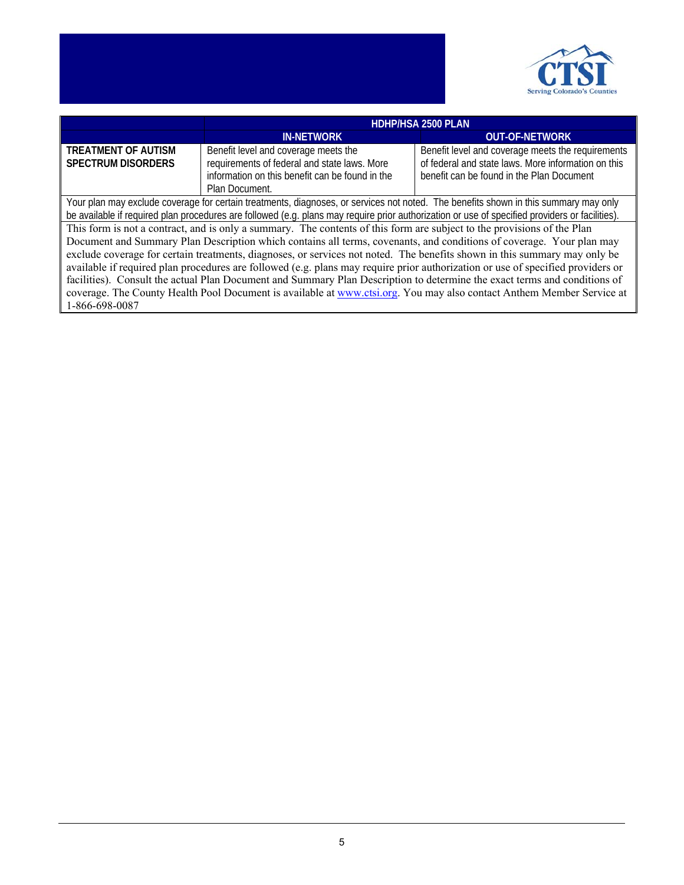| | HDHP/HSA 2500 PLAN | |
|---|---|---|
| | **IN-NETWORK** | **OUT-OF-NETWORK** |
| **TREATMENT OF AUTISM SPECTRUM DISORDERS** | Benefit level and coverage meets the requirements of federal and state laws. More information on this benefit can be found in the Plan Document. | Benefit level and coverage meets the requirements of federal and state laws. More information on this benefit can be found in the Plan Document |

Your plan may exclude coverage for certain treatments, diagnoses, or services not noted. The benefits shown in this summary may only be available if required plan procedures are followed (e.g. plans may require prior authorization or use of specified providers or facilities).

This form is not a contract, and is only a summary. The contents of this form are subject to the provisions of the Plan Document and Summary Plan Description which contains all terms, covenants, and conditions of coverage. Your plan may exclude coverage for certain treatments, diagnoses, or services not noted. The benefits shown in this summary may only be available if required plan procedures are followed (e.g. plans may require prior authorization or use of specified providers or facilities). Consult the actual Plan Document and Summary Plan Description to determine the exact terms and conditions of coverage. The County Health Pool Document is available at www.ctsi.org. You may also contact Anthem Member Service at 1-866-698-0087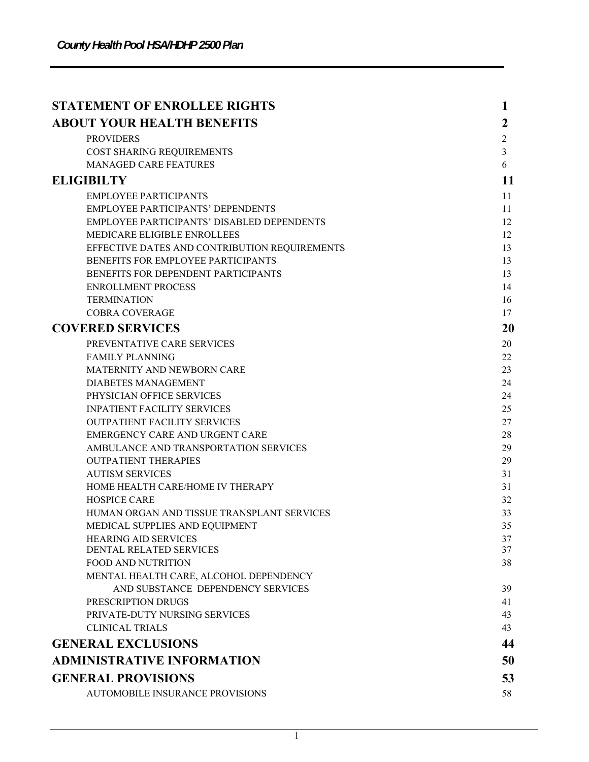| | |
|---|---|
| **STATEMENT OF ENROLLEE RIGHTS** | **1** |
| **ABOUT YOUR HEALTH BENEFITS** | **2** |
| PROVIDERS | 2 |
| COST SHARING REQUIREMENTS | 3 |
| MANAGED CARE FEATURES | 6 |
| **ELIGIBILTY** | **11** |
| EMPLOYEE PARTICIPANTS | 11 |
| EMPLOYEE PARTICIPANTS' DEPENDENTS | 11 |
| EMPLOYEE PARTICIPANTS' DISABLED DEPENDENTS | 12 |
| MEDICARE ELIGIBLE ENROLLEES | 12 |
| EFFECTIVE DATES AND CONTRIBUTION REQUIREMENTS | 13 |
| BENEFITS FOR EMPLOYEE PARTICIPANTS | 13 |
| BENEFITS FOR DEPENDENT PARTICIPANTS | 13 |
| ENROLLMENT PROCESS | 14 |
| TERMINATION | 16 |
| COBRA COVERAGE | 17 |
| **COVERED SERVICES** | **20** |
| PREVENTATIVE CARE SERVICES | 20 |
| FAMILY PLANNING | 22 |
| MATERNITY AND NEWBORN CARE | 23 |
| DIABETES MANAGEMENT | 24 |
| PHYSICIAN OFFICE SERVICES | 24 |
| INPATIENT FACILITY SERVICES | 25 |
| OUTPATIENT FACILITY SERVICES | 27 |
| EMERGENCY CARE AND URGENT CARE | 28 |
| AMBULANCE AND TRANSPORTATION SERVICES | 29 |
| OUTPATIENT THERAPIES | 29 |
| AUTISM SERVICES | 31 |
| HOME HEALTH CARE/HOME IV THERAPY | 31 |
| HOSPICE CARE | 32 |
| HUMAN ORGAN AND TISSUE TRANSPLANT SERVICES | 33 |
| MEDICAL SUPPLIES AND EQUIPMENT | 35 |
| HEARING AID SERVICES | 37 |
| DENTAL RELATED SERVICES | 37 |
| FOOD AND NUTRITION | 38 |
| MENTAL HEALTH CARE, ALCOHOL DEPENDENCY AND SUBSTANCE DEPENDENCY SERVICES | 39 |
| PRESCRIPTION DRUGS | 41 |
| PRIVATE-DUTY NURSING SERVICES | 43 |
| CLINICAL TRIALS | 43 |
| **GENERAL EXCLUSIONS** | **44** |
| **ADMINISTRATIVE INFORMATION** | **50** |
| **GENERAL PROVISIONS** | **53** |
| AUTOMOBILE INSURANCE PROVISIONS | 58 |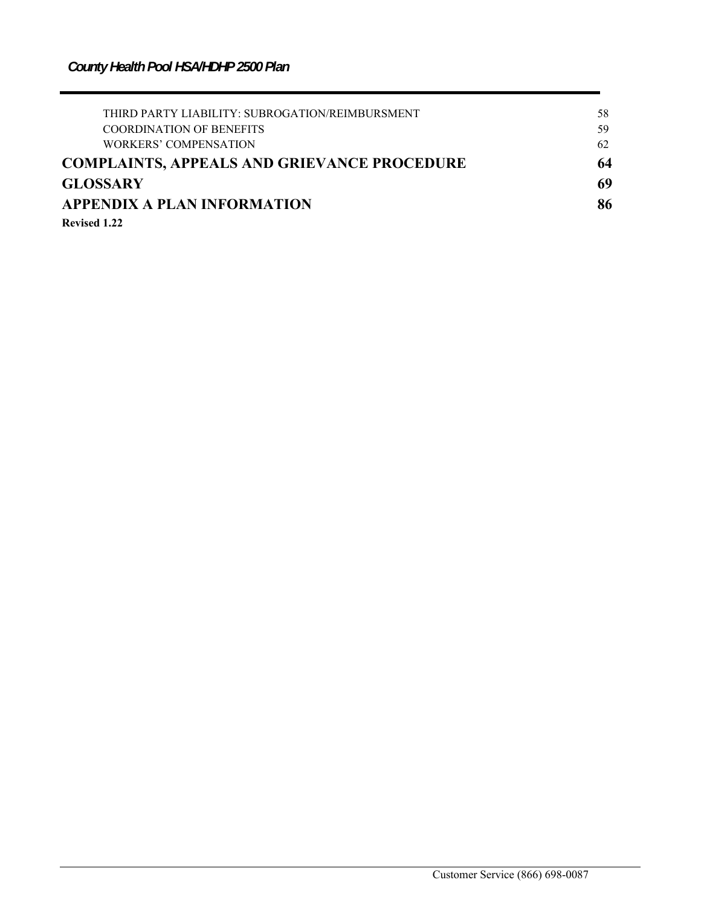| | |
|---|---|
| THIRD PARTY LIABILITY: SUBROGATION/REIMBURSMENT | 58 |
| COORDINATION OF BENEFITS | 59 |
| WORKERS' COMPENSATION | 62 |
| **COMPLAINTS, APPEALS AND GRIEVANCE PROCEDURE** | **64** |
| **GLOSSARY** | **69** |
| **APPENDIX A PLAN INFORMATION** | **86** |

**Revised 1.22**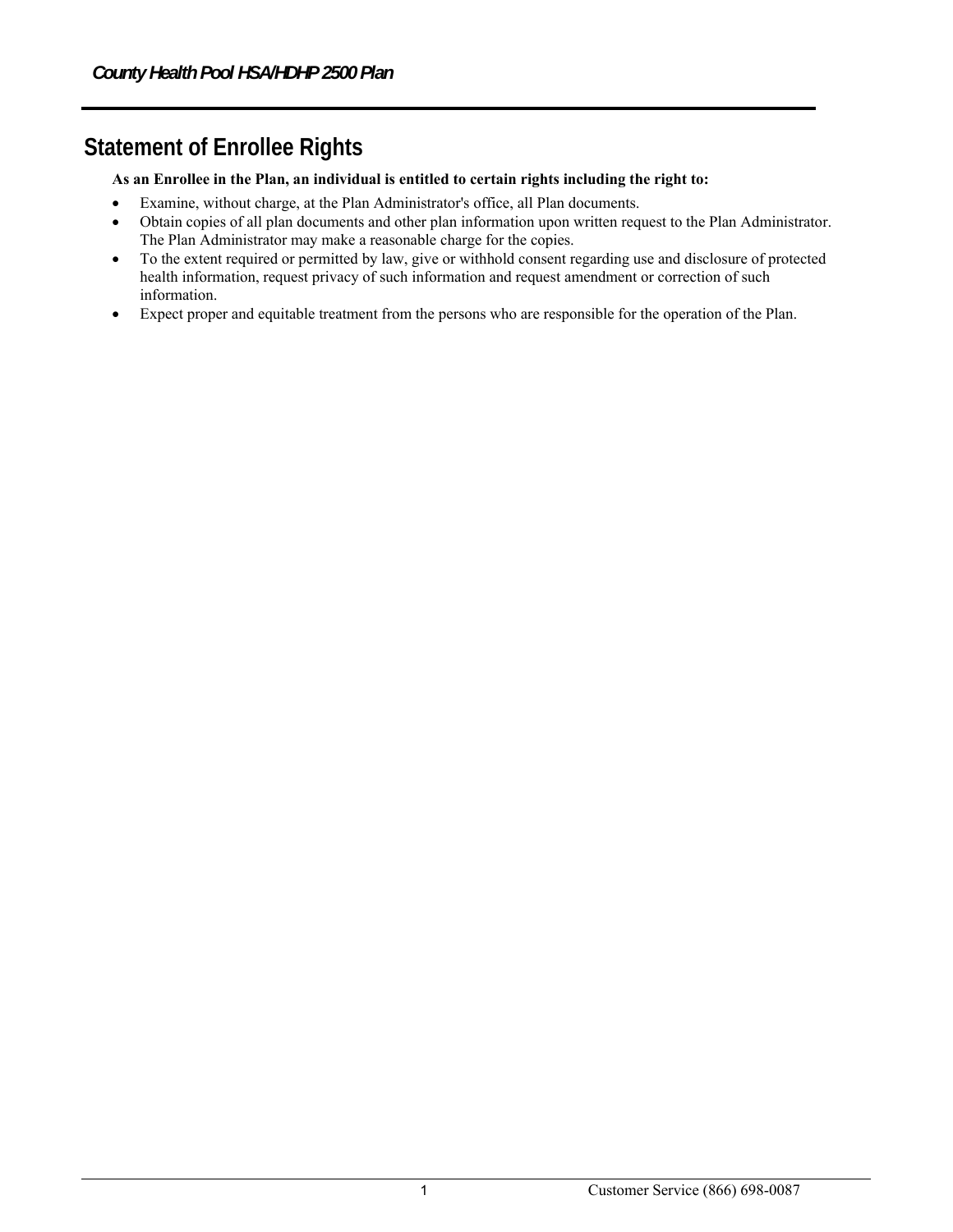## Statement of Enrollee Rights

**As an Enrollee in the Plan, an individual is entitled to certain rights including the right to:**

- Examine, without charge, at the Plan Administrator's office, all Plan documents.
- Obtain copies of all plan documents and other plan information upon written request to the Plan Administrator. The Plan Administrator may make a reasonable charge for the copies.
- To the extent required or permitted by law, give or withhold consent regarding use and disclosure of protected health information, request privacy of such information and request amendment or correction of such information.
- Expect proper and equitable treatment from the persons who are responsible for the operation of the Plan.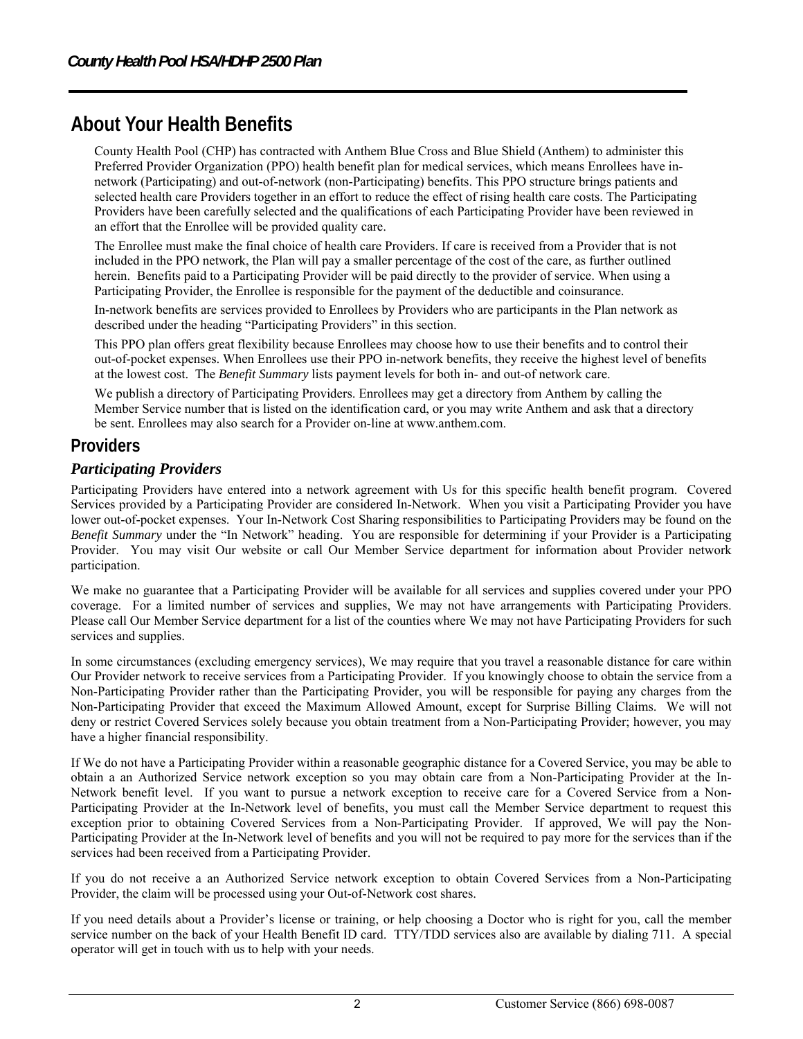# About Your Health Benefits

County Health Pool (CHP) has contracted with Anthem Blue Cross and Blue Shield (Anthem) to administer this Preferred Provider Organization (PPO) health benefit plan for medical services, which means Enrollees have in-network (Participating) and out-of-network (non-Participating) benefits. This PPO structure brings patients and selected health care Providers together in an effort to reduce the effect of rising health care costs. The Participating Providers have been carefully selected and the qualifications of each Participating Provider have been reviewed in an effort that the Enrollee will be provided quality care.

The Enrollee must make the final choice of health care Providers. If care is received from a Provider that is not included in the PPO network, the Plan will pay a smaller percentage of the cost of the care, as further outlined herein. Benefits paid to a Participating Provider will be paid directly to the provider of service. When using a Participating Provider, the Enrollee is responsible for the payment of the deductible and coinsurance.

In-network benefits are services provided to Enrollees by Providers who are participants in the Plan network as described under the heading "Participating Providers" in this section.

This PPO plan offers great flexibility because Enrollees may choose how to use their benefits and to control their out-of-pocket expenses. When Enrollees use their PPO in-network benefits, they receive the highest level of benefits at the lowest cost. The *Benefit Summary* lists payment levels for both in- and out-of network care.

We publish a directory of Participating Providers. Enrollees may get a directory from Anthem by calling the Member Service number that is listed on the identification card, or you may write Anthem and ask that a directory be sent. Enrollees may also search for a Provider on-line at www.anthem.com.

## Providers

### *Participating Providers*

Participating Providers have entered into a network agreement with Us for this specific health benefit program. Covered Services provided by a Participating Provider are considered In-Network. When you visit a Participating Provider you have lower out-of-pocket expenses. Your In-Network Cost Sharing responsibilities to Participating Providers may be found on the *Benefit Summary* under the "In Network" heading. You are responsible for determining if your Provider is a Participating Provider. You may visit Our website or call Our Member Service department for information about Provider network participation.

We make no guarantee that a Participating Provider will be available for all services and supplies covered under your PPO coverage. For a limited number of services and supplies, We may not have arrangements with Participating Providers. Please call Our Member Service department for a list of the counties where We may not have Participating Providers for such services and supplies.

In some circumstances (excluding emergency services), We may require that you travel a reasonable distance for care within Our Provider network to receive services from a Participating Provider. If you knowingly choose to obtain the service from a Non-Participating Provider rather than the Participating Provider, you will be responsible for paying any charges from the Non-Participating Provider that exceed the Maximum Allowed Amount, except for Surprise Billing Claims. We will not deny or restrict Covered Services solely because you obtain treatment from a Non-Participating Provider; however, you may have a higher financial responsibility.

If We do not have a Participating Provider within a reasonable geographic distance for a Covered Service, you may be able to obtain a an Authorized Service network exception so you may obtain care from a Non-Participating Provider at the In-Network benefit level. If you want to pursue a network exception to receive care for a Covered Service from a Non-Participating Provider at the In-Network level of benefits, you must call the Member Service department to request this exception prior to obtaining Covered Services from a Non-Participating Provider. If approved, We will pay the Non-Participating Provider at the In-Network level of benefits and you will not be required to pay more for the services than if the services had been received from a Participating Provider.

If you do not receive a an Authorized Service network exception to obtain Covered Services from a Non-Participating Provider, the claim will be processed using your Out-of-Network cost shares.

If you need details about a Provider's license or training, or help choosing a Doctor who is right for you, call the member service number on the back of your Health Benefit ID card. TTY/TDD services also are available by dialing 711. A special operator will get in touch with us to help with your needs.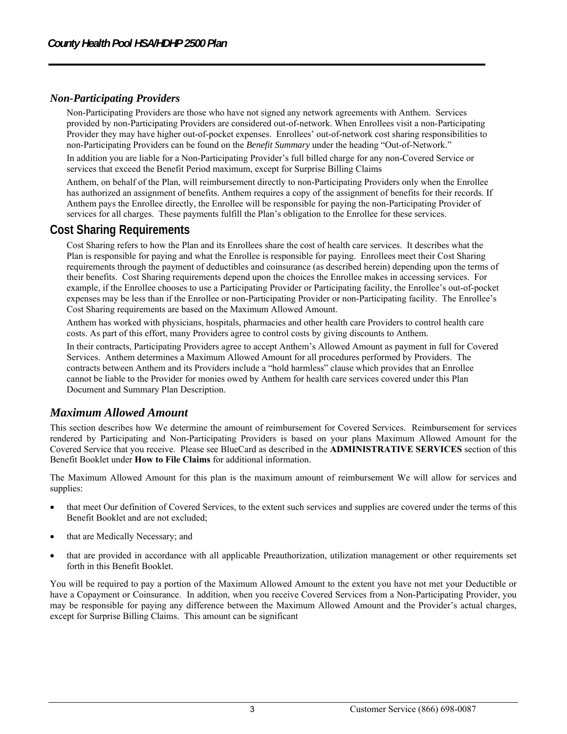### *Non-Participating Providers*

Non-Participating Providers are those who have not signed any network agreements with Anthem. Services provided by non-Participating Providers are considered out-of-network. When Enrollees visit a non-Participating Provider they may have higher out-of-pocket expenses. Enrollees' out-of-network cost sharing responsibilities to non-Participating Providers can be found on the *Benefit Summary* under the heading "Out-of-Network."

In addition you are liable for a Non-Participating Provider's full billed charge for any non-Covered Service or services that exceed the Benefit Period maximum, except for Surprise Billing Claims

Anthem, on behalf of the Plan, will reimbursement directly to non-Participating Providers only when the Enrollee has authorized an assignment of benefits. Anthem requires a copy of the assignment of benefits for their records. If Anthem pays the Enrollee directly, the Enrollee will be responsible for paying the non-Participating Provider of services for all charges. These payments fulfill the Plan's obligation to the Enrollee for these services.

## Cost Sharing Requirements

Cost Sharing refers to how the Plan and its Enrollees share the cost of health care services. It describes what the Plan is responsible for paying and what the Enrollee is responsible for paying. Enrollees meet their Cost Sharing requirements through the payment of deductibles and coinsurance (as described herein) depending upon the terms of their benefits. Cost Sharing requirements depend upon the choices the Enrollee makes in accessing services. For example, if the Enrollee chooses to use a Participating Provider or Participating facility, the Enrollee's out-of-pocket expenses may be less than if the Enrollee or non-Participating Provider or non-Participating facility. The Enrollee's Cost Sharing requirements are based on the Maximum Allowed Amount.

Anthem has worked with physicians, hospitals, pharmacies and other health care Providers to control health care costs. As part of this effort, many Providers agree to control costs by giving discounts to Anthem.

In their contracts, Participating Providers agree to accept Anthem's Allowed Amount as payment in full for Covered Services. Anthem determines a Maximum Allowed Amount for all procedures performed by Providers. The contracts between Anthem and its Providers include a "hold harmless" clause which provides that an Enrollee cannot be liable to the Provider for monies owed by Anthem for health care services covered under this Plan Document and Summary Plan Description.

### *Maximum Allowed Amount*

This section describes how We determine the amount of reimbursement for Covered Services. Reimbursement for services rendered by Participating and Non-Participating Providers is based on your plans Maximum Allowed Amount for the Covered Service that you receive. Please see BlueCard as described in the **ADMINISTRATIVE SERVICES** section of this Benefit Booklet under **How to File Claims** for additional information.

The Maximum Allowed Amount for this plan is the maximum amount of reimbursement We will allow for services and supplies:

- that meet Our definition of Covered Services, to the extent such services and supplies are covered under the terms of this Benefit Booklet and are not excluded;
- that are Medically Necessary; and
- that are provided in accordance with all applicable Preauthorization, utilization management or other requirements set forth in this Benefit Booklet.

You will be required to pay a portion of the Maximum Allowed Amount to the extent you have not met your Deductible or have a Copayment or Coinsurance. In addition, when you receive Covered Services from a Non-Participating Provider, you may be responsible for paying any difference between the Maximum Allowed Amount and the Provider's actual charges, except for Surprise Billing Claims. This amount can be significant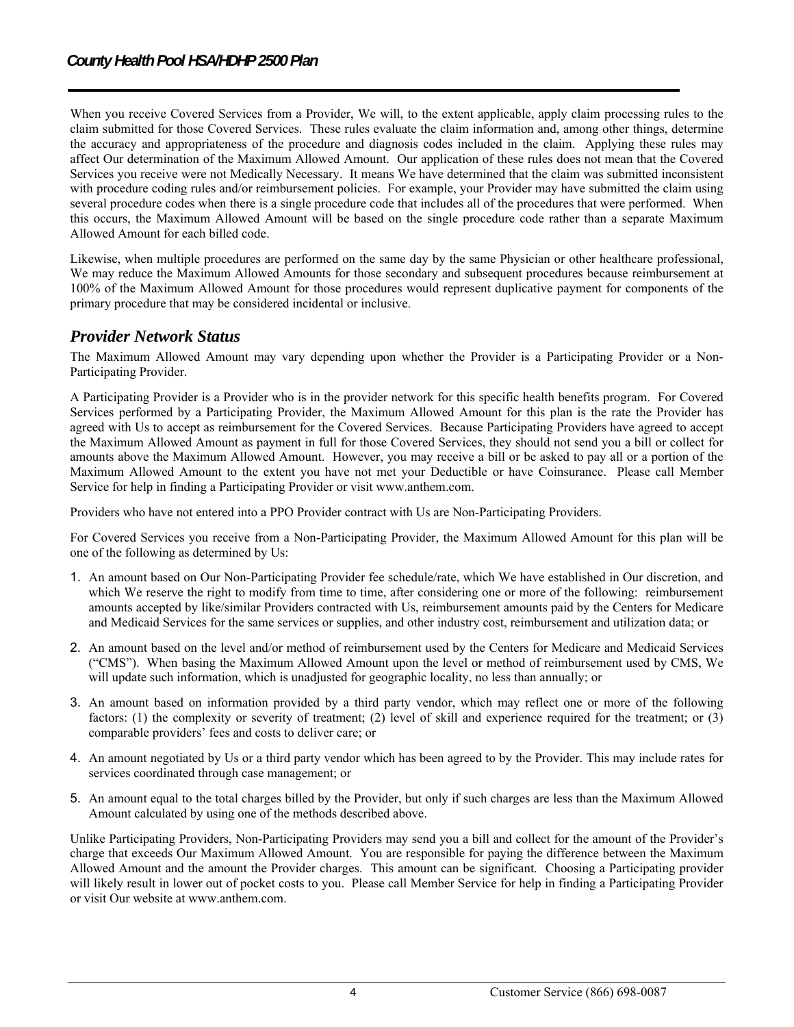When you receive Covered Services from a Provider, We will, to the extent applicable, apply claim processing rules to the claim submitted for those Covered Services. These rules evaluate the claim information and, among other things, determine the accuracy and appropriateness of the procedure and diagnosis codes included in the claim. Applying these rules may affect Our determination of the Maximum Allowed Amount. Our application of these rules does not mean that the Covered Services you receive were not Medically Necessary. It means We have determined that the claim was submitted inconsistent with procedure coding rules and/or reimbursement policies. For example, your Provider may have submitted the claim using several procedure codes when there is a single procedure code that includes all of the procedures that were performed. When this occurs, the Maximum Allowed Amount will be based on the single procedure code rather than a separate Maximum Allowed Amount for each billed code.

Likewise, when multiple procedures are performed on the same day by the same Physician or other healthcare professional, We may reduce the Maximum Allowed Amounts for those secondary and subsequent procedures because reimbursement at 100% of the Maximum Allowed Amount for those procedures would represent duplicative payment for components of the primary procedure that may be considered incidental or inclusive.

## *Provider Network Status*

The Maximum Allowed Amount may vary depending upon whether the Provider is a Participating Provider or a Non-Participating Provider.

A Participating Provider is a Provider who is in the provider network for this specific health benefits program. For Covered Services performed by a Participating Provider, the Maximum Allowed Amount for this plan is the rate the Provider has agreed with Us to accept as reimbursement for the Covered Services. Because Participating Providers have agreed to accept the Maximum Allowed Amount as payment in full for those Covered Services, they should not send you a bill or collect for amounts above the Maximum Allowed Amount. However, you may receive a bill or be asked to pay all or a portion of the Maximum Allowed Amount to the extent you have not met your Deductible or have Coinsurance. Please call Member Service for help in finding a Participating Provider or visit www.anthem.com.

Providers who have not entered into a PPO Provider contract with Us are Non-Participating Providers.

For Covered Services you receive from a Non-Participating Provider, the Maximum Allowed Amount for this plan will be one of the following as determined by Us:

1. An amount based on Our Non-Participating Provider fee schedule/rate, which We have established in Our discretion, and which We reserve the right to modify from time to time, after considering one or more of the following: reimbursement amounts accepted by like/similar Providers contracted with Us, reimbursement amounts paid by the Centers for Medicare and Medicaid Services for the same services or supplies, and other industry cost, reimbursement and utilization data; or
2. An amount based on the level and/or method of reimbursement used by the Centers for Medicare and Medicaid Services ("CMS"). When basing the Maximum Allowed Amount upon the level or method of reimbursement used by CMS, We will update such information, which is unadjusted for geographic locality, no less than annually; or
3. An amount based on information provided by a third party vendor, which may reflect one or more of the following factors: (1) the complexity or severity of treatment; (2) level of skill and experience required for the treatment; or (3) comparable providers' fees and costs to deliver care; or
4. An amount negotiated by Us or a third party vendor which has been agreed to by the Provider. This may include rates for services coordinated through case management; or
5. An amount equal to the total charges billed by the Provider, but only if such charges are less than the Maximum Allowed Amount calculated by using one of the methods described above.

Unlike Participating Providers, Non-Participating Providers may send you a bill and collect for the amount of the Provider's charge that exceeds Our Maximum Allowed Amount. You are responsible for paying the difference between the Maximum Allowed Amount and the amount the Provider charges. This amount can be significant. Choosing a Participating provider will likely result in lower out of pocket costs to you. Please call Member Service for help in finding a Participating Provider or visit Our website at www.anthem.com.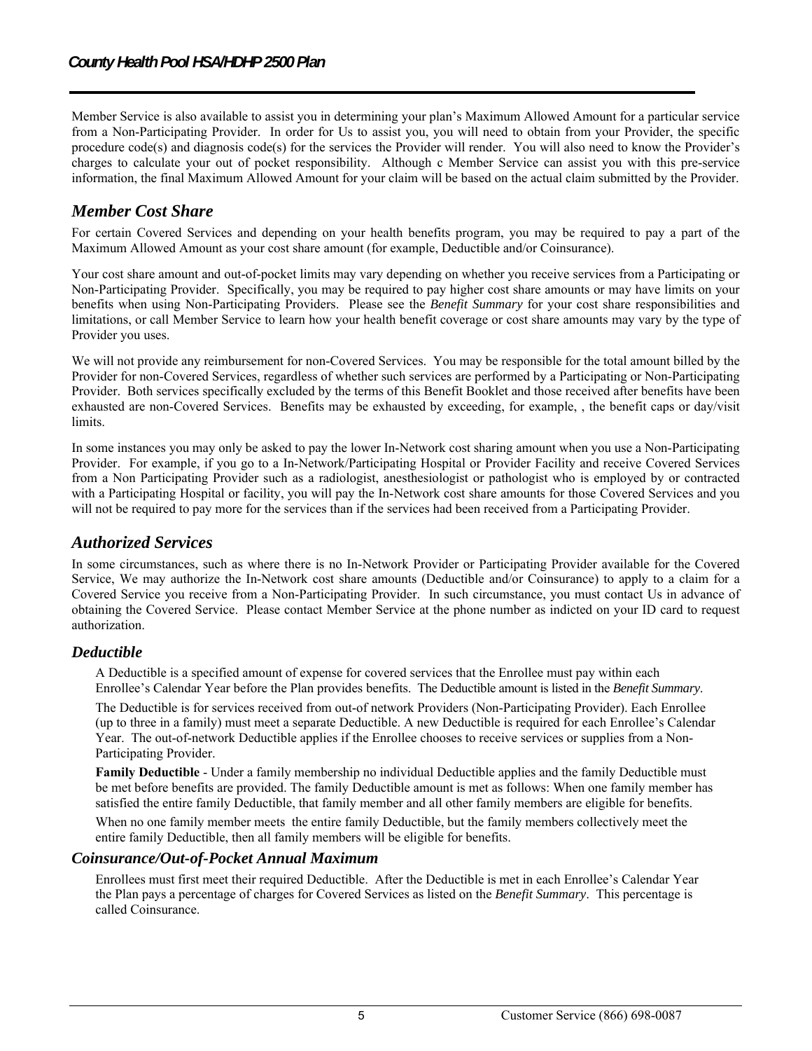Member Service is also available to assist you in determining your plan's Maximum Allowed Amount for a particular service from a Non-Participating Provider. In order for Us to assist you, you will need to obtain from your Provider, the specific procedure code(s) and diagnosis code(s) for the services the Provider will render. You will also need to know the Provider's charges to calculate your out of pocket responsibility. Although c Member Service can assist you with this pre-service information, the final Maximum Allowed Amount for your claim will be based on the actual claim submitted by the Provider.

## *Member Cost Share*

For certain Covered Services and depending on your health benefits program, you may be required to pay a part of the Maximum Allowed Amount as your cost share amount (for example, Deductible and/or Coinsurance).

Your cost share amount and out-of-pocket limits may vary depending on whether you receive services from a Participating or Non-Participating Provider. Specifically, you may be required to pay higher cost share amounts or may have limits on your benefits when using Non-Participating Providers. Please see the *Benefit Summary* for your cost share responsibilities and limitations, or call Member Service to learn how your health benefit coverage or cost share amounts may vary by the type of Provider you uses.

We will not provide any reimbursement for non-Covered Services. You may be responsible for the total amount billed by the Provider for non-Covered Services, regardless of whether such services are performed by a Participating or Non-Participating Provider. Both services specifically excluded by the terms of this Benefit Booklet and those received after benefits have been exhausted are non-Covered Services. Benefits may be exhausted by exceeding, for example, , the benefit caps or day/visit limits.

In some instances you may only be asked to pay the lower In-Network cost sharing amount when you use a Non-Participating Provider. For example, if you go to a In-Network/Participating Hospital or Provider Facility and receive Covered Services from a Non Participating Provider such as a radiologist, anesthesiologist or pathologist who is employed by or contracted with a Participating Hospital or facility, you will pay the In-Network cost share amounts for those Covered Services and you will not be required to pay more for the services than if the services had been received from a Participating Provider.

## *Authorized Services*

In some circumstances, such as where there is no In-Network Provider or Participating Provider available for the Covered Service, We may authorize the In-Network cost share amounts (Deductible and/or Coinsurance) to apply to a claim for a Covered Service you receive from a Non-Participating Provider. In such circumstance, you must contact Us in advance of obtaining the Covered Service. Please contact Member Service at the phone number as indicted on your ID card to request authorization.

### *Deductible*

A Deductible is a specified amount of expense for covered services that the Enrollee must pay within each Enrollee's Calendar Year before the Plan provides benefits. The Deductible amount is listed in the *Benefit Summary*.

The Deductible is for services received from out-of network Providers (Non-Participating Provider). Each Enrollee (up to three in a family) must meet a separate Deductible. A new Deductible is required for each Enrollee's Calendar Year. The out-of-network Deductible applies if the Enrollee chooses to receive services or supplies from a Non-Participating Provider.

**Family Deductible** - Under a family membership no individual Deductible applies and the family Deductible must be met before benefits are provided. The family Deductible amount is met as follows: When one family member has satisfied the entire family Deductible, that family member and all other family members are eligible for benefits.

When no one family member meets the entire family Deductible, but the family members collectively meet the entire family Deductible, then all family members will be eligible for benefits.

### *Coinsurance/Out-of-Pocket Annual Maximum*

Enrollees must first meet their required Deductible. After the Deductible is met in each Enrollee's Calendar Year the Plan pays a percentage of charges for Covered Services as listed on the *Benefit Summary*. This percentage is called Coinsurance.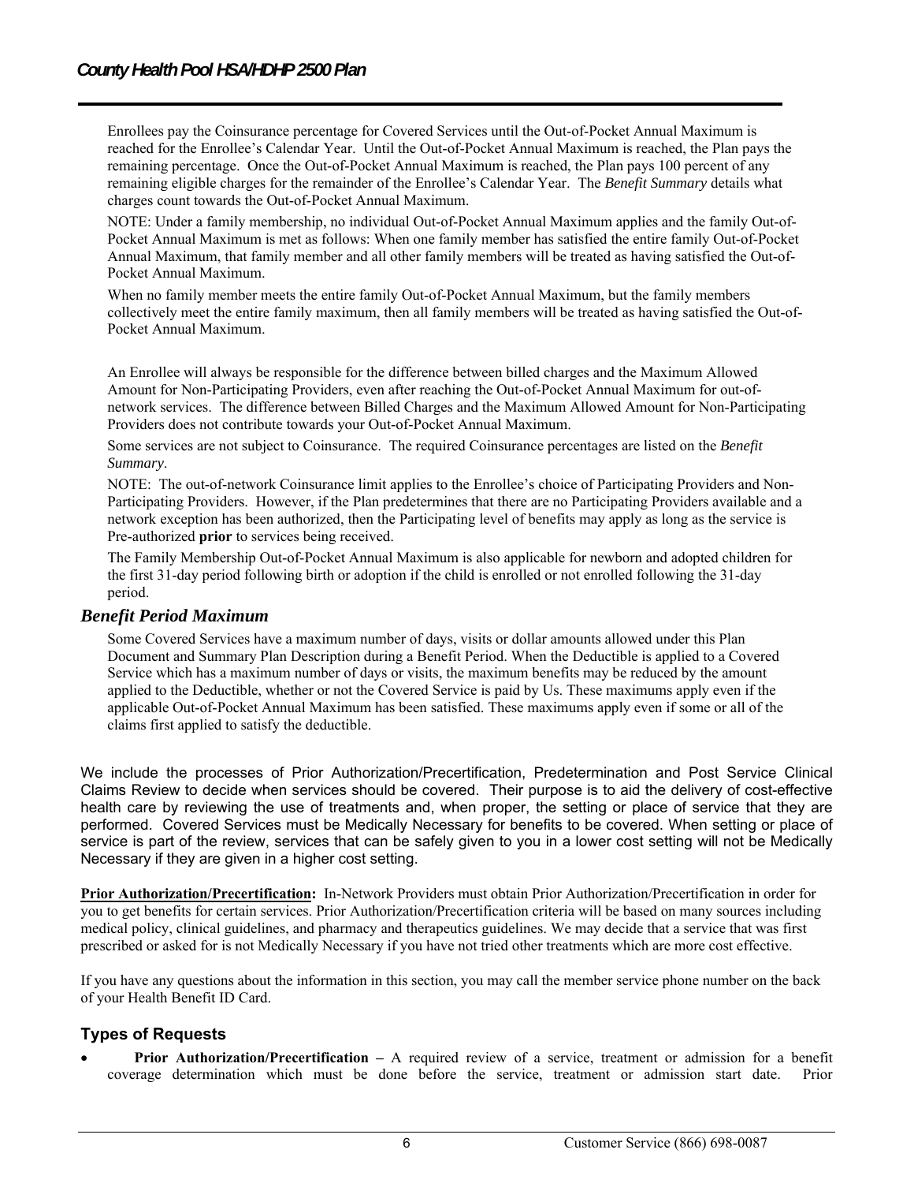Enrollees pay the Coinsurance percentage for Covered Services until the Out-of-Pocket Annual Maximum is reached for the Enrollee's Calendar Year. Until the Out-of-Pocket Annual Maximum is reached, the Plan pays the remaining percentage. Once the Out-of-Pocket Annual Maximum is reached, the Plan pays 100 percent of any remaining eligible charges for the remainder of the Enrollee's Calendar Year. The *Benefit Summary* details what charges count towards the Out-of-Pocket Annual Maximum.

NOTE: Under a family membership, no individual Out-of-Pocket Annual Maximum applies and the family Out-of-Pocket Annual Maximum is met as follows: When one family member has satisfied the entire family Out-of-Pocket Annual Maximum, that family member and all other family members will be treated as having satisfied the Out-of-Pocket Annual Maximum.

When no family member meets the entire family Out-of-Pocket Annual Maximum, but the family members collectively meet the entire family maximum, then all family members will be treated as having satisfied the Out-of-Pocket Annual Maximum.

An Enrollee will always be responsible for the difference between billed charges and the Maximum Allowed Amount for Non-Participating Providers, even after reaching the Out-of-Pocket Annual Maximum for out-of-network services. The difference between Billed Charges and the Maximum Allowed Amount for Non-Participating Providers does not contribute towards your Out-of-Pocket Annual Maximum.

Some services are not subject to Coinsurance. The required Coinsurance percentages are listed on the *Benefit Summary*.

NOTE: The out-of-network Coinsurance limit applies to the Enrollee's choice of Participating Providers and Non-Participating Providers. However, if the Plan predetermines that there are no Participating Providers available and a network exception has been authorized, then the Participating level of benefits may apply as long as the service is Pre-authorized **prior** to services being received.

The Family Membership Out-of-Pocket Annual Maximum is also applicable for newborn and adopted children for the first 31-day period following birth or adoption if the child is enrolled or not enrolled following the 31-day period.

### *Benefit Period Maximum*

Some Covered Services have a maximum number of days, visits or dollar amounts allowed under this Plan Document and Summary Plan Description during a Benefit Period. When the Deductible is applied to a Covered Service which has a maximum number of days or visits, the maximum benefits may be reduced by the amount applied to the Deductible, whether or not the Covered Service is paid by Us. These maximums apply even if the applicable Out-of-Pocket Annual Maximum has been satisfied. These maximums apply even if some or all of the claims first applied to satisfy the deductible.

We include the processes of Prior Authorization/Precertification, Predetermination and Post Service Clinical Claims Review to decide when services should be covered. Their purpose is to aid the delivery of cost-effective health care by reviewing the use of treatments and, when proper, the setting or place of service that they are performed. Covered Services must be Medically Necessary for benefits to be covered. When setting or place of service is part of the review, services that can be safely given to you in a lower cost setting will not be Medically Necessary if they are given in a higher cost setting.

**Prior Authorization/Precertification:** In-Network Providers must obtain Prior Authorization/Precertification in order for you to get benefits for certain services. Prior Authorization/Precertification criteria will be based on many sources including medical policy, clinical guidelines, and pharmacy and therapeutics guidelines. We may decide that a service that was first prescribed or asked for is not Medically Necessary if you have not tried other treatments which are more cost effective.

If you have any questions about the information in this section, you may call the member service phone number on the back of your Health Benefit ID Card.

### Types of Requests

- **Prior Authorization/Precertification –** A required review of a service, treatment or admission for a benefit coverage determination which must be done before the service, treatment or admission start date. Prior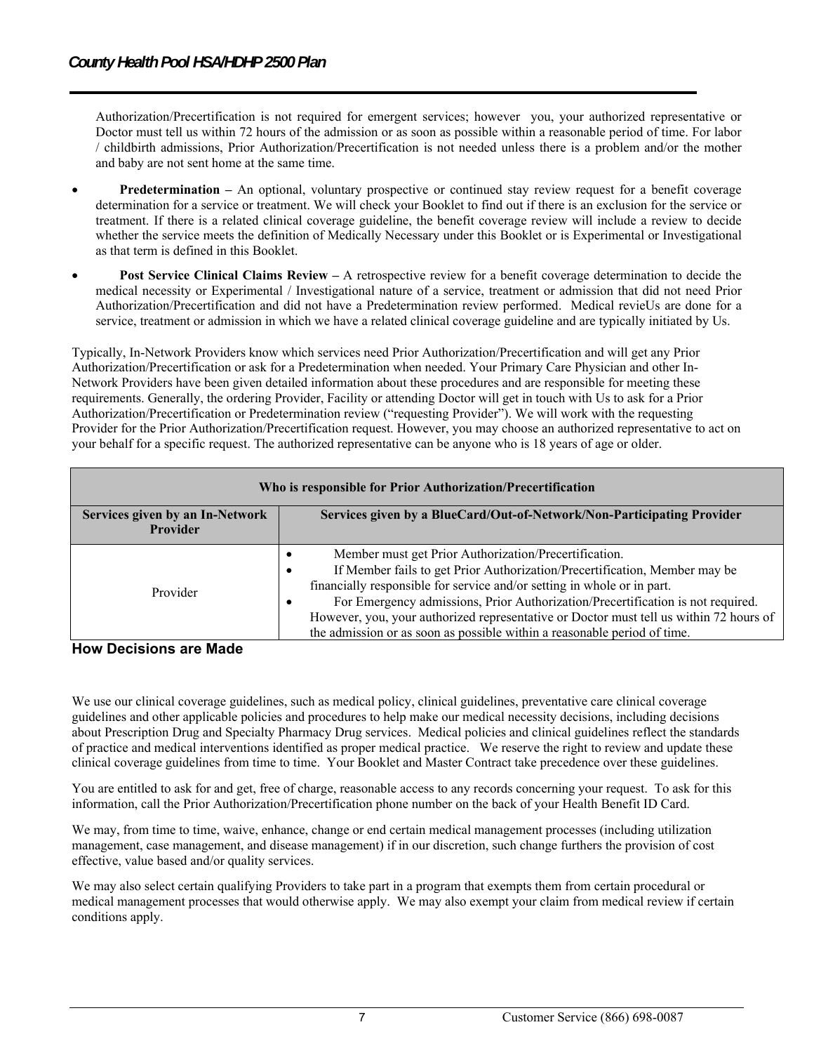Authorization/Precertification is not required for emergent services; however you, your authorized representative or Doctor must tell us within 72 hours of the admission or as soon as possible within a reasonable period of time. For labor / childbirth admissions, Prior Authorization/Precertification is not needed unless there is a problem and/or the mother and baby are not sent home at the same time.

- **Predetermination –** An optional, voluntary prospective or continued stay review request for a benefit coverage determination for a service or treatment. We will check your Booklet to find out if there is an exclusion for the service or treatment. If there is a related clinical coverage guideline, the benefit coverage review will include a review to decide whether the service meets the definition of Medically Necessary under this Booklet or is Experimental or Investigational as that term is defined in this Booklet.
- **Post Service Clinical Claims Review –** A retrospective review for a benefit coverage determination to decide the medical necessity or Experimental / Investigational nature of a service, treatment or admission that did not need Prior Authorization/Precertification and did not have a Predetermination review performed. Medical revieUs are done for a service, treatment or admission in which we have a related clinical coverage guideline and are typically initiated by Us.

Typically, In-Network Providers know which services need Prior Authorization/Precertification and will get any Prior Authorization/Precertification or ask for a Predetermination when needed. Your Primary Care Physician and other In-Network Providers have been given detailed information about these procedures and are responsible for meeting these requirements. Generally, the ordering Provider, Facility or attending Doctor will get in touch with Us to ask for a Prior Authorization/Precertification or Predetermination review ("requesting Provider"). We will work with the requesting Provider for the Prior Authorization/Precertification request. However, you may choose an authorized representative to act on your behalf for a specific request. The authorized representative can be anyone who is 18 years of age or older.

| Who is responsible for Prior Authorization/Precertification | |
|---|---|
| **Services given by an In-Network Provider** | **Services given by a BlueCard/Out-of-Network/Non-Participating Provider** |
| Provider | • Member must get Prior Authorization/Precertification.<br>• If Member fails to get Prior Authorization/Precertification, Member may be financially responsible for service and/or setting in whole or in part.<br>• For Emergency admissions, Prior Authorization/Precertification is not required. However, you, your authorized representative or Doctor must tell us within 72 hours of the admission or as soon as possible within a reasonable period of time. |

## How Decisions are Made

We use our clinical coverage guidelines, such as medical policy, clinical guidelines, preventative care clinical coverage guidelines and other applicable policies and procedures to help make our medical necessity decisions, including decisions about Prescription Drug and Specialty Pharmacy Drug services. Medical policies and clinical guidelines reflect the standards of practice and medical interventions identified as proper medical practice. We reserve the right to review and update these clinical coverage guidelines from time to time. Your Booklet and Master Contract take precedence over these guidelines.

You are entitled to ask for and get, free of charge, reasonable access to any records concerning your request. To ask for this information, call the Prior Authorization/Precertification phone number on the back of your Health Benefit ID Card.

We may, from time to time, waive, enhance, change or end certain medical management processes (including utilization management, case management, and disease management) if in our discretion, such change furthers the provision of cost effective, value based and/or quality services.

We may also select certain qualifying Providers to take part in a program that exempts them from certain procedural or medical management processes that would otherwise apply. We may also exempt your claim from medical review if certain conditions apply.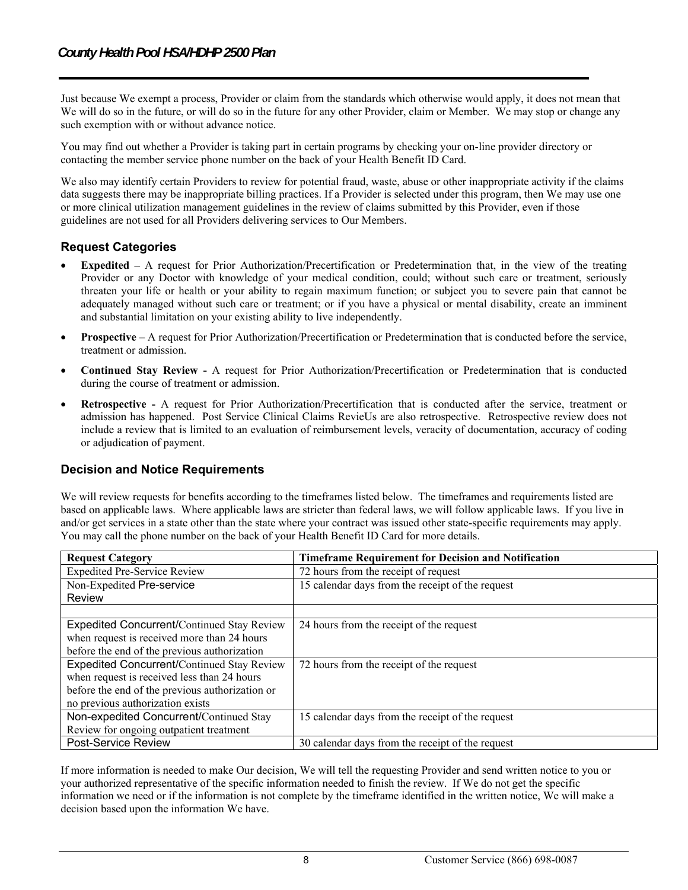Just because We exempt a process, Provider or claim from the standards which otherwise would apply, it does not mean that We will do so in the future, or will do so in the future for any other Provider, claim or Member. We may stop or change any such exemption with or without advance notice.

You may find out whether a Provider is taking part in certain programs by checking your on-line provider directory or contacting the member service phone number on the back of your Health Benefit ID Card.

We also may identify certain Providers to review for potential fraud, waste, abuse or other inappropriate activity if the claims data suggests there may be inappropriate billing practices. If a Provider is selected under this program, then We may use one or more clinical utilization management guidelines in the review of claims submitted by this Provider, even if those guidelines are not used for all Providers delivering services to Our Members.

### Request Categories

- **Expedited –** A request for Prior Authorization/Precertification or Predetermination that, in the view of the treating Provider or any Doctor with knowledge of your medical condition, could; without such care or treatment, seriously threaten your life or health or your ability to regain maximum function; or subject you to severe pain that cannot be adequately managed without such care or treatment; or if you have a physical or mental disability, create an imminent and substantial limitation on your existing ability to live independently.
- **Prospective –** A request for Prior Authorization/Precertification or Predetermination that is conducted before the service, treatment or admission.
- **Continued Stay Review -** A request for Prior Authorization/Precertification or Predetermination that is conducted during the course of treatment or admission.
- **Retrospective -** A request for Prior Authorization/Precertification that is conducted after the service, treatment or admission has happened. Post Service Clinical Claims RevieUs are also retrospective. Retrospective review does not include a review that is limited to an evaluation of reimbursement levels, veracity of documentation, accuracy of coding or adjudication of payment.

### Decision and Notice Requirements

We will review requests for benefits according to the timeframes listed below. The timeframes and requirements listed are based on applicable laws. Where applicable laws are stricter than federal laws, we will follow applicable laws. If you live in and/or get services in a state other than the state where your contract was issued other state-specific requirements may apply. You may call the phone number on the back of your Health Benefit ID Card for more details.

| Request Category | Timeframe Requirement for Decision and Notification |
|---|---|
| Expedited Pre-Service Review | 72 hours from the receipt of request |
| Non-Expedited Pre-service Review | 15 calendar days from the receipt of the request |
| | |
| Expedited Concurrent/Continued Stay Review when request is received more than 24 hours before the end of the previous authorization | 24 hours from the receipt of the request |
| Expedited Concurrent/Continued Stay Review when request is received less than 24 hours before the end of the previous authorization or no previous authorization exists | 72 hours from the receipt of the request |
| Non-expedited Concurrent/Continued Stay Review for ongoing outpatient treatment | 15 calendar days from the receipt of the request |
| Post-Service Review | 30 calendar days from the receipt of the request |

If more information is needed to make Our decision, We will tell the requesting Provider and send written notice to you or your authorized representative of the specific information needed to finish the review. If We do not get the specific information we need or if the information is not complete by the timeframe identified in the written notice, We will make a decision based upon the information We have.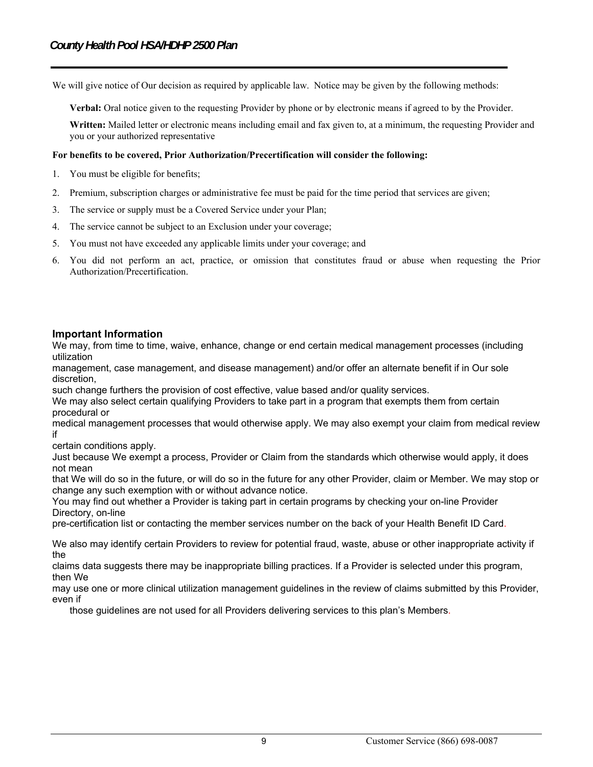We will give notice of Our decision as required by applicable law. Notice may be given by the following methods:

**Verbal:** Oral notice given to the requesting Provider by phone or by electronic means if agreed to by the Provider.

**Written:** Mailed letter or electronic means including email and fax given to, at a minimum, the requesting Provider and you or your authorized representative

**For benefits to be covered, Prior Authorization/Precertification will consider the following:**

1. You must be eligible for benefits;
2. Premium, subscription charges or administrative fee must be paid for the time period that services are given;
3. The service or supply must be a Covered Service under your Plan;
4. The service cannot be subject to an Exclusion under your coverage;
5. You must not have exceeded any applicable limits under your coverage; and
6. You did not perform an act, practice, or omission that constitutes fraud or abuse when requesting the Prior Authorization/Precertification.

## Important Information

We may, from time to time, waive, enhance, change or end certain medical management processes (including utilization management, case management, and disease management) and/or offer an alternate benefit if in Our sole discretion, such change furthers the provision of cost effective, value based and/or quality services.

We may also select certain qualifying Providers to take part in a program that exempts them from certain procedural or medical management processes that would otherwise apply. We may also exempt your claim from medical review if certain conditions apply.

Just because We exempt a process, Provider or Claim from the standards which otherwise would apply, it does not mean that We will do so in the future, or will do so in the future for any other Provider, claim or Member. We may stop or change any such exemption with or without advance notice.

You may find out whether a Provider is taking part in certain programs by checking your on-line Provider Directory, on-line pre-certification list or contacting the member services number on the back of your Health Benefit ID Card.

We also may identify certain Providers to review for potential fraud, waste, abuse or other inappropriate activity if the claims data suggests there may be inappropriate billing practices. If a Provider is selected under this program, then We may use one or more clinical utilization management guidelines in the review of claims submitted by this Provider, even if those guidelines are not used for all Providers delivering services to this plan's Members.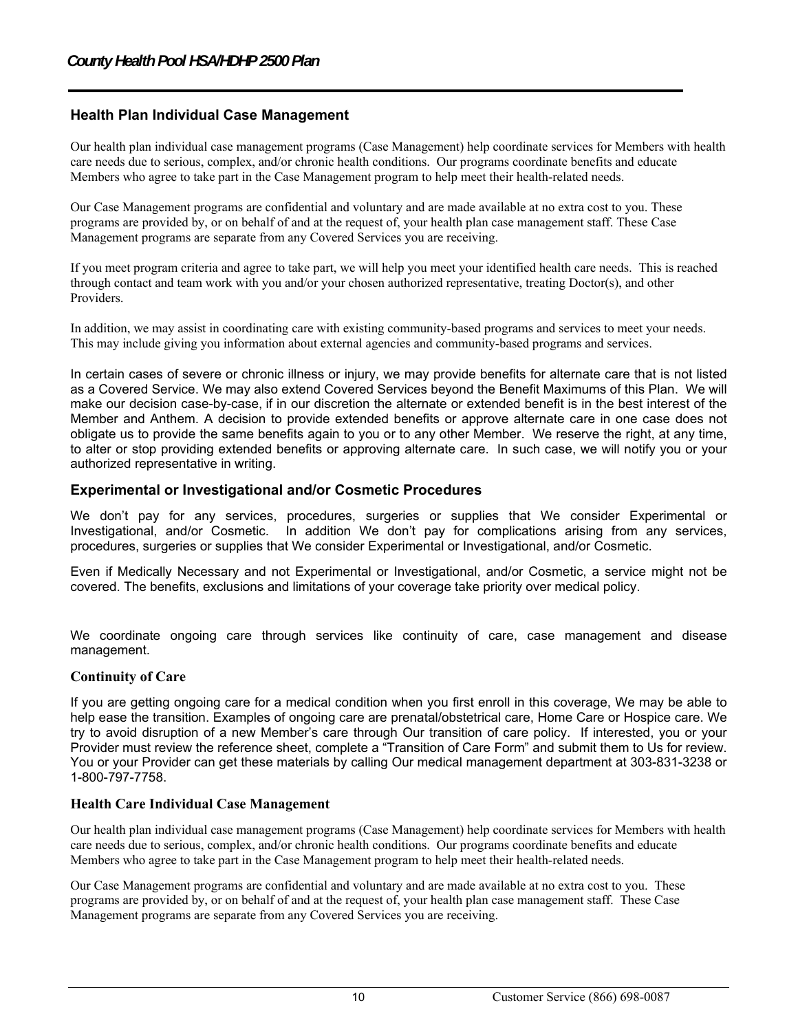## Health Plan Individual Case Management

Our health plan individual case management programs (Case Management) help coordinate services for Members with health care needs due to serious, complex, and/or chronic health conditions. Our programs coordinate benefits and educate Members who agree to take part in the Case Management program to help meet their health-related needs.

Our Case Management programs are confidential and voluntary and are made available at no extra cost to you. These programs are provided by, or on behalf of and at the request of, your health plan case management staff. These Case Management programs are separate from any Covered Services you are receiving.

If you meet program criteria and agree to take part, we will help you meet your identified health care needs. This is reached through contact and team work with you and/or your chosen authorized representative, treating Doctor(s), and other Providers.

In addition, we may assist in coordinating care with existing community-based programs and services to meet your needs. This may include giving you information about external agencies and community-based programs and services.

In certain cases of severe or chronic illness or injury, we may provide benefits for alternate care that is not listed as a Covered Service. We may also extend Covered Services beyond the Benefit Maximums of this Plan. We will make our decision case-by-case, if in our discretion the alternate or extended benefit is in the best interest of the Member and Anthem. A decision to provide extended benefits or approve alternate care in one case does not obligate us to provide the same benefits again to you or to any other Member. We reserve the right, at any time, to alter or stop providing extended benefits or approving alternate care. In such case, we will notify you or your authorized representative in writing.

## Experimental or Investigational and/or Cosmetic Procedures

We don't pay for any services, procedures, surgeries or supplies that We consider Experimental or Investigational, and/or Cosmetic. In addition We don't pay for complications arising from any services, procedures, surgeries or supplies that We consider Experimental or Investigational, and/or Cosmetic.

Even if Medically Necessary and not Experimental or Investigational, and/or Cosmetic, a service might not be covered. The benefits, exclusions and limitations of your coverage take priority over medical policy.

We coordinate ongoing care through services like continuity of care, case management and disease management.

### Continuity of Care

If you are getting ongoing care for a medical condition when you first enroll in this coverage, We may be able to help ease the transition. Examples of ongoing care are prenatal/obstetrical care, Home Care or Hospice care. We try to avoid disruption of a new Member's care through Our transition of care policy. If interested, you or your Provider must review the reference sheet, complete a "Transition of Care Form" and submit them to Us for review. You or your Provider can get these materials by calling Our medical management department at 303-831-3238 or 1-800-797-7758.

### Health Care Individual Case Management

Our health plan individual case management programs (Case Management) help coordinate services for Members with health care needs due to serious, complex, and/or chronic health conditions. Our programs coordinate benefits and educate Members who agree to take part in the Case Management program to help meet their health-related needs.

Our Case Management programs are confidential and voluntary and are made available at no extra cost to you. These programs are provided by, or on behalf of and at the request of, your health plan case management staff. These Case Management programs are separate from any Covered Services you are receiving.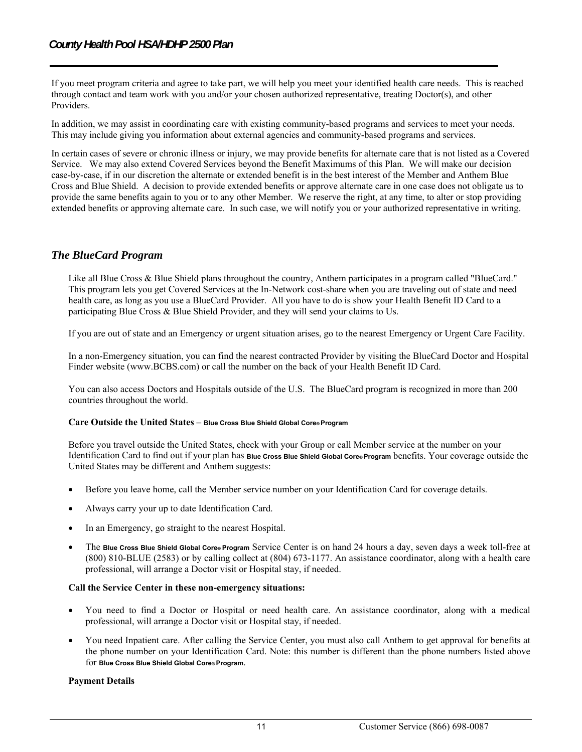If you meet program criteria and agree to take part, we will help you meet your identified health care needs. This is reached through contact and team work with you and/or your chosen authorized representative, treating Doctor(s), and other Providers.

In addition, we may assist in coordinating care with existing community-based programs and services to meet your needs. This may include giving you information about external agencies and community-based programs and services.

In certain cases of severe or chronic illness or injury, we may provide benefits for alternate care that is not listed as a Covered Service. We may also extend Covered Services beyond the Benefit Maximums of this Plan. We will make our decision case-by-case, if in our discretion the alternate or extended benefit is in the best interest of the Member and Anthem Blue Cross and Blue Shield. A decision to provide extended benefits or approve alternate care in one case does not obligate us to provide the same benefits again to you or to any other Member. We reserve the right, at any time, to alter or stop providing extended benefits or approving alternate care. In such case, we will notify you or your authorized representative in writing.

## *The BlueCard Program*

Like all Blue Cross & Blue Shield plans throughout the country, Anthem participates in a program called "BlueCard." This program lets you get Covered Services at the In-Network cost-share when you are traveling out of state and need health care, as long as you use a BlueCard Provider. All you have to do is show your Health Benefit ID Card to a participating Blue Cross & Blue Shield Provider, and they will send your claims to Us.

If you are out of state and an Emergency or urgent situation arises, go to the nearest Emergency or Urgent Care Facility.

In a non-Emergency situation, you can find the nearest contracted Provider by visiting the BlueCard Doctor and Hospital Finder website (www.BCBS.com) or call the number on the back of your Health Benefit ID Card.

You can also access Doctors and Hospitals outside of the U.S. The BlueCard program is recognized in more than 200 countries throughout the world.

**Care Outside the United States – Blue Cross Blue Shield Global Core® Program**

Before you travel outside the United States, check with your Group or call Member service at the number on your Identification Card to find out if your plan has **Blue Cross Blue Shield Global Core® Program** benefits. Your coverage outside the United States may be different and Anthem suggests:

- Before you leave home, call the Member service number on your Identification Card for coverage details.
- Always carry your up to date Identification Card.
- In an Emergency, go straight to the nearest Hospital.
- The **Blue Cross Blue Shield Global Core® Program** Service Center is on hand 24 hours a day, seven days a week toll-free at (800) 810-BLUE (2583) or by calling collect at (804) 673-1177. An assistance coordinator, along with a health care professional, will arrange a Doctor visit or Hospital stay, if needed.

**Call the Service Center in these non-emergency situations:**

- You need to find a Doctor or Hospital or need health care. An assistance coordinator, along with a medical professional, will arrange a Doctor visit or Hospital stay, if needed.
- You need Inpatient care. After calling the Service Center, you must also call Anthem to get approval for benefits at the phone number on your Identification Card. Note: this number is different than the phone numbers listed above for **Blue Cross Blue Shield Global Core® Program.**

**Payment Details**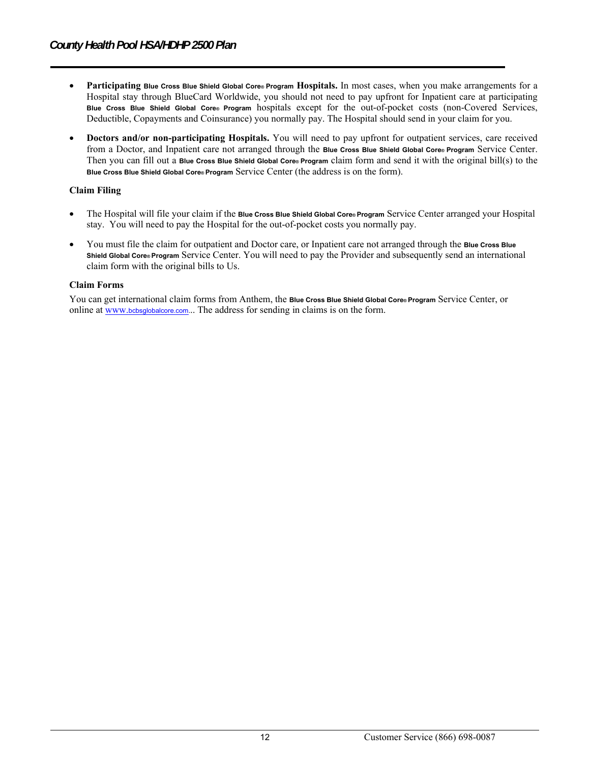- **Participating Blue Cross Blue Shield Global Core® Program Hospitals.** In most cases, when you make arrangements for a Hospital stay through BlueCard Worldwide, you should not need to pay upfront for Inpatient care at participating Blue Cross Blue Shield Global Core® Program hospitals except for the out-of-pocket costs (non-Covered Services, Deductible, Copayments and Coinsurance) you normally pay. The Hospital should send in your claim for you.
- **Doctors and/or non-participating Hospitals.** You will need to pay upfront for outpatient services, care received from a Doctor, and Inpatient care not arranged through the Blue Cross Blue Shield Global Core® Program Service Center. Then you can fill out a Blue Cross Blue Shield Global Core® Program claim form and send it with the original bill(s) to the Blue Cross Blue Shield Global Core® Program Service Center (the address is on the form).

**Claim Filing**

- The Hospital will file your claim if the Blue Cross Blue Shield Global Core® Program Service Center arranged your Hospital stay. You will need to pay the Hospital for the out-of-pocket costs you normally pay.
- You must file the claim for outpatient and Doctor care, or Inpatient care not arranged through the Blue Cross Blue Shield Global Core® Program Service Center. You will need to pay the Provider and subsequently send an international claim form with the original bills to Us.

**Claim Forms**

You can get international claim forms from Anthem, the Blue Cross Blue Shield Global Core® Program Service Center, or online at www.bcbsglobalcore.com... The address for sending in claims is on the form.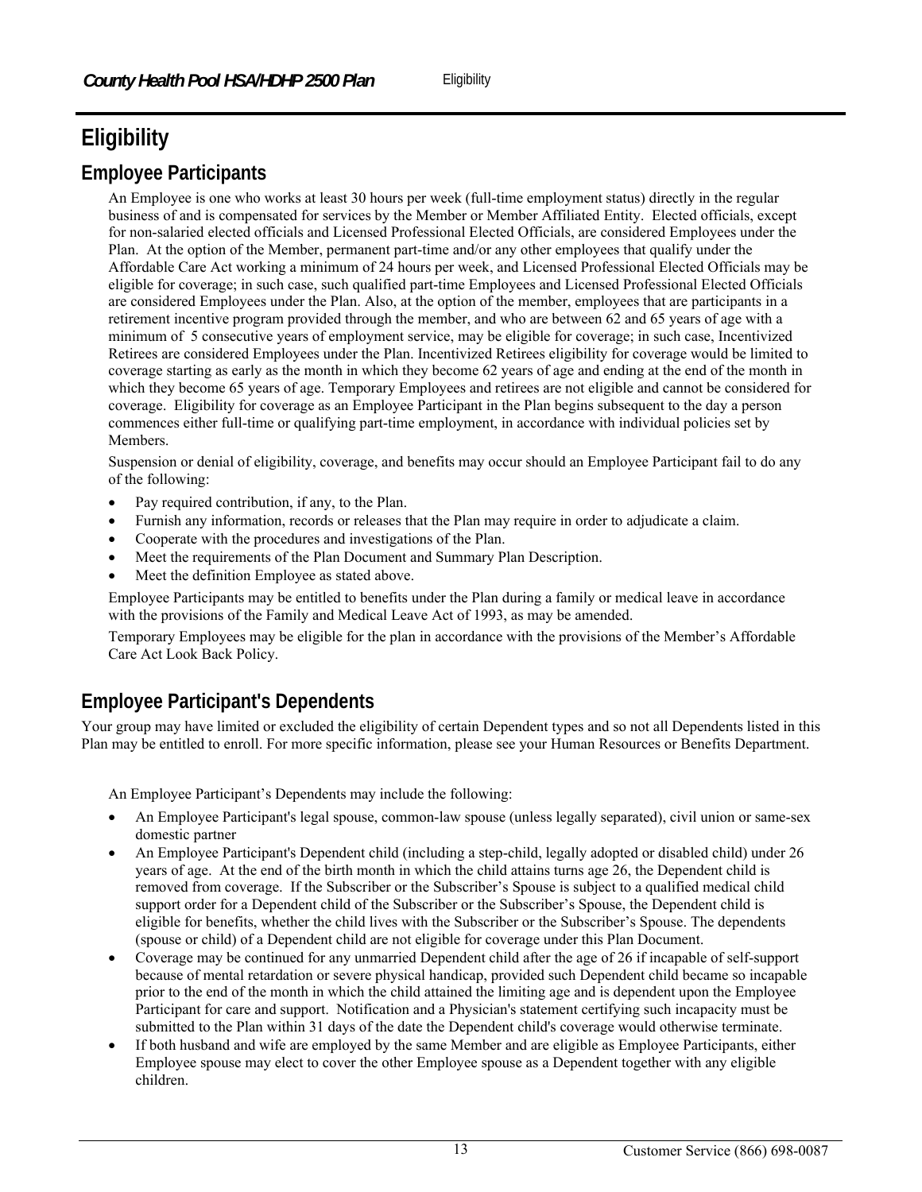# Eligibility

## Employee Participants

An Employee is one who works at least 30 hours per week (full-time employment status) directly in the regular business of and is compensated for services by the Member or Member Affiliated Entity. Elected officials, except for non-salaried elected officials and Licensed Professional Elected Officials, are considered Employees under the Plan. At the option of the Member, permanent part-time and/or any other employees that qualify under the Affordable Care Act working a minimum of 24 hours per week, and Licensed Professional Elected Officials may be eligible for coverage; in such case, such qualified part-time Employees and Licensed Professional Elected Officials are considered Employees under the Plan. Also, at the option of the member, employees that are participants in a retirement incentive program provided through the member, and who are between 62 and 65 years of age with a minimum of 5 consecutive years of employment service, may be eligible for coverage; in such case, Incentivized Retirees are considered Employees under the Plan. Incentivized Retirees eligibility for coverage would be limited to coverage starting as early as the month in which they become 62 years of age and ending at the end of the month in which they become 65 years of age. Temporary Employees and retirees are not eligible and cannot be considered for coverage. Eligibility for coverage as an Employee Participant in the Plan begins subsequent to the day a person commences either full-time or qualifying part-time employment, in accordance with individual policies set by Members.

Suspension or denial of eligibility, coverage, and benefits may occur should an Employee Participant fail to do any of the following:

- Pay required contribution, if any, to the Plan.
- Furnish any information, records or releases that the Plan may require in order to adjudicate a claim.
- Cooperate with the procedures and investigations of the Plan.
- Meet the requirements of the Plan Document and Summary Plan Description.
- Meet the definition Employee as stated above.

Employee Participants may be entitled to benefits under the Plan during a family or medical leave in accordance with the provisions of the Family and Medical Leave Act of 1993, as may be amended.

Temporary Employees may be eligible for the plan in accordance with the provisions of the Member's Affordable Care Act Look Back Policy.

## Employee Participant's Dependents

Your group may have limited or excluded the eligibility of certain Dependent types and so not all Dependents listed in this Plan may be entitled to enroll. For more specific information, please see your Human Resources or Benefits Department.

An Employee Participant's Dependents may include the following:

- An Employee Participant's legal spouse, common-law spouse (unless legally separated), civil union or same-sex domestic partner
- An Employee Participant's Dependent child (including a step-child, legally adopted or disabled child) under 26 years of age. At the end of the birth month in which the child attains turns age 26, the Dependent child is removed from coverage. If the Subscriber or the Subscriber's Spouse is subject to a qualified medical child support order for a Dependent child of the Subscriber or the Subscriber's Spouse, the Dependent child is eligible for benefits, whether the child lives with the Subscriber or the Subscriber's Spouse. The dependents (spouse or child) of a Dependent child are not eligible for coverage under this Plan Document.
- Coverage may be continued for any unmarried Dependent child after the age of 26 if incapable of self-support because of mental retardation or severe physical handicap, provided such Dependent child became so incapable prior to the end of the month in which the child attained the limiting age and is dependent upon the Employee Participant for care and support. Notification and a Physician's statement certifying such incapacity must be submitted to the Plan within 31 days of the date the Dependent child's coverage would otherwise terminate.
- If both husband and wife are employed by the same Member and are eligible as Employee Participants, either Employee spouse may elect to cover the other Employee spouse as a Dependent together with any eligible children.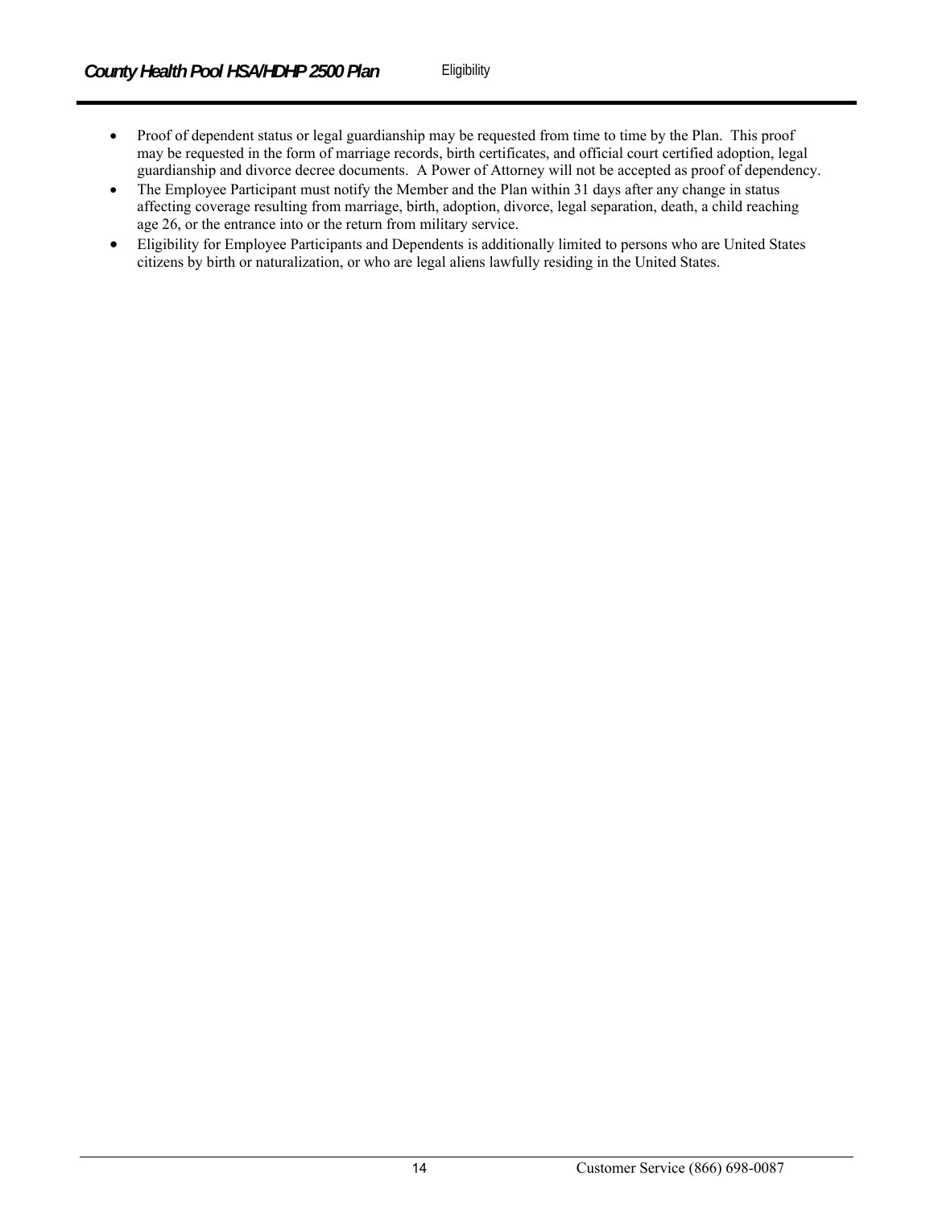- Proof of dependent status or legal guardianship may be requested from time to time by the Plan. This proof may be requested in the form of marriage records, birth certificates, and official court certified adoption, legal guardianship and divorce decree documents. A Power of Attorney will not be accepted as proof of dependency.
- The Employee Participant must notify the Member and the Plan within 31 days after any change in status affecting coverage resulting from marriage, birth, adoption, divorce, legal separation, death, a child reaching age 26, or the entrance into or the return from military service.
- Eligibility for Employee Participants and Dependents is additionally limited to persons who are United States citizens by birth or naturalization, or who are legal aliens lawfully residing in the United States.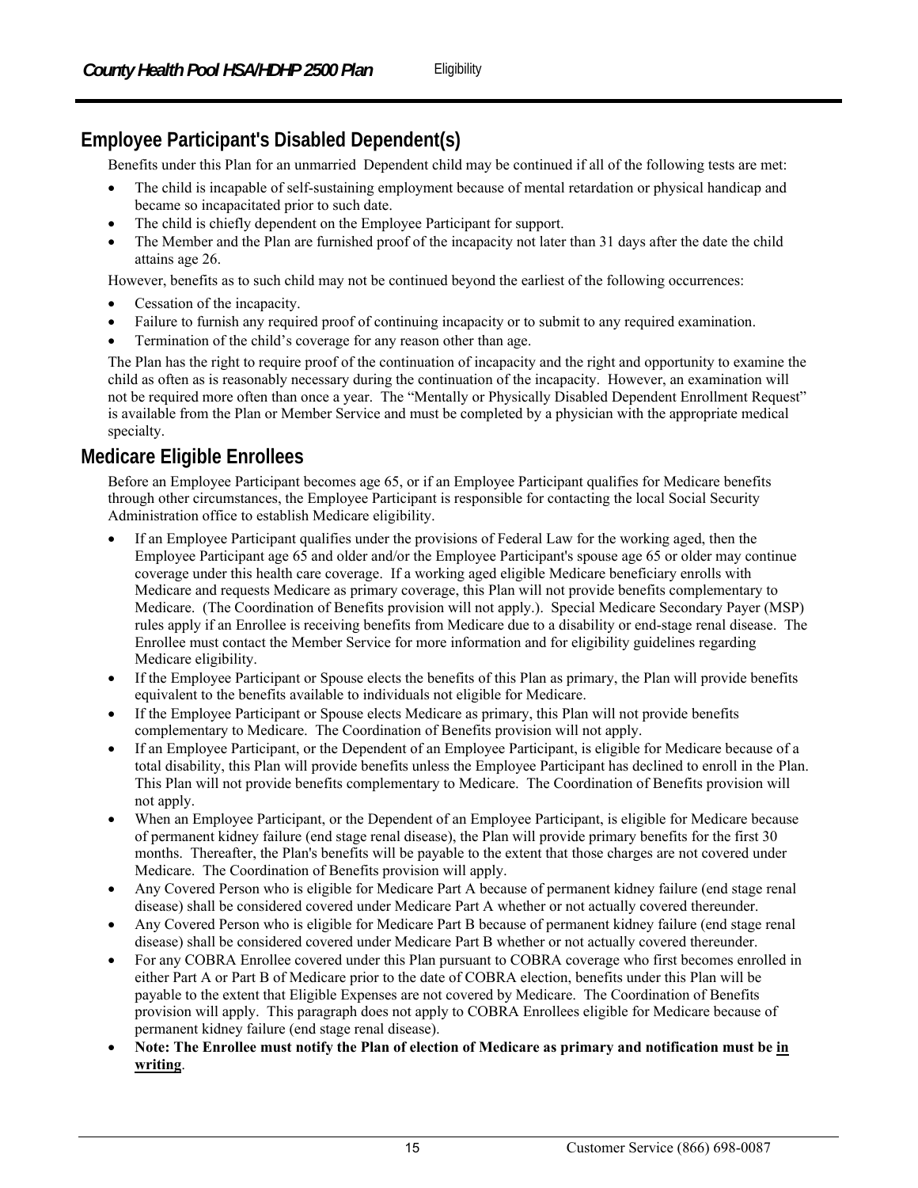## Employee Participant's Disabled Dependent(s)

Benefits under this Plan for an unmarried Dependent child may be continued if all of the following tests are met:

- The child is incapable of self-sustaining employment because of mental retardation or physical handicap and became so incapacitated prior to such date.
- The child is chiefly dependent on the Employee Participant for support.
- The Member and the Plan are furnished proof of the incapacity not later than 31 days after the date the child attains age 26.

However, benefits as to such child may not be continued beyond the earliest of the following occurrences:

- Cessation of the incapacity.
- Failure to furnish any required proof of continuing incapacity or to submit to any required examination.
- Termination of the child's coverage for any reason other than age.

The Plan has the right to require proof of the continuation of incapacity and the right and opportunity to examine the child as often as is reasonably necessary during the continuation of the incapacity. However, an examination will not be required more often than once a year. The "Mentally or Physically Disabled Dependent Enrollment Request" is available from the Plan or Member Service and must be completed by a physician with the appropriate medical specialty.

## Medicare Eligible Enrollees

Before an Employee Participant becomes age 65, or if an Employee Participant qualifies for Medicare benefits through other circumstances, the Employee Participant is responsible for contacting the local Social Security Administration office to establish Medicare eligibility.

- If an Employee Participant qualifies under the provisions of Federal Law for the working aged, then the Employee Participant age 65 and older and/or the Employee Participant's spouse age 65 or older may continue coverage under this health care coverage. If a working aged eligible Medicare beneficiary enrolls with Medicare and requests Medicare as primary coverage, this Plan will not provide benefits complementary to Medicare. (The Coordination of Benefits provision will not apply.). Special Medicare Secondary Payer (MSP) rules apply if an Enrollee is receiving benefits from Medicare due to a disability or end-stage renal disease. The Enrollee must contact the Member Service for more information and for eligibility guidelines regarding Medicare eligibility.
- If the Employee Participant or Spouse elects the benefits of this Plan as primary, the Plan will provide benefits equivalent to the benefits available to individuals not eligible for Medicare.
- If the Employee Participant or Spouse elects Medicare as primary, this Plan will not provide benefits complementary to Medicare. The Coordination of Benefits provision will not apply.
- If an Employee Participant, or the Dependent of an Employee Participant, is eligible for Medicare because of a total disability, this Plan will provide benefits unless the Employee Participant has declined to enroll in the Plan. This Plan will not provide benefits complementary to Medicare. The Coordination of Benefits provision will not apply.
- When an Employee Participant, or the Dependent of an Employee Participant, is eligible for Medicare because of permanent kidney failure (end stage renal disease), the Plan will provide primary benefits for the first 30 months. Thereafter, the Plan's benefits will be payable to the extent that those charges are not covered under Medicare. The Coordination of Benefits provision will apply.
- Any Covered Person who is eligible for Medicare Part A because of permanent kidney failure (end stage renal disease) shall be considered covered under Medicare Part A whether or not actually covered thereunder.
- Any Covered Person who is eligible for Medicare Part B because of permanent kidney failure (end stage renal disease) shall be considered covered under Medicare Part B whether or not actually covered thereunder.
- For any COBRA Enrollee covered under this Plan pursuant to COBRA coverage who first becomes enrolled in either Part A or Part B of Medicare prior to the date of COBRA election, benefits under this Plan will be payable to the extent that Eligible Expenses are not covered by Medicare. The Coordination of Benefits provision will apply. This paragraph does not apply to COBRA Enrollees eligible for Medicare because of permanent kidney failure (end stage renal disease).
- **Note: The Enrollee must notify the Plan of election of Medicare as primary and notification must be <u>in writing</u>.**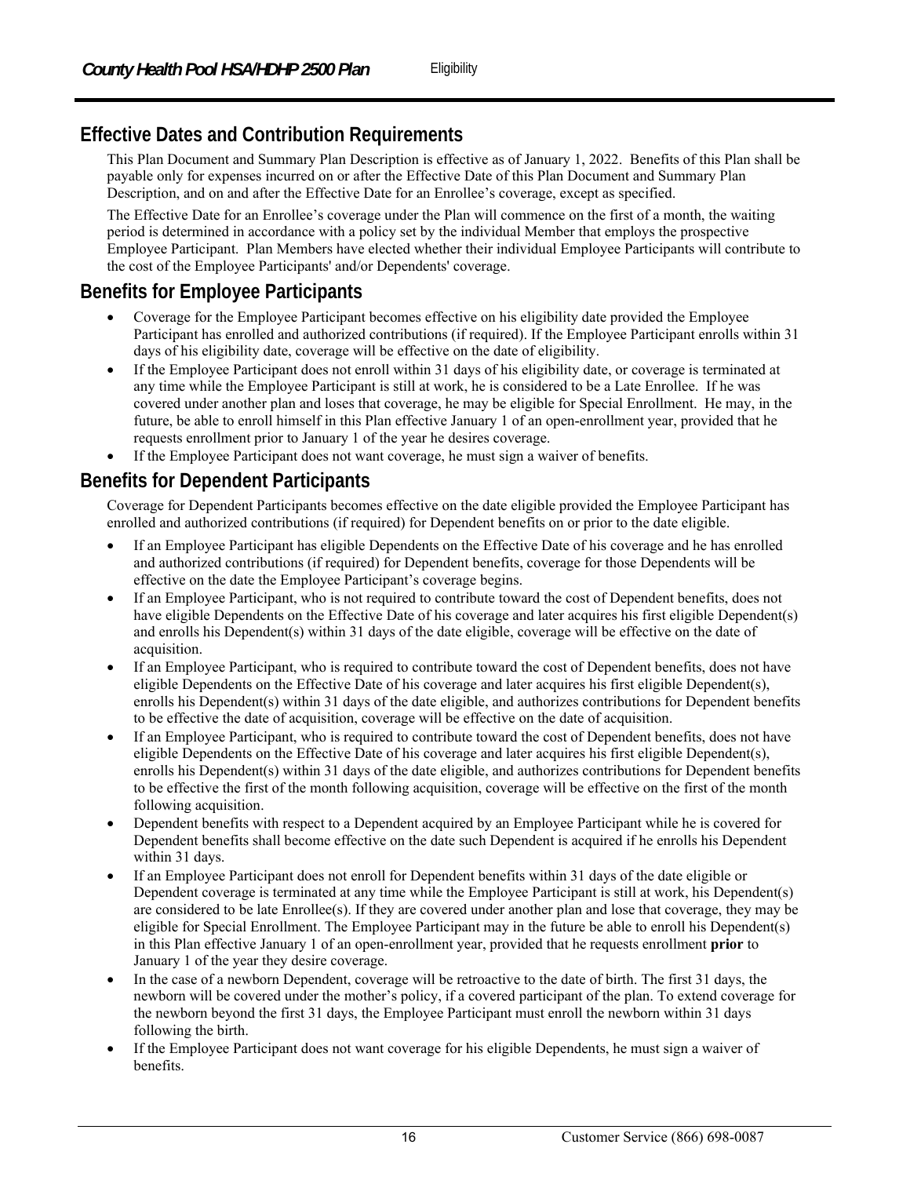## Effective Dates and Contribution Requirements

This Plan Document and Summary Plan Description is effective as of January 1, 2022. Benefits of this Plan shall be payable only for expenses incurred on or after the Effective Date of this Plan Document and Summary Plan Description, and on and after the Effective Date for an Enrollee's coverage, except as specified.

The Effective Date for an Enrollee's coverage under the Plan will commence on the first of a month, the waiting period is determined in accordance with a policy set by the individual Member that employs the prospective Employee Participant. Plan Members have elected whether their individual Employee Participants will contribute to the cost of the Employee Participants' and/or Dependents' coverage.

## Benefits for Employee Participants

- Coverage for the Employee Participant becomes effective on his eligibility date provided the Employee Participant has enrolled and authorized contributions (if required). If the Employee Participant enrolls within 31 days of his eligibility date, coverage will be effective on the date of eligibility.
- If the Employee Participant does not enroll within 31 days of his eligibility date, or coverage is terminated at any time while the Employee Participant is still at work, he is considered to be a Late Enrollee. If he was covered under another plan and loses that coverage, he may be eligible for Special Enrollment. He may, in the future, be able to enroll himself in this Plan effective January 1 of an open-enrollment year, provided that he requests enrollment prior to January 1 of the year he desires coverage.
- If the Employee Participant does not want coverage, he must sign a waiver of benefits.

## Benefits for Dependent Participants

Coverage for Dependent Participants becomes effective on the date eligible provided the Employee Participant has enrolled and authorized contributions (if required) for Dependent benefits on or prior to the date eligible.

- If an Employee Participant has eligible Dependents on the Effective Date of his coverage and he has enrolled and authorized contributions (if required) for Dependent benefits, coverage for those Dependents will be effective on the date the Employee Participant's coverage begins.
- If an Employee Participant, who is not required to contribute toward the cost of Dependent benefits, does not have eligible Dependents on the Effective Date of his coverage and later acquires his first eligible Dependent(s) and enrolls his Dependent(s) within 31 days of the date eligible, coverage will be effective on the date of acquisition.
- If an Employee Participant, who is required to contribute toward the cost of Dependent benefits, does not have eligible Dependents on the Effective Date of his coverage and later acquires his first eligible Dependent(s), enrolls his Dependent(s) within 31 days of the date eligible, and authorizes contributions for Dependent benefits to be effective the date of acquisition, coverage will be effective on the date of acquisition.
- If an Employee Participant, who is required to contribute toward the cost of Dependent benefits, does not have eligible Dependents on the Effective Date of his coverage and later acquires his first eligible Dependent(s), enrolls his Dependent(s) within 31 days of the date eligible, and authorizes contributions for Dependent benefits to be effective the first of the month following acquisition, coverage will be effective on the first of the month following acquisition.
- Dependent benefits with respect to a Dependent acquired by an Employee Participant while he is covered for Dependent benefits shall become effective on the date such Dependent is acquired if he enrolls his Dependent within 31 days.
- If an Employee Participant does not enroll for Dependent benefits within 31 days of the date eligible or Dependent coverage is terminated at any time while the Employee Participant is still at work, his Dependent(s) are considered to be late Enrollee(s). If they are covered under another plan and lose that coverage, they may be eligible for Special Enrollment. The Employee Participant may in the future be able to enroll his Dependent(s) in this Plan effective January 1 of an open-enrollment year, provided that he requests enrollment **prior** to January 1 of the year they desire coverage.
- In the case of a newborn Dependent, coverage will be retroactive to the date of birth. The first 31 days, the newborn will be covered under the mother's policy, if a covered participant of the plan. To extend coverage for the newborn beyond the first 31 days, the Employee Participant must enroll the newborn within 31 days following the birth.
- If the Employee Participant does not want coverage for his eligible Dependents, he must sign a waiver of benefits.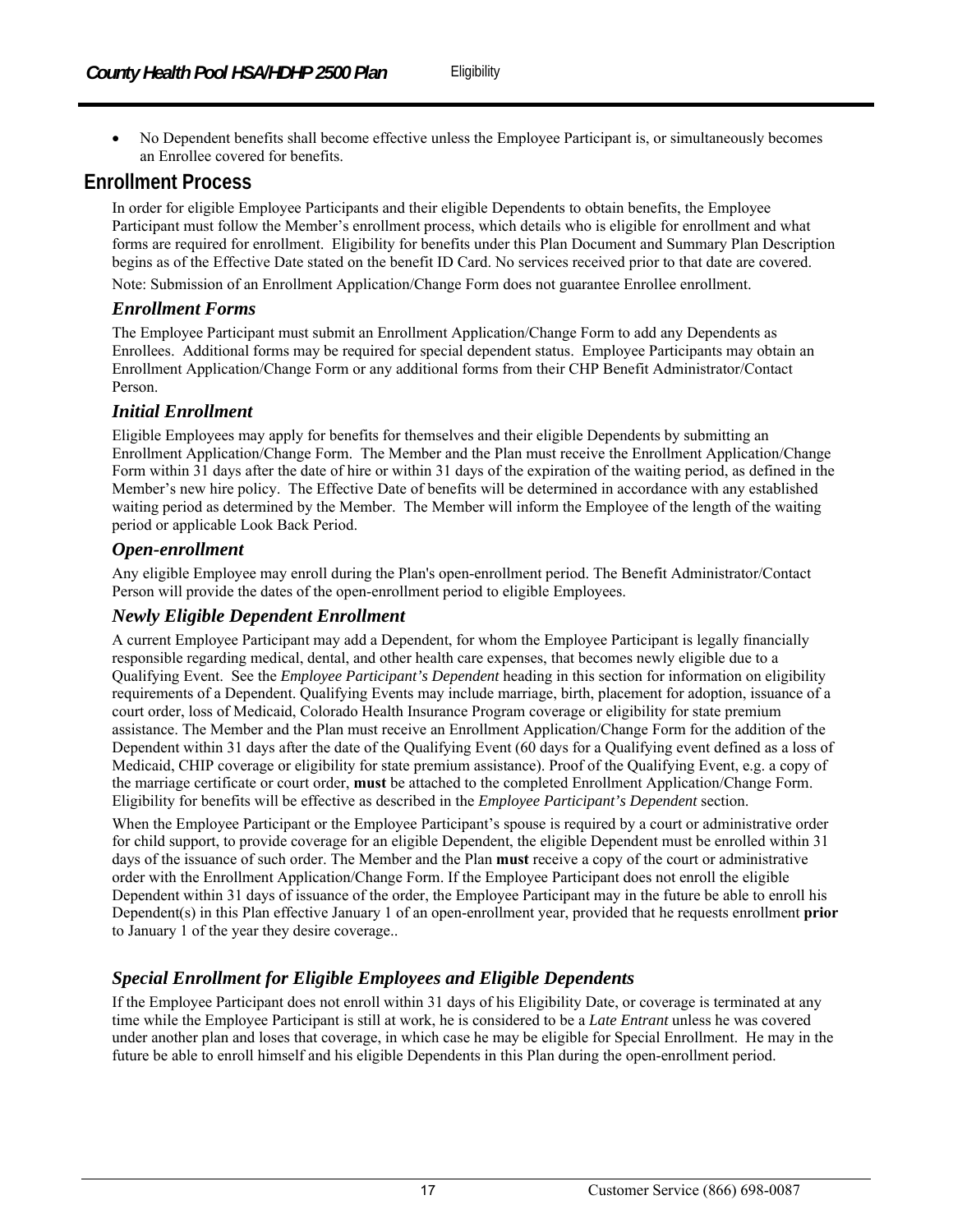- No Dependent benefits shall become effective unless the Employee Participant is, or simultaneously becomes an Enrollee covered for benefits.

## Enrollment Process

In order for eligible Employee Participants and their eligible Dependents to obtain benefits, the Employee Participant must follow the Member's enrollment process, which details who is eligible for enrollment and what forms are required for enrollment. Eligibility for benefits under this Plan Document and Summary Plan Description begins as of the Effective Date stated on the benefit ID Card. No services received prior to that date are covered.

Note: Submission of an Enrollment Application/Change Form does not guarantee Enrollee enrollment.

### *Enrollment Forms*

The Employee Participant must submit an Enrollment Application/Change Form to add any Dependents as Enrollees. Additional forms may be required for special dependent status. Employee Participants may obtain an Enrollment Application/Change Form or any additional forms from their CHP Benefit Administrator/Contact Person.

### *Initial Enrollment*

Eligible Employees may apply for benefits for themselves and their eligible Dependents by submitting an Enrollment Application/Change Form. The Member and the Plan must receive the Enrollment Application/Change Form within 31 days after the date of hire or within 31 days of the expiration of the waiting period, as defined in the Member's new hire policy. The Effective Date of benefits will be determined in accordance with any established waiting period as determined by the Member. The Member will inform the Employee of the length of the waiting period or applicable Look Back Period.

### *Open-enrollment*

Any eligible Employee may enroll during the Plan's open-enrollment period. The Benefit Administrator/Contact Person will provide the dates of the open-enrollment period to eligible Employees.

### *Newly Eligible Dependent Enrollment*

A current Employee Participant may add a Dependent, for whom the Employee Participant is legally financially responsible regarding medical, dental, and other health care expenses, that becomes newly eligible due to a Qualifying Event. See the *Employee Participant's Dependent* heading in this section for information on eligibility requirements of a Dependent. Qualifying Events may include marriage, birth, placement for adoption, issuance of a court order, loss of Medicaid, Colorado Health Insurance Program coverage or eligibility for state premium assistance. The Member and the Plan must receive an Enrollment Application/Change Form for the addition of the Dependent within 31 days after the date of the Qualifying Event (60 days for a Qualifying event defined as a loss of Medicaid, CHIP coverage or eligibility for state premium assistance). Proof of the Qualifying Event, e.g. a copy of the marriage certificate or court order, **must** be attached to the completed Enrollment Application/Change Form. Eligibility for benefits will be effective as described in the *Employee Participant's Dependent* section.

When the Employee Participant or the Employee Participant's spouse is required by a court or administrative order for child support, to provide coverage for an eligible Dependent, the eligible Dependent must be enrolled within 31 days of the issuance of such order. The Member and the Plan **must** receive a copy of the court or administrative order with the Enrollment Application/Change Form. If the Employee Participant does not enroll the eligible Dependent within 31 days of issuance of the order, the Employee Participant may in the future be able to enroll his Dependent(s) in this Plan effective January 1 of an open-enrollment year, provided that he requests enrollment **prior** to January 1 of the year they desire coverage..

### *Special Enrollment for Eligible Employees and Eligible Dependents*

If the Employee Participant does not enroll within 31 days of his Eligibility Date, or coverage is terminated at any time while the Employee Participant is still at work, he is considered to be a *Late Entrant* unless he was covered under another plan and loses that coverage, in which case he may be eligible for Special Enrollment. He may in the future be able to enroll himself and his eligible Dependents in this Plan during the open-enrollment period.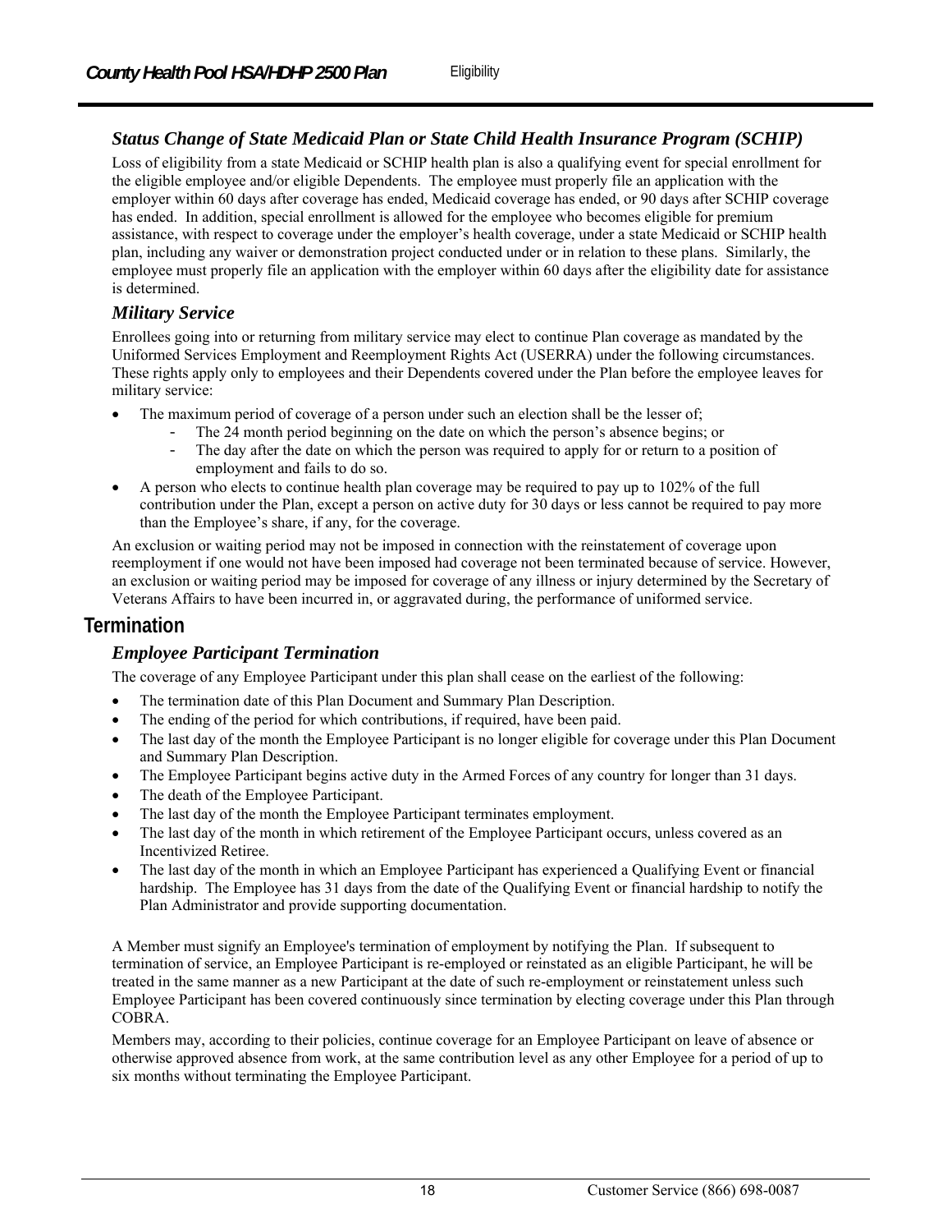### Status Change of State Medicaid Plan or State Child Health Insurance Program (SCHIP)

Loss of eligibility from a state Medicaid or SCHIP health plan is also a qualifying event for special enrollment for the eligible employee and/or eligible Dependents. The employee must properly file an application with the employer within 60 days after coverage has ended, Medicaid coverage has ended, or 90 days after SCHIP coverage has ended. In addition, special enrollment is allowed for the employee who becomes eligible for premium assistance, with respect to coverage under the employer's health coverage, under a state Medicaid or SCHIP health plan, including any waiver or demonstration project conducted under or in relation to these plans. Similarly, the employee must properly file an application with the employer within 60 days after the eligibility date for assistance is determined.

### Military Service

Enrollees going into or returning from military service may elect to continue Plan coverage as mandated by the Uniformed Services Employment and Reemployment Rights Act (USERRA) under the following circumstances. These rights apply only to employees and their Dependents covered under the Plan before the employee leaves for military service:

- The maximum period of coverage of a person under such an election shall be the lesser of;
  - The 24 month period beginning on the date on which the person's absence begins; or
  - The day after the date on which the person was required to apply for or return to a position of employment and fails to do so.
- A person who elects to continue health plan coverage may be required to pay up to 102% of the full contribution under the Plan, except a person on active duty for 30 days or less cannot be required to pay more than the Employee's share, if any, for the coverage.

An exclusion or waiting period may not be imposed in connection with the reinstatement of coverage upon reemployment if one would not have been imposed had coverage not been terminated because of service. However, an exclusion or waiting period may be imposed for coverage of any illness or injury determined by the Secretary of Veterans Affairs to have been incurred in, or aggravated during, the performance of uniformed service.

## Termination

### Employee Participant Termination

The coverage of any Employee Participant under this plan shall cease on the earliest of the following:

- The termination date of this Plan Document and Summary Plan Description.
- The ending of the period for which contributions, if required, have been paid.
- The last day of the month the Employee Participant is no longer eligible for coverage under this Plan Document and Summary Plan Description.
- The Employee Participant begins active duty in the Armed Forces of any country for longer than 31 days.
- The death of the Employee Participant.
- The last day of the month the Employee Participant terminates employment.
- The last day of the month in which retirement of the Employee Participant occurs, unless covered as an Incentivized Retiree.
- The last day of the month in which an Employee Participant has experienced a Qualifying Event or financial hardship. The Employee has 31 days from the date of the Qualifying Event or financial hardship to notify the Plan Administrator and provide supporting documentation.

A Member must signify an Employee's termination of employment by notifying the Plan. If subsequent to termination of service, an Employee Participant is re-employed or reinstated as an eligible Participant, he will be treated in the same manner as a new Participant at the date of such re-employment or reinstatement unless such Employee Participant has been covered continuously since termination by electing coverage under this Plan through COBRA.

Members may, according to their policies, continue coverage for an Employee Participant on leave of absence or otherwise approved absence from work, at the same contribution level as any other Employee for a period of up to six months without terminating the Employee Participant.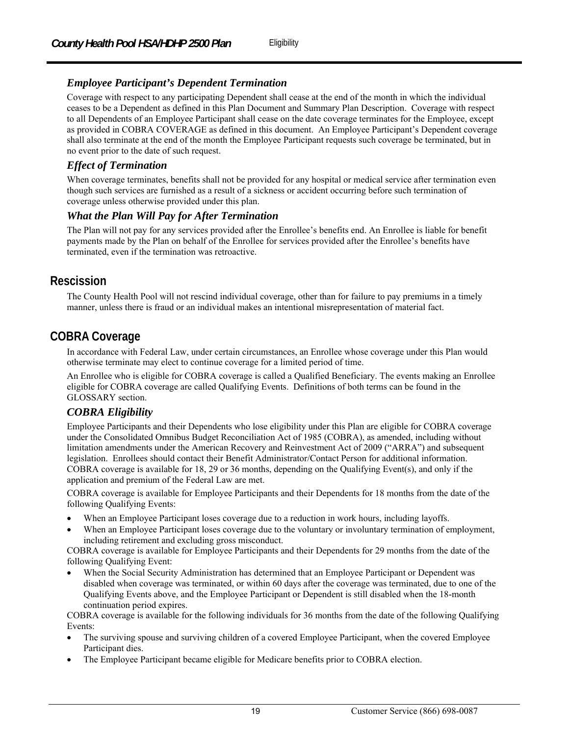### Employee Participant's Dependent Termination

Coverage with respect to any participating Dependent shall cease at the end of the month in which the individual ceases to be a Dependent as defined in this Plan Document and Summary Plan Description. Coverage with respect to all Dependents of an Employee Participant shall cease on the date coverage terminates for the Employee, except as provided in COBRA COVERAGE as defined in this document. An Employee Participant's Dependent coverage shall also terminate at the end of the month the Employee Participant requests such coverage be terminated, but in no event prior to the date of such request.

### Effect of Termination

When coverage terminates, benefits shall not be provided for any hospital or medical service after termination even though such services are furnished as a result of a sickness or accident occurring before such termination of coverage unless otherwise provided under this plan.

### What the Plan Will Pay for After Termination

The Plan will not pay for any services provided after the Enrollee's benefits end. An Enrollee is liable for benefit payments made by the Plan on behalf of the Enrollee for services provided after the Enrollee's benefits have terminated, even if the termination was retroactive.

## Rescission

The County Health Pool will not rescind individual coverage, other than for failure to pay premiums in a timely manner, unless there is fraud or an individual makes an intentional misrepresentation of material fact.

## COBRA Coverage

In accordance with Federal Law, under certain circumstances, an Enrollee whose coverage under this Plan would otherwise terminate may elect to continue coverage for a limited period of time.

An Enrollee who is eligible for COBRA coverage is called a Qualified Beneficiary. The events making an Enrollee eligible for COBRA coverage are called Qualifying Events. Definitions of both terms can be found in the GLOSSARY section.

### COBRA Eligibility

Employee Participants and their Dependents who lose eligibility under this Plan are eligible for COBRA coverage under the Consolidated Omnibus Budget Reconciliation Act of 1985 (COBRA), as amended, including without limitation amendments under the American Recovery and Reinvestment Act of 2009 ("ARRA") and subsequent legislation. Enrollees should contact their Benefit Administrator/Contact Person for additional information. COBRA coverage is available for 18, 29 or 36 months, depending on the Qualifying Event(s), and only if the application and premium of the Federal Law are met.

COBRA coverage is available for Employee Participants and their Dependents for 18 months from the date of the following Qualifying Events:

- When an Employee Participant loses coverage due to a reduction in work hours, including layoffs.
- When an Employee Participant loses coverage due to the voluntary or involuntary termination of employment, including retirement and excluding gross misconduct.

COBRA coverage is available for Employee Participants and their Dependents for 29 months from the date of the following Qualifying Event:

- When the Social Security Administration has determined that an Employee Participant or Dependent was disabled when coverage was terminated, or within 60 days after the coverage was terminated, due to one of the Qualifying Events above, and the Employee Participant or Dependent is still disabled when the 18-month continuation period expires.

COBRA coverage is available for the following individuals for 36 months from the date of the following Qualifying Events:

- The surviving spouse and surviving children of a covered Employee Participant, when the covered Employee Participant dies.
- The Employee Participant became eligible for Medicare benefits prior to COBRA election.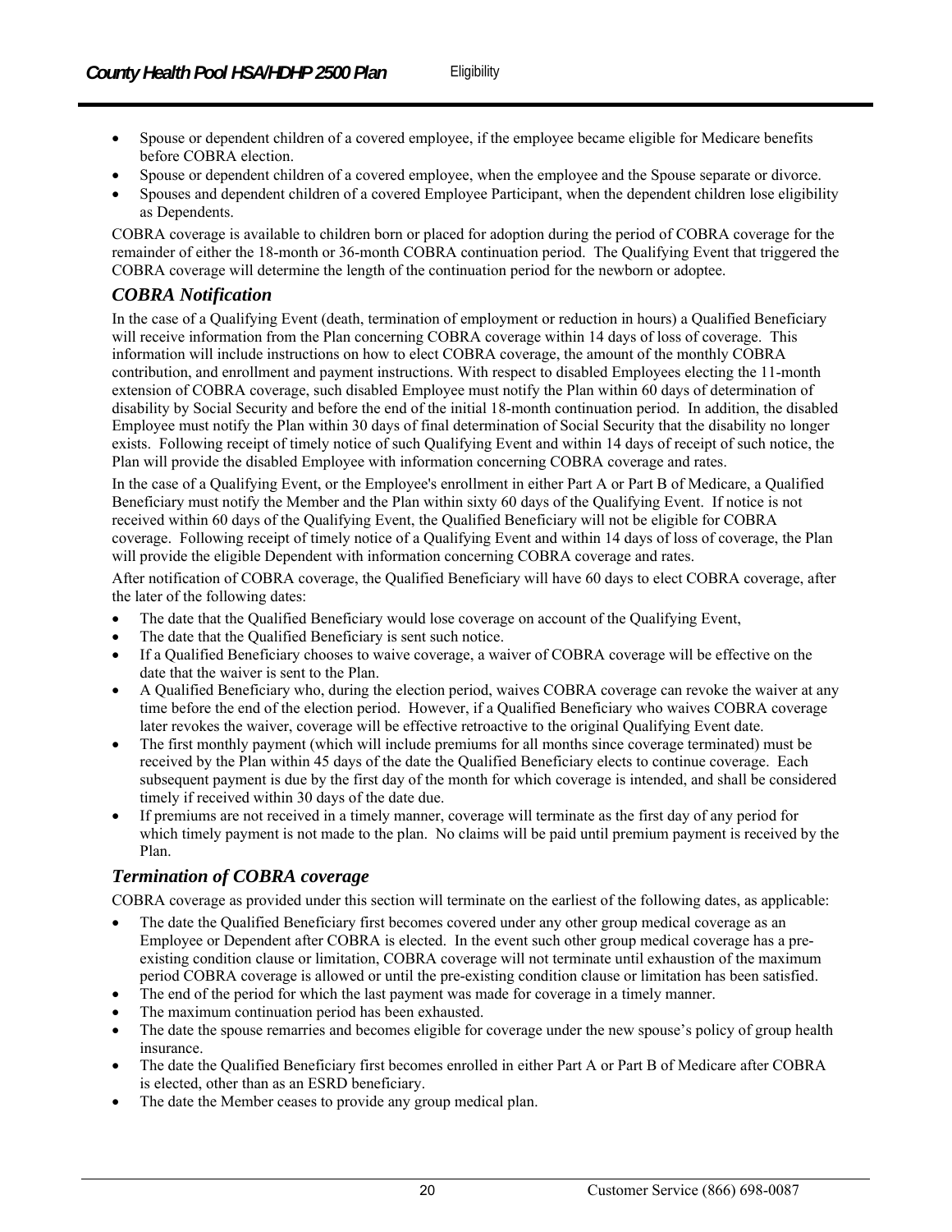- Spouse or dependent children of a covered employee, if the employee became eligible for Medicare benefits before COBRA election.
- Spouse or dependent children of a covered employee, when the employee and the Spouse separate or divorce.
- Spouses and dependent children of a covered Employee Participant, when the dependent children lose eligibility as Dependents.

COBRA coverage is available to children born or placed for adoption during the period of COBRA coverage for the remainder of either the 18-month or 36-month COBRA continuation period. The Qualifying Event that triggered the COBRA coverage will determine the length of the continuation period for the newborn or adoptee.

## *COBRA Notification*

In the case of a Qualifying Event (death, termination of employment or reduction in hours) a Qualified Beneficiary will receive information from the Plan concerning COBRA coverage within 14 days of loss of coverage. This information will include instructions on how to elect COBRA coverage, the amount of the monthly COBRA contribution, and enrollment and payment instructions. With respect to disabled Employees electing the 11-month extension of COBRA coverage, such disabled Employee must notify the Plan within 60 days of determination of disability by Social Security and before the end of the initial 18-month continuation period. In addition, the disabled Employee must notify the Plan within 30 days of final determination of Social Security that the disability no longer exists. Following receipt of timely notice of such Qualifying Event and within 14 days of receipt of such notice, the Plan will provide the disabled Employee with information concerning COBRA coverage and rates.

In the case of a Qualifying Event, or the Employee's enrollment in either Part A or Part B of Medicare, a Qualified Beneficiary must notify the Member and the Plan within sixty 60 days of the Qualifying Event. If notice is not received within 60 days of the Qualifying Event, the Qualified Beneficiary will not be eligible for COBRA coverage. Following receipt of timely notice of a Qualifying Event and within 14 days of loss of coverage, the Plan will provide the eligible Dependent with information concerning COBRA coverage and rates.

After notification of COBRA coverage, the Qualified Beneficiary will have 60 days to elect COBRA coverage, after the later of the following dates:

- The date that the Qualified Beneficiary would lose coverage on account of the Qualifying Event,
- The date that the Qualified Beneficiary is sent such notice.
- If a Qualified Beneficiary chooses to waive coverage, a waiver of COBRA coverage will be effective on the date that the waiver is sent to the Plan.
- A Qualified Beneficiary who, during the election period, waives COBRA coverage can revoke the waiver at any time before the end of the election period. However, if a Qualified Beneficiary who waives COBRA coverage later revokes the waiver, coverage will be effective retroactive to the original Qualifying Event date.
- The first monthly payment (which will include premiums for all months since coverage terminated) must be received by the Plan within 45 days of the date the Qualified Beneficiary elects to continue coverage. Each subsequent payment is due by the first day of the month for which coverage is intended, and shall be considered timely if received within 30 days of the date due.
- If premiums are not received in a timely manner, coverage will terminate as the first day of any period for which timely payment is not made to the plan. No claims will be paid until premium payment is received by the Plan.

## *Termination of COBRA coverage*

COBRA coverage as provided under this section will terminate on the earliest of the following dates, as applicable:

- The date the Qualified Beneficiary first becomes covered under any other group medical coverage as an Employee or Dependent after COBRA is elected. In the event such other group medical coverage has a pre-existing condition clause or limitation, COBRA coverage will not terminate until exhaustion of the maximum period COBRA coverage is allowed or until the pre-existing condition clause or limitation has been satisfied.
- The end of the period for which the last payment was made for coverage in a timely manner.
- The maximum continuation period has been exhausted.
- The date the spouse remarries and becomes eligible for coverage under the new spouse's policy of group health insurance.
- The date the Qualified Beneficiary first becomes enrolled in either Part A or Part B of Medicare after COBRA is elected, other than as an ESRD beneficiary.
- The date the Member ceases to provide any group medical plan.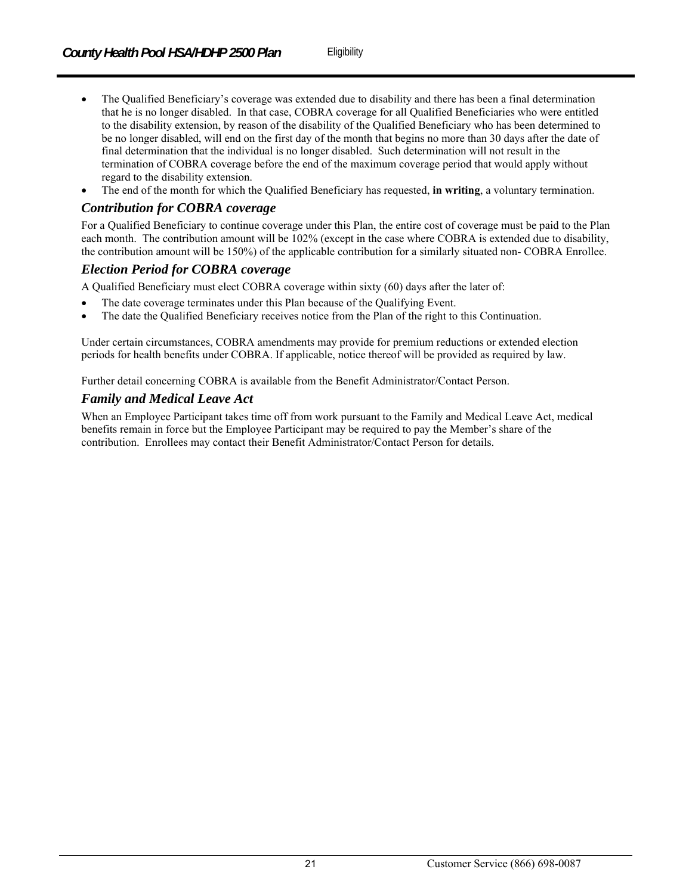- The Qualified Beneficiary's coverage was extended due to disability and there has been a final determination that he is no longer disabled. In that case, COBRA coverage for all Qualified Beneficiaries who were entitled to the disability extension, by reason of the disability of the Qualified Beneficiary who has been determined to be no longer disabled, will end on the first day of the month that begins no more than 30 days after the date of final determination that the individual is no longer disabled. Such determination will not result in the termination of COBRA coverage before the end of the maximum coverage period that would apply without regard to the disability extension.
- The end of the month for which the Qualified Beneficiary has requested, **in writing**, a voluntary termination.

### *Contribution for COBRA coverage*

For a Qualified Beneficiary to continue coverage under this Plan, the entire cost of coverage must be paid to the Plan each month. The contribution amount will be 102% (except in the case where COBRA is extended due to disability, the contribution amount will be 150%) of the applicable contribution for a similarly situated non- COBRA Enrollee.

### *Election Period for COBRA coverage*

A Qualified Beneficiary must elect COBRA coverage within sixty (60) days after the later of:

- The date coverage terminates under this Plan because of the Qualifying Event.
- The date the Qualified Beneficiary receives notice from the Plan of the right to this Continuation.

Under certain circumstances, COBRA amendments may provide for premium reductions or extended election periods for health benefits under COBRA. If applicable, notice thereof will be provided as required by law.

Further detail concerning COBRA is available from the Benefit Administrator/Contact Person.

### *Family and Medical Leave Act*

When an Employee Participant takes time off from work pursuant to the Family and Medical Leave Act, medical benefits remain in force but the Employee Participant may be required to pay the Member's share of the contribution. Enrollees may contact their Benefit Administrator/Contact Person for details.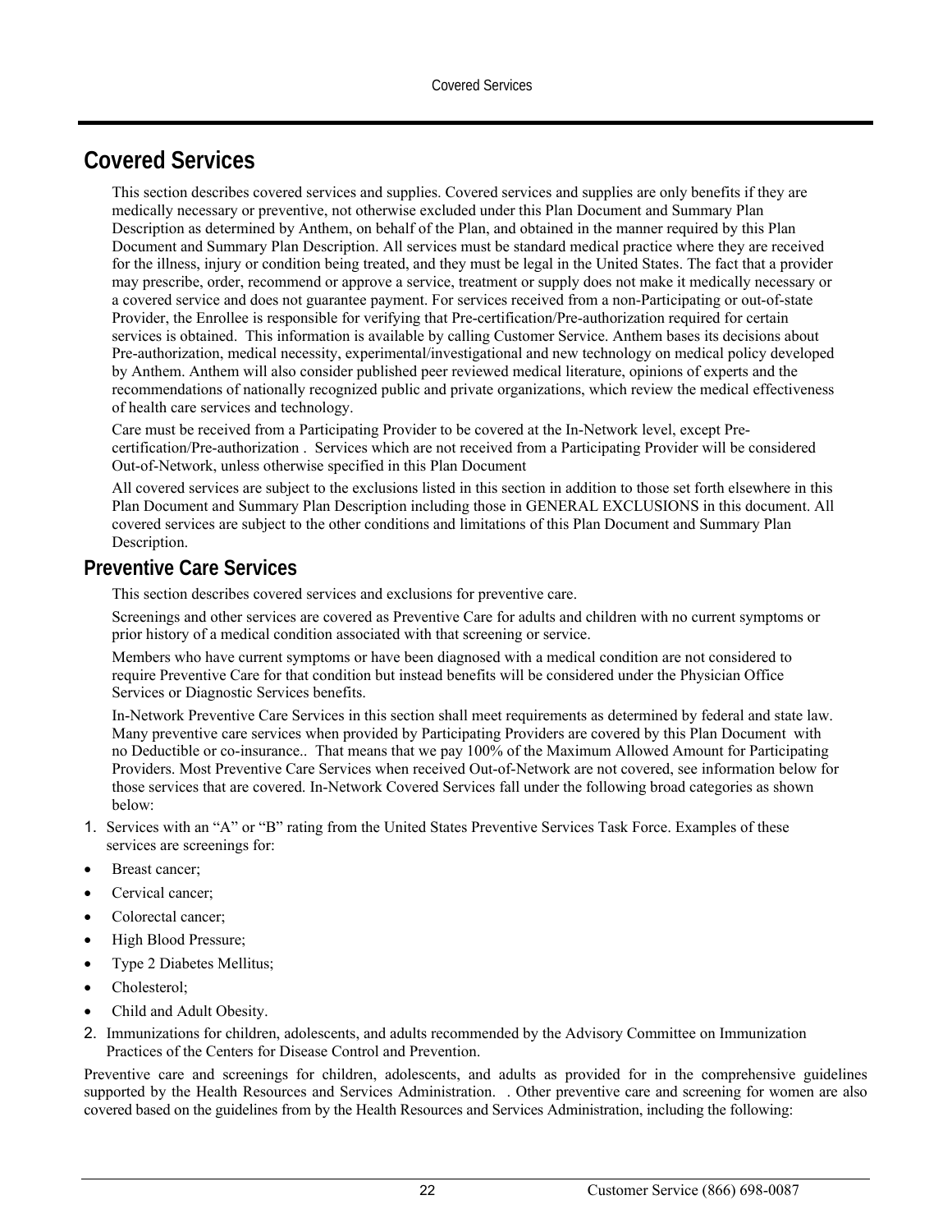# Covered Services

This section describes covered services and supplies. Covered services and supplies are only benefits if they are medically necessary or preventive, not otherwise excluded under this Plan Document and Summary Plan Description as determined by Anthem, on behalf of the Plan, and obtained in the manner required by this Plan Document and Summary Plan Description. All services must be standard medical practice where they are received for the illness, injury or condition being treated, and they must be legal in the United States. The fact that a provider may prescribe, order, recommend or approve a service, treatment or supply does not make it medically necessary or a covered service and does not guarantee payment. For services received from a non-Participating or out-of-state Provider, the Enrollee is responsible for verifying that Pre-certification/Pre-authorization required for certain services is obtained. This information is available by calling Customer Service. Anthem bases its decisions about Pre-authorization, medical necessity, experimental/investigational and new technology on medical policy developed by Anthem. Anthem will also consider published peer reviewed medical literature, opinions of experts and the recommendations of nationally recognized public and private organizations, which review the medical effectiveness of health care services and technology.

Care must be received from a Participating Provider to be covered at the In-Network level, except Pre-certification/Pre-authorization . Services which are not received from a Participating Provider will be considered Out-of-Network, unless otherwise specified in this Plan Document

All covered services are subject to the exclusions listed in this section in addition to those set forth elsewhere in this Plan Document and Summary Plan Description including those in GENERAL EXCLUSIONS in this document. All covered services are subject to the other conditions and limitations of this Plan Document and Summary Plan Description.

## Preventive Care Services

This section describes covered services and exclusions for preventive care.

Screenings and other services are covered as Preventive Care for adults and children with no current symptoms or prior history of a medical condition associated with that screening or service.

Members who have current symptoms or have been diagnosed with a medical condition are not considered to require Preventive Care for that condition but instead benefits will be considered under the Physician Office Services or Diagnostic Services benefits.

In-Network Preventive Care Services in this section shall meet requirements as determined by federal and state law. Many preventive care services when provided by Participating Providers are covered by this Plan Document with no Deductible or co-insurance.. That means that we pay 100% of the Maximum Allowed Amount for Participating Providers. Most Preventive Care Services when received Out-of-Network are not covered, see information below for those services that are covered. In-Network Covered Services fall under the following broad categories as shown below:

1. Services with an “A” or “B” rating from the United States Preventive Services Task Force. Examples of these services are screenings for:

- Breast cancer;
- Cervical cancer;
- Colorectal cancer;
- High Blood Pressure;
- Type 2 Diabetes Mellitus;
- Cholesterol;
- Child and Adult Obesity.

2. Immunizations for children, adolescents, and adults recommended by the Advisory Committee on Immunization Practices of the Centers for Disease Control and Prevention.

Preventive care and screenings for children, adolescents, and adults as provided for in the comprehensive guidelines supported by the Health Resources and Services Administration. . Other preventive care and screening for women are also covered based on the guidelines from by the Health Resources and Services Administration, including the following: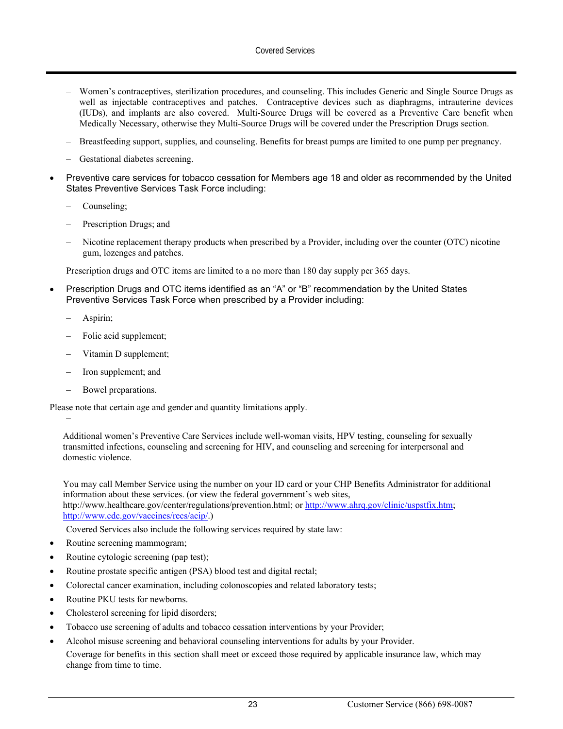- Women's contraceptives, sterilization procedures, and counseling. This includes Generic and Single Source Drugs as well as injectable contraceptives and patches. Contraceptive devices such as diaphragms, intrauterine devices (IUDs), and implants are also covered. Multi-Source Drugs will be covered as a Preventive Care benefit when Medically Necessary, otherwise they Multi-Source Drugs will be covered under the Prescription Drugs section.
  - Breastfeeding support, supplies, and counseling. Benefits for breast pumps are limited to one pump per pregnancy.
  - Gestational diabetes screening.

- Preventive care services for tobacco cessation for Members age 18 and older as recommended by the United States Preventive Services Task Force including:
  - Counseling;
  - Prescription Drugs; and
  - Nicotine replacement therapy products when prescribed by a Provider, including over the counter (OTC) nicotine gum, lozenges and patches.

  Prescription drugs and OTC items are limited to a no more than 180 day supply per 365 days.

- Prescription Drugs and OTC items identified as an "A" or "B" recommendation by the United States Preventive Services Task Force when prescribed by a Provider including:
  - Aspirin;
  - Folic acid supplement;
  - Vitamin D supplement;
  - Iron supplement; and
  - Bowel preparations.

Please note that certain age and gender and quantity limitations apply.

–

Additional women's Preventive Care Services include well-woman visits, HPV testing, counseling for sexually transmitted infections, counseling and screening for HIV, and counseling and screening for interpersonal and domestic violence.

You may call Member Service using the number on your ID card or your CHP Benefits Administrator for additional information about these services. (or view the federal government's web sites, http://www.healthcare.gov/center/regulations/prevention.html; or http://www.ahrq.gov/clinic/uspstfix.htm; http://www.cdc.gov/vaccines/recs/acip/.)

Covered Services also include the following services required by state law:

- Routine screening mammogram;
- Routine cytologic screening (pap test);
- Routine prostate specific antigen (PSA) blood test and digital rectal;
- Colorectal cancer examination, including colonoscopies and related laboratory tests;
- Routine PKU tests for newborns.
- Cholesterol screening for lipid disorders;
- Tobacco use screening of adults and tobacco cessation interventions by your Provider;
- Alcohol misuse screening and behavioral counseling interventions for adults by your Provider.

  Coverage for benefits in this section shall meet or exceed those required by applicable insurance law, which may change from time to time.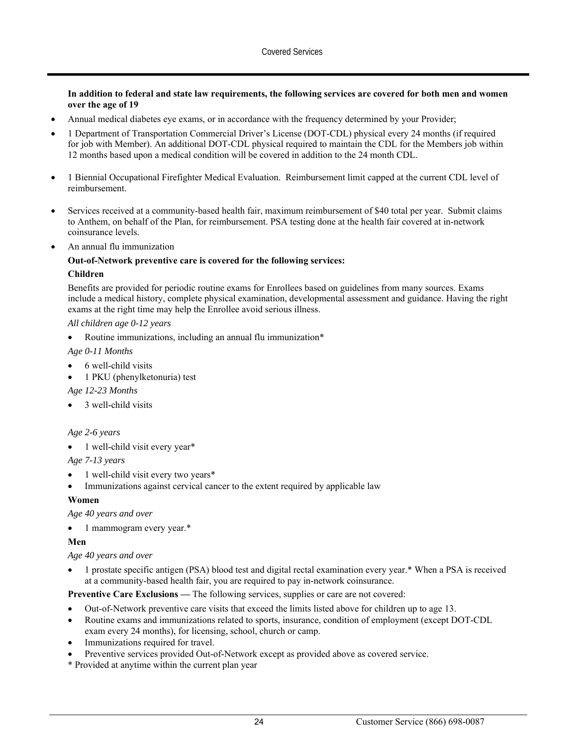**In addition to federal and state law requirements, the following services are covered for both men and women over the age of 19**

- Annual medical diabetes eye exams, or in accordance with the frequency determined by your Provider;
- 1 Department of Transportation Commercial Driver's License (DOT-CDL) physical every 24 months (if required for job with Member). An additional DOT-CDL physical required to maintain the CDL for the Members job within 12 months based upon a medical condition will be covered in addition to the 24 month CDL.
- 1 Biennial Occupational Firefighter Medical Evaluation. Reimbursement limit capped at the current CDL level of reimbursement.
- Services received at a community-based health fair, maximum reimbursement of $40 total per year. Submit claims to Anthem, on behalf of the Plan, for reimbursement. PSA testing done at the health fair covered at in-network coinsurance levels.
- An annual flu immunization

**Out-of-Network preventive care is covered for the following services:**

**Children**

Benefits are provided for periodic routine exams for Enrollees based on guidelines from many sources. Exams include a medical history, complete physical examination, developmental assessment and guidance. Having the right exams at the right time may help the Enrollee avoid serious illness.

*All children age 0-12 years*

- Routine immunizations, including an annual flu immunization*

*Age 0-11 Months*

- 6 well-child visits
- 1 PKU (phenylketonuria) test

*Age 12-23 Months*

- 3 well-child visits

*Age 2-6 years*

- 1 well-child visit every year*

*Age 7-13 years*

- 1 well-child visit every two years*
- Immunizations against cervical cancer to the extent required by applicable law

**Women**

*Age 40 years and over*

- 1 mammogram every year.*

**Men**

*Age 40 years and over*

- 1 prostate specific antigen (PSA) blood test and digital rectal examination every year.* When a PSA is received at a community-based health fair, you are required to pay in-network coinsurance.

**Preventive Care Exclusions —** The following services, supplies or care are not covered:

- Out-of-Network preventive care visits that exceed the limits listed above for children up to age 13.
- Routine exams and immunizations related to sports, insurance, condition of employment (except DOT-CDL exam every 24 months), for licensing, school, church or camp.
- Immunizations required for travel.
- Preventive services provided Out-of-Network except as provided above as covered service.

* Provided at anytime within the current plan year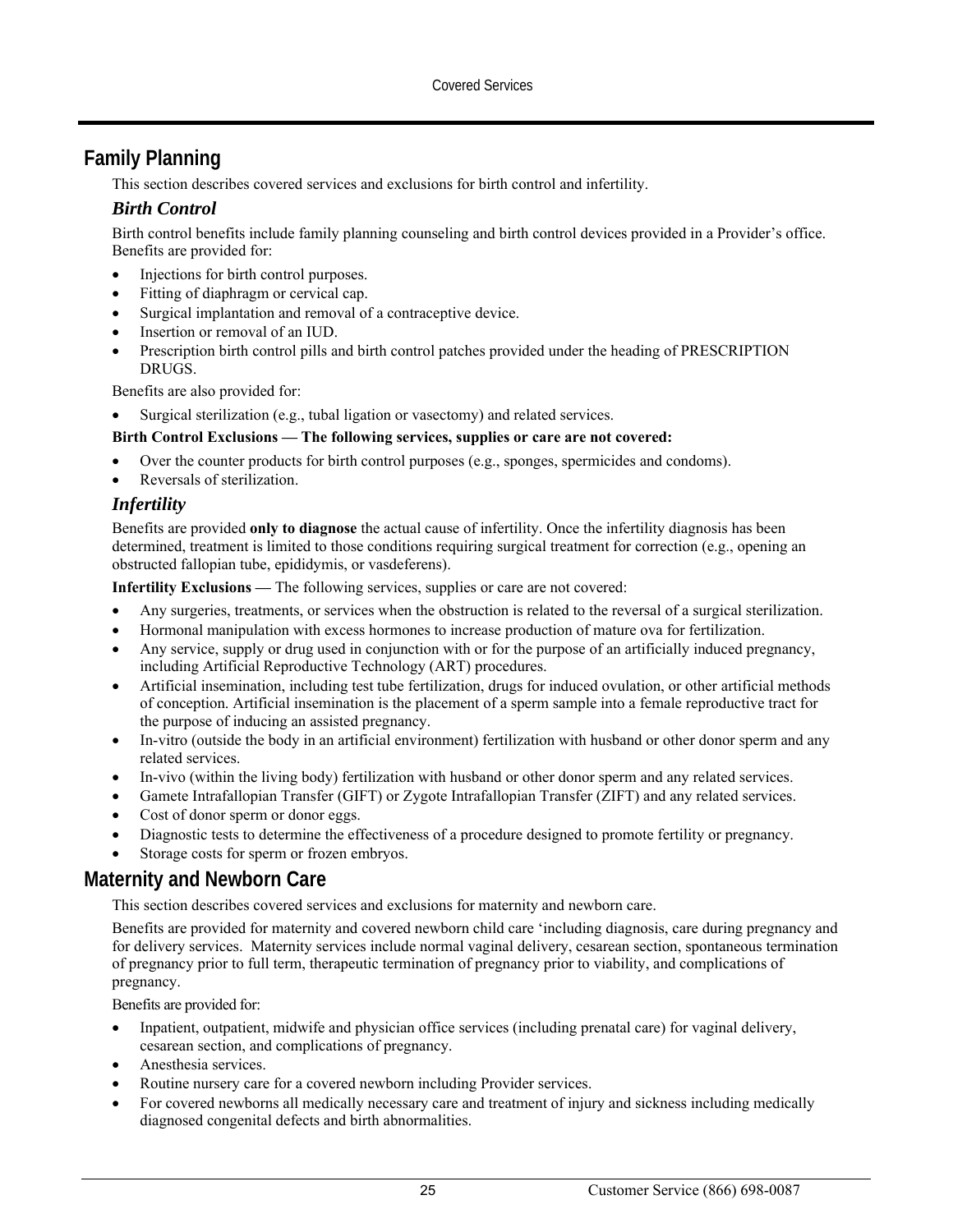## Family Planning

This section describes covered services and exclusions for birth control and infertility.

### *Birth Control*

Birth control benefits include family planning counseling and birth control devices provided in a Provider's office. Benefits are provided for:

- Injections for birth control purposes.
- Fitting of diaphragm or cervical cap.
- Surgical implantation and removal of a contraceptive device.
- Insertion or removal of an IUD.
- Prescription birth control pills and birth control patches provided under the heading of PRESCRIPTION DRUGS.

Benefits are also provided for:

- Surgical sterilization (e.g., tubal ligation or vasectomy) and related services.

**Birth Control Exclusions — The following services, supplies or care are not covered:**

- Over the counter products for birth control purposes (e.g., sponges, spermicides and condoms).
- Reversals of sterilization.

### *Infertility*

Benefits are provided **only to diagnose** the actual cause of infertility. Once the infertility diagnosis has been determined, treatment is limited to those conditions requiring surgical treatment for correction (e.g., opening an obstructed fallopian tube, epididymis, or vasdeferens).

**Infertility Exclusions —** The following services, supplies or care are not covered:

- Any surgeries, treatments, or services when the obstruction is related to the reversal of a surgical sterilization.
- Hormonal manipulation with excess hormones to increase production of mature ova for fertilization.
- Any service, supply or drug used in conjunction with or for the purpose of an artificially induced pregnancy, including Artificial Reproductive Technology (ART) procedures.
- Artificial insemination, including test tube fertilization, drugs for induced ovulation, or other artificial methods of conception. Artificial insemination is the placement of a sperm sample into a female reproductive tract for the purpose of inducing an assisted pregnancy.
- In-vitro (outside the body in an artificial environment) fertilization with husband or other donor sperm and any related services.
- In-vivo (within the living body) fertilization with husband or other donor sperm and any related services.
- Gamete Intrafallopian Transfer (GIFT) or Zygote Intrafallopian Transfer (ZIFT) and any related services.
- Cost of donor sperm or donor eggs.
- Diagnostic tests to determine the effectiveness of a procedure designed to promote fertility or pregnancy.
- Storage costs for sperm or frozen embryos.

## Maternity and Newborn Care

This section describes covered services and exclusions for maternity and newborn care.

Benefits are provided for maternity and covered newborn child care 'including diagnosis, care during pregnancy and for delivery services. Maternity services include normal vaginal delivery, cesarean section, spontaneous termination of pregnancy prior to full term, therapeutic termination of pregnancy prior to viability, and complications of pregnancy.

Benefits are provided for:

- Inpatient, outpatient, midwife and physician office services (including prenatal care) for vaginal delivery, cesarean section, and complications of pregnancy.
- Anesthesia services.
- Routine nursery care for a covered newborn including Provider services.
- For covered newborns all medically necessary care and treatment of injury and sickness including medically diagnosed congenital defects and birth abnormalities.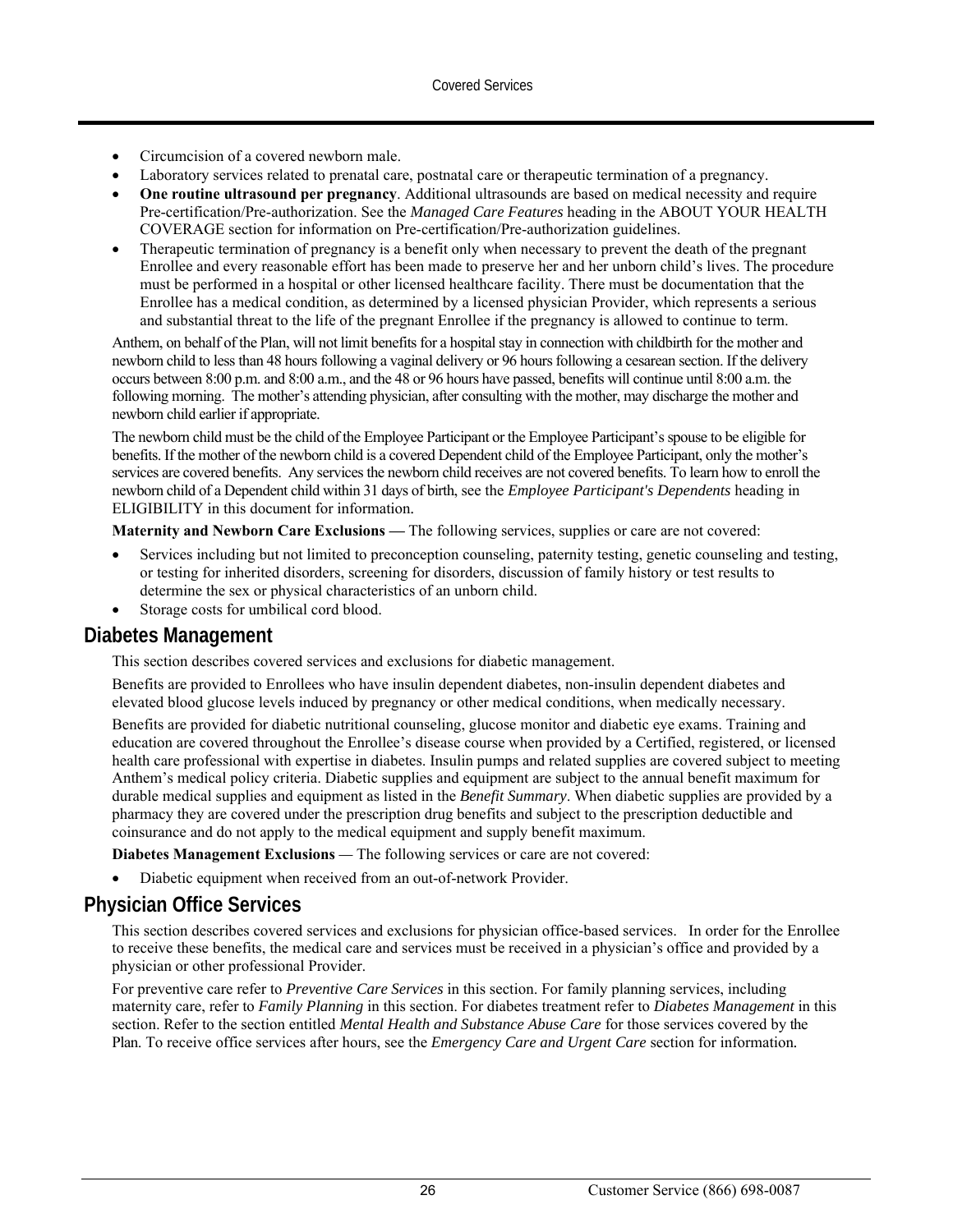- Circumcision of a covered newborn male.
- Laboratory services related to prenatal care, postnatal care or therapeutic termination of a pregnancy.
- **One routine ultrasound per pregnancy**. Additional ultrasounds are based on medical necessity and require Pre-certification/Pre-authorization. See the *Managed Care Features* heading in the ABOUT YOUR HEALTH COVERAGE section for information on Pre-certification/Pre-authorization guidelines.
- Therapeutic termination of pregnancy is a benefit only when necessary to prevent the death of the pregnant Enrollee and every reasonable effort has been made to preserve her and her unborn child's lives. The procedure must be performed in a hospital or other licensed healthcare facility. There must be documentation that the Enrollee has a medical condition, as determined by a licensed physician Provider, which represents a serious and substantial threat to the life of the pregnant Enrollee if the pregnancy is allowed to continue to term.

Anthem, on behalf of the Plan, will not limit benefits for a hospital stay in connection with childbirth for the mother and newborn child to less than 48 hours following a vaginal delivery or 96 hours following a cesarean section. If the delivery occurs between 8:00 p.m. and 8:00 a.m., and the 48 or 96 hours have passed, benefits will continue until 8:00 a.m. the following morning. The mother's attending physician, after consulting with the mother, may discharge the mother and newborn child earlier if appropriate.

The newborn child must be the child of the Employee Participant or the Employee Participant's spouse to be eligible for benefits. If the mother of the newborn child is a covered Dependent child of the Employee Participant, only the mother's services are covered benefits. Any services the newborn child receives are not covered benefits. To learn how to enroll the newborn child of a Dependent child within 31 days of birth, see the *Employee Participant's Dependents* heading in ELIGIBILITY in this document for information.

**Maternity and Newborn Care Exclusions —** The following services, supplies or care are not covered:

- Services including but not limited to preconception counseling, paternity testing, genetic counseling and testing, or testing for inherited disorders, screening for disorders, discussion of family history or test results to determine the sex or physical characteristics of an unborn child.
- Storage costs for umbilical cord blood.

## Diabetes Management

This section describes covered services and exclusions for diabetic management.

Benefits are provided to Enrollees who have insulin dependent diabetes, non-insulin dependent diabetes and elevated blood glucose levels induced by pregnancy or other medical conditions, when medically necessary.

Benefits are provided for diabetic nutritional counseling, glucose monitor and diabetic eye exams. Training and education are covered throughout the Enrollee's disease course when provided by a Certified, registered, or licensed health care professional with expertise in diabetes. Insulin pumps and related supplies are covered subject to meeting Anthem's medical policy criteria. Diabetic supplies and equipment are subject to the annual benefit maximum for durable medical supplies and equipment as listed in the *Benefit Summary*. When diabetic supplies are provided by a pharmacy they are covered under the prescription drug benefits and subject to the prescription deductible and coinsurance and do not apply to the medical equipment and supply benefit maximum.

**Diabetes Management Exclusions —** The following services or care are not covered:

- Diabetic equipment when received from an out-of-network Provider.

## Physician Office Services

This section describes covered services and exclusions for physician office-based services. In order for the Enrollee to receive these benefits, the medical care and services must be received in a physician's office and provided by a physician or other professional Provider.

For preventive care refer to *Preventive Care Services* in this section. For family planning services, including maternity care, refer to *Family Planning* in this section. For diabetes treatment refer to *Diabetes Management* in this section. Refer to the section entitled *Mental Health and Substance Abuse Care* for those services covered by the Plan. To receive office services after hours, see the *Emergency Care and Urgent Care* section for information.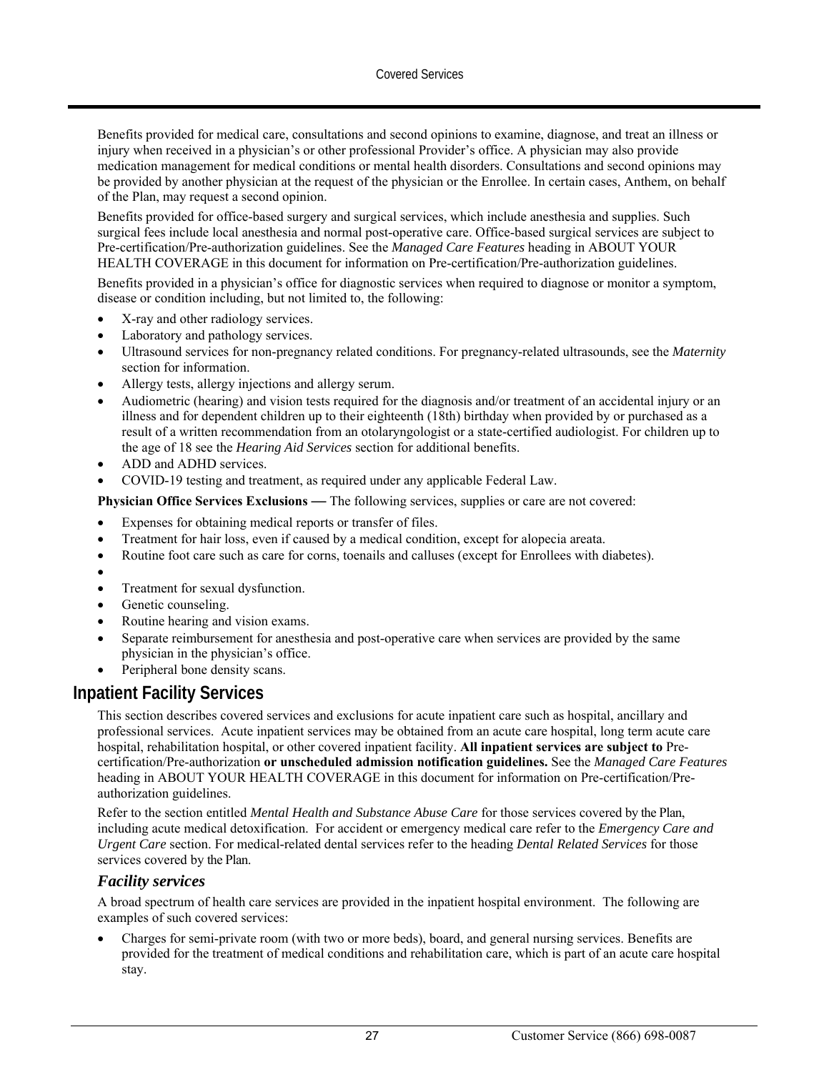Benefits provided for medical care, consultations and second opinions to examine, diagnose, and treat an illness or injury when received in a physician's or other professional Provider's office. A physician may also provide medication management for medical conditions or mental health disorders. Consultations and second opinions may be provided by another physician at the request of the physician or the Enrollee. In certain cases, Anthem, on behalf of the Plan, may request a second opinion.

Benefits provided for office-based surgery and surgical services, which include anesthesia and supplies. Such surgical fees include local anesthesia and normal post-operative care. Office-based surgical services are subject to Pre-certification/Pre-authorization guidelines. See the *Managed Care Features* heading in ABOUT YOUR HEALTH COVERAGE in this document for information on Pre-certification/Pre-authorization guidelines.

Benefits provided in a physician's office for diagnostic services when required to diagnose or monitor a symptom, disease or condition including, but not limited to, the following:

- X-ray and other radiology services.
- Laboratory and pathology services.
- Ultrasound services for non-pregnancy related conditions. For pregnancy-related ultrasounds, see the *Maternity* section for information.
- Allergy tests, allergy injections and allergy serum.
- Audiometric (hearing) and vision tests required for the diagnosis and/or treatment of an accidental injury or an illness and for dependent children up to their eighteenth (18th) birthday when provided by or purchased as a result of a written recommendation from an otolaryngologist or a state-certified audiologist. For children up to the age of 18 see the *Hearing Aid Services* section for additional benefits.
- ADD and ADHD services.
- COVID-19 testing and treatment, as required under any applicable Federal Law.

**Physician Office Services Exclusions —** The following services, supplies or care are not covered:

- Expenses for obtaining medical reports or transfer of files.
- Treatment for hair loss, even if caused by a medical condition, except for alopecia areata.
- Routine foot care such as care for corns, toenails and calluses (except for Enrollees with diabetes).
- 
- Treatment for sexual dysfunction.
- Genetic counseling.
- Routine hearing and vision exams.
- Separate reimbursement for anesthesia and post-operative care when services are provided by the same physician in the physician's office.
- Peripheral bone density scans.

## Inpatient Facility Services

This section describes covered services and exclusions for acute inpatient care such as hospital, ancillary and professional services. Acute inpatient services may be obtained from an acute care hospital, long term acute care hospital, rehabilitation hospital, or other covered inpatient facility. **All inpatient services are subject to** Pre-certification/Pre-authorization **or unscheduled admission notification guidelines.** See the *Managed Care Features* heading in ABOUT YOUR HEALTH COVERAGE in this document for information on Pre-certification/Pre-authorization guidelines.

Refer to the section entitled *Mental Health and Substance Abuse Care* for those services covered by the Plan, including acute medical detoxification. For accident or emergency medical care refer to the *Emergency Care and Urgent Care* section. For medical-related dental services refer to the heading *Dental Related Services* for those services covered by the Plan.

### *Facility services*

A broad spectrum of health care services are provided in the inpatient hospital environment. The following are examples of such covered services:

- Charges for semi-private room (with two or more beds), board, and general nursing services. Benefits are provided for the treatment of medical conditions and rehabilitation care, which is part of an acute care hospital stay.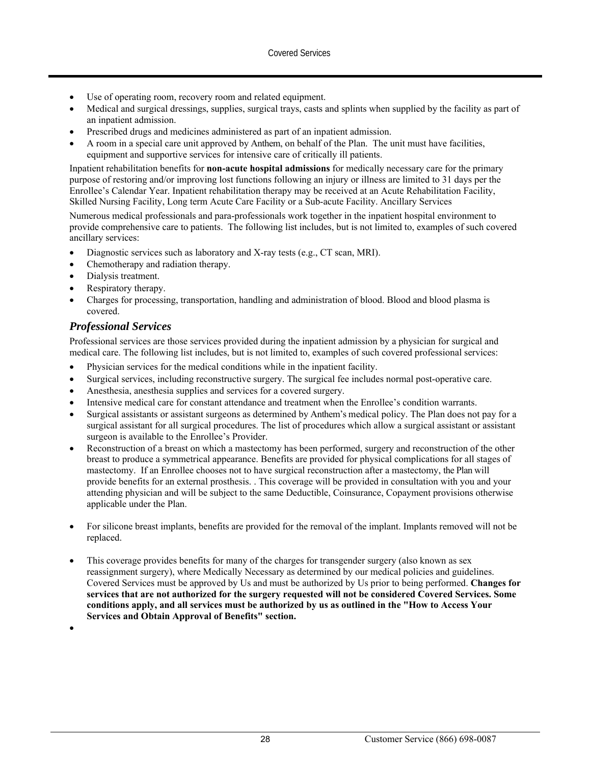- Use of operating room, recovery room and related equipment.
- Medical and surgical dressings, supplies, surgical trays, casts and splints when supplied by the facility as part of an inpatient admission.
- Prescribed drugs and medicines administered as part of an inpatient admission.
- A room in a special care unit approved by Anthem, on behalf of the Plan. The unit must have facilities, equipment and supportive services for intensive care of critically ill patients.

Inpatient rehabilitation benefits for **non-acute hospital admissions** for medically necessary care for the primary purpose of restoring and/or improving lost functions following an injury or illness are limited to 31 days per the Enrollee's Calendar Year. Inpatient rehabilitation therapy may be received at an Acute Rehabilitation Facility, Skilled Nursing Facility, Long term Acute Care Facility or a Sub-acute Facility. Ancillary Services

Numerous medical professionals and para-professionals work together in the inpatient hospital environment to provide comprehensive care to patients. The following list includes, but is not limited to, examples of such covered ancillary services:

- Diagnostic services such as laboratory and X-ray tests (e.g., CT scan, MRI).
- Chemotherapy and radiation therapy.
- Dialysis treatment.
- Respiratory therapy.
- Charges for processing, transportation, handling and administration of blood. Blood and blood plasma is covered.

### *Professional Services*

Professional services are those services provided during the inpatient admission by a physician for surgical and medical care. The following list includes, but is not limited to, examples of such covered professional services:

- Physician services for the medical conditions while in the inpatient facility.
- Surgical services, including reconstructive surgery. The surgical fee includes normal post-operative care.
- Anesthesia, anesthesia supplies and services for a covered surgery.
- Intensive medical care for constant attendance and treatment when the Enrollee's condition warrants.
- Surgical assistants or assistant surgeons as determined by Anthem's medical policy. The Plan does not pay for a surgical assistant for all surgical procedures. The list of procedures which allow a surgical assistant or assistant surgeon is available to the Enrollee's Provider.
- Reconstruction of a breast on which a mastectomy has been performed, surgery and reconstruction of the other breast to produce a symmetrical appearance. Benefits are provided for physical complications for all stages of mastectomy. If an Enrollee chooses not to have surgical reconstruction after a mastectomy, the Plan will provide benefits for an external prosthesis. . This coverage will be provided in consultation with you and your attending physician and will be subject to the same Deductible, Coinsurance, Copayment provisions otherwise applicable under the Plan.
- For silicone breast implants, benefits are provided for the removal of the implant. Implants removed will not be replaced.
- This coverage provides benefits for many of the charges for transgender surgery (also known as sex reassignment surgery), where Medically Necessary as determined by our medical policies and guidelines. Covered Services must be approved by Us and must be authorized by Us prior to being performed. **Changes for services that are not authorized for the surgery requested will not be considered Covered Services. Some conditions apply, and all services must be authorized by us as outlined in the "How to Access Your Services and Obtain Approval of Benefits" section.**
-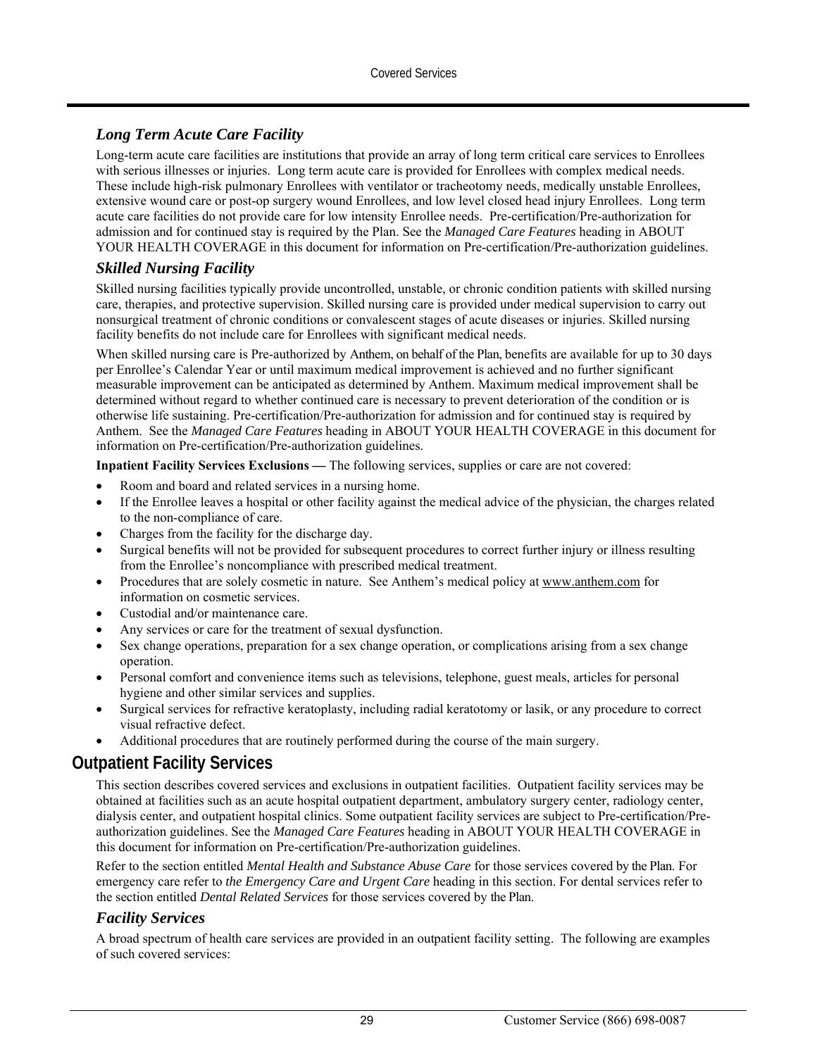### *Long Term Acute Care Facility*

Long-term acute care facilities are institutions that provide an array of long term critical care services to Enrollees with serious illnesses or injuries. Long term acute care is provided for Enrollees with complex medical needs. These include high-risk pulmonary Enrollees with ventilator or tracheotomy needs, medically unstable Enrollees, extensive wound care or post-op surgery wound Enrollees, and low level closed head injury Enrollees. Long term acute care facilities do not provide care for low intensity Enrollee needs. Pre-certification/Pre-authorization for admission and for continued stay is required by the Plan. See the *Managed Care Features* heading in ABOUT YOUR HEALTH COVERAGE in this document for information on Pre-certification/Pre-authorization guidelines.

### *Skilled Nursing Facility*

Skilled nursing facilities typically provide uncontrolled, unstable, or chronic condition patients with skilled nursing care, therapies, and protective supervision. Skilled nursing care is provided under medical supervision to carry out nonsurgical treatment of chronic conditions or convalescent stages of acute diseases or injuries. Skilled nursing facility benefits do not include care for Enrollees with significant medical needs.

When skilled nursing care is Pre-authorized by Anthem, on behalf of the Plan, benefits are available for up to 30 days per Enrollee's Calendar Year or until maximum medical improvement is achieved and no further significant measurable improvement can be anticipated as determined by Anthem. Maximum medical improvement shall be determined without regard to whether continued care is necessary to prevent deterioration of the condition or is otherwise life sustaining. Pre-certification/Pre-authorization for admission and for continued stay is required by Anthem. See the *Managed Care Features* heading in ABOUT YOUR HEALTH COVERAGE in this document for information on Pre-certification/Pre-authorization guidelines.

**Inpatient Facility Services Exclusions —** The following services, supplies or care are not covered:

- Room and board and related services in a nursing home.
- If the Enrollee leaves a hospital or other facility against the medical advice of the physician, the charges related to the non-compliance of care.
- Charges from the facility for the discharge day.
- Surgical benefits will not be provided for subsequent procedures to correct further injury or illness resulting from the Enrollee's noncompliance with prescribed medical treatment.
- Procedures that are solely cosmetic in nature. See Anthem's medical policy at www.anthem.com for information on cosmetic services.
- Custodial and/or maintenance care.
- Any services or care for the treatment of sexual dysfunction.
- Sex change operations, preparation for a sex change operation, or complications arising from a sex change operation.
- Personal comfort and convenience items such as televisions, telephone, guest meals, articles for personal hygiene and other similar services and supplies.
- Surgical services for refractive keratoplasty, including radial keratotomy or lasik, or any procedure to correct visual refractive defect.
- Additional procedures that are routinely performed during the course of the main surgery.

## Outpatient Facility Services

This section describes covered services and exclusions in outpatient facilities. Outpatient facility services may be obtained at facilities such as an acute hospital outpatient department, ambulatory surgery center, radiology center, dialysis center, and outpatient hospital clinics. Some outpatient facility services are subject to Pre-certification/Pre-authorization guidelines. See the *Managed Care Features* heading in ABOUT YOUR HEALTH COVERAGE in this document for information on Pre-certification/Pre-authorization guidelines.

Refer to the section entitled *Mental Health and Substance Abuse Care* for those services covered by the Plan. For emergency care refer to *the Emergency Care and Urgent Care* heading in this section. For dental services refer to the section entitled *Dental Related Services* for those services covered by the Plan.

### *Facility Services*

A broad spectrum of health care services are provided in an outpatient facility setting. The following are examples of such covered services: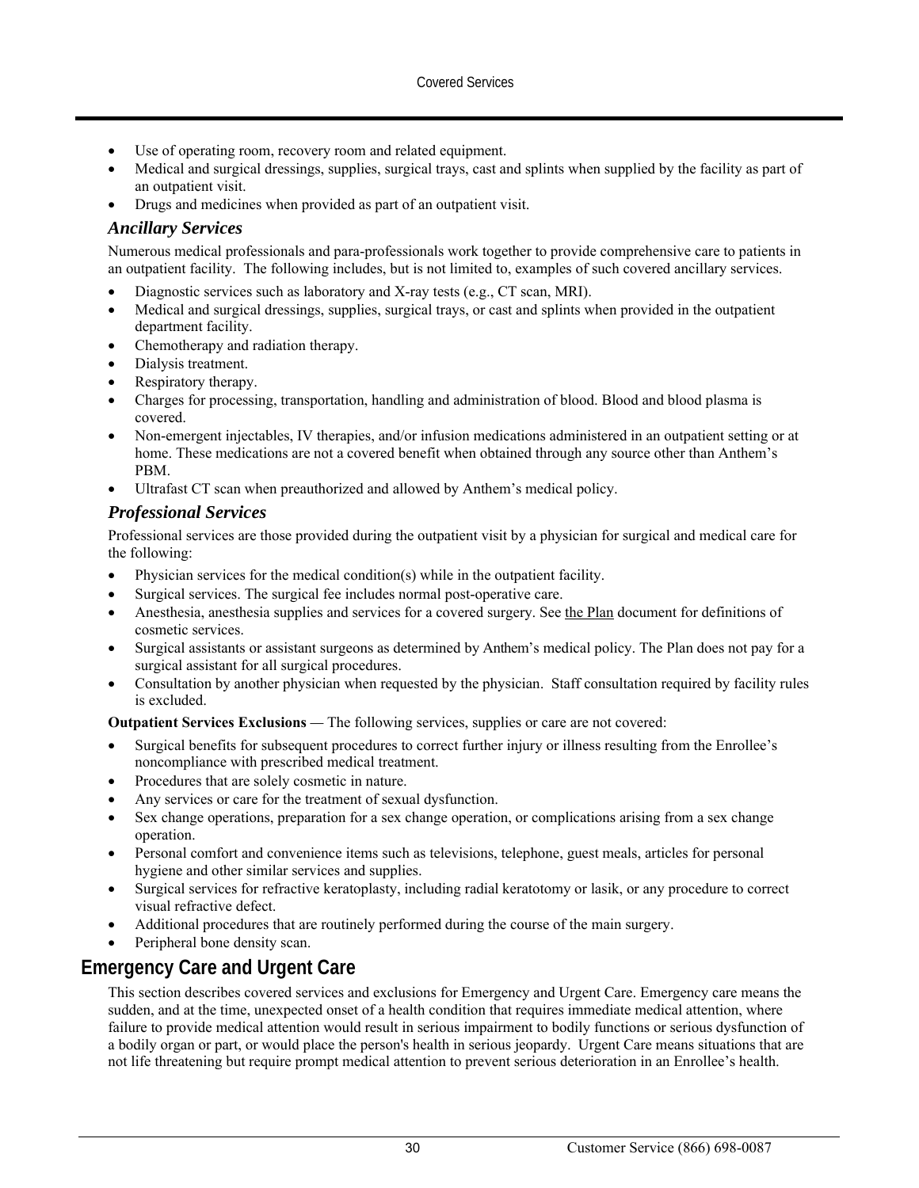- Use of operating room, recovery room and related equipment.
- Medical and surgical dressings, supplies, surgical trays, cast and splints when supplied by the facility as part of an outpatient visit.
- Drugs and medicines when provided as part of an outpatient visit.

### *Ancillary Services*

Numerous medical professionals and para-professionals work together to provide comprehensive care to patients in an outpatient facility. The following includes, but is not limited to, examples of such covered ancillary services.

- Diagnostic services such as laboratory and X-ray tests (e.g., CT scan, MRI).
- Medical and surgical dressings, supplies, surgical trays, or cast and splints when provided in the outpatient department facility.
- Chemotherapy and radiation therapy.
- Dialysis treatment.
- Respiratory therapy.
- Charges for processing, transportation, handling and administration of blood. Blood and blood plasma is covered.
- Non-emergent injectables, IV therapies, and/or infusion medications administered in an outpatient setting or at home. These medications are not a covered benefit when obtained through any source other than Anthem's PBM.
- Ultrafast CT scan when preauthorized and allowed by Anthem's medical policy.

### *Professional Services*

Professional services are those provided during the outpatient visit by a physician for surgical and medical care for the following:

- Physician services for the medical condition(s) while in the outpatient facility.
- Surgical services. The surgical fee includes normal post-operative care.
- Anesthesia, anesthesia supplies and services for a covered surgery. See the Plan document for definitions of cosmetic services.
- Surgical assistants or assistant surgeons as determined by Anthem's medical policy. The Plan does not pay for a surgical assistant for all surgical procedures.
- Consultation by another physician when requested by the physician. Staff consultation required by facility rules is excluded.

**Outpatient Services Exclusions —** The following services, supplies or care are not covered:

- Surgical benefits for subsequent procedures to correct further injury or illness resulting from the Enrollee's noncompliance with prescribed medical treatment.
- Procedures that are solely cosmetic in nature.
- Any services or care for the treatment of sexual dysfunction.
- Sex change operations, preparation for a sex change operation, or complications arising from a sex change operation.
- Personal comfort and convenience items such as televisions, telephone, guest meals, articles for personal hygiene and other similar services and supplies.
- Surgical services for refractive keratoplasty, including radial keratotomy or lasik, or any procedure to correct visual refractive defect.
- Additional procedures that are routinely performed during the course of the main surgery.
- Peripheral bone density scan.

## Emergency Care and Urgent Care

This section describes covered services and exclusions for Emergency and Urgent Care. Emergency care means the sudden, and at the time, unexpected onset of a health condition that requires immediate medical attention, where failure to provide medical attention would result in serious impairment to bodily functions or serious dysfunction of a bodily organ or part, or would place the person's health in serious jeopardy. Urgent Care means situations that are not life threatening but require prompt medical attention to prevent serious deterioration in an Enrollee's health.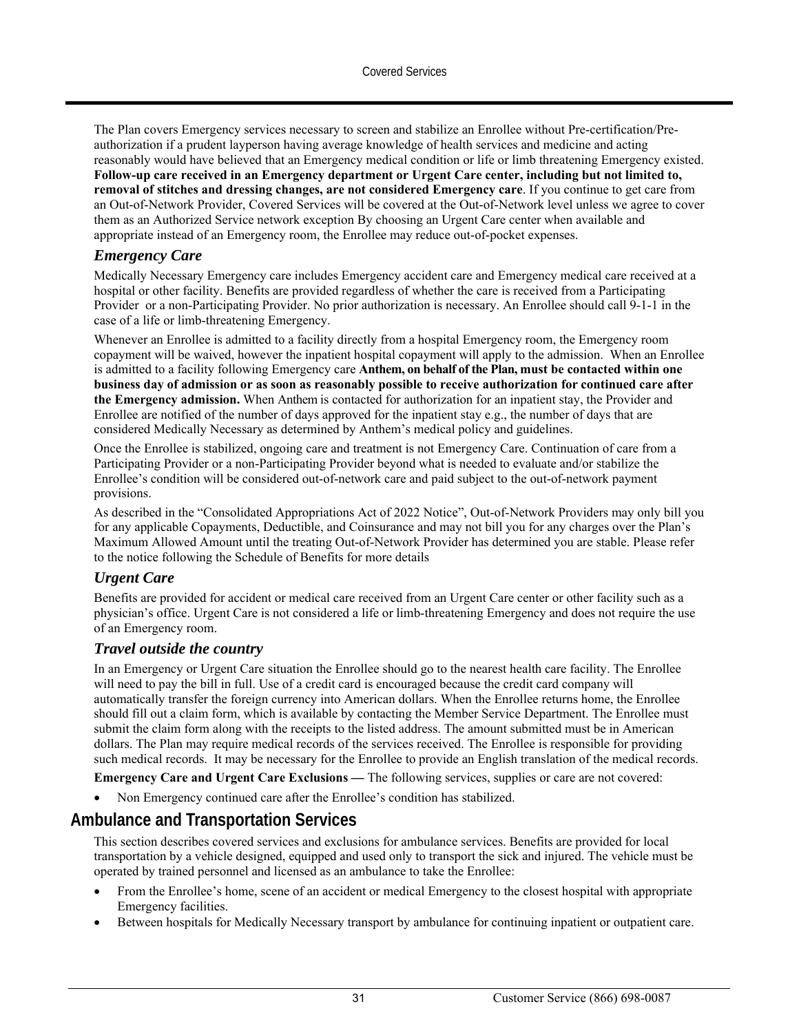The Plan covers Emergency services necessary to screen and stabilize an Enrollee without Pre-certification/Pre-authorization if a prudent layperson having average knowledge of health services and medicine and acting reasonably would have believed that an Emergency medical condition or life or limb threatening Emergency existed. **Follow-up care received in an Emergency department or Urgent Care center, including but not limited to, removal of stitches and dressing changes, are not considered Emergency care**. If you continue to get care from an Out-of-Network Provider, Covered Services will be covered at the Out-of-Network level unless we agree to cover them as an Authorized Service network exception By choosing an Urgent Care center when available and appropriate instead of an Emergency room, the Enrollee may reduce out-of-pocket expenses.

### *Emergency Care*

Medically Necessary Emergency care includes Emergency accident care and Emergency medical care received at a hospital or other facility. Benefits are provided regardless of whether the care is received from a Participating Provider or a non-Participating Provider. No prior authorization is necessary. An Enrollee should call 9-1-1 in the case of a life or limb-threatening Emergency.

Whenever an Enrollee is admitted to a facility directly from a hospital Emergency room, the Emergency room copayment will be waived, however the inpatient hospital copayment will apply to the admission. When an Enrollee is admitted to a facility following Emergency care **Anthem, on behalf of the Plan, must be contacted within one business day of admission or as soon as reasonably possible to receive authorization for continued care after the Emergency admission.** When Anthem is contacted for authorization for an inpatient stay, the Provider and Enrollee are notified of the number of days approved for the inpatient stay e.g., the number of days that are considered Medically Necessary as determined by Anthem's medical policy and guidelines.

Once the Enrollee is stabilized, ongoing care and treatment is not Emergency Care. Continuation of care from a Participating Provider or a non-Participating Provider beyond what is needed to evaluate and/or stabilize the Enrollee's condition will be considered out-of-network care and paid subject to the out-of-network payment provisions.

As described in the "Consolidated Appropriations Act of 2022 Notice", Out-of-Network Providers may only bill you for any applicable Copayments, Deductible, and Coinsurance and may not bill you for any charges over the Plan's Maximum Allowed Amount until the treating Out-of-Network Provider has determined you are stable. Please refer to the notice following the Schedule of Benefits for more details

### *Urgent Care*

Benefits are provided for accident or medical care received from an Urgent Care center or other facility such as a physician's office. Urgent Care is not considered a life or limb-threatening Emergency and does not require the use of an Emergency room.

### *Travel outside the country*

In an Emergency or Urgent Care situation the Enrollee should go to the nearest health care facility. The Enrollee will need to pay the bill in full. Use of a credit card is encouraged because the credit card company will automatically transfer the foreign currency into American dollars. When the Enrollee returns home, the Enrollee should fill out a claim form, which is available by contacting the Member Service Department. The Enrollee must submit the claim form along with the receipts to the listed address. The amount submitted must be in American dollars. The Plan may require medical records of the services received. The Enrollee is responsible for providing such medical records. It may be necessary for the Enrollee to provide an English translation of the medical records.

**Emergency Care and Urgent Care Exclusions —** The following services, supplies or care are not covered:

- Non Emergency continued care after the Enrollee's condition has stabilized.

## Ambulance and Transportation Services

This section describes covered services and exclusions for ambulance services. Benefits are provided for local transportation by a vehicle designed, equipped and used only to transport the sick and injured. The vehicle must be operated by trained personnel and licensed as an ambulance to take the Enrollee:

- From the Enrollee's home, scene of an accident or medical Emergency to the closest hospital with appropriate Emergency facilities.
- Between hospitals for Medically Necessary transport by ambulance for continuing inpatient or outpatient care.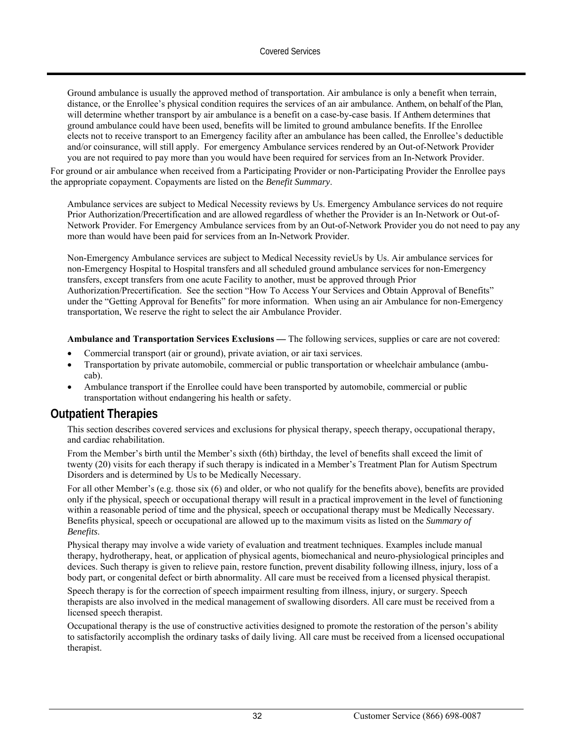Ground ambulance is usually the approved method of transportation. Air ambulance is only a benefit when terrain, distance, or the Enrollee's physical condition requires the services of an air ambulance. Anthem, on behalf of the Plan, will determine whether transport by air ambulance is a benefit on a case-by-case basis. If Anthem determines that ground ambulance could have been used, benefits will be limited to ground ambulance benefits. If the Enrollee elects not to receive transport to an Emergency facility after an ambulance has been called, the Enrollee's deductible and/or coinsurance, will still apply. For emergency Ambulance services rendered by an Out-of-Network Provider you are not required to pay more than you would have been required for services from an In-Network Provider.

For ground or air ambulance when received from a Participating Provider or non-Participating Provider the Enrollee pays the appropriate copayment. Copayments are listed on the *Benefit Summary*.

Ambulance services are subject to Medical Necessity reviews by Us. Emergency Ambulance services do not require Prior Authorization/Precertification and are allowed regardless of whether the Provider is an In-Network or Out-of-Network Provider. For Emergency Ambulance services from by an Out-of-Network Provider you do not need to pay any more than would have been paid for services from an In-Network Provider.

Non-Emergency Ambulance services are subject to Medical Necessity revieUs by Us. Air ambulance services for non-Emergency Hospital to Hospital transfers and all scheduled ground ambulance services for non-Emergency transfers, except transfers from one acute Facility to another, must be approved through Prior Authorization/Precertification. See the section "How To Access Your Services and Obtain Approval of Benefits" under the "Getting Approval for Benefits" for more information. When using an air Ambulance for non-Emergency transportation, We reserve the right to select the air Ambulance Provider.

**Ambulance and Transportation Services Exclusions —** The following services, supplies or care are not covered:

- Commercial transport (air or ground), private aviation, or air taxi services.
- Transportation by private automobile, commercial or public transportation or wheelchair ambulance (ambu-cab).
- Ambulance transport if the Enrollee could have been transported by automobile, commercial or public transportation without endangering his health or safety.

## Outpatient Therapies

This section describes covered services and exclusions for physical therapy, speech therapy, occupational therapy, and cardiac rehabilitation.

From the Member's birth until the Member's sixth (6th) birthday, the level of benefits shall exceed the limit of twenty (20) visits for each therapy if such therapy is indicated in a Member's Treatment Plan for Autism Spectrum Disorders and is determined by Us to be Medically Necessary.

For all other Member's (e.g. those six (6) and older, or who not qualify for the benefits above), benefits are provided only if the physical, speech or occupational therapy will result in a practical improvement in the level of functioning within a reasonable period of time and the physical, speech or occupational therapy must be Medically Necessary. Benefits physical, speech or occupational are allowed up to the maximum visits as listed on the *Summary of Benefits*.

Physical therapy may involve a wide variety of evaluation and treatment techniques. Examples include manual therapy, hydrotherapy, heat, or application of physical agents, biomechanical and neuro-physiological principles and devices. Such therapy is given to relieve pain, restore function, prevent disability following illness, injury, loss of a body part, or congenital defect or birth abnormality. All care must be received from a licensed physical therapist.

Speech therapy is for the correction of speech impairment resulting from illness, injury, or surgery. Speech therapists are also involved in the medical management of swallowing disorders. All care must be received from a licensed speech therapist.

Occupational therapy is the use of constructive activities designed to promote the restoration of the person's ability to satisfactorily accomplish the ordinary tasks of daily living. All care must be received from a licensed occupational therapist.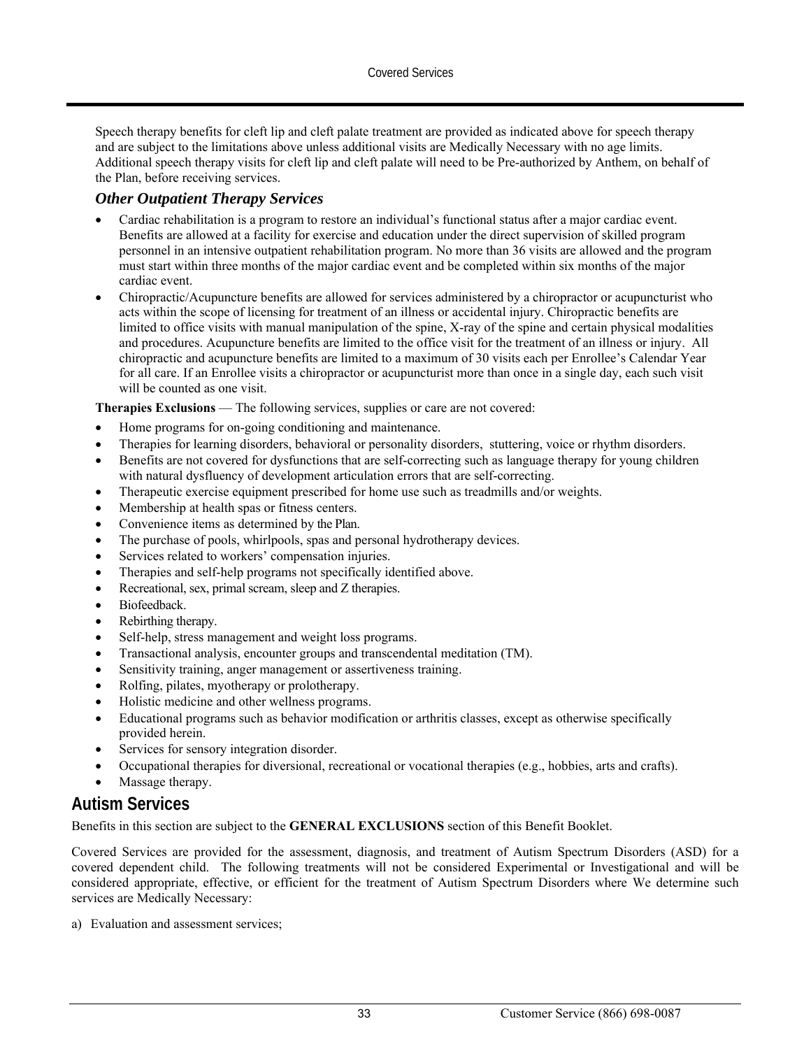Speech therapy benefits for cleft lip and cleft palate treatment are provided as indicated above for speech therapy and are subject to the limitations above unless additional visits are Medically Necessary with no age limits. Additional speech therapy visits for cleft lip and cleft palate will need to be Pre-authorized by Anthem, on behalf of the Plan, before receiving services.

### *Other Outpatient Therapy Services*

- Cardiac rehabilitation is a program to restore an individual's functional status after a major cardiac event. Benefits are allowed at a facility for exercise and education under the direct supervision of skilled program personnel in an intensive outpatient rehabilitation program. No more than 36 visits are allowed and the program must start within three months of the major cardiac event and be completed within six months of the major cardiac event.
- Chiropractic/Acupuncture benefits are allowed for services administered by a chiropractor or acupuncturist who acts within the scope of licensing for treatment of an illness or accidental injury. Chiropractic benefits are limited to office visits with manual manipulation of the spine, X-ray of the spine and certain physical modalities and procedures. Acupuncture benefits are limited to the office visit for the treatment of an illness or injury. All chiropractic and acupuncture benefits are limited to a maximum of 30 visits each per Enrollee's Calendar Year for all care. If an Enrollee visits a chiropractor or acupuncturist more than once in a single day, each such visit will be counted as one visit.

**Therapies Exclusions** — The following services, supplies or care are not covered:

- Home programs for on-going conditioning and maintenance.
- Therapies for learning disorders, behavioral or personality disorders, stuttering, voice or rhythm disorders.
- Benefits are not covered for dysfunctions that are self-correcting such as language therapy for young children with natural dysfluency of development articulation errors that are self-correcting.
- Therapeutic exercise equipment prescribed for home use such as treadmills and/or weights.
- Membership at health spas or fitness centers.
- Convenience items as determined by the Plan.
- The purchase of pools, whirlpools, spas and personal hydrotherapy devices.
- Services related to workers' compensation injuries.
- Therapies and self-help programs not specifically identified above.
- Recreational, sex, primal scream, sleep and Z therapies.
- Biofeedback.
- Rebirthing therapy.
- Self-help, stress management and weight loss programs.
- Transactional analysis, encounter groups and transcendental meditation (TM).
- Sensitivity training, anger management or assertiveness training.
- Rolfing, pilates, myotherapy or prolotherapy.
- Holistic medicine and other wellness programs.
- Educational programs such as behavior modification or arthritis classes, except as otherwise specifically provided herein.
- Services for sensory integration disorder.
- Occupational therapies for diversional, recreational or vocational therapies (e.g., hobbies, arts and crafts).
- Massage therapy.

## Autism Services

Benefits in this section are subject to the **GENERAL EXCLUSIONS** section of this Benefit Booklet.

Covered Services are provided for the assessment, diagnosis, and treatment of Autism Spectrum Disorders (ASD) for a covered dependent child. The following treatments will not be considered Experimental or Investigational and will be considered appropriate, effective, or efficient for the treatment of Autism Spectrum Disorders where We determine such services are Medically Necessary:

a) Evaluation and assessment services;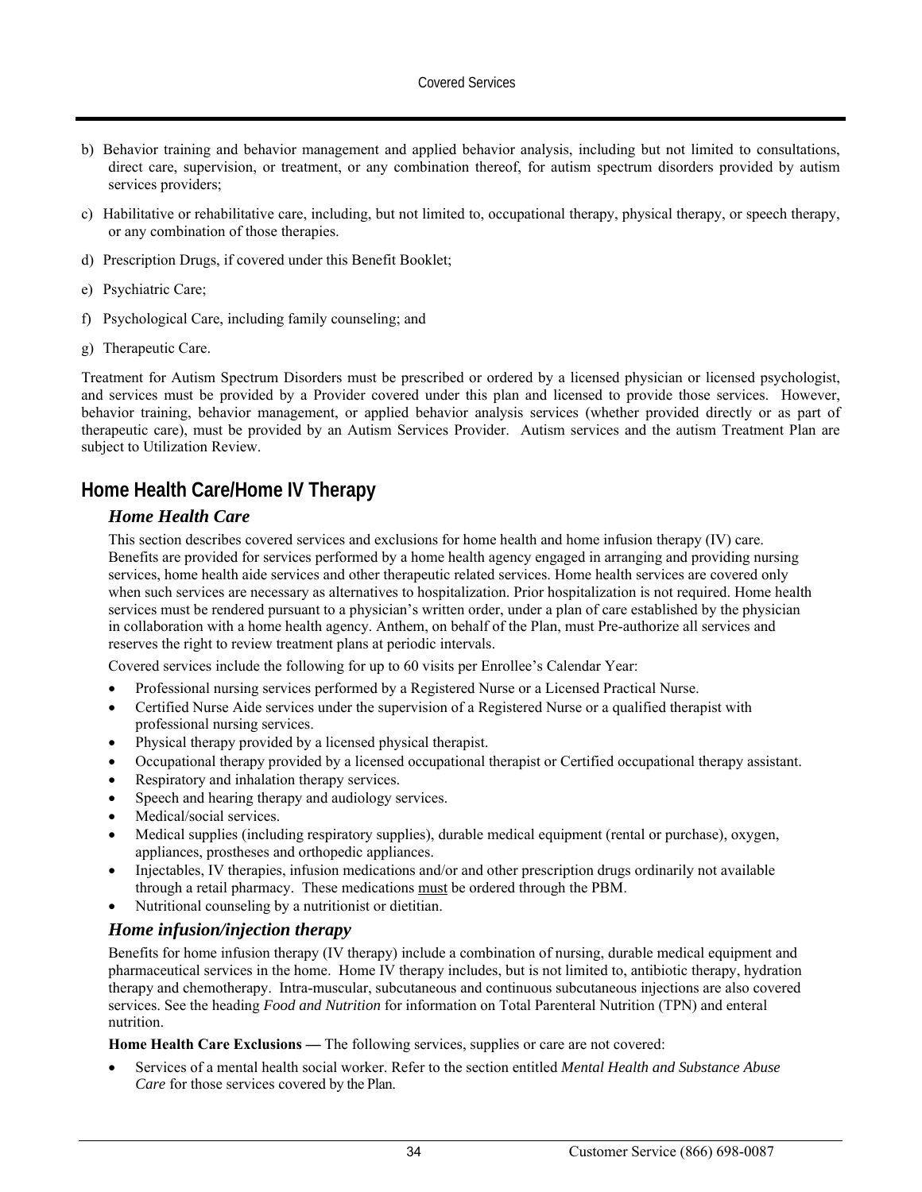b) Behavior training and behavior management and applied behavior analysis, including but not limited to consultations, direct care, supervision, or treatment, or any combination thereof, for autism spectrum disorders provided by autism services providers;

c) Habilitative or rehabilitative care, including, but not limited to, occupational therapy, physical therapy, or speech therapy, or any combination of those therapies.

d) Prescription Drugs, if covered under this Benefit Booklet;

e) Psychiatric Care;

f) Psychological Care, including family counseling; and

g) Therapeutic Care.

Treatment for Autism Spectrum Disorders must be prescribed or ordered by a licensed physician or licensed psychologist, and services must be provided by a Provider covered under this plan and licensed to provide those services. However, behavior training, behavior management, or applied behavior analysis services (whether provided directly or as part of therapeutic care), must be provided by an Autism Services Provider. Autism services and the autism Treatment Plan are subject to Utilization Review.

## Home Health Care/Home IV Therapy

### *Home Health Care*

This section describes covered services and exclusions for home health and home infusion therapy (IV) care. Benefits are provided for services performed by a home health agency engaged in arranging and providing nursing services, home health aide services and other therapeutic related services. Home health services are covered only when such services are necessary as alternatives to hospitalization. Prior hospitalization is not required. Home health services must be rendered pursuant to a physician's written order, under a plan of care established by the physician in collaboration with a home health agency. Anthem, on behalf of the Plan, must Pre-authorize all services and reserves the right to review treatment plans at periodic intervals.

Covered services include the following for up to 60 visits per Enrollee's Calendar Year:

- Professional nursing services performed by a Registered Nurse or a Licensed Practical Nurse.
- Certified Nurse Aide services under the supervision of a Registered Nurse or a qualified therapist with professional nursing services.
- Physical therapy provided by a licensed physical therapist.
- Occupational therapy provided by a licensed occupational therapist or Certified occupational therapy assistant.
- Respiratory and inhalation therapy services.
- Speech and hearing therapy and audiology services.
- Medical/social services.
- Medical supplies (including respiratory supplies), durable medical equipment (rental or purchase), oxygen, appliances, prostheses and orthopedic appliances.
- Injectables, IV therapies, infusion medications and/or and other prescription drugs ordinarily not available through a retail pharmacy. These medications <u>must</u> be ordered through the PBM.
- Nutritional counseling by a nutritionist or dietitian.

### *Home infusion/injection therapy*

Benefits for home infusion therapy (IV therapy) include a combination of nursing, durable medical equipment and pharmaceutical services in the home. Home IV therapy includes, but is not limited to, antibiotic therapy, hydration therapy and chemotherapy. Intra-muscular, subcutaneous and continuous subcutaneous injections are also covered services. See the heading *Food and Nutrition* for information on Total Parenteral Nutrition (TPN) and enteral nutrition.

**Home Health Care Exclusions —** The following services, supplies or care are not covered:

- Services of a mental health social worker. Refer to the section entitled *Mental Health and Substance Abuse Care* for those services covered by the Plan.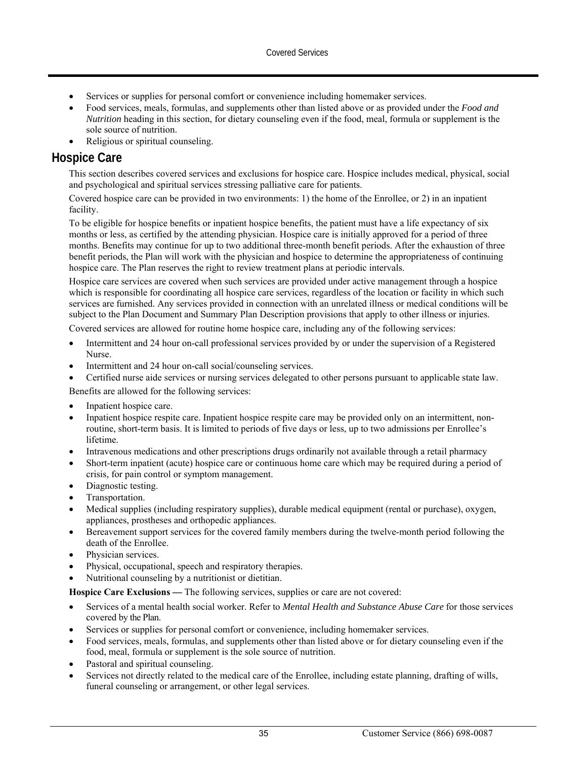- Services or supplies for personal comfort or convenience including homemaker services.
- Food services, meals, formulas, and supplements other than listed above or as provided under the *Food and Nutrition* heading in this section, for dietary counseling even if the food, meal, formula or supplement is the sole source of nutrition.
- Religious or spiritual counseling.

## Hospice Care

This section describes covered services and exclusions for hospice care. Hospice includes medical, physical, social and psychological and spiritual services stressing palliative care for patients.

Covered hospice care can be provided in two environments: 1) the home of the Enrollee, or 2) in an inpatient facility.

To be eligible for hospice benefits or inpatient hospice benefits, the patient must have a life expectancy of six months or less, as certified by the attending physician. Hospice care is initially approved for a period of three months. Benefits may continue for up to two additional three-month benefit periods. After the exhaustion of three benefit periods, the Plan will work with the physician and hospice to determine the appropriateness of continuing hospice care. The Plan reserves the right to review treatment plans at periodic intervals.

Hospice care services are covered when such services are provided under active management through a hospice which is responsible for coordinating all hospice care services, regardless of the location or facility in which such services are furnished. Any services provided in connection with an unrelated illness or medical conditions will be subject to the Plan Document and Summary Plan Description provisions that apply to other illness or injuries.

Covered services are allowed for routine home hospice care, including any of the following services:

- Intermittent and 24 hour on-call professional services provided by or under the supervision of a Registered Nurse.
- Intermittent and 24 hour on-call social/counseling services.
- Certified nurse aide services or nursing services delegated to other persons pursuant to applicable state law.

Benefits are allowed for the following services:

- Inpatient hospice care.
- Inpatient hospice respite care. Inpatient hospice respite care may be provided only on an intermittent, non-routine, short-term basis. It is limited to periods of five days or less, up to two admissions per Enrollee's lifetime.
- Intravenous medications and other prescriptions drugs ordinarily not available through a retail pharmacy
- Short-term inpatient (acute) hospice care or continuous home care which may be required during a period of crisis, for pain control or symptom management.
- Diagnostic testing.
- Transportation.
- Medical supplies (including respiratory supplies), durable medical equipment (rental or purchase), oxygen, appliances, prostheses and orthopedic appliances.
- Bereavement support services for the covered family members during the twelve-month period following the death of the Enrollee.
- Physician services.
- Physical, occupational, speech and respiratory therapies.
- Nutritional counseling by a nutritionist or dietitian.

**Hospice Care Exclusions —** The following services, supplies or care are not covered:

- Services of a mental health social worker. Refer to *Mental Health and Substance Abuse Care* for those services covered by the Plan.
- Services or supplies for personal comfort or convenience, including homemaker services.
- Food services, meals, formulas, and supplements other than listed above or for dietary counseling even if the food, meal, formula or supplement is the sole source of nutrition.
- Pastoral and spiritual counseling.
- Services not directly related to the medical care of the Enrollee, including estate planning, drafting of wills, funeral counseling or arrangement, or other legal services.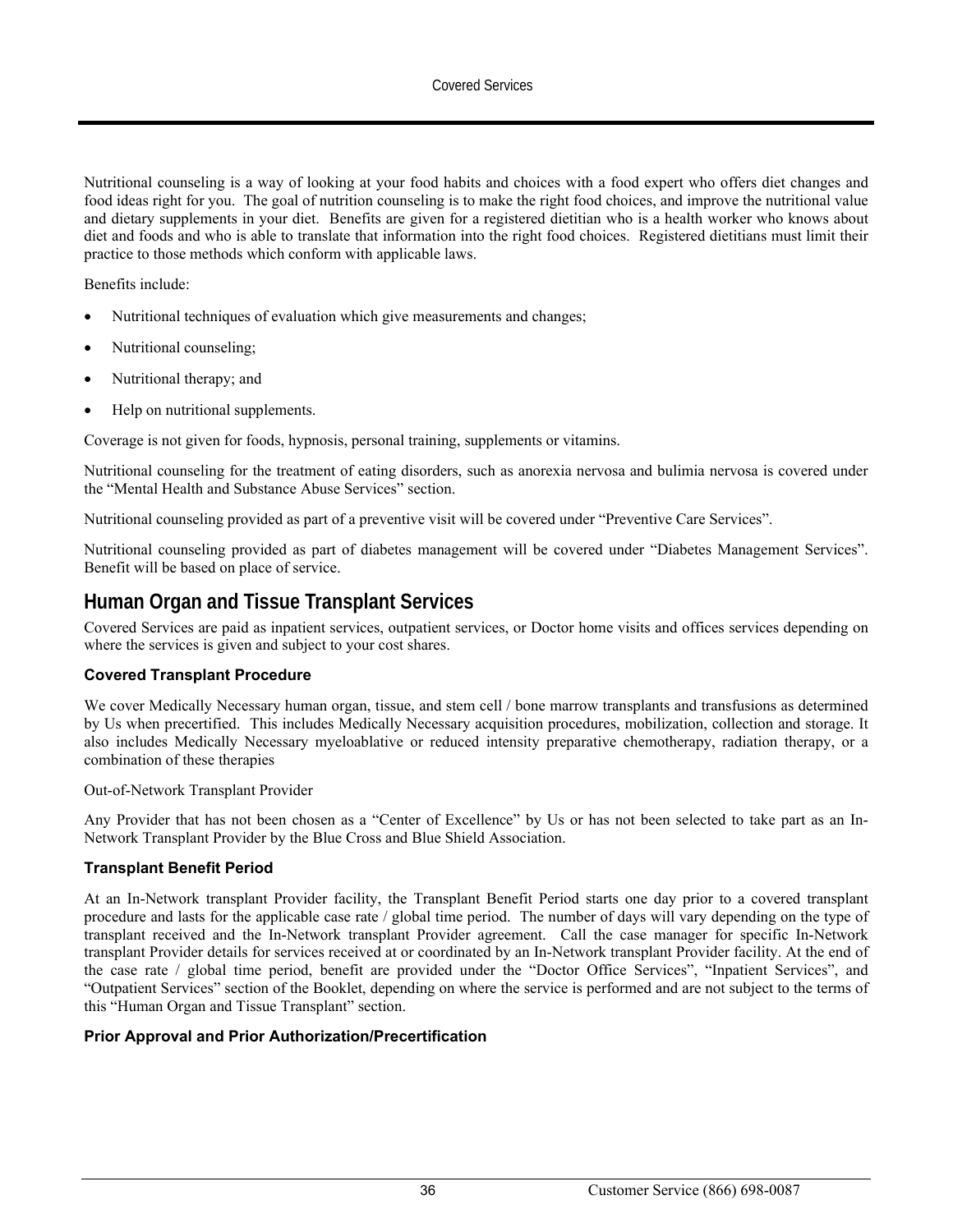Nutritional counseling is a way of looking at your food habits and choices with a food expert who offers diet changes and food ideas right for you. The goal of nutrition counseling is to make the right food choices, and improve the nutritional value and dietary supplements in your diet. Benefits are given for a registered dietitian who is a health worker who knows about diet and foods and who is able to translate that information into the right food choices. Registered dietitians must limit their practice to those methods which conform with applicable laws.

Benefits include:

- Nutritional techniques of evaluation which give measurements and changes;
- Nutritional counseling;
- Nutritional therapy; and
- Help on nutritional supplements.

Coverage is not given for foods, hypnosis, personal training, supplements or vitamins.

Nutritional counseling for the treatment of eating disorders, such as anorexia nervosa and bulimia nervosa is covered under the "Mental Health and Substance Abuse Services" section.

Nutritional counseling provided as part of a preventive visit will be covered under "Preventive Care Services".

Nutritional counseling provided as part of diabetes management will be covered under "Diabetes Management Services". Benefit will be based on place of service.

## Human Organ and Tissue Transplant Services

Covered Services are paid as inpatient services, outpatient services, or Doctor home visits and offices services depending on where the services is given and subject to your cost shares.

### Covered Transplant Procedure

We cover Medically Necessary human organ, tissue, and stem cell / bone marrow transplants and transfusions as determined by Us when precertified. This includes Medically Necessary acquisition procedures, mobilization, collection and storage. It also includes Medically Necessary myeloablative or reduced intensity preparative chemotherapy, radiation therapy, or a combination of these therapies

Out-of-Network Transplant Provider

Any Provider that has not been chosen as a "Center of Excellence" by Us or has not been selected to take part as an In-Network Transplant Provider by the Blue Cross and Blue Shield Association.

### Transplant Benefit Period

At an In-Network transplant Provider facility, the Transplant Benefit Period starts one day prior to a covered transplant procedure and lasts for the applicable case rate / global time period. The number of days will vary depending on the type of transplant received and the In-Network transplant Provider agreement. Call the case manager for specific In-Network transplant Provider details for services received at or coordinated by an In-Network transplant Provider facility. At the end of the case rate / global time period, benefit are provided under the "Doctor Office Services", "Inpatient Services", and "Outpatient Services" section of the Booklet, depending on where the service is performed and are not subject to the terms of this "Human Organ and Tissue Transplant" section.

### Prior Approval and Prior Authorization/Precertification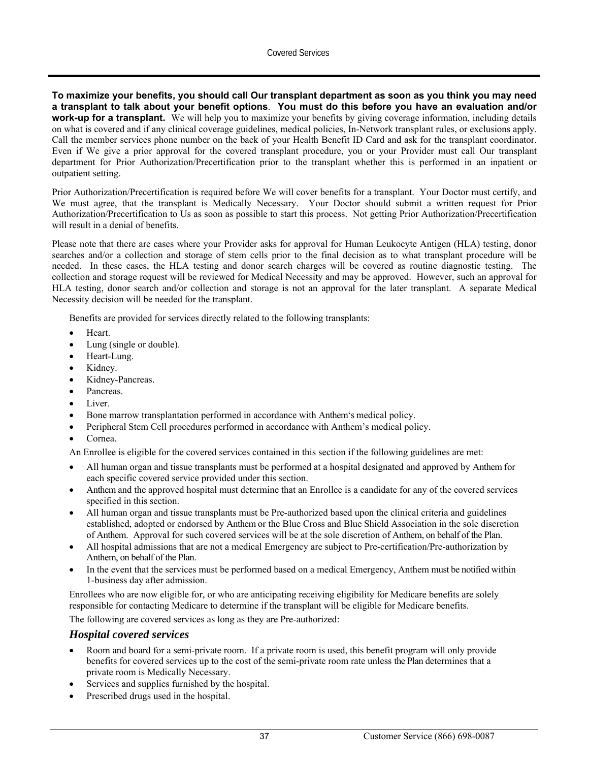**To maximize your benefits, you should call Our transplant department as soon as you think you may need a transplant to talk about your benefit options**. **You must do this before you have an evaluation and/or work-up for a transplant.** We will help you to maximize your benefits by giving coverage information, including details on what is covered and if any clinical coverage guidelines, medical policies, In-Network transplant rules, or exclusions apply. Call the member services phone number on the back of your Health Benefit ID Card and ask for the transplant coordinator. Even if We give a prior approval for the covered transplant procedure, you or your Provider must call Our transplant department for Prior Authorization/Precertification prior to the transplant whether this is performed in an inpatient or outpatient setting.

Prior Authorization/Precertification is required before We will cover benefits for a transplant. Your Doctor must certify, and We must agree, that the transplant is Medically Necessary. Your Doctor should submit a written request for Prior Authorization/Precertification to Us as soon as possible to start this process. Not getting Prior Authorization/Precertification will result in a denial of benefits.

Please note that there are cases where your Provider asks for approval for Human Leukocyte Antigen (HLA) testing, donor searches and/or a collection and storage of stem cells prior to the final decision as to what transplant procedure will be needed. In these cases, the HLA testing and donor search charges will be covered as routine diagnostic testing. The collection and storage request will be reviewed for Medical Necessity and may be approved. However, such an approval for HLA testing, donor search and/or collection and storage is not an approval for the later transplant. A separate Medical Necessity decision will be needed for the transplant.

Benefits are provided for services directly related to the following transplants:

- Heart.
- Lung (single or double).
- Heart-Lung.
- Kidney.
- Kidney-Pancreas.
- Pancreas.
- Liver.
- Bone marrow transplantation performed in accordance with Anthem's medical policy.
- Peripheral Stem Cell procedures performed in accordance with Anthem's medical policy.
- Cornea.

An Enrollee is eligible for the covered services contained in this section if the following guidelines are met:

- All human organ and tissue transplants must be performed at a hospital designated and approved by Anthem for each specific covered service provided under this section.
- Anthem and the approved hospital must determine that an Enrollee is a candidate for any of the covered services specified in this section.
- All human organ and tissue transplants must be Pre-authorized based upon the clinical criteria and guidelines established, adopted or endorsed by Anthem or the Blue Cross and Blue Shield Association in the sole discretion of Anthem. Approval for such covered services will be at the sole discretion of Anthem, on behalf of the Plan.
- All hospital admissions that are not a medical Emergency are subject to Pre-certification/Pre-authorization by Anthem, on behalf of the Plan.
- In the event that the services must be performed based on a medical Emergency, Anthem must be notified within 1-business day after admission.

Enrollees who are now eligible for, or who are anticipating receiving eligibility for Medicare benefits are solely responsible for contacting Medicare to determine if the transplant will be eligible for Medicare benefits.

The following are covered services as long as they are Pre-authorized:

### *Hospital covered services*

- Room and board for a semi-private room. If a private room is used, this benefit program will only provide benefits for covered services up to the cost of the semi-private room rate unless the Plan determines that a private room is Medically Necessary.
- Services and supplies furnished by the hospital.
- Prescribed drugs used in the hospital.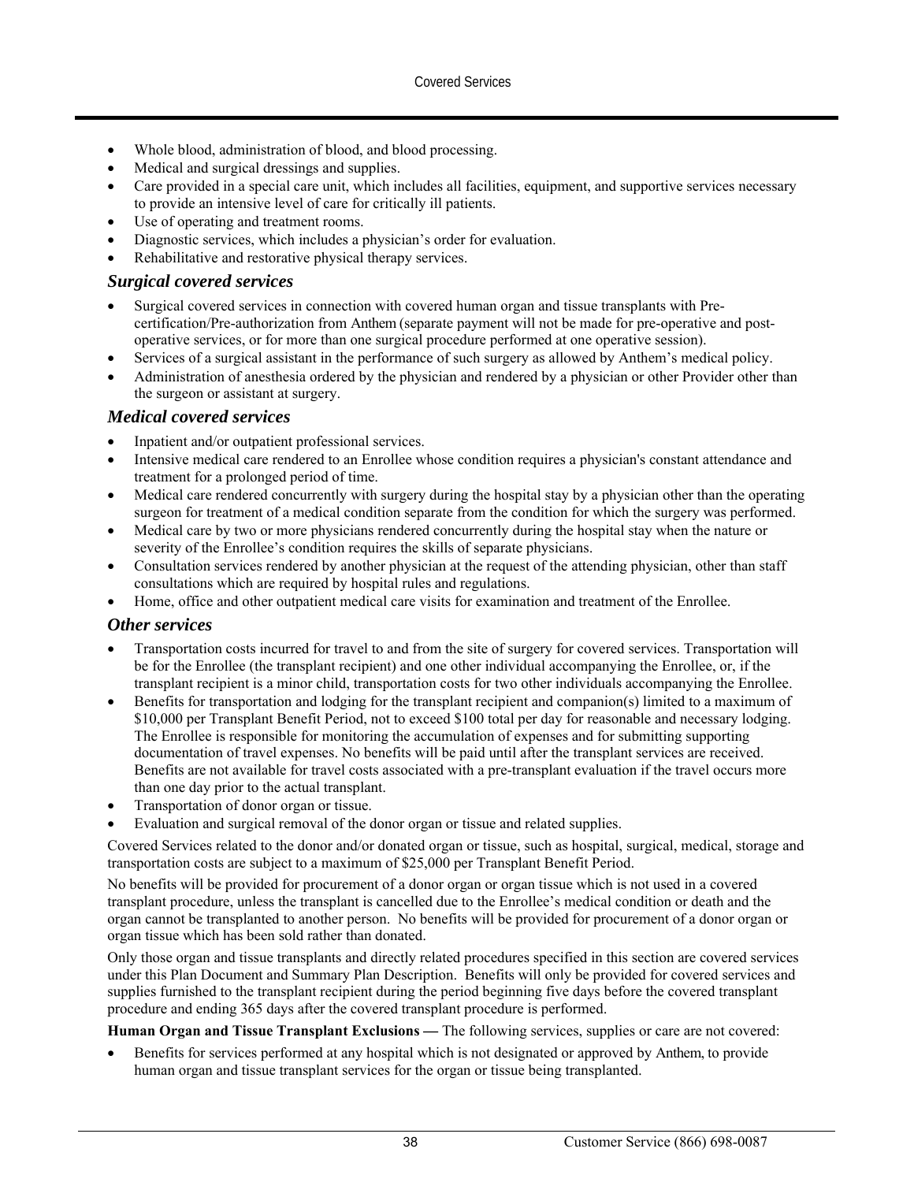- Whole blood, administration of blood, and blood processing.
- Medical and surgical dressings and supplies.
- Care provided in a special care unit, which includes all facilities, equipment, and supportive services necessary to provide an intensive level of care for critically ill patients.
- Use of operating and treatment rooms.
- Diagnostic services, which includes a physician's order for evaluation.
- Rehabilitative and restorative physical therapy services.

### *Surgical covered services*

- Surgical covered services in connection with covered human organ and tissue transplants with Pre-certification/Pre-authorization from Anthem (separate payment will not be made for pre-operative and post-operative services, or for more than one surgical procedure performed at one operative session).
- Services of a surgical assistant in the performance of such surgery as allowed by Anthem's medical policy.
- Administration of anesthesia ordered by the physician and rendered by a physician or other Provider other than the surgeon or assistant at surgery.

### *Medical covered services*

- Inpatient and/or outpatient professional services.
- Intensive medical care rendered to an Enrollee whose condition requires a physician's constant attendance and treatment for a prolonged period of time.
- Medical care rendered concurrently with surgery during the hospital stay by a physician other than the operating surgeon for treatment of a medical condition separate from the condition for which the surgery was performed.
- Medical care by two or more physicians rendered concurrently during the hospital stay when the nature or severity of the Enrollee's condition requires the skills of separate physicians.
- Consultation services rendered by another physician at the request of the attending physician, other than staff consultations which are required by hospital rules and regulations.
- Home, office and other outpatient medical care visits for examination and treatment of the Enrollee.

### *Other services*

- Transportation costs incurred for travel to and from the site of surgery for covered services. Transportation will be for the Enrollee (the transplant recipient) and one other individual accompanying the Enrollee, or, if the transplant recipient is a minor child, transportation costs for two other individuals accompanying the Enrollee.
- Benefits for transportation and lodging for the transplant recipient and companion(s) limited to a maximum of $10,000 per Transplant Benefit Period, not to exceed $100 total per day for reasonable and necessary lodging. The Enrollee is responsible for monitoring the accumulation of expenses and for submitting supporting documentation of travel expenses. No benefits will be paid until after the transplant services are received. Benefits are not available for travel costs associated with a pre-transplant evaluation if the travel occurs more than one day prior to the actual transplant.
- Transportation of donor organ or tissue.
- Evaluation and surgical removal of the donor organ or tissue and related supplies.

Covered Services related to the donor and/or donated organ or tissue, such as hospital, surgical, medical, storage and transportation costs are subject to a maximum of $25,000 per Transplant Benefit Period.

No benefits will be provided for procurement of a donor organ or organ tissue which is not used in a covered transplant procedure, unless the transplant is cancelled due to the Enrollee's medical condition or death and the organ cannot be transplanted to another person. No benefits will be provided for procurement of a donor organ or organ tissue which has been sold rather than donated.

Only those organ and tissue transplants and directly related procedures specified in this section are covered services under this Plan Document and Summary Plan Description. Benefits will only be provided for covered services and supplies furnished to the transplant recipient during the period beginning five days before the covered transplant procedure and ending 365 days after the covered transplant procedure is performed.

**Human Organ and Tissue Transplant Exclusions —** The following services, supplies or care are not covered:

- Benefits for services performed at any hospital which is not designated or approved by Anthem, to provide human organ and tissue transplant services for the organ or tissue being transplanted.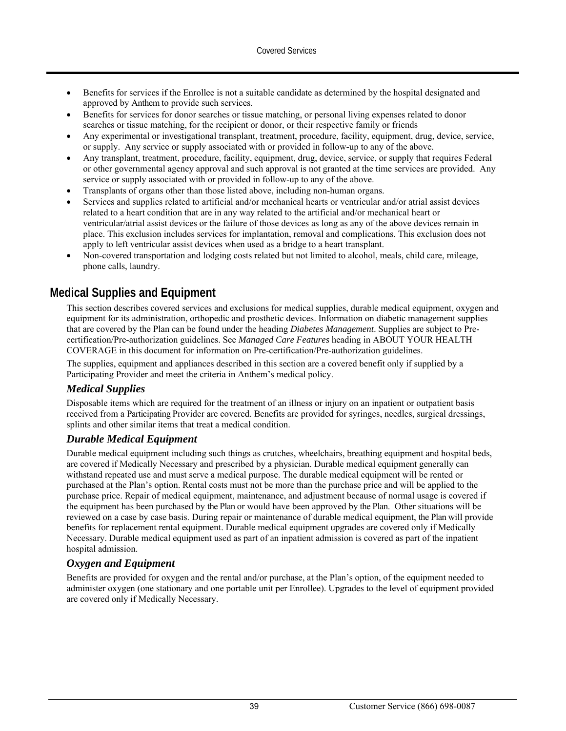- Benefits for services if the Enrollee is not a suitable candidate as determined by the hospital designated and approved by Anthem to provide such services.
- Benefits for services for donor searches or tissue matching, or personal living expenses related to donor searches or tissue matching, for the recipient or donor, or their respective family or friends
- Any experimental or investigational transplant, treatment, procedure, facility, equipment, drug, device, service, or supply. Any service or supply associated with or provided in follow-up to any of the above.
- Any transplant, treatment, procedure, facility, equipment, drug, device, service, or supply that requires Federal or other governmental agency approval and such approval is not granted at the time services are provided. Any service or supply associated with or provided in follow-up to any of the above.
- Transplants of organs other than those listed above, including non-human organs.
- Services and supplies related to artificial and/or mechanical hearts or ventricular and/or atrial assist devices related to a heart condition that are in any way related to the artificial and/or mechanical heart or ventricular/atrial assist devices or the failure of those devices as long as any of the above devices remain in place. This exclusion includes services for implantation, removal and complications. This exclusion does not apply to left ventricular assist devices when used as a bridge to a heart transplant.
- Non-covered transportation and lodging costs related but not limited to alcohol, meals, child care, mileage, phone calls, laundry.

## Medical Supplies and Equipment

This section describes covered services and exclusions for medical supplies, durable medical equipment, oxygen and equipment for its administration, orthopedic and prosthetic devices. Information on diabetic management supplies that are covered by the Plan can be found under the heading *Diabetes Management*. Supplies are subject to Pre-certification/Pre-authorization guidelines. See *Managed Care Features* heading in ABOUT YOUR HEALTH COVERAGE in this document for information on Pre-certification/Pre-authorization guidelines.

The supplies, equipment and appliances described in this section are a covered benefit only if supplied by a Participating Provider and meet the criteria in Anthem's medical policy.

### *Medical Supplies*

Disposable items which are required for the treatment of an illness or injury on an inpatient or outpatient basis received from a Participating Provider are covered. Benefits are provided for syringes, needles, surgical dressings, splints and other similar items that treat a medical condition.

### *Durable Medical Equipment*

Durable medical equipment including such things as crutches, wheelchairs, breathing equipment and hospital beds, are covered if Medically Necessary and prescribed by a physician. Durable medical equipment generally can withstand repeated use and must serve a medical purpose. The durable medical equipment will be rented or purchased at the Plan's option. Rental costs must not be more than the purchase price and will be applied to the purchase price. Repair of medical equipment, maintenance, and adjustment because of normal usage is covered if the equipment has been purchased by the Plan or would have been approved by the Plan. Other situations will be reviewed on a case by case basis. During repair or maintenance of durable medical equipment, the Plan will provide benefits for replacement rental equipment. Durable medical equipment upgrades are covered only if Medically Necessary. Durable medical equipment used as part of an inpatient admission is covered as part of the inpatient hospital admission.

### *Oxygen and Equipment*

Benefits are provided for oxygen and the rental and/or purchase, at the Plan's option, of the equipment needed to administer oxygen (one stationary and one portable unit per Enrollee). Upgrades to the level of equipment provided are covered only if Medically Necessary.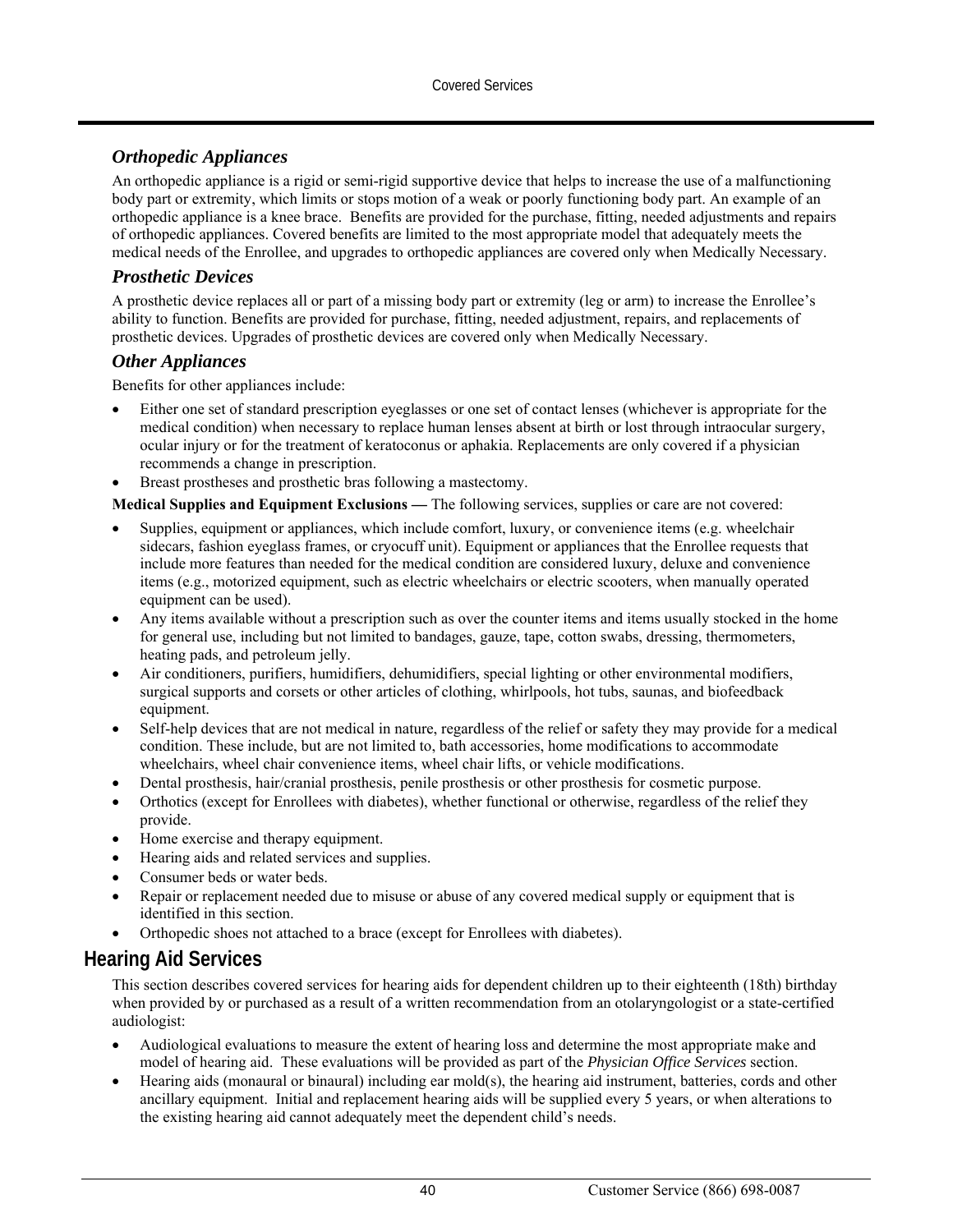### *Orthopedic Appliances*

An orthopedic appliance is a rigid or semi-rigid supportive device that helps to increase the use of a malfunctioning body part or extremity, which limits or stops motion of a weak or poorly functioning body part. An example of an orthopedic appliance is a knee brace. Benefits are provided for the purchase, fitting, needed adjustments and repairs of orthopedic appliances. Covered benefits are limited to the most appropriate model that adequately meets the medical needs of the Enrollee, and upgrades to orthopedic appliances are covered only when Medically Necessary.

### *Prosthetic Devices*

A prosthetic device replaces all or part of a missing body part or extremity (leg or arm) to increase the Enrollee's ability to function. Benefits are provided for purchase, fitting, needed adjustment, repairs, and replacements of prosthetic devices. Upgrades of prosthetic devices are covered only when Medically Necessary.

### *Other Appliances*

Benefits for other appliances include:

- Either one set of standard prescription eyeglasses or one set of contact lenses (whichever is appropriate for the medical condition) when necessary to replace human lenses absent at birth or lost through intraocular surgery, ocular injury or for the treatment of keratoconus or aphakia. Replacements are only covered if a physician recommends a change in prescription.
- Breast prostheses and prosthetic bras following a mastectomy.

**Medical Supplies and Equipment Exclusions —** The following services, supplies or care are not covered:

- Supplies, equipment or appliances, which include comfort, luxury, or convenience items (e.g. wheelchair sidecars, fashion eyeglass frames, or cryocuff unit). Equipment or appliances that the Enrollee requests that include more features than needed for the medical condition are considered luxury, deluxe and convenience items (e.g., motorized equipment, such as electric wheelchairs or electric scooters, when manually operated equipment can be used).
- Any items available without a prescription such as over the counter items and items usually stocked in the home for general use, including but not limited to bandages, gauze, tape, cotton swabs, dressing, thermometers, heating pads, and petroleum jelly.
- Air conditioners, purifiers, humidifiers, dehumidifiers, special lighting or other environmental modifiers, surgical supports and corsets or other articles of clothing, whirlpools, hot tubs, saunas, and biofeedback equipment.
- Self-help devices that are not medical in nature, regardless of the relief or safety they may provide for a medical condition. These include, but are not limited to, bath accessories, home modifications to accommodate wheelchairs, wheel chair convenience items, wheel chair lifts, or vehicle modifications.
- Dental prosthesis, hair/cranial prosthesis, penile prosthesis or other prosthesis for cosmetic purpose.
- Orthotics (except for Enrollees with diabetes), whether functional or otherwise, regardless of the relief they provide.
- Home exercise and therapy equipment.
- Hearing aids and related services and supplies.
- Consumer beds or water beds.
- Repair or replacement needed due to misuse or abuse of any covered medical supply or equipment that is identified in this section.
- Orthopedic shoes not attached to a brace (except for Enrollees with diabetes).

## Hearing Aid Services

This section describes covered services for hearing aids for dependent children up to their eighteenth (18th) birthday when provided by or purchased as a result of a written recommendation from an otolaryngologist or a state-certified audiologist:

- Audiological evaluations to measure the extent of hearing loss and determine the most appropriate make and model of hearing aid. These evaluations will be provided as part of the *Physician Office Services* section.
- Hearing aids (monaural or binaural) including ear mold(s), the hearing aid instrument, batteries, cords and other ancillary equipment. Initial and replacement hearing aids will be supplied every 5 years, or when alterations to the existing hearing aid cannot adequately meet the dependent child's needs.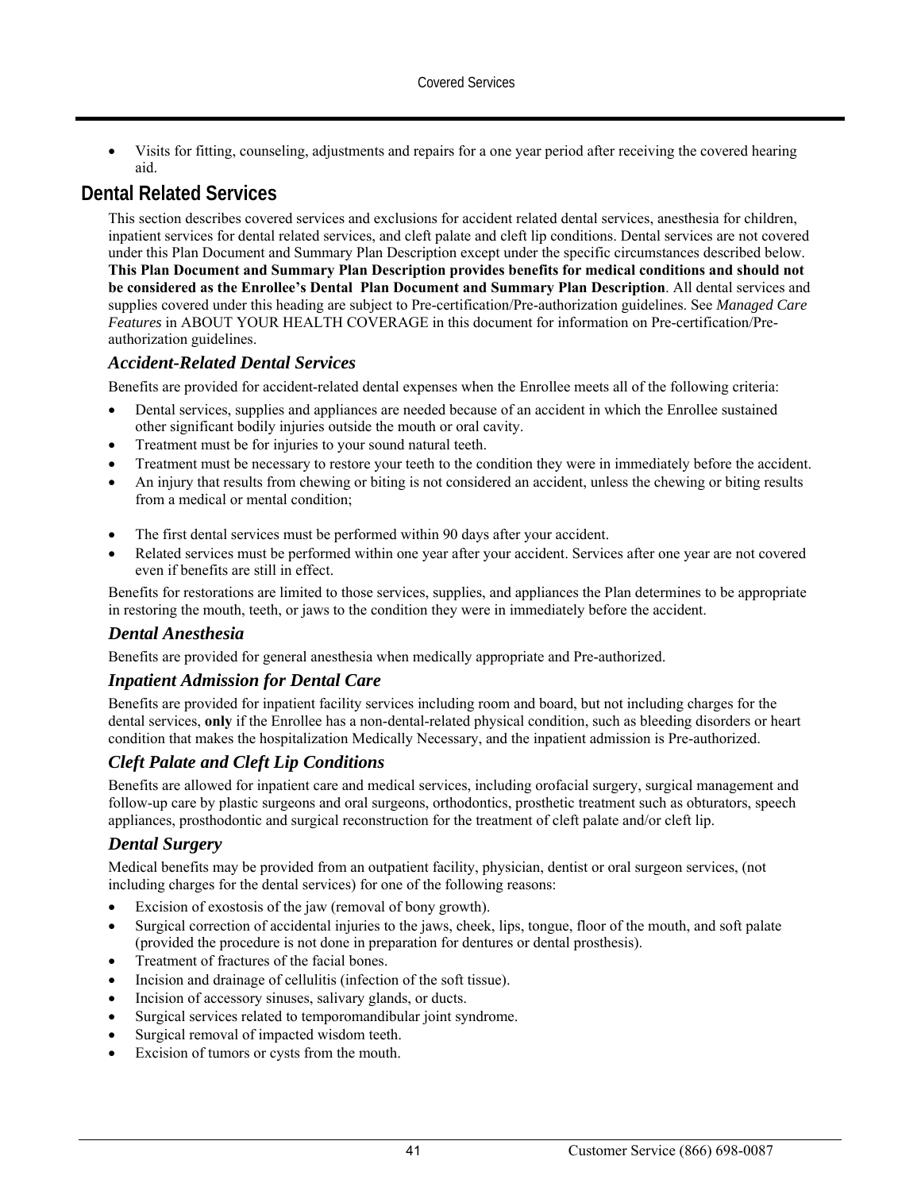- Visits for fitting, counseling, adjustments and repairs for a one year period after receiving the covered hearing aid.

## Dental Related Services

This section describes covered services and exclusions for accident related dental services, anesthesia for children, inpatient services for dental related services, and cleft palate and cleft lip conditions. Dental services are not covered under this Plan Document and Summary Plan Description except under the specific circumstances described below. **This Plan Document and Summary Plan Description provides benefits for medical conditions and should not be considered as the Enrollee's Dental Plan Document and Summary Plan Description**. All dental services and supplies covered under this heading are subject to Pre-certification/Pre-authorization guidelines. See *Managed Care Features* in ABOUT YOUR HEALTH COVERAGE in this document for information on Pre-certification/Pre-authorization guidelines.

### *Accident-Related Dental Services*

Benefits are provided for accident-related dental expenses when the Enrollee meets all of the following criteria:

- Dental services, supplies and appliances are needed because of an accident in which the Enrollee sustained other significant bodily injuries outside the mouth or oral cavity.
- Treatment must be for injuries to your sound natural teeth.
- Treatment must be necessary to restore your teeth to the condition they were in immediately before the accident.
- An injury that results from chewing or biting is not considered an accident, unless the chewing or biting results from a medical or mental condition;
- The first dental services must be performed within 90 days after your accident.
- Related services must be performed within one year after your accident. Services after one year are not covered even if benefits are still in effect.

Benefits for restorations are limited to those services, supplies, and appliances the Plan determines to be appropriate in restoring the mouth, teeth, or jaws to the condition they were in immediately before the accident.

### *Dental Anesthesia*

Benefits are provided for general anesthesia when medically appropriate and Pre-authorized.

### *Inpatient Admission for Dental Care*

Benefits are provided for inpatient facility services including room and board, but not including charges for the dental services, **only** if the Enrollee has a non-dental-related physical condition, such as bleeding disorders or heart condition that makes the hospitalization Medically Necessary, and the inpatient admission is Pre-authorized.

### *Cleft Palate and Cleft Lip Conditions*

Benefits are allowed for inpatient care and medical services, including orofacial surgery, surgical management and follow-up care by plastic surgeons and oral surgeons, orthodontics, prosthetic treatment such as obturators, speech appliances, prosthodontic and surgical reconstruction for the treatment of cleft palate and/or cleft lip.

### *Dental Surgery*

Medical benefits may be provided from an outpatient facility, physician, dentist or oral surgeon services, (not including charges for the dental services) for one of the following reasons:

- Excision of exostosis of the jaw (removal of bony growth).
- Surgical correction of accidental injuries to the jaws, cheek, lips, tongue, floor of the mouth, and soft palate (provided the procedure is not done in preparation for dentures or dental prosthesis).
- Treatment of fractures of the facial bones.
- Incision and drainage of cellulitis (infection of the soft tissue).
- Incision of accessory sinuses, salivary glands, or ducts.
- Surgical services related to temporomandibular joint syndrome.
- Surgical removal of impacted wisdom teeth.
- Excision of tumors or cysts from the mouth.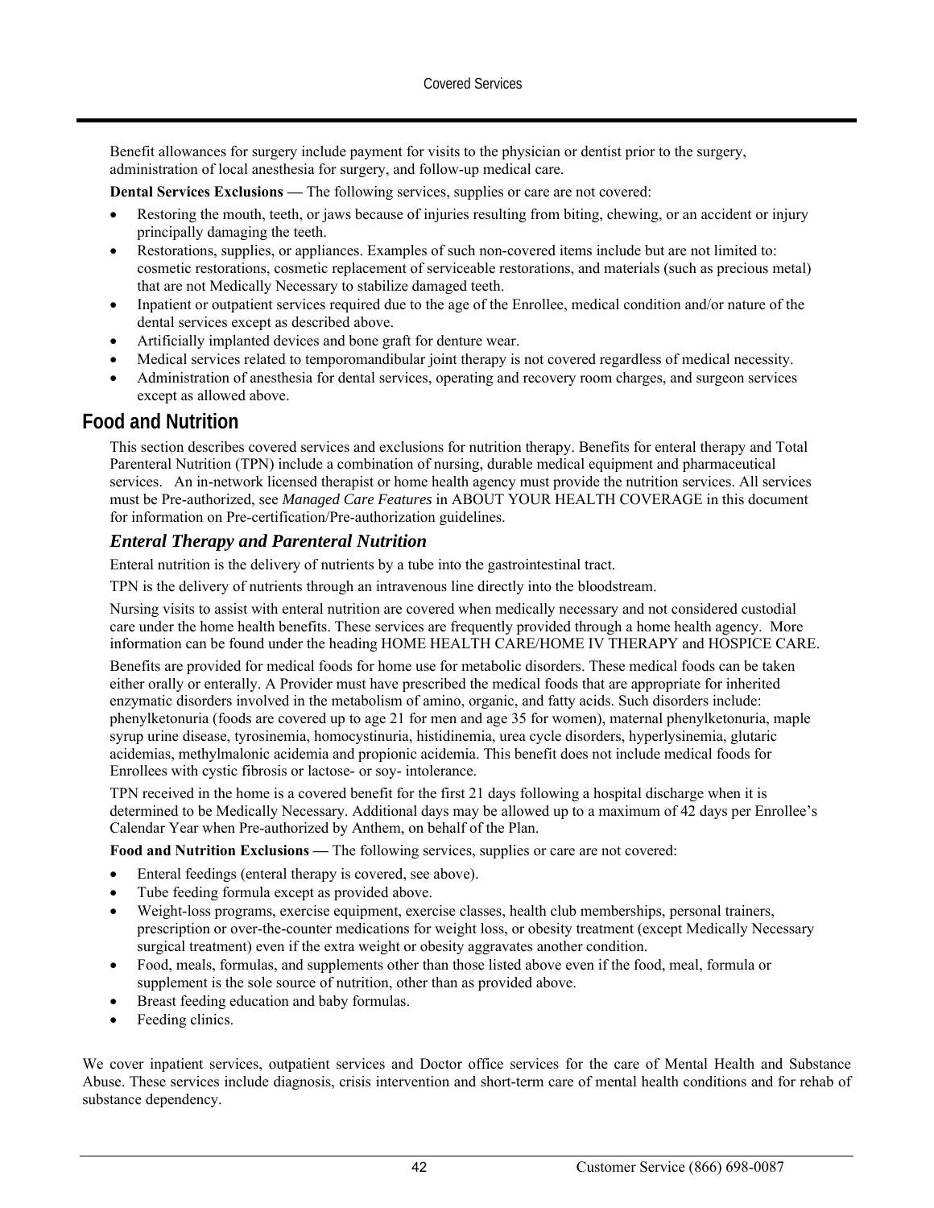Benefit allowances for surgery include payment for visits to the physician or dentist prior to the surgery, administration of local anesthesia for surgery, and follow-up medical care.

**Dental Services Exclusions —** The following services, supplies or care are not covered:

- Restoring the mouth, teeth, or jaws because of injuries resulting from biting, chewing, or an accident or injury principally damaging the teeth.
- Restorations, supplies, or appliances. Examples of such non-covered items include but are not limited to: cosmetic restorations, cosmetic replacement of serviceable restorations, and materials (such as precious metal) that are not Medically Necessary to stabilize damaged teeth.
- Inpatient or outpatient services required due to the age of the Enrollee, medical condition and/or nature of the dental services except as described above.
- Artificially implanted devices and bone graft for denture wear.
- Medical services related to temporomandibular joint therapy is not covered regardless of medical necessity.
- Administration of anesthesia for dental services, operating and recovery room charges, and surgeon services except as allowed above.

## Food and Nutrition

This section describes covered services and exclusions for nutrition therapy. Benefits for enteral therapy and Total Parenteral Nutrition (TPN) include a combination of nursing, durable medical equipment and pharmaceutical services. An in-network licensed therapist or home health agency must provide the nutrition services. All services must be Pre-authorized, see *Managed Care Features* in ABOUT YOUR HEALTH COVERAGE in this document for information on Pre-certification/Pre-authorization guidelines.

### *Enteral Therapy and Parenteral Nutrition*

Enteral nutrition is the delivery of nutrients by a tube into the gastrointestinal tract.

TPN is the delivery of nutrients through an intravenous line directly into the bloodstream.

Nursing visits to assist with enteral nutrition are covered when medically necessary and not considered custodial care under the home health benefits. These services are frequently provided through a home health agency. More information can be found under the heading HOME HEALTH CARE/HOME IV THERAPY and HOSPICE CARE.

Benefits are provided for medical foods for home use for metabolic disorders. These medical foods can be taken either orally or enterally. A Provider must have prescribed the medical foods that are appropriate for inherited enzymatic disorders involved in the metabolism of amino, organic, and fatty acids. Such disorders include: phenylketonuria (foods are covered up to age 21 for men and age 35 for women), maternal phenylketonuria, maple syrup urine disease, tyrosinemia, homocystinuria, histidinemia, urea cycle disorders, hyperlysinemia, glutaric acidemias, methylmalonic acidemia and propionic acidemia. This benefit does not include medical foods for Enrollees with cystic fibrosis or lactose- or soy- intolerance.

TPN received in the home is a covered benefit for the first 21 days following a hospital discharge when it is determined to be Medically Necessary. Additional days may be allowed up to a maximum of 42 days per Enrollee's Calendar Year when Pre-authorized by Anthem, on behalf of the Plan.

**Food and Nutrition Exclusions —** The following services, supplies or care are not covered:

- Enteral feedings (enteral therapy is covered, see above).
- Tube feeding formula except as provided above.
- Weight-loss programs, exercise equipment, exercise classes, health club memberships, personal trainers, prescription or over-the-counter medications for weight loss, or obesity treatment (except Medically Necessary surgical treatment) even if the extra weight or obesity aggravates another condition.
- Food, meals, formulas, and supplements other than those listed above even if the food, meal, formula or supplement is the sole source of nutrition, other than as provided above.
- Breast feeding education and baby formulas.
- Feeding clinics.

We cover inpatient services, outpatient services and Doctor office services for the care of Mental Health and Substance Abuse. These services include diagnosis, crisis intervention and short-term care of mental health conditions and for rehab of substance dependency.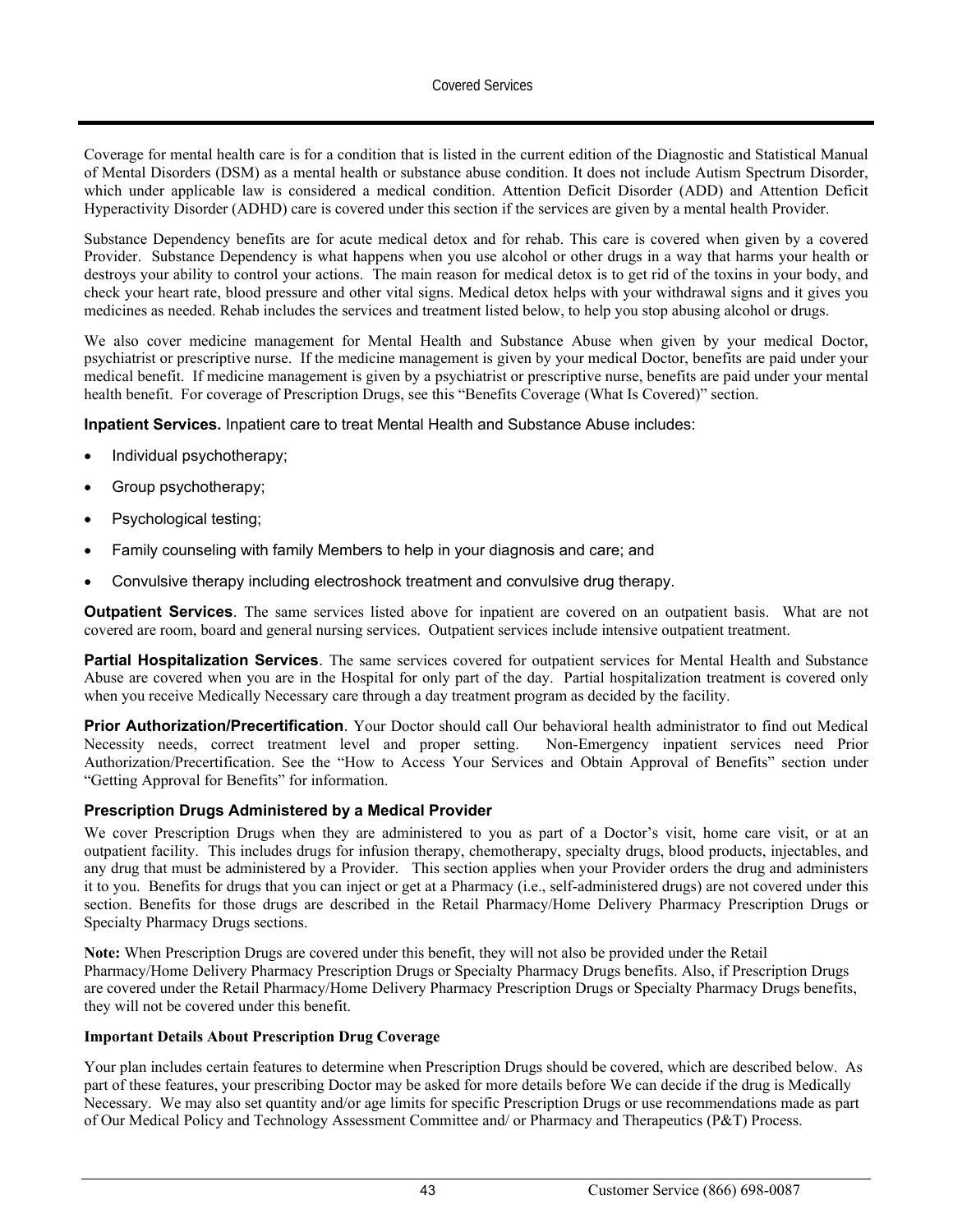Coverage for mental health care is for a condition that is listed in the current edition of the Diagnostic and Statistical Manual of Mental Disorders (DSM) as a mental health or substance abuse condition. It does not include Autism Spectrum Disorder, which under applicable law is considered a medical condition. Attention Deficit Disorder (ADD) and Attention Deficit Hyperactivity Disorder (ADHD) care is covered under this section if the services are given by a mental health Provider.

Substance Dependency benefits are for acute medical detox and for rehab. This care is covered when given by a covered Provider. Substance Dependency is what happens when you use alcohol or other drugs in a way that harms your health or destroys your ability to control your actions. The main reason for medical detox is to get rid of the toxins in your body, and check your heart rate, blood pressure and other vital signs. Medical detox helps with your withdrawal signs and it gives you medicines as needed. Rehab includes the services and treatment listed below, to help you stop abusing alcohol or drugs.

We also cover medicine management for Mental Health and Substance Abuse when given by your medical Doctor, psychiatrist or prescriptive nurse. If the medicine management is given by your medical Doctor, benefits are paid under your medical benefit. If medicine management is given by a psychiatrist or prescriptive nurse, benefits are paid under your mental health benefit. For coverage of Prescription Drugs, see this "Benefits Coverage (What Is Covered)" section.

**Inpatient Services.** Inpatient care to treat Mental Health and Substance Abuse includes:

- Individual psychotherapy;
- Group psychotherapy;
- Psychological testing;
- Family counseling with family Members to help in your diagnosis and care; and
- Convulsive therapy including electroshock treatment and convulsive drug therapy.

**Outpatient Services**. The same services listed above for inpatient are covered on an outpatient basis. What are not covered are room, board and general nursing services. Outpatient services include intensive outpatient treatment.

**Partial Hospitalization Services**. The same services covered for outpatient services for Mental Health and Substance Abuse are covered when you are in the Hospital for only part of the day. Partial hospitalization treatment is covered only when you receive Medically Necessary care through a day treatment program as decided by the facility.

**Prior Authorization/Precertification**. Your Doctor should call Our behavioral health administrator to find out Medical Necessity needs, correct treatment level and proper setting. Non-Emergency inpatient services need Prior Authorization/Precertification. See the "How to Access Your Services and Obtain Approval of Benefits" section under "Getting Approval for Benefits" for information.

### Prescription Drugs Administered by a Medical Provider

We cover Prescription Drugs when they are administered to you as part of a Doctor's visit, home care visit, or at an outpatient facility. This includes drugs for infusion therapy, chemotherapy, specialty drugs, blood products, injectables, and any drug that must be administered by a Provider. This section applies when your Provider orders the drug and administers it to you. Benefits for drugs that you can inject or get at a Pharmacy (i.e., self-administered drugs) are not covered under this section. Benefits for those drugs are described in the Retail Pharmacy/Home Delivery Pharmacy Prescription Drugs or Specialty Pharmacy Drugs sections.

**Note:** When Prescription Drugs are covered under this benefit, they will not also be provided under the Retail Pharmacy/Home Delivery Pharmacy Prescription Drugs or Specialty Pharmacy Drugs benefits. Also, if Prescription Drugs are covered under the Retail Pharmacy/Home Delivery Pharmacy Prescription Drugs or Specialty Pharmacy Drugs benefits, they will not be covered under this benefit.

**Important Details About Prescription Drug Coverage**

Your plan includes certain features to determine when Prescription Drugs should be covered, which are described below. As part of these features, your prescribing Doctor may be asked for more details before We can decide if the drug is Medically Necessary. We may also set quantity and/or age limits for specific Prescription Drugs or use recommendations made as part of Our Medical Policy and Technology Assessment Committee and/ or Pharmacy and Therapeutics (P&T) Process.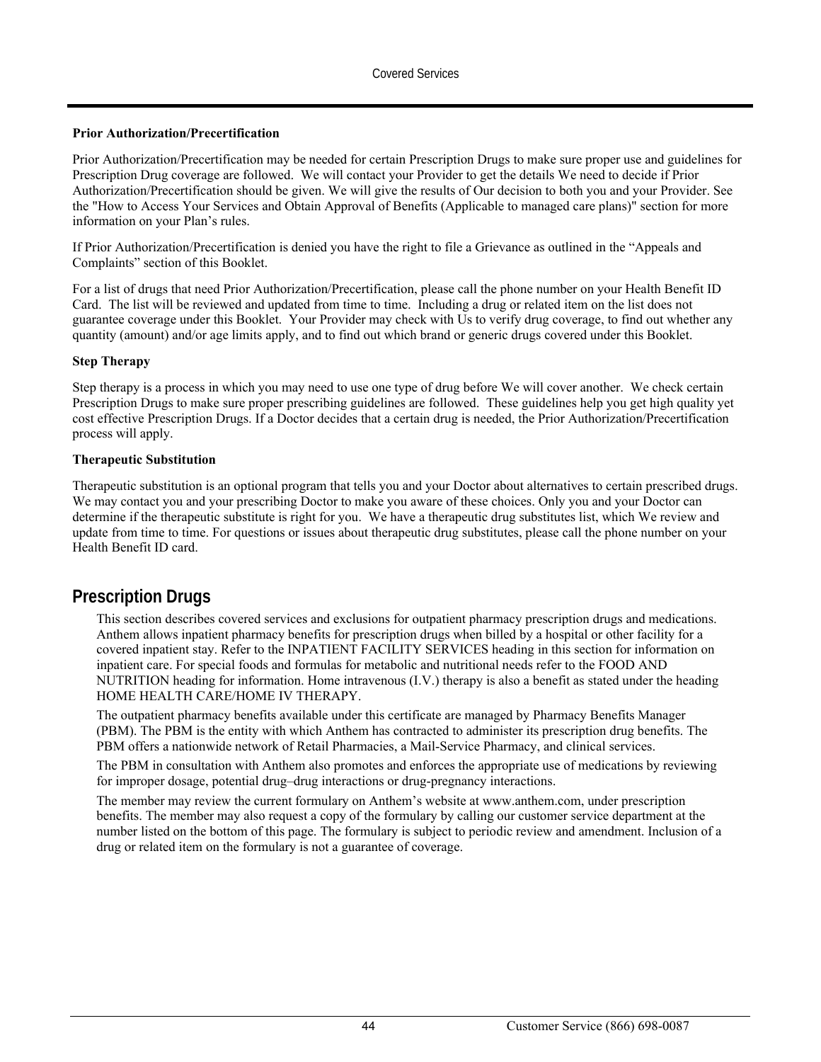**Prior Authorization/Precertification**

Prior Authorization/Precertification may be needed for certain Prescription Drugs to make sure proper use and guidelines for Prescription Drug coverage are followed. We will contact your Provider to get the details We need to decide if Prior Authorization/Precertification should be given. We will give the results of Our decision to both you and your Provider. See the "How to Access Your Services and Obtain Approval of Benefits (Applicable to managed care plans)" section for more information on your Plan's rules.

If Prior Authorization/Precertification is denied you have the right to file a Grievance as outlined in the "Appeals and Complaints" section of this Booklet.

For a list of drugs that need Prior Authorization/Precertification, please call the phone number on your Health Benefit ID Card. The list will be reviewed and updated from time to time. Including a drug or related item on the list does not guarantee coverage under this Booklet. Your Provider may check with Us to verify drug coverage, to find out whether any quantity (amount) and/or age limits apply, and to find out which brand or generic drugs covered under this Booklet.

**Step Therapy**

Step therapy is a process in which you may need to use one type of drug before We will cover another. We check certain Prescription Drugs to make sure proper prescribing guidelines are followed. These guidelines help you get high quality yet cost effective Prescription Drugs. If a Doctor decides that a certain drug is needed, the Prior Authorization/Precertification process will apply.

**Therapeutic Substitution**

Therapeutic substitution is an optional program that tells you and your Doctor about alternatives to certain prescribed drugs. We may contact you and your prescribing Doctor to make you aware of these choices. Only you and your Doctor can determine if the therapeutic substitute is right for you. We have a therapeutic drug substitutes list, which We review and update from time to time. For questions or issues about therapeutic drug substitutes, please call the phone number on your Health Benefit ID card.

## Prescription Drugs

This section describes covered services and exclusions for outpatient pharmacy prescription drugs and medications. Anthem allows inpatient pharmacy benefits for prescription drugs when billed by a hospital or other facility for a covered inpatient stay. Refer to the INPATIENT FACILITY SERVICES heading in this section for information on inpatient care. For special foods and formulas for metabolic and nutritional needs refer to the FOOD AND NUTRITION heading for information. Home intravenous (I.V.) therapy is also a benefit as stated under the heading HOME HEALTH CARE/HOME IV THERAPY.

The outpatient pharmacy benefits available under this certificate are managed by Pharmacy Benefits Manager (PBM). The PBM is the entity with which Anthem has contracted to administer its prescription drug benefits. The PBM offers a nationwide network of Retail Pharmacies, a Mail-Service Pharmacy, and clinical services.

The PBM in consultation with Anthem also promotes and enforces the appropriate use of medications by reviewing for improper dosage, potential drug–drug interactions or drug-pregnancy interactions.

The member may review the current formulary on Anthem's website at www.anthem.com, under prescription benefits. The member may also request a copy of the formulary by calling our customer service department at the number listed on the bottom of this page. The formulary is subject to periodic review and amendment. Inclusion of a drug or related item on the formulary is not a guarantee of coverage.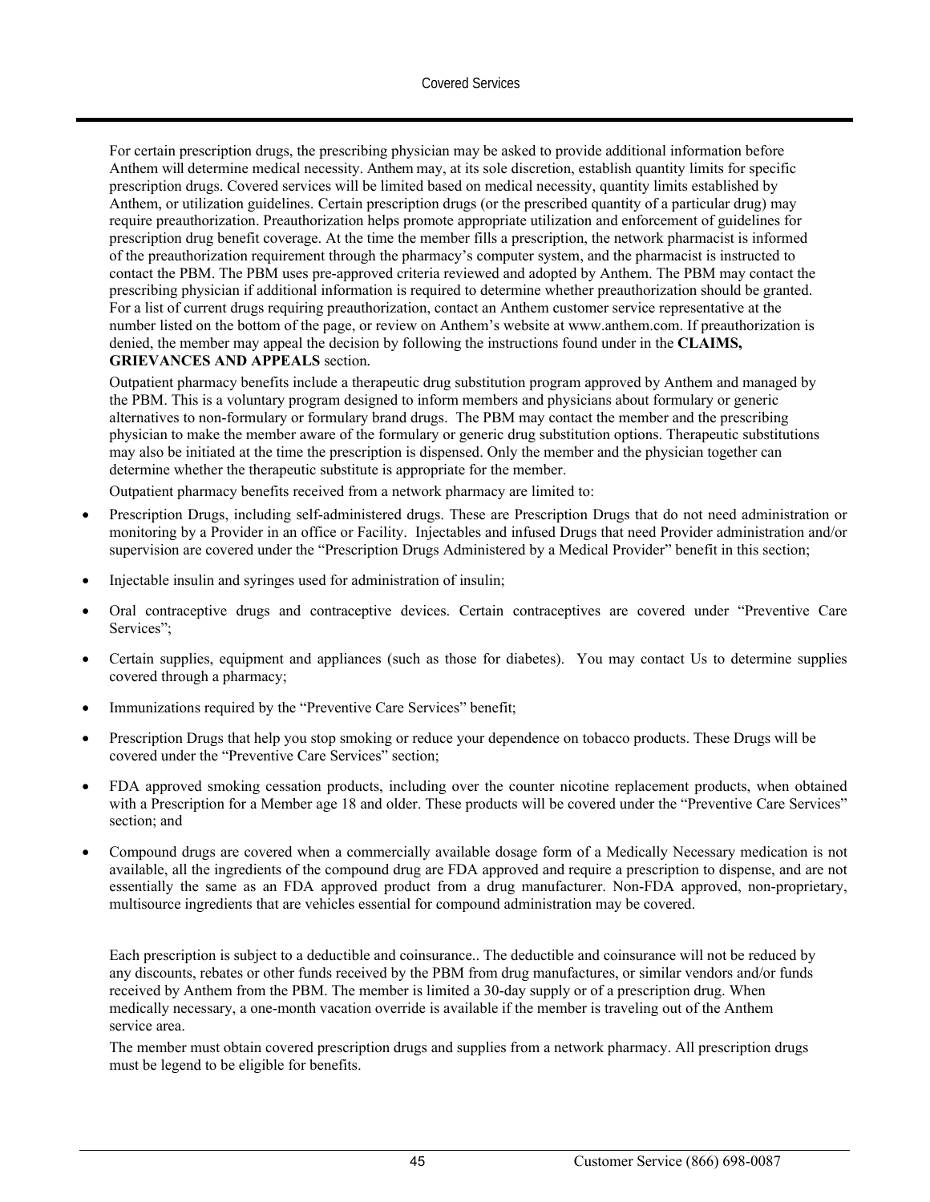For certain prescription drugs, the prescribing physician may be asked to provide additional information before Anthem will determine medical necessity. Anthem may, at its sole discretion, establish quantity limits for specific prescription drugs. Covered services will be limited based on medical necessity, quantity limits established by Anthem, or utilization guidelines. Certain prescription drugs (or the prescribed quantity of a particular drug) may require preauthorization. Preauthorization helps promote appropriate utilization and enforcement of guidelines for prescription drug benefit coverage. At the time the member fills a prescription, the network pharmacist is informed of the preauthorization requirement through the pharmacy's computer system, and the pharmacist is instructed to contact the PBM. The PBM uses pre-approved criteria reviewed and adopted by Anthem. The PBM may contact the prescribing physician if additional information is required to determine whether preauthorization should be granted. For a list of current drugs requiring preauthorization, contact an Anthem customer service representative at the number listed on the bottom of the page, or review on Anthem's website at www.anthem.com. If preauthorization is denied, the member may appeal the decision by following the instructions found under in the **CLAIMS, GRIEVANCES AND APPEALS** section.

Outpatient pharmacy benefits include a therapeutic drug substitution program approved by Anthem and managed by the PBM. This is a voluntary program designed to inform members and physicians about formulary or generic alternatives to non-formulary or formulary brand drugs. The PBM may contact the member and the prescribing physician to make the member aware of the formulary or generic drug substitution options. Therapeutic substitutions may also be initiated at the time the prescription is dispensed. Only the member and the physician together can determine whether the therapeutic substitute is appropriate for the member.

Outpatient pharmacy benefits received from a network pharmacy are limited to:

- Prescription Drugs, including self-administered drugs. These are Prescription Drugs that do not need administration or monitoring by a Provider in an office or Facility. Injectables and infused Drugs that need Provider administration and/or supervision are covered under the "Prescription Drugs Administered by a Medical Provider" benefit in this section;
- Injectable insulin and syringes used for administration of insulin;
- Oral contraceptive drugs and contraceptive devices. Certain contraceptives are covered under "Preventive Care Services";
- Certain supplies, equipment and appliances (such as those for diabetes). You may contact Us to determine supplies covered through a pharmacy;
- Immunizations required by the "Preventive Care Services" benefit;
- Prescription Drugs that help you stop smoking or reduce your dependence on tobacco products. These Drugs will be covered under the "Preventive Care Services" section;
- FDA approved smoking cessation products, including over the counter nicotine replacement products, when obtained with a Prescription for a Member age 18 and older. These products will be covered under the "Preventive Care Services" section; and
- Compound drugs are covered when a commercially available dosage form of a Medically Necessary medication is not available, all the ingredients of the compound drug are FDA approved and require a prescription to dispense, and are not essentially the same as an FDA approved product from a drug manufacturer. Non-FDA approved, non-proprietary, multisource ingredients that are vehicles essential for compound administration may be covered.

Each prescription is subject to a deductible and coinsurance.. The deductible and coinsurance will not be reduced by any discounts, rebates or other funds received by the PBM from drug manufactures, or similar vendors and/or funds received by Anthem from the PBM. The member is limited a 30-day supply or of a prescription drug. When medically necessary, a one-month vacation override is available if the member is traveling out of the Anthem service area.

The member must obtain covered prescription drugs and supplies from a network pharmacy. All prescription drugs must be legend to be eligible for benefits.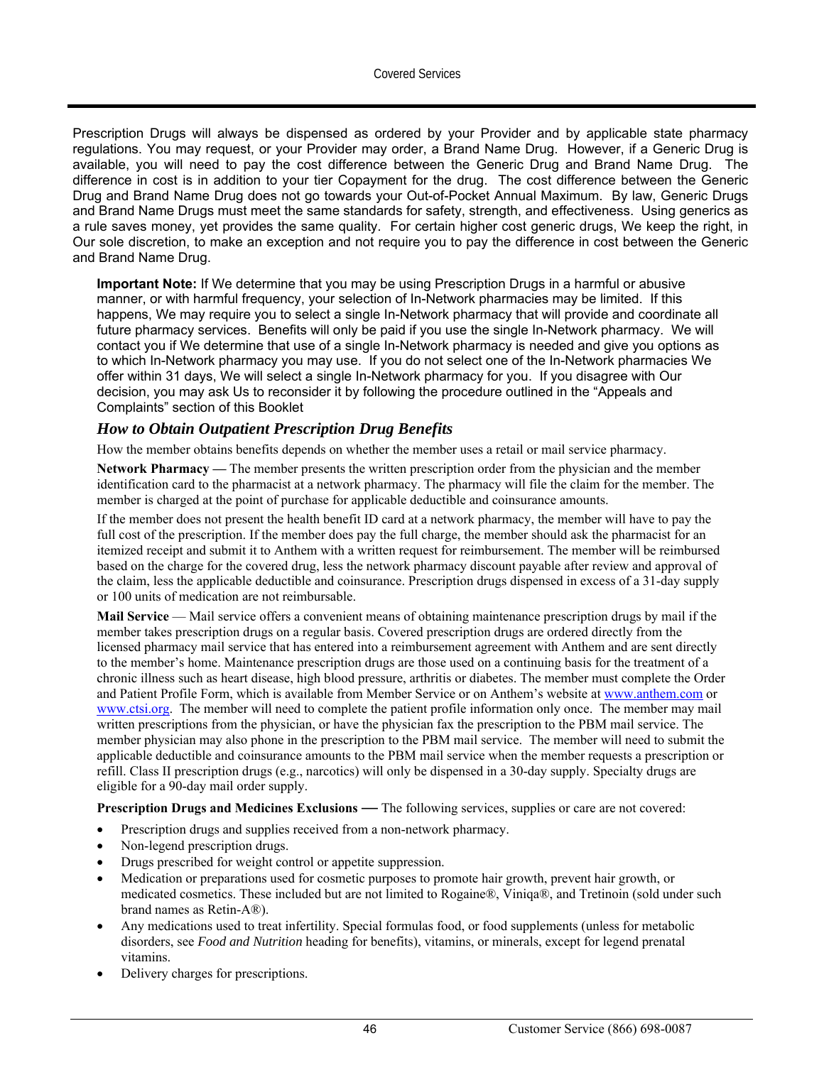Prescription Drugs will always be dispensed as ordered by your Provider and by applicable state pharmacy regulations. You may request, or your Provider may order, a Brand Name Drug. However, if a Generic Drug is available, you will need to pay the cost difference between the Generic Drug and Brand Name Drug. The difference in cost is in addition to your tier Copayment for the drug. The cost difference between the Generic Drug and Brand Name Drug does not go towards your Out-of-Pocket Annual Maximum. By law, Generic Drugs and Brand Name Drugs must meet the same standards for safety, strength, and effectiveness. Using generics as a rule saves money, yet provides the same quality. For certain higher cost generic drugs, We keep the right, in Our sole discretion, to make an exception and not require you to pay the difference in cost between the Generic and Brand Name Drug.

**Important Note:** If We determine that you may be using Prescription Drugs in a harmful or abusive manner, or with harmful frequency, your selection of In-Network pharmacies may be limited. If this happens, We may require you to select a single In-Network pharmacy that will provide and coordinate all future pharmacy services. Benefits will only be paid if you use the single In-Network pharmacy. We will contact you if We determine that use of a single In-Network pharmacy is needed and give you options as to which In-Network pharmacy you may use. If you do not select one of the In-Network pharmacies We offer within 31 days, We will select a single In-Network pharmacy for you. If you disagree with Our decision, you may ask Us to reconsider it by following the procedure outlined in the "Appeals and Complaints" section of this Booklet

### *How to Obtain Outpatient Prescription Drug Benefits*

How the member obtains benefits depends on whether the member uses a retail or mail service pharmacy.

**Network Pharmacy —** The member presents the written prescription order from the physician and the member identification card to the pharmacist at a network pharmacy. The pharmacy will file the claim for the member. The member is charged at the point of purchase for applicable deductible and coinsurance amounts.

If the member does not present the health benefit ID card at a network pharmacy, the member will have to pay the full cost of the prescription. If the member does pay the full charge, the member should ask the pharmacist for an itemized receipt and submit it to Anthem with a written request for reimbursement. The member will be reimbursed based on the charge for the covered drug, less the network pharmacy discount payable after review and approval of the claim, less the applicable deductible and coinsurance. Prescription drugs dispensed in excess of a 31-day supply or 100 units of medication are not reimbursable.

**Mail Service** — Mail service offers a convenient means of obtaining maintenance prescription drugs by mail if the member takes prescription drugs on a regular basis. Covered prescription drugs are ordered directly from the licensed pharmacy mail service that has entered into a reimbursement agreement with Anthem and are sent directly to the member's home. Maintenance prescription drugs are those used on a continuing basis for the treatment of a chronic illness such as heart disease, high blood pressure, arthritis or diabetes. The member must complete the Order and Patient Profile Form, which is available from Member Service or on Anthem's website at www.anthem.com or www.ctsi.org. The member will need to complete the patient profile information only once. The member may mail written prescriptions from the physician, or have the physician fax the prescription to the PBM mail service. The member physician may also phone in the prescription to the PBM mail service. The member will need to submit the applicable deductible and coinsurance amounts to the PBM mail service when the member requests a prescription or refill. Class II prescription drugs (e.g., narcotics) will only be dispensed in a 30-day supply. Specialty drugs are eligible for a 90-day mail order supply.

**Prescription Drugs and Medicines Exclusions —** The following services, supplies or care are not covered:

- Prescription drugs and supplies received from a non-network pharmacy.
- Non-legend prescription drugs.
- Drugs prescribed for weight control or appetite suppression.
- Medication or preparations used for cosmetic purposes to promote hair growth, prevent hair growth, or medicated cosmetics. These included but are not limited to Rogaine®, Viniqa®, and Tretinoin (sold under such brand names as Retin-A®).
- Any medications used to treat infertility. Special formulas food, or food supplements (unless for metabolic disorders, see *Food and Nutrition* heading for benefits), vitamins, or minerals, except for legend prenatal vitamins.
- Delivery charges for prescriptions.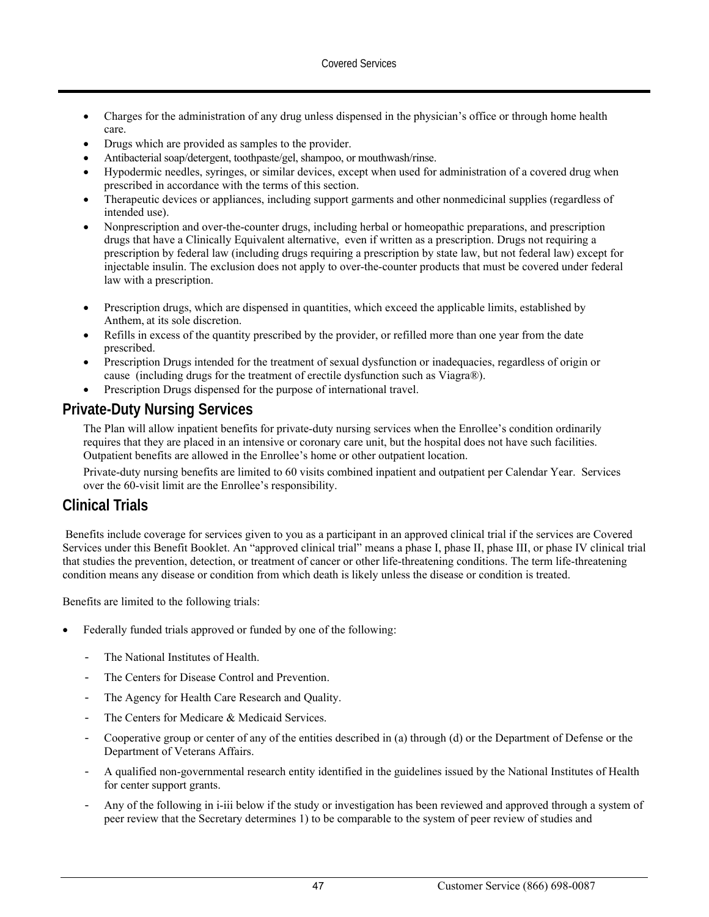- Charges for the administration of any drug unless dispensed in the physician's office or through home health care.
- Drugs which are provided as samples to the provider.
- Antibacterial soap/detergent, toothpaste/gel, shampoo, or mouthwash/rinse.
- Hypodermic needles, syringes, or similar devices, except when used for administration of a covered drug when prescribed in accordance with the terms of this section.
- Therapeutic devices or appliances, including support garments and other nonmedicinal supplies (regardless of intended use).
- Nonprescription and over-the-counter drugs, including herbal or homeopathic preparations, and prescription drugs that have a Clinically Equivalent alternative, even if written as a prescription. Drugs not requiring a prescription by federal law (including drugs requiring a prescription by state law, but not federal law) except for injectable insulin. The exclusion does not apply to over-the-counter products that must be covered under federal law with a prescription.
- Prescription drugs, which are dispensed in quantities, which exceed the applicable limits, established by Anthem, at its sole discretion.
- Refills in excess of the quantity prescribed by the provider, or refilled more than one year from the date prescribed.
- Prescription Drugs intended for the treatment of sexual dysfunction or inadequacies, regardless of origin or cause (including drugs for the treatment of erectile dysfunction such as Viagra®).
- Prescription Drugs dispensed for the purpose of international travel.

## Private-Duty Nursing Services

The Plan will allow inpatient benefits for private-duty nursing services when the Enrollee's condition ordinarily requires that they are placed in an intensive or coronary care unit, but the hospital does not have such facilities. Outpatient benefits are allowed in the Enrollee's home or other outpatient location.

Private-duty nursing benefits are limited to 60 visits combined inpatient and outpatient per Calendar Year. Services over the 60-visit limit are the Enrollee's responsibility.

## Clinical Trials

Benefits include coverage for services given to you as a participant in an approved clinical trial if the services are Covered Services under this Benefit Booklet. An "approved clinical trial" means a phase I, phase II, phase III, or phase IV clinical trial that studies the prevention, detection, or treatment of cancer or other life-threatening conditions. The term life-threatening condition means any disease or condition from which death is likely unless the disease or condition is treated.

Benefits are limited to the following trials:

- Federally funded trials approved or funded by one of the following:
  - The National Institutes of Health.
  - The Centers for Disease Control and Prevention.
  - The Agency for Health Care Research and Quality.
  - The Centers for Medicare & Medicaid Services.
  - Cooperative group or center of any of the entities described in (a) through (d) or the Department of Defense or the Department of Veterans Affairs.
  - A qualified non-governmental research entity identified in the guidelines issued by the National Institutes of Health for center support grants.
  - Any of the following in i-iii below if the study or investigation has been reviewed and approved through a system of peer review that the Secretary determines 1) to be comparable to the system of peer review of studies and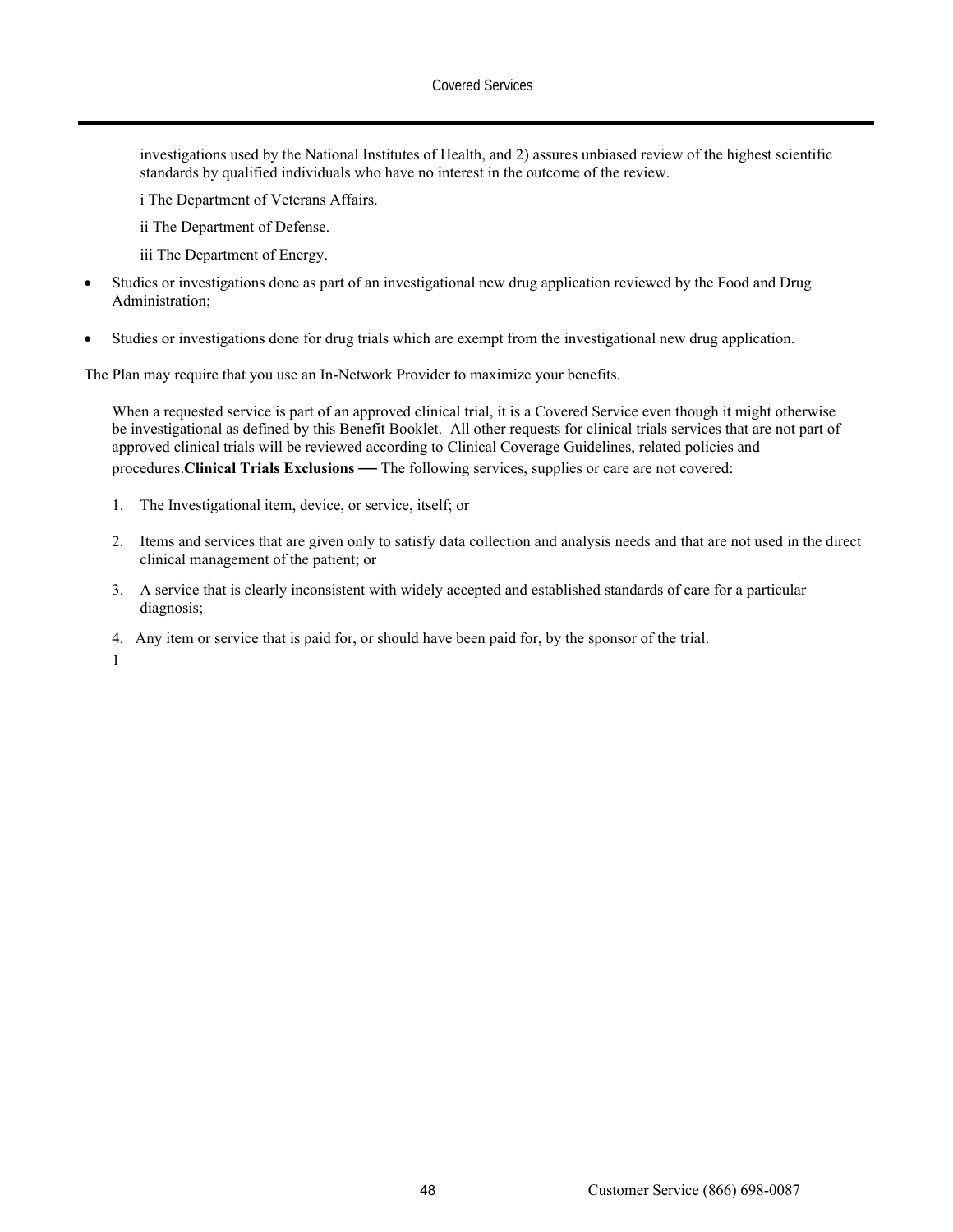investigations used by the National Institutes of Health, and 2) assures unbiased review of the highest scientific standards by qualified individuals who have no interest in the outcome of the review.

i The Department of Veterans Affairs.

ii The Department of Defense.

iii The Department of Energy.

- Studies or investigations done as part of an investigational new drug application reviewed by the Food and Drug Administration;
- Studies or investigations done for drug trials which are exempt from the investigational new drug application.

The Plan may require that you use an In-Network Provider to maximize your benefits.

When a requested service is part of an approved clinical trial, it is a Covered Service even though it might otherwise be investigational as defined by this Benefit Booklet. All other requests for clinical trials services that are not part of approved clinical trials will be reviewed according to Clinical Coverage Guidelines, related policies and procedures.**Clinical Trials Exclusions —** The following services, supplies or care are not covered:

1. The Investigational item, device, or service, itself; or
2. Items and services that are given only to satisfy data collection and analysis needs and that are not used in the direct clinical management of the patient; or
3. A service that is clearly inconsistent with widely accepted and established standards of care for a particular diagnosis;
4. Any item or service that is paid for, or should have been paid for, by the sponsor of the trial.

1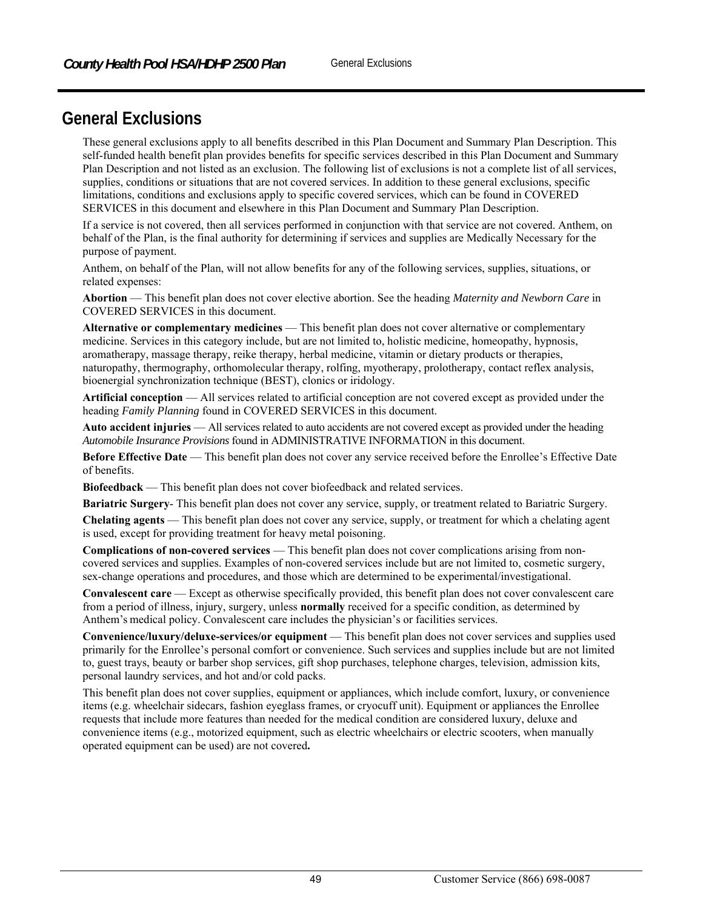# General Exclusions

These general exclusions apply to all benefits described in this Plan Document and Summary Plan Description. This self-funded health benefit plan provides benefits for specific services described in this Plan Document and Summary Plan Description and not listed as an exclusion. The following list of exclusions is not a complete list of all services, supplies, conditions or situations that are not covered services. In addition to these general exclusions, specific limitations, conditions and exclusions apply to specific covered services, which can be found in COVERED SERVICES in this document and elsewhere in this Plan Document and Summary Plan Description.

If a service is not covered, then all services performed in conjunction with that service are not covered. Anthem, on behalf of the Plan, is the final authority for determining if services and supplies are Medically Necessary for the purpose of payment.

Anthem, on behalf of the Plan, will not allow benefits for any of the following services, supplies, situations, or related expenses:

**Abortion** — This benefit plan does not cover elective abortion. See the heading *Maternity and Newborn Care* in COVERED SERVICES in this document.

**Alternative or complementary medicines** — This benefit plan does not cover alternative or complementary medicine. Services in this category include, but are not limited to, holistic medicine, homeopathy, hypnosis, aromatherapy, massage therapy, reike therapy, herbal medicine, vitamin or dietary products or therapies, naturopathy, thermography, orthomolecular therapy, rolfing, myotherapy, prolotherapy, contact reflex analysis, bioenergial synchronization technique (BEST), clonics or iridology.

**Artificial conception** — All services related to artificial conception are not covered except as provided under the heading *Family Planning* found in COVERED SERVICES in this document.

**Auto accident injuries** — All services related to auto accidents are not covered except as provided under the heading *Automobile Insurance Provisions* found in ADMINISTRATIVE INFORMATION in this document.

**Before Effective Date** — This benefit plan does not cover any service received before the Enrollee's Effective Date of benefits.

**Biofeedback** — This benefit plan does not cover biofeedback and related services.

**Bariatric Surgery**- This benefit plan does not cover any service, supply, or treatment related to Bariatric Surgery.

**Chelating agents** — This benefit plan does not cover any service, supply, or treatment for which a chelating agent is used, except for providing treatment for heavy metal poisoning.

**Complications of non-covered services** — This benefit plan does not cover complications arising from non-covered services and supplies. Examples of non-covered services include but are not limited to, cosmetic surgery, sex-change operations and procedures, and those which are determined to be experimental/investigational.

**Convalescent care** — Except as otherwise specifically provided, this benefit plan does not cover convalescent care from a period of illness, injury, surgery, unless **normally** received for a specific condition, as determined by Anthem's medical policy. Convalescent care includes the physician's or facilities services.

**Convenience/luxury/deluxe-services/or equipment** — This benefit plan does not cover services and supplies used primarily for the Enrollee's personal comfort or convenience. Such services and supplies include but are not limited to, guest trays, beauty or barber shop services, gift shop purchases, telephone charges, television, admission kits, personal laundry services, and hot and/or cold packs.

This benefit plan does not cover supplies, equipment or appliances, which include comfort, luxury, or convenience items (e.g. wheelchair sidecars, fashion eyeglass frames, or cryocuff unit). Equipment or appliances the Enrollee requests that include more features than needed for the medical condition are considered luxury, deluxe and convenience items (e.g., motorized equipment, such as electric wheelchairs or electric scooters, when manually operated equipment can be used) are not covered**.**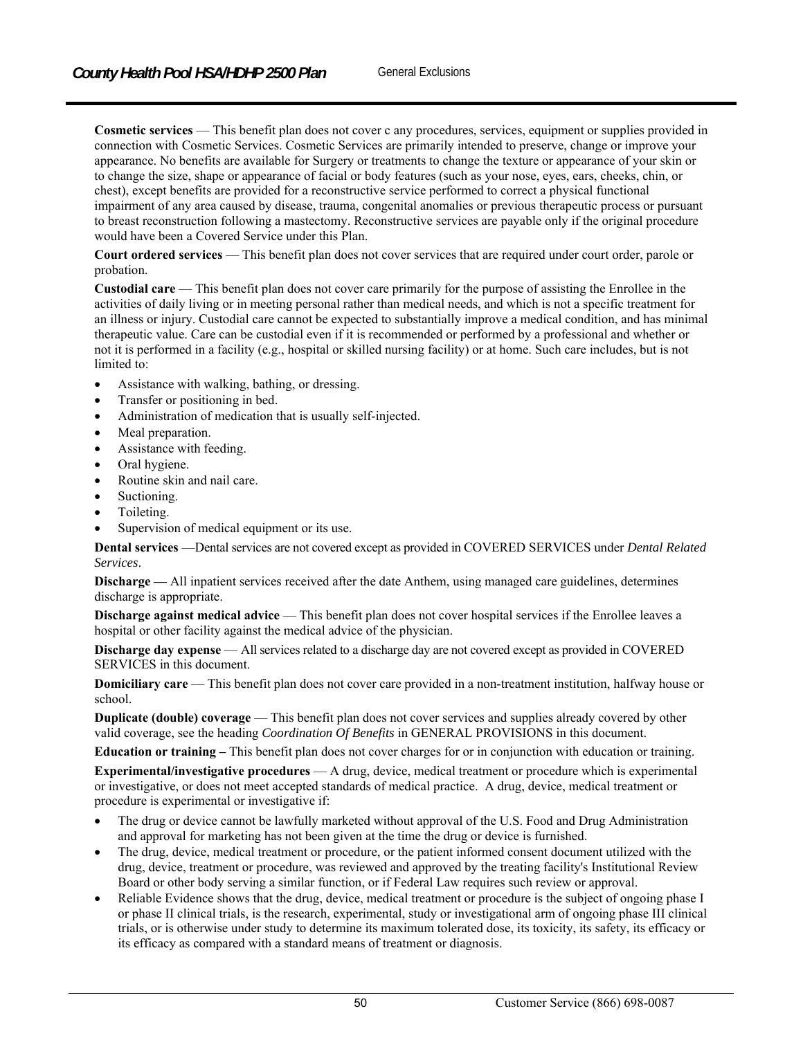**Cosmetic services** — This benefit plan does not cover c any procedures, services, equipment or supplies provided in connection with Cosmetic Services. Cosmetic Services are primarily intended to preserve, change or improve your appearance. No benefits are available for Surgery or treatments to change the texture or appearance of your skin or to change the size, shape or appearance of facial or body features (such as your nose, eyes, ears, cheeks, chin, or chest), except benefits are provided for a reconstructive service performed to correct a physical functional impairment of any area caused by disease, trauma, congenital anomalies or previous therapeutic process or pursuant to breast reconstruction following a mastectomy. Reconstructive services are payable only if the original procedure would have been a Covered Service under this Plan.

**Court ordered services** — This benefit plan does not cover services that are required under court order, parole or probation.

**Custodial care** — This benefit plan does not cover care primarily for the purpose of assisting the Enrollee in the activities of daily living or in meeting personal rather than medical needs, and which is not a specific treatment for an illness or injury. Custodial care cannot be expected to substantially improve a medical condition, and has minimal therapeutic value. Care can be custodial even if it is recommended or performed by a professional and whether or not it is performed in a facility (e.g., hospital or skilled nursing facility) or at home. Such care includes, but is not limited to:

- Assistance with walking, bathing, or dressing.
- Transfer or positioning in bed.
- Administration of medication that is usually self-injected.
- Meal preparation.
- Assistance with feeding.
- Oral hygiene.
- Routine skin and nail care.
- Suctioning.
- Toileting.
- Supervision of medical equipment or its use.

**Dental services** —Dental services are not covered except as provided in COVERED SERVICES under *Dental Related Services*.

**Discharge —** All inpatient services received after the date Anthem, using managed care guidelines, determines discharge is appropriate.

**Discharge against medical advice** — This benefit plan does not cover hospital services if the Enrollee leaves a hospital or other facility against the medical advice of the physician.

**Discharge day expense** — All services related to a discharge day are not covered except as provided in COVERED SERVICES in this document.

**Domiciliary care** — This benefit plan does not cover care provided in a non-treatment institution, halfway house or school.

**Duplicate (double) coverage** — This benefit plan does not cover services and supplies already covered by other valid coverage, see the heading *Coordination Of Benefits* in GENERAL PROVISIONS in this document.

**Education or training –** This benefit plan does not cover charges for or in conjunction with education or training.

**Experimental/investigative procedures** — A drug, device, medical treatment or procedure which is experimental or investigative, or does not meet accepted standards of medical practice. A drug, device, medical treatment or procedure is experimental or investigative if:

- The drug or device cannot be lawfully marketed without approval of the U.S. Food and Drug Administration and approval for marketing has not been given at the time the drug or device is furnished.
- The drug, device, medical treatment or procedure, or the patient informed consent document utilized with the drug, device, treatment or procedure, was reviewed and approved by the treating facility's Institutional Review Board or other body serving a similar function, or if Federal Law requires such review or approval.
- Reliable Evidence shows that the drug, device, medical treatment or procedure is the subject of ongoing phase I or phase II clinical trials, is the research, experimental, study or investigational arm of ongoing phase III clinical trials, or is otherwise under study to determine its maximum tolerated dose, its toxicity, its safety, its efficacy or its efficacy as compared with a standard means of treatment or diagnosis.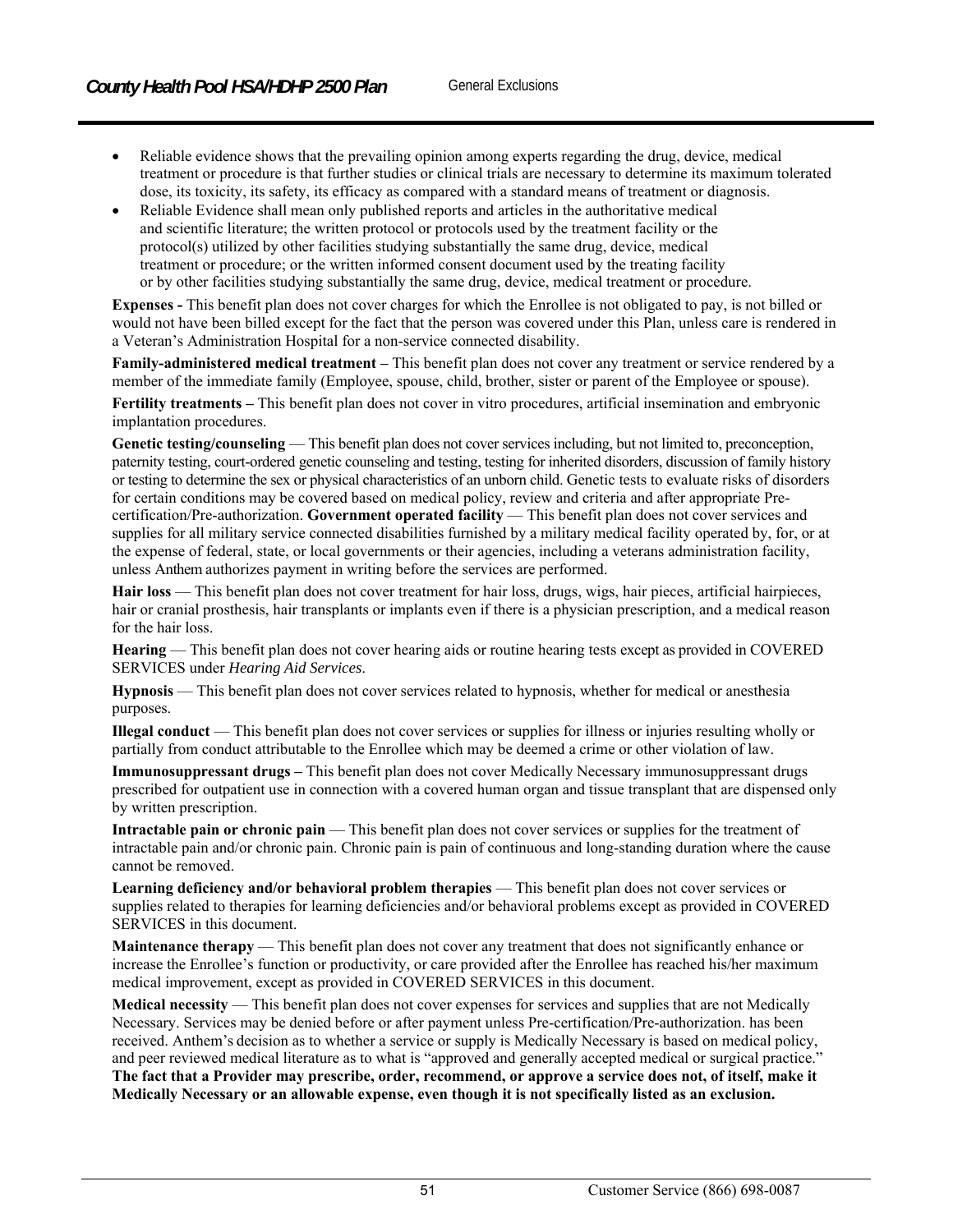- Reliable evidence shows that the prevailing opinion among experts regarding the drug, device, medical treatment or procedure is that further studies or clinical trials are necessary to determine its maximum tolerated dose, its toxicity, its safety, its efficacy as compared with a standard means of treatment or diagnosis.
- Reliable Evidence shall mean only published reports and articles in the authoritative medical and scientific literature; the written protocol or protocols used by the treatment facility or the protocol(s) utilized by other facilities studying substantially the same drug, device, medical treatment or procedure; or the written informed consent document used by the treating facility or by other facilities studying substantially the same drug, device, medical treatment or procedure.

**Expenses -** This benefit plan does not cover charges for which the Enrollee is not obligated to pay, is not billed or would not have been billed except for the fact that the person was covered under this Plan, unless care is rendered in a Veteran's Administration Hospital for a non-service connected disability.

**Family-administered medical treatment –** This benefit plan does not cover any treatment or service rendered by a member of the immediate family (Employee, spouse, child, brother, sister or parent of the Employee or spouse).

**Fertility treatments –** This benefit plan does not cover in vitro procedures, artificial insemination and embryonic implantation procedures.

**Genetic testing/counseling** — This benefit plan does not cover services including, but not limited to, preconception, paternity testing, court-ordered genetic counseling and testing, testing for inherited disorders, discussion of family history or testing to determine the sex or physical characteristics of an unborn child. Genetic tests to evaluate risks of disorders for certain conditions may be covered based on medical policy, review and criteria and after appropriate Pre-certification/Pre-authorization. **Government operated facility** — This benefit plan does not cover services and supplies for all military service connected disabilities furnished by a military medical facility operated by, for, or at the expense of federal, state, or local governments or their agencies, including a veterans administration facility, unless Anthem authorizes payment in writing before the services are performed.

**Hair loss** — This benefit plan does not cover treatment for hair loss, drugs, wigs, hair pieces, artificial hairpieces, hair or cranial prosthesis, hair transplants or implants even if there is a physician prescription, and a medical reason for the hair loss.

**Hearing** — This benefit plan does not cover hearing aids or routine hearing tests except as provided in COVERED SERVICES under *Hearing Aid Services*.

**Hypnosis** — This benefit plan does not cover services related to hypnosis, whether for medical or anesthesia purposes.

**Illegal conduct** — This benefit plan does not cover services or supplies for illness or injuries resulting wholly or partially from conduct attributable to the Enrollee which may be deemed a crime or other violation of law.

**Immunosuppressant drugs –** This benefit plan does not cover Medically Necessary immunosuppressant drugs prescribed for outpatient use in connection with a covered human organ and tissue transplant that are dispensed only by written prescription.

**Intractable pain or chronic pain** — This benefit plan does not cover services or supplies for the treatment of intractable pain and/or chronic pain. Chronic pain is pain of continuous and long-standing duration where the cause cannot be removed.

**Learning deficiency and/or behavioral problem therapies** — This benefit plan does not cover services or supplies related to therapies for learning deficiencies and/or behavioral problems except as provided in COVERED SERVICES in this document.

**Maintenance therapy** — This benefit plan does not cover any treatment that does not significantly enhance or increase the Enrollee's function or productivity, or care provided after the Enrollee has reached his/her maximum medical improvement, except as provided in COVERED SERVICES in this document.

**Medical necessity** — This benefit plan does not cover expenses for services and supplies that are not Medically Necessary. Services may be denied before or after payment unless Pre-certification/Pre-authorization. has been received. Anthem's decision as to whether a service or supply is Medically Necessary is based on medical policy, and peer reviewed medical literature as to what is "approved and generally accepted medical or surgical practice." **The fact that a Provider may prescribe, order, recommend, or approve a service does not, of itself, make it Medically Necessary or an allowable expense, even though it is not specifically listed as an exclusion.**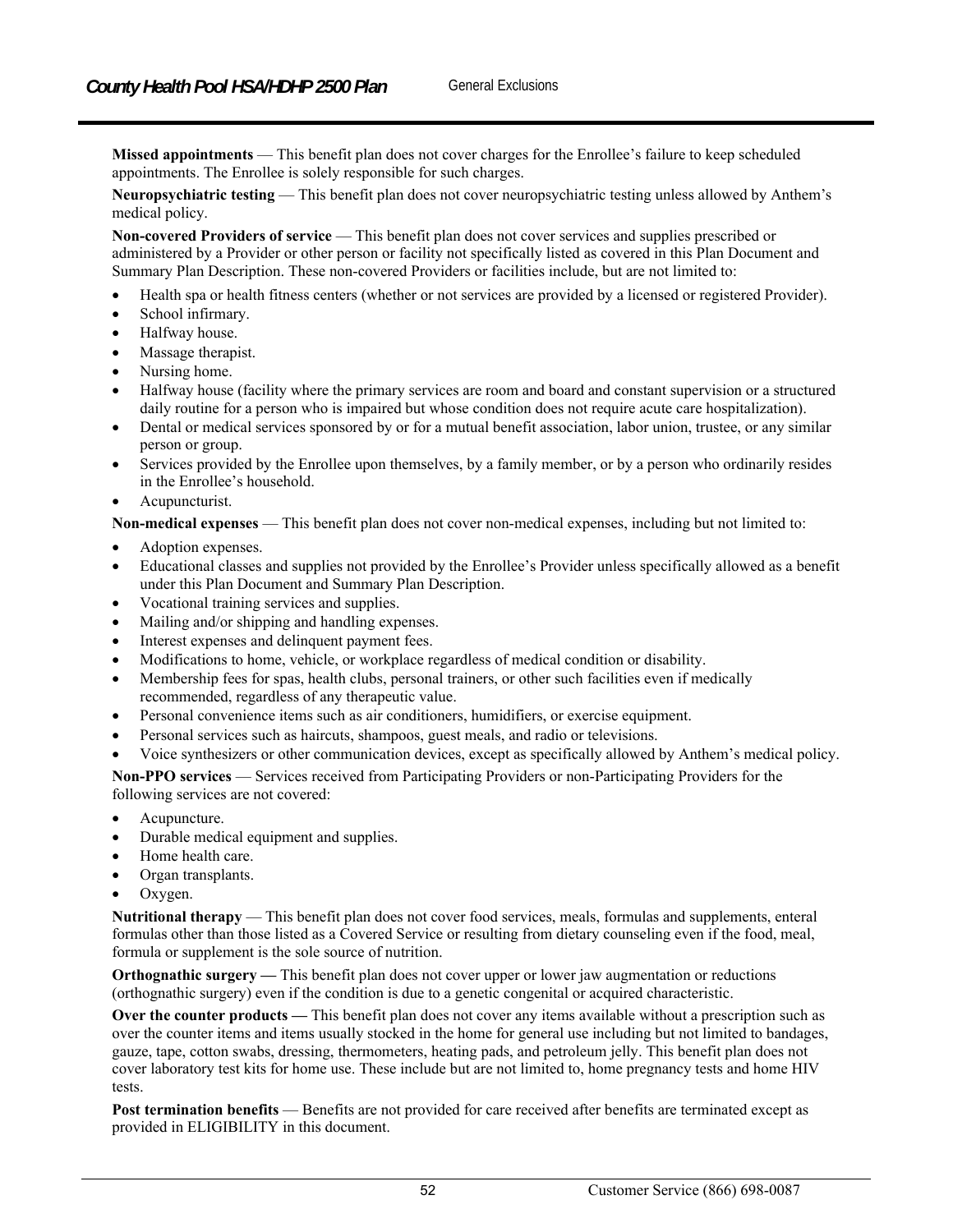**Missed appointments** — This benefit plan does not cover charges for the Enrollee's failure to keep scheduled appointments. The Enrollee is solely responsible for such charges.

**Neuropsychiatric testing** — This benefit plan does not cover neuropsychiatric testing unless allowed by Anthem's medical policy.

**Non-covered Providers of service** — This benefit plan does not cover services and supplies prescribed or administered by a Provider or other person or facility not specifically listed as covered in this Plan Document and Summary Plan Description. These non-covered Providers or facilities include, but are not limited to:

- Health spa or health fitness centers (whether or not services are provided by a licensed or registered Provider).
- School infirmary.
- Halfway house.
- Massage therapist.
- Nursing home.
- Halfway house (facility where the primary services are room and board and constant supervision or a structured daily routine for a person who is impaired but whose condition does not require acute care hospitalization).
- Dental or medical services sponsored by or for a mutual benefit association, labor union, trustee, or any similar person or group.
- Services provided by the Enrollee upon themselves, by a family member, or by a person who ordinarily resides in the Enrollee's household.
- Acupuncturist.

**Non-medical expenses** — This benefit plan does not cover non-medical expenses, including but not limited to:

- Adoption expenses.
- Educational classes and supplies not provided by the Enrollee's Provider unless specifically allowed as a benefit under this Plan Document and Summary Plan Description.
- Vocational training services and supplies.
- Mailing and/or shipping and handling expenses.
- Interest expenses and delinquent payment fees.
- Modifications to home, vehicle, or workplace regardless of medical condition or disability.
- Membership fees for spas, health clubs, personal trainers, or other such facilities even if medically recommended, regardless of any therapeutic value.
- Personal convenience items such as air conditioners, humidifiers, or exercise equipment.
- Personal services such as haircuts, shampoos, guest meals, and radio or televisions.
- Voice synthesizers or other communication devices, except as specifically allowed by Anthem's medical policy.

**Non-PPO services** — Services received from Participating Providers or non-Participating Providers for the following services are not covered:

- Acupuncture.
- Durable medical equipment and supplies.
- Home health care.
- Organ transplants.
- Oxygen.

**Nutritional therapy** — This benefit plan does not cover food services, meals, formulas and supplements, enteral formulas other than those listed as a Covered Service or resulting from dietary counseling even if the food, meal, formula or supplement is the sole source of nutrition.

**Orthognathic surgery —** This benefit plan does not cover upper or lower jaw augmentation or reductions (orthognathic surgery) even if the condition is due to a genetic congenital or acquired characteristic.

**Over the counter products —** This benefit plan does not cover any items available without a prescription such as over the counter items and items usually stocked in the home for general use including but not limited to bandages, gauze, tape, cotton swabs, dressing, thermometers, heating pads, and petroleum jelly. This benefit plan does not cover laboratory test kits for home use. These include but are not limited to, home pregnancy tests and home HIV tests.

**Post termination benefits** — Benefits are not provided for care received after benefits are terminated except as provided in ELIGIBILITY in this document.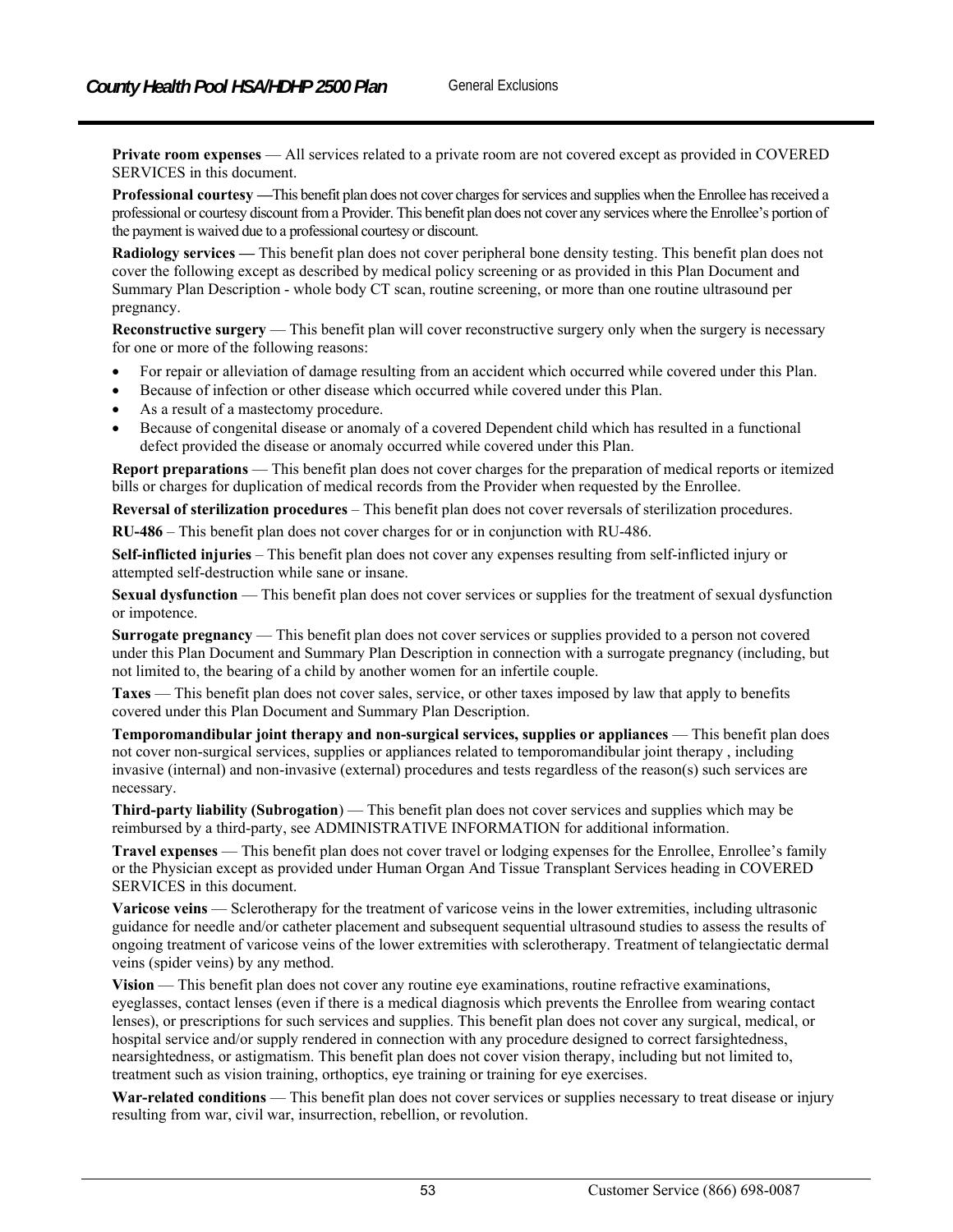**Private room expenses** — All services related to a private room are not covered except as provided in COVERED SERVICES in this document.

**Professional courtesy —**This benefit plan does not cover charges for services and supplies when the Enrollee has received a professional or courtesy discount from a Provider. This benefit plan does not cover any services where the Enrollee's portion of the payment is waived due to a professional courtesy or discount.

**Radiology services —** This benefit plan does not cover peripheral bone density testing. This benefit plan does not cover the following except as described by medical policy screening or as provided in this Plan Document and Summary Plan Description - whole body CT scan, routine screening, or more than one routine ultrasound per pregnancy.

**Reconstructive surgery** — This benefit plan will cover reconstructive surgery only when the surgery is necessary for one or more of the following reasons:

- For repair or alleviation of damage resulting from an accident which occurred while covered under this Plan.
- Because of infection or other disease which occurred while covered under this Plan.
- As a result of a mastectomy procedure.
- Because of congenital disease or anomaly of a covered Dependent child which has resulted in a functional defect provided the disease or anomaly occurred while covered under this Plan.

**Report preparations** — This benefit plan does not cover charges for the preparation of medical reports or itemized bills or charges for duplication of medical records from the Provider when requested by the Enrollee.

**Reversal of sterilization procedures** – This benefit plan does not cover reversals of sterilization procedures.

**RU-486** – This benefit plan does not cover charges for or in conjunction with RU-486.

**Self-inflicted injuries** – This benefit plan does not cover any expenses resulting from self-inflicted injury or attempted self-destruction while sane or insane.

**Sexual dysfunction** — This benefit plan does not cover services or supplies for the treatment of sexual dysfunction or impotence.

**Surrogate pregnancy** — This benefit plan does not cover services or supplies provided to a person not covered under this Plan Document and Summary Plan Description in connection with a surrogate pregnancy (including, but not limited to, the bearing of a child by another women for an infertile couple.

**Taxes** — This benefit plan does not cover sales, service, or other taxes imposed by law that apply to benefits covered under this Plan Document and Summary Plan Description.

**Temporomandibular joint therapy and non-surgical services, supplies or appliances** — This benefit plan does not cover non-surgical services, supplies or appliances related to temporomandibular joint therapy , including invasive (internal) and non-invasive (external) procedures and tests regardless of the reason(s) such services are necessary.

**Third-party liability (Subrogation**) — This benefit plan does not cover services and supplies which may be reimbursed by a third-party, see ADMINISTRATIVE INFORMATION for additional information.

**Travel expenses** — This benefit plan does not cover travel or lodging expenses for the Enrollee, Enrollee's family or the Physician except as provided under Human Organ And Tissue Transplant Services heading in COVERED SERVICES in this document.

**Varicose veins** — Sclerotherapy for the treatment of varicose veins in the lower extremities, including ultrasonic guidance for needle and/or catheter placement and subsequent sequential ultrasound studies to assess the results of ongoing treatment of varicose veins of the lower extremities with sclerotherapy. Treatment of telangiectatic dermal veins (spider veins) by any method.

**Vision** — This benefit plan does not cover any routine eye examinations, routine refractive examinations, eyeglasses, contact lenses (even if there is a medical diagnosis which prevents the Enrollee from wearing contact lenses), or prescriptions for such services and supplies. This benefit plan does not cover any surgical, medical, or hospital service and/or supply rendered in connection with any procedure designed to correct farsightedness, nearsightedness, or astigmatism. This benefit plan does not cover vision therapy, including but not limited to, treatment such as vision training, orthoptics, eye training or training for eye exercises.

**War-related conditions** — This benefit plan does not cover services or supplies necessary to treat disease or injury resulting from war, civil war, insurrection, rebellion, or revolution.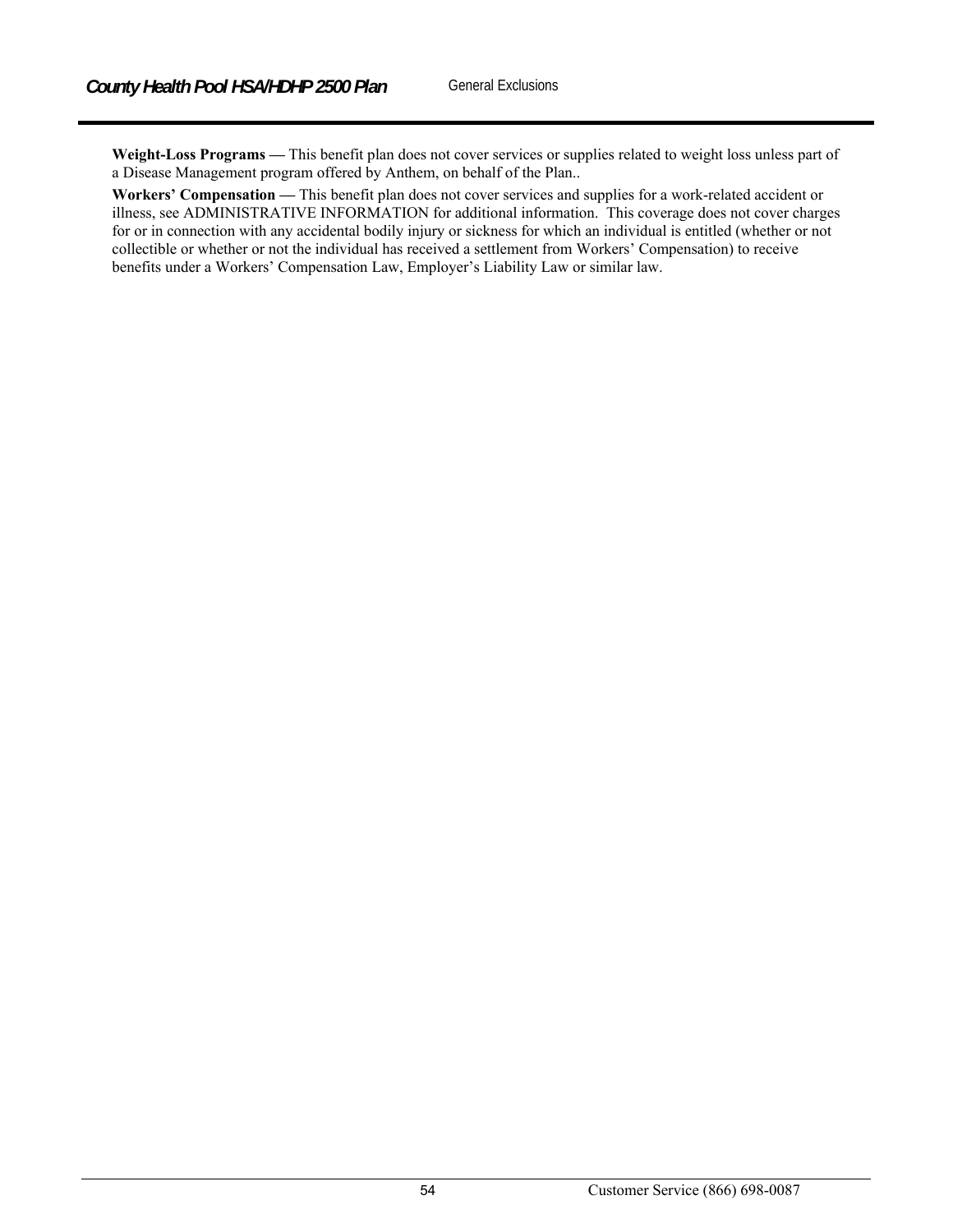**Weight-Loss Programs —** This benefit plan does not cover services or supplies related to weight loss unless part of a Disease Management program offered by Anthem, on behalf of the Plan..

**Workers' Compensation —** This benefit plan does not cover services and supplies for a work-related accident or illness, see ADMINISTRATIVE INFORMATION for additional information. This coverage does not cover charges for or in connection with any accidental bodily injury or sickness for which an individual is entitled (whether or not collectible or whether or not the individual has received a settlement from Workers' Compensation) to receive benefits under a Workers' Compensation Law, Employer's Liability Law or similar law.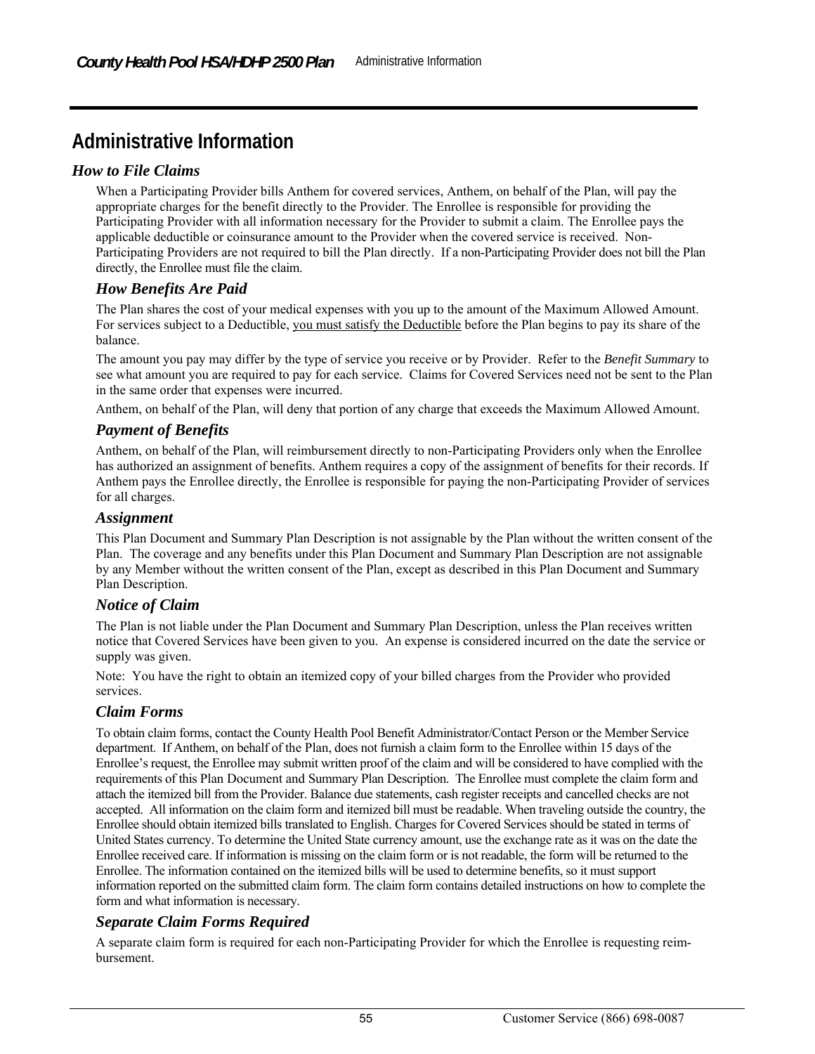# Administrative Information

## How to File Claims

When a Participating Provider bills Anthem for covered services, Anthem, on behalf of the Plan, will pay the appropriate charges for the benefit directly to the Provider. The Enrollee is responsible for providing the Participating Provider with all information necessary for the Provider to submit a claim. The Enrollee pays the applicable deductible or coinsurance amount to the Provider when the covered service is received. Non-Participating Providers are not required to bill the Plan directly. If a non-Participating Provider does not bill the Plan directly, the Enrollee must file the claim.

### How Benefits Are Paid

The Plan shares the cost of your medical expenses with you up to the amount of the Maximum Allowed Amount. For services subject to a Deductible, you must satisfy the Deductible before the Plan begins to pay its share of the balance.

The amount you pay may differ by the type of service you receive or by Provider. Refer to the *Benefit Summary* to see what amount you are required to pay for each service. Claims for Covered Services need not be sent to the Plan in the same order that expenses were incurred.

Anthem, on behalf of the Plan, will deny that portion of any charge that exceeds the Maximum Allowed Amount.

### Payment of Benefits

Anthem, on behalf of the Plan, will reimbursement directly to non-Participating Providers only when the Enrollee has authorized an assignment of benefits. Anthem requires a copy of the assignment of benefits for their records. If Anthem pays the Enrollee directly, the Enrollee is responsible for paying the non-Participating Provider of services for all charges.

### Assignment

This Plan Document and Summary Plan Description is not assignable by the Plan without the written consent of the Plan. The coverage and any benefits under this Plan Document and Summary Plan Description are not assignable by any Member without the written consent of the Plan, except as described in this Plan Document and Summary Plan Description.

### Notice of Claim

The Plan is not liable under the Plan Document and Summary Plan Description, unless the Plan receives written notice that Covered Services have been given to you. An expense is considered incurred on the date the service or supply was given.

Note: You have the right to obtain an itemized copy of your billed charges from the Provider who provided services.

### Claim Forms

To obtain claim forms, contact the County Health Pool Benefit Administrator/Contact Person or the Member Service department. If Anthem, on behalf of the Plan, does not furnish a claim form to the Enrollee within 15 days of the Enrollee's request, the Enrollee may submit written proof of the claim and will be considered to have complied with the requirements of this Plan Document and Summary Plan Description. The Enrollee must complete the claim form and attach the itemized bill from the Provider. Balance due statements, cash register receipts and cancelled checks are not accepted. All information on the claim form and itemized bill must be readable. When traveling outside the country, the Enrollee should obtain itemized bills translated to English. Charges for Covered Services should be stated in terms of United States currency. To determine the United State currency amount, use the exchange rate as it was on the date the Enrollee received care. If information is missing on the claim form or is not readable, the form will be returned to the Enrollee. The information contained on the itemized bills will be used to determine benefits, so it must support information reported on the submitted claim form. The claim form contains detailed instructions on how to complete the form and what information is necessary.

### Separate Claim Forms Required

A separate claim form is required for each non-Participating Provider for which the Enrollee is requesting reimbursement.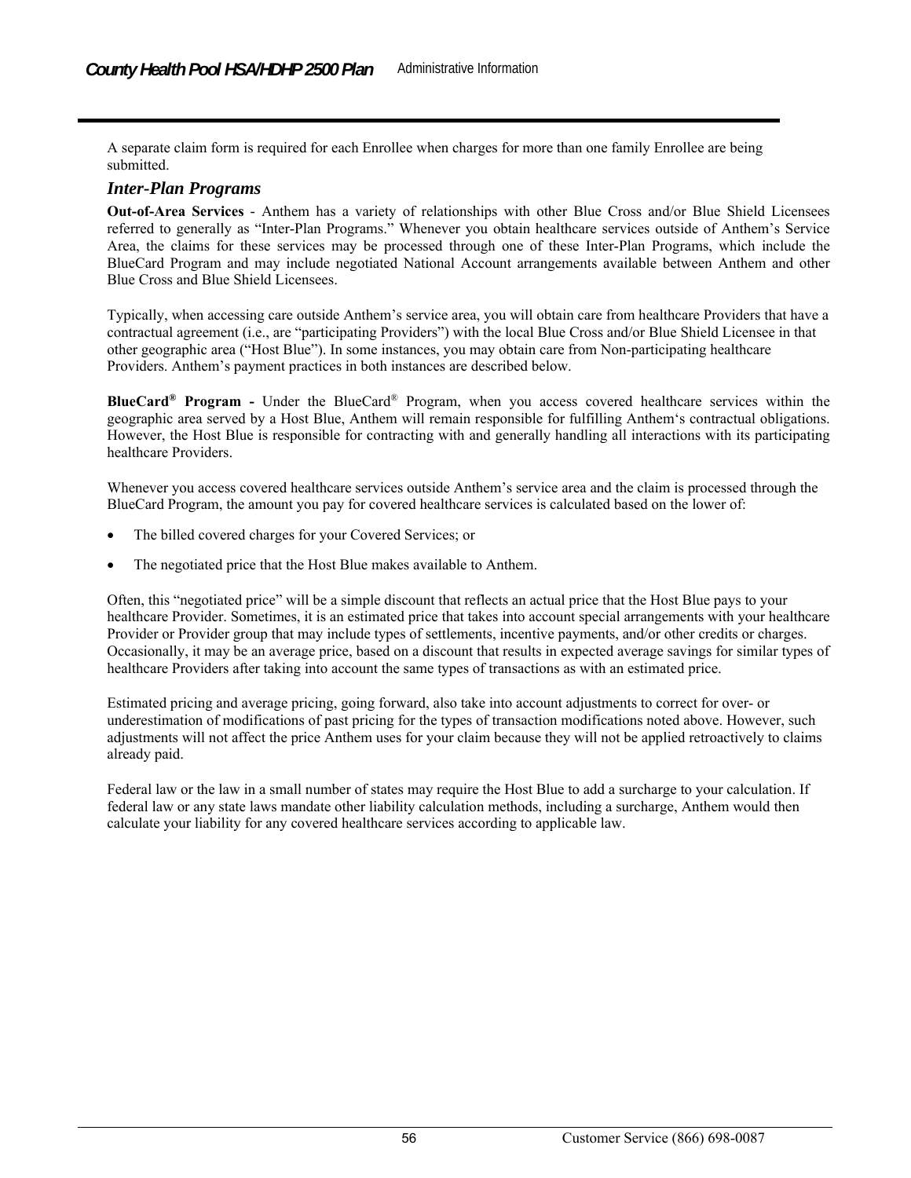A separate claim form is required for each Enrollee when charges for more than one family Enrollee are being submitted.

## *Inter-Plan Programs*

**Out-of-Area Services** - Anthem has a variety of relationships with other Blue Cross and/or Blue Shield Licensees referred to generally as "Inter-Plan Programs." Whenever you obtain healthcare services outside of Anthem's Service Area, the claims for these services may be processed through one of these Inter-Plan Programs, which include the BlueCard Program and may include negotiated National Account arrangements available between Anthem and other Blue Cross and Blue Shield Licensees.

Typically, when accessing care outside Anthem's service area, you will obtain care from healthcare Providers that have a contractual agreement (i.e., are "participating Providers") with the local Blue Cross and/or Blue Shield Licensee in that other geographic area ("Host Blue"). In some instances, you may obtain care from Non-participating healthcare Providers. Anthem's payment practices in both instances are described below.

**BlueCard® Program -** Under the BlueCard® Program, when you access covered healthcare services within the geographic area served by a Host Blue, Anthem will remain responsible for fulfilling Anthem's contractual obligations. However, the Host Blue is responsible for contracting with and generally handling all interactions with its participating healthcare Providers.

Whenever you access covered healthcare services outside Anthem's service area and the claim is processed through the BlueCard Program, the amount you pay for covered healthcare services is calculated based on the lower of:

- The billed covered charges for your Covered Services; or
- The negotiated price that the Host Blue makes available to Anthem.

Often, this "negotiated price" will be a simple discount that reflects an actual price that the Host Blue pays to your healthcare Provider. Sometimes, it is an estimated price that takes into account special arrangements with your healthcare Provider or Provider group that may include types of settlements, incentive payments, and/or other credits or charges. Occasionally, it may be an average price, based on a discount that results in expected average savings for similar types of healthcare Providers after taking into account the same types of transactions as with an estimated price.

Estimated pricing and average pricing, going forward, also take into account adjustments to correct for over- or underestimation of modifications of past pricing for the types of transaction modifications noted above. However, such adjustments will not affect the price Anthem uses for your claim because they will not be applied retroactively to claims already paid.

Federal law or the law in a small number of states may require the Host Blue to add a surcharge to your calculation. If federal law or any state laws mandate other liability calculation methods, including a surcharge, Anthem would then calculate your liability for any covered healthcare services according to applicable law.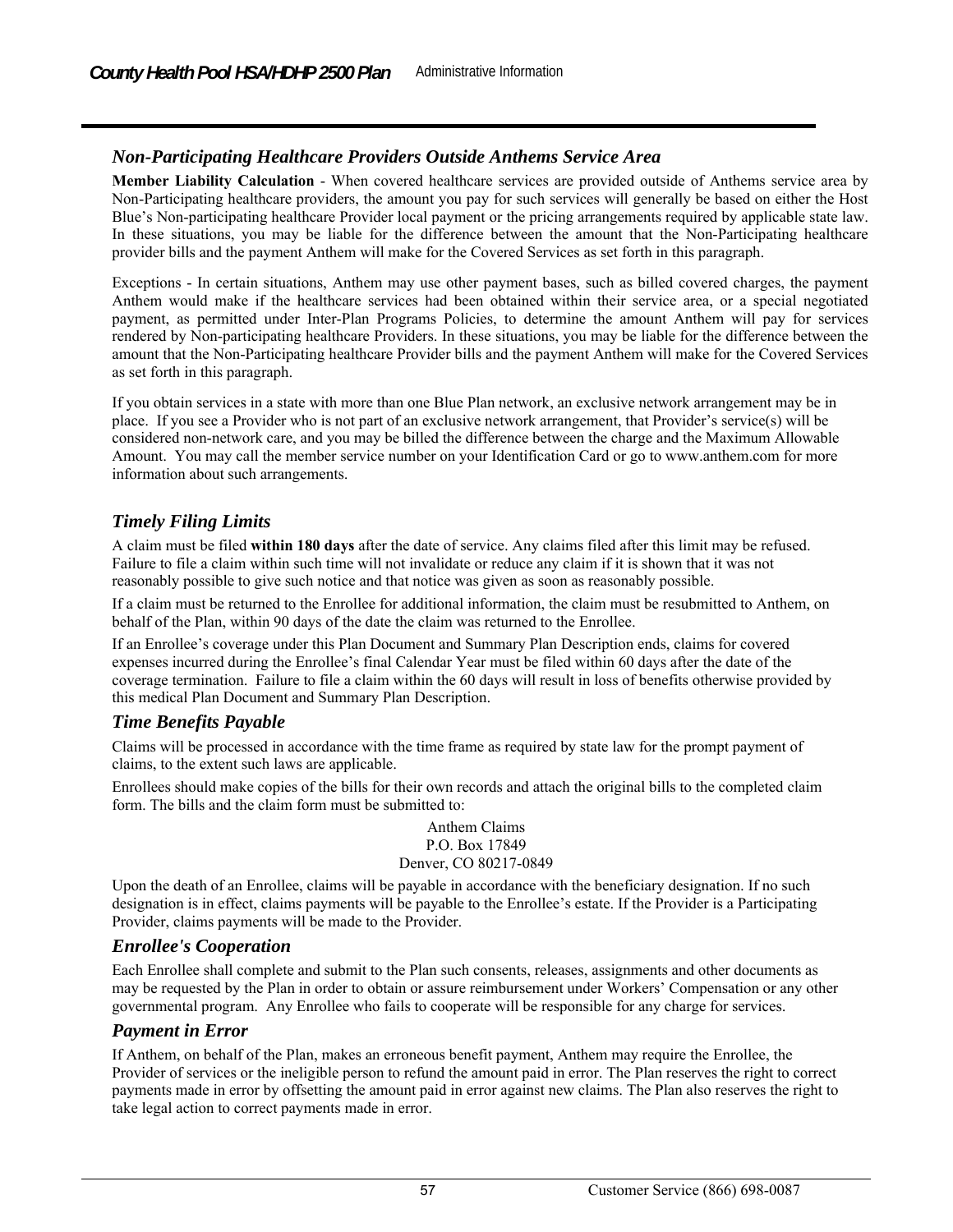### *Non-Participating Healthcare Providers Outside Anthems Service Area*

**Member Liability Calculation** - When covered healthcare services are provided outside of Anthems service area by Non-Participating healthcare providers, the amount you pay for such services will generally be based on either the Host Blue's Non-participating healthcare Provider local payment or the pricing arrangements required by applicable state law. In these situations, you may be liable for the difference between the amount that the Non-Participating healthcare provider bills and the payment Anthem will make for the Covered Services as set forth in this paragraph.

Exceptions - In certain situations, Anthem may use other payment bases, such as billed covered charges, the payment Anthem would make if the healthcare services had been obtained within their service area, or a special negotiated payment, as permitted under Inter-Plan Programs Policies, to determine the amount Anthem will pay for services rendered by Non-participating healthcare Providers. In these situations, you may be liable for the difference between the amount that the Non-Participating healthcare Provider bills and the payment Anthem will make for the Covered Services as set forth in this paragraph.

If you obtain services in a state with more than one Blue Plan network, an exclusive network arrangement may be in place. If you see a Provider who is not part of an exclusive network arrangement, that Provider's service(s) will be considered non-network care, and you may be billed the difference between the charge and the Maximum Allowable Amount. You may call the member service number on your Identification Card or go to www.anthem.com for more information about such arrangements.

### *Timely Filing Limits*

A claim must be filed **within 180 days** after the date of service. Any claims filed after this limit may be refused. Failure to file a claim within such time will not invalidate or reduce any claim if it is shown that it was not reasonably possible to give such notice and that notice was given as soon as reasonably possible.

If a claim must be returned to the Enrollee for additional information, the claim must be resubmitted to Anthem, on behalf of the Plan, within 90 days of the date the claim was returned to the Enrollee.

If an Enrollee's coverage under this Plan Document and Summary Plan Description ends, claims for covered expenses incurred during the Enrollee's final Calendar Year must be filed within 60 days after the date of the coverage termination. Failure to file a claim within the 60 days will result in loss of benefits otherwise provided by this medical Plan Document and Summary Plan Description.

### *Time Benefits Payable*

Claims will be processed in accordance with the time frame as required by state law for the prompt payment of claims, to the extent such laws are applicable.

Enrollees should make copies of the bills for their own records and attach the original bills to the completed claim form. The bills and the claim form must be submitted to:

Anthem Claims  
P.O. Box 17849  
Denver, CO 80217-0849

Upon the death of an Enrollee, claims will be payable in accordance with the beneficiary designation. If no such designation is in effect, claims payments will be payable to the Enrollee's estate. If the Provider is a Participating Provider, claims payments will be made to the Provider.

### *Enrollee's Cooperation*

Each Enrollee shall complete and submit to the Plan such consents, releases, assignments and other documents as may be requested by the Plan in order to obtain or assure reimbursement under Workers' Compensation or any other governmental program. Any Enrollee who fails to cooperate will be responsible for any charge for services.

### *Payment in Error*

If Anthem, on behalf of the Plan, makes an erroneous benefit payment, Anthem may require the Enrollee, the Provider of services or the ineligible person to refund the amount paid in error. The Plan reserves the right to correct payments made in error by offsetting the amount paid in error against new claims. The Plan also reserves the right to take legal action to correct payments made in error.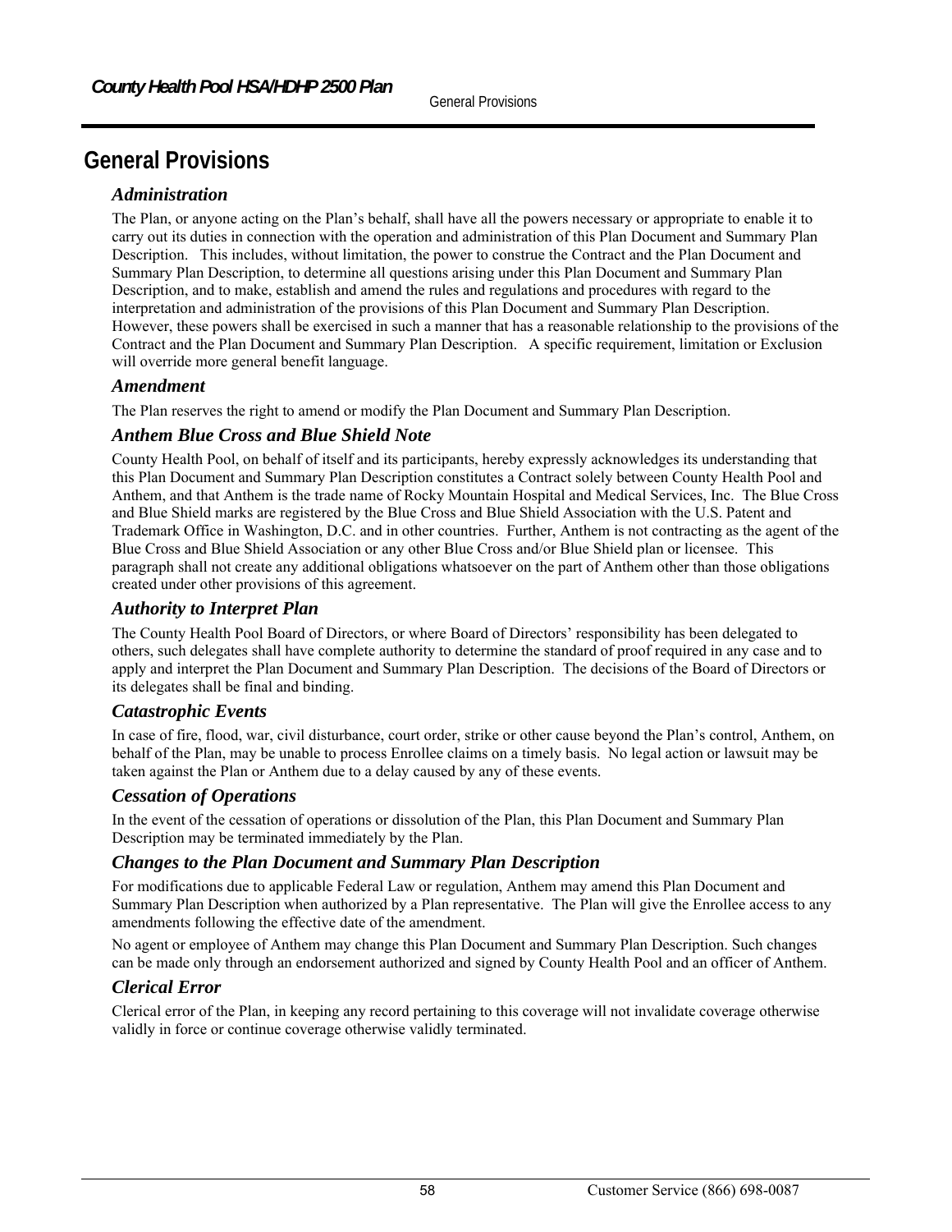# General Provisions

## *Administration*

The Plan, or anyone acting on the Plan's behalf, shall have all the powers necessary or appropriate to enable it to carry out its duties in connection with the operation and administration of this Plan Document and Summary Plan Description. This includes, without limitation, the power to construe the Contract and the Plan Document and Summary Plan Description, to determine all questions arising under this Plan Document and Summary Plan Description, and to make, establish and amend the rules and regulations and procedures with regard to the interpretation and administration of the provisions of this Plan Document and Summary Plan Description. However, these powers shall be exercised in such a manner that has a reasonable relationship to the provisions of the Contract and the Plan Document and Summary Plan Description. A specific requirement, limitation or Exclusion will override more general benefit language.

## *Amendment*

The Plan reserves the right to amend or modify the Plan Document and Summary Plan Description.

## *Anthem Blue Cross and Blue Shield Note*

County Health Pool, on behalf of itself and its participants, hereby expressly acknowledges its understanding that this Plan Document and Summary Plan Description constitutes a Contract solely between County Health Pool and Anthem, and that Anthem is the trade name of Rocky Mountain Hospital and Medical Services, Inc. The Blue Cross and Blue Shield marks are registered by the Blue Cross and Blue Shield Association with the U.S. Patent and Trademark Office in Washington, D.C. and in other countries. Further, Anthem is not contracting as the agent of the Blue Cross and Blue Shield Association or any other Blue Cross and/or Blue Shield plan or licensee. This paragraph shall not create any additional obligations whatsoever on the part of Anthem other than those obligations created under other provisions of this agreement.

## *Authority to Interpret Plan*

The County Health Pool Board of Directors, or where Board of Directors' responsibility has been delegated to others, such delegates shall have complete authority to determine the standard of proof required in any case and to apply and interpret the Plan Document and Summary Plan Description. The decisions of the Board of Directors or its delegates shall be final and binding.

## *Catastrophic Events*

In case of fire, flood, war, civil disturbance, court order, strike or other cause beyond the Plan's control, Anthem, on behalf of the Plan, may be unable to process Enrollee claims on a timely basis. No legal action or lawsuit may be taken against the Plan or Anthem due to a delay caused by any of these events.

## *Cessation of Operations*

In the event of the cessation of operations or dissolution of the Plan, this Plan Document and Summary Plan Description may be terminated immediately by the Plan.

## *Changes to the Plan Document and Summary Plan Description*

For modifications due to applicable Federal Law or regulation, Anthem may amend this Plan Document and Summary Plan Description when authorized by a Plan representative. The Plan will give the Enrollee access to any amendments following the effective date of the amendment.

No agent or employee of Anthem may change this Plan Document and Summary Plan Description. Such changes can be made only through an endorsement authorized and signed by County Health Pool and an officer of Anthem.

## *Clerical Error*

Clerical error of the Plan, in keeping any record pertaining to this coverage will not invalidate coverage otherwise validly in force or continue coverage otherwise validly terminated.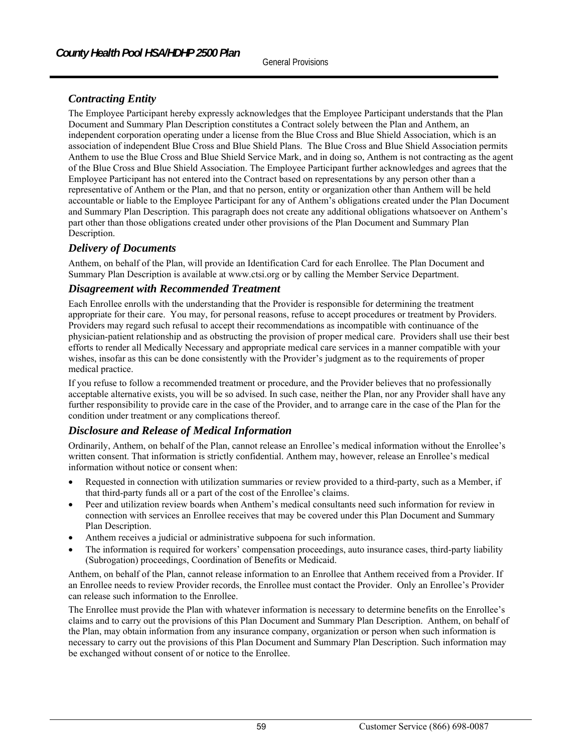## Contracting Entity

The Employee Participant hereby expressly acknowledges that the Employee Participant understands that the Plan Document and Summary Plan Description constitutes a Contract solely between the Plan and Anthem, an independent corporation operating under a license from the Blue Cross and Blue Shield Association, which is an association of independent Blue Cross and Blue Shield Plans. The Blue Cross and Blue Shield Association permits Anthem to use the Blue Cross and Blue Shield Service Mark, and in doing so, Anthem is not contracting as the agent of the Blue Cross and Blue Shield Association. The Employee Participant further acknowledges and agrees that the Employee Participant has not entered into the Contract based on representations by any person other than a representative of Anthem or the Plan, and that no person, entity or organization other than Anthem will be held accountable or liable to the Employee Participant for any of Anthem's obligations created under the Plan Document and Summary Plan Description. This paragraph does not create any additional obligations whatsoever on Anthem's part other than those obligations created under other provisions of the Plan Document and Summary Plan Description.

## Delivery of Documents

Anthem, on behalf of the Plan, will provide an Identification Card for each Enrollee. The Plan Document and Summary Plan Description is available at www.ctsi.org or by calling the Member Service Department.

## Disagreement with Recommended Treatment

Each Enrollee enrolls with the understanding that the Provider is responsible for determining the treatment appropriate for their care. You may, for personal reasons, refuse to accept procedures or treatment by Providers. Providers may regard such refusal to accept their recommendations as incompatible with continuance of the physician-patient relationship and as obstructing the provision of proper medical care. Providers shall use their best efforts to render all Medically Necessary and appropriate medical care services in a manner compatible with your wishes, insofar as this can be done consistently with the Provider's judgment as to the requirements of proper medical practice.

If you refuse to follow a recommended treatment or procedure, and the Provider believes that no professionally acceptable alternative exists, you will be so advised. In such case, neither the Plan, nor any Provider shall have any further responsibility to provide care in the case of the Provider, and to arrange care in the case of the Plan for the condition under treatment or any complications thereof.

## Disclosure and Release of Medical Information

Ordinarily, Anthem, on behalf of the Plan, cannot release an Enrollee's medical information without the Enrollee's written consent. That information is strictly confidential. Anthem may, however, release an Enrollee's medical information without notice or consent when:

- Requested in connection with utilization summaries or review provided to a third-party, such as a Member, if that third-party funds all or a part of the cost of the Enrollee's claims.
- Peer and utilization review boards when Anthem's medical consultants need such information for review in connection with services an Enrollee receives that may be covered under this Plan Document and Summary Plan Description.
- Anthem receives a judicial or administrative subpoena for such information.
- The information is required for workers' compensation proceedings, auto insurance cases, third-party liability (Subrogation) proceedings, Coordination of Benefits or Medicaid.

Anthem, on behalf of the Plan, cannot release information to an Enrollee that Anthem received from a Provider. If an Enrollee needs to review Provider records, the Enrollee must contact the Provider. Only an Enrollee's Provider can release such information to the Enrollee.

The Enrollee must provide the Plan with whatever information is necessary to determine benefits on the Enrollee's claims and to carry out the provisions of this Plan Document and Summary Plan Description. Anthem, on behalf of the Plan, may obtain information from any insurance company, organization or person when such information is necessary to carry out the provisions of this Plan Document and Summary Plan Description. Such information may be exchanged without consent of or notice to the Enrollee.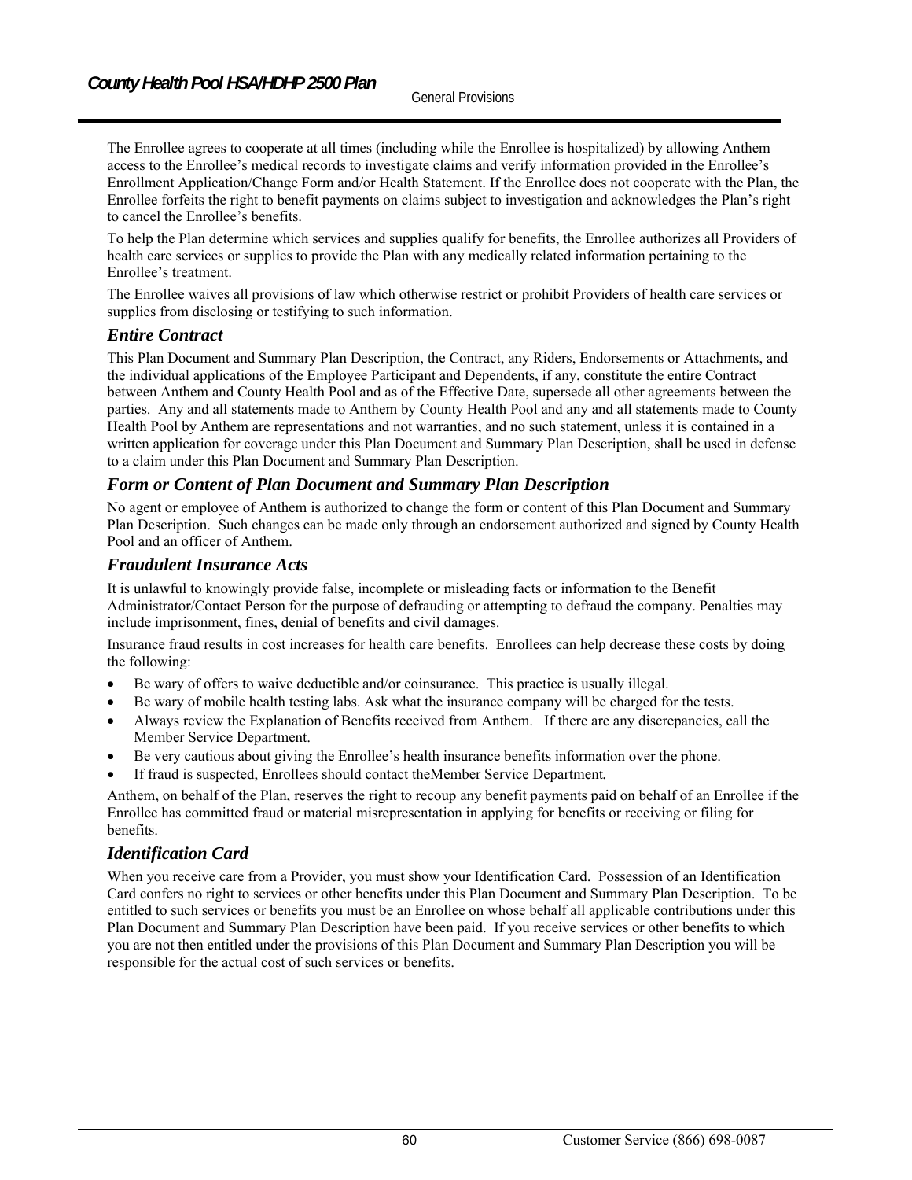The Enrollee agrees to cooperate at all times (including while the Enrollee is hospitalized) by allowing Anthem access to the Enrollee's medical records to investigate claims and verify information provided in the Enrollee's Enrollment Application/Change Form and/or Health Statement. If the Enrollee does not cooperate with the Plan, the Enrollee forfeits the right to benefit payments on claims subject to investigation and acknowledges the Plan's right to cancel the Enrollee's benefits.

To help the Plan determine which services and supplies qualify for benefits, the Enrollee authorizes all Providers of health care services or supplies to provide the Plan with any medically related information pertaining to the Enrollee's treatment.

The Enrollee waives all provisions of law which otherwise restrict or prohibit Providers of health care services or supplies from disclosing or testifying to such information.

### *Entire Contract*

This Plan Document and Summary Plan Description, the Contract, any Riders, Endorsements or Attachments, and the individual applications of the Employee Participant and Dependents, if any, constitute the entire Contract between Anthem and County Health Pool and as of the Effective Date, supersede all other agreements between the parties. Any and all statements made to Anthem by County Health Pool and any and all statements made to County Health Pool by Anthem are representations and not warranties, and no such statement, unless it is contained in a written application for coverage under this Plan Document and Summary Plan Description, shall be used in defense to a claim under this Plan Document and Summary Plan Description.

### *Form or Content of Plan Document and Summary Plan Description*

No agent or employee of Anthem is authorized to change the form or content of this Plan Document and Summary Plan Description. Such changes can be made only through an endorsement authorized and signed by County Health Pool and an officer of Anthem.

### *Fraudulent Insurance Acts*

It is unlawful to knowingly provide false, incomplete or misleading facts or information to the Benefit Administrator/Contact Person for the purpose of defrauding or attempting to defraud the company. Penalties may include imprisonment, fines, denial of benefits and civil damages.

Insurance fraud results in cost increases for health care benefits. Enrollees can help decrease these costs by doing the following:

- Be wary of offers to waive deductible and/or coinsurance. This practice is usually illegal.
- Be wary of mobile health testing labs. Ask what the insurance company will be charged for the tests.
- Always review the Explanation of Benefits received from Anthem. If there are any discrepancies, call the Member Service Department.
- Be very cautious about giving the Enrollee's health insurance benefits information over the phone.
- If fraud is suspected, Enrollees should contact theMember Service Department.

Anthem, on behalf of the Plan, reserves the right to recoup any benefit payments paid on behalf of an Enrollee if the Enrollee has committed fraud or material misrepresentation in applying for benefits or receiving or filing for benefits.

### *Identification Card*

When you receive care from a Provider, you must show your Identification Card. Possession of an Identification Card confers no right to services or other benefits under this Plan Document and Summary Plan Description. To be entitled to such services or benefits you must be an Enrollee on whose behalf all applicable contributions under this Plan Document and Summary Plan Description have been paid. If you receive services or other benefits to which you are not then entitled under the provisions of this Plan Document and Summary Plan Description you will be responsible for the actual cost of such services or benefits.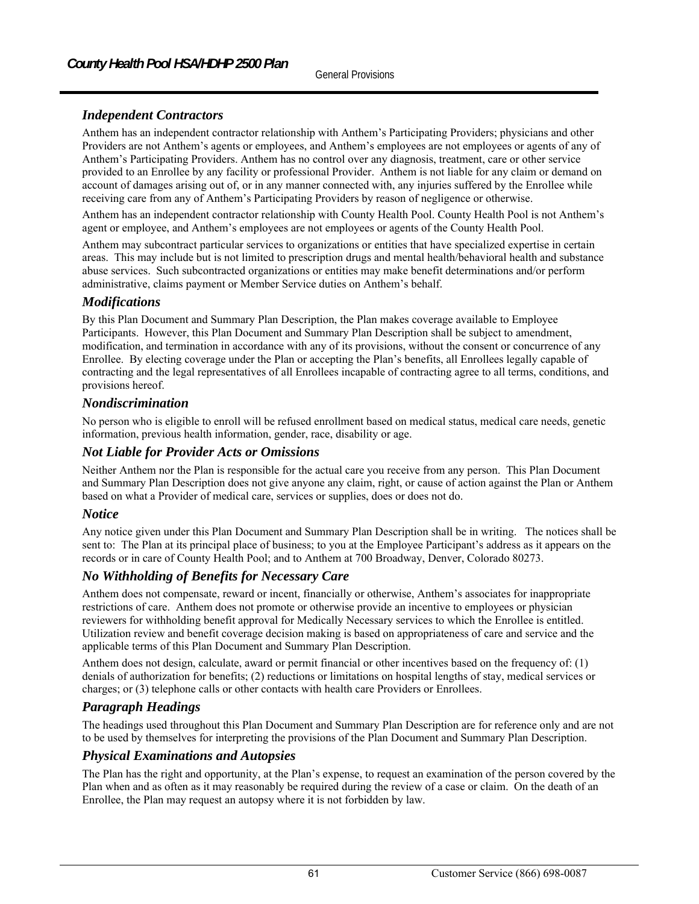### *Independent Contractors*

Anthem has an independent contractor relationship with Anthem's Participating Providers; physicians and other Providers are not Anthem's agents or employees, and Anthem's employees are not employees or agents of any of Anthem's Participating Providers. Anthem has no control over any diagnosis, treatment, care or other service provided to an Enrollee by any facility or professional Provider. Anthem is not liable for any claim or demand on account of damages arising out of, or in any manner connected with, any injuries suffered by the Enrollee while receiving care from any of Anthem's Participating Providers by reason of negligence or otherwise.

Anthem has an independent contractor relationship with County Health Pool. County Health Pool is not Anthem's agent or employee, and Anthem's employees are not employees or agents of the County Health Pool.

Anthem may subcontract particular services to organizations or entities that have specialized expertise in certain areas. This may include but is not limited to prescription drugs and mental health/behavioral health and substance abuse services. Such subcontracted organizations or entities may make benefit determinations and/or perform administrative, claims payment or Member Service duties on Anthem's behalf.

### *Modifications*

By this Plan Document and Summary Plan Description, the Plan makes coverage available to Employee Participants. However, this Plan Document and Summary Plan Description shall be subject to amendment, modification, and termination in accordance with any of its provisions, without the consent or concurrence of any Enrollee. By electing coverage under the Plan or accepting the Plan's benefits, all Enrollees legally capable of contracting and the legal representatives of all Enrollees incapable of contracting agree to all terms, conditions, and provisions hereof.

### *Nondiscrimination*

No person who is eligible to enroll will be refused enrollment based on medical status, medical care needs, genetic information, previous health information, gender, race, disability or age.

### *Not Liable for Provider Acts or Omissions*

Neither Anthem nor the Plan is responsible for the actual care you receive from any person. This Plan Document and Summary Plan Description does not give anyone any claim, right, or cause of action against the Plan or Anthem based on what a Provider of medical care, services or supplies, does or does not do.

### *Notice*

Any notice given under this Plan Document and Summary Plan Description shall be in writing. The notices shall be sent to: The Plan at its principal place of business; to you at the Employee Participant's address as it appears on the records or in care of County Health Pool; and to Anthem at 700 Broadway, Denver, Colorado 80273.

### *No Withholding of Benefits for Necessary Care*

Anthem does not compensate, reward or incent, financially or otherwise, Anthem's associates for inappropriate restrictions of care. Anthem does not promote or otherwise provide an incentive to employees or physician reviewers for withholding benefit approval for Medically Necessary services to which the Enrollee is entitled. Utilization review and benefit coverage decision making is based on appropriateness of care and service and the applicable terms of this Plan Document and Summary Plan Description.

Anthem does not design, calculate, award or permit financial or other incentives based on the frequency of: (1) denials of authorization for benefits; (2) reductions or limitations on hospital lengths of stay, medical services or charges; or (3) telephone calls or other contacts with health care Providers or Enrollees.

### *Paragraph Headings*

The headings used throughout this Plan Document and Summary Plan Description are for reference only and are not to be used by themselves for interpreting the provisions of the Plan Document and Summary Plan Description.

### *Physical Examinations and Autopsies*

The Plan has the right and opportunity, at the Plan's expense, to request an examination of the person covered by the Plan when and as often as it may reasonably be required during the review of a case or claim. On the death of an Enrollee, the Plan may request an autopsy where it is not forbidden by law.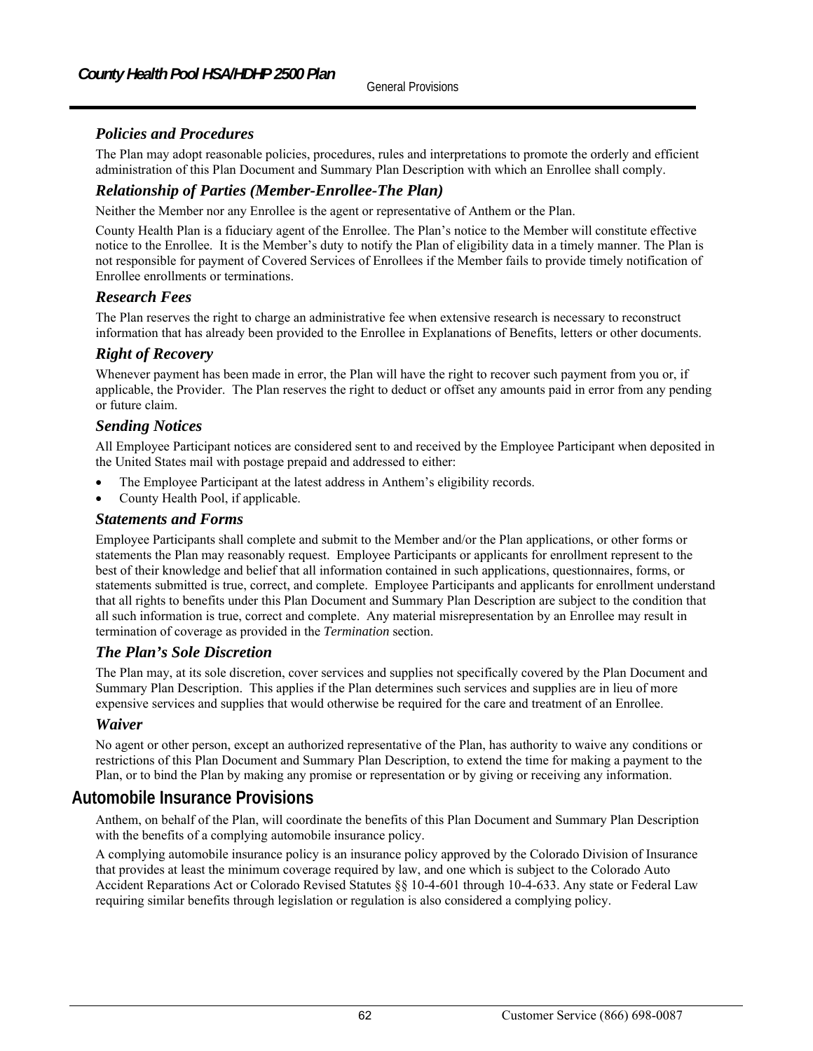### Policies and Procedures

The Plan may adopt reasonable policies, procedures, rules and interpretations to promote the orderly and efficient administration of this Plan Document and Summary Plan Description with which an Enrollee shall comply.

### Relationship of Parties (Member-Enrollee-The Plan)

Neither the Member nor any Enrollee is the agent or representative of Anthem or the Plan.

County Health Plan is a fiduciary agent of the Enrollee. The Plan's notice to the Member will constitute effective notice to the Enrollee. It is the Member's duty to notify the Plan of eligibility data in a timely manner. The Plan is not responsible for payment of Covered Services of Enrollees if the Member fails to provide timely notification of Enrollee enrollments or terminations.

### Research Fees

The Plan reserves the right to charge an administrative fee when extensive research is necessary to reconstruct information that has already been provided to the Enrollee in Explanations of Benefits, letters or other documents.

### Right of Recovery

Whenever payment has been made in error, the Plan will have the right to recover such payment from you or, if applicable, the Provider. The Plan reserves the right to deduct or offset any amounts paid in error from any pending or future claim.

### Sending Notices

All Employee Participant notices are considered sent to and received by the Employee Participant when deposited in the United States mail with postage prepaid and addressed to either:

- The Employee Participant at the latest address in Anthem's eligibility records.
- County Health Pool, if applicable.

### Statements and Forms

Employee Participants shall complete and submit to the Member and/or the Plan applications, or other forms or statements the Plan may reasonably request. Employee Participants or applicants for enrollment represent to the best of their knowledge and belief that all information contained in such applications, questionnaires, forms, or statements submitted is true, correct, and complete. Employee Participants and applicants for enrollment understand that all rights to benefits under this Plan Document and Summary Plan Description are subject to the condition that all such information is true, correct and complete. Any material misrepresentation by an Enrollee may result in termination of coverage as provided in the *Termination* section.

### The Plan's Sole Discretion

The Plan may, at its sole discretion, cover services and supplies not specifically covered by the Plan Document and Summary Plan Description. This applies if the Plan determines such services and supplies are in lieu of more expensive services and supplies that would otherwise be required for the care and treatment of an Enrollee.

### Waiver

No agent or other person, except an authorized representative of the Plan, has authority to waive any conditions or restrictions of this Plan Document and Summary Plan Description, to extend the time for making a payment to the Plan, or to bind the Plan by making any promise or representation or by giving or receiving any information.

## Automobile Insurance Provisions

Anthem, on behalf of the Plan, will coordinate the benefits of this Plan Document and Summary Plan Description with the benefits of a complying automobile insurance policy.

A complying automobile insurance policy is an insurance policy approved by the Colorado Division of Insurance that provides at least the minimum coverage required by law, and one which is subject to the Colorado Auto Accident Reparations Act or Colorado Revised Statutes §§ 10-4-601 through 10-4-633. Any state or Federal Law requiring similar benefits through legislation or regulation is also considered a complying policy.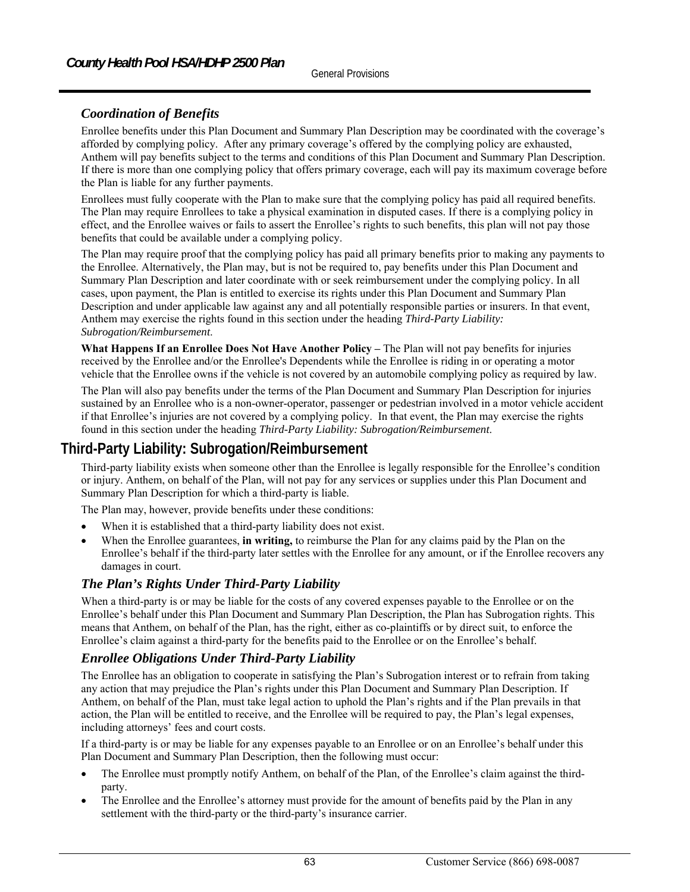### *Coordination of Benefits*

Enrollee benefits under this Plan Document and Summary Plan Description may be coordinated with the coverage's afforded by complying policy. After any primary coverage's offered by the complying policy are exhausted, Anthem will pay benefits subject to the terms and conditions of this Plan Document and Summary Plan Description. If there is more than one complying policy that offers primary coverage, each will pay its maximum coverage before the Plan is liable for any further payments.

Enrollees must fully cooperate with the Plan to make sure that the complying policy has paid all required benefits. The Plan may require Enrollees to take a physical examination in disputed cases. If there is a complying policy in effect, and the Enrollee waives or fails to assert the Enrollee's rights to such benefits, this plan will not pay those benefits that could be available under a complying policy.

The Plan may require proof that the complying policy has paid all primary benefits prior to making any payments to the Enrollee. Alternatively, the Plan may, but is not be required to, pay benefits under this Plan Document and Summary Plan Description and later coordinate with or seek reimbursement under the complying policy. In all cases, upon payment, the Plan is entitled to exercise its rights under this Plan Document and Summary Plan Description and under applicable law against any and all potentially responsible parties or insurers. In that event, Anthem may exercise the rights found in this section under the heading *Third-Party Liability: Subrogation/Reimbursement.*

**What Happens If an Enrollee Does Not Have Another Policy –** The Plan will not pay benefits for injuries received by the Enrollee and/or the Enrollee's Dependents while the Enrollee is riding in or operating a motor vehicle that the Enrollee owns if the vehicle is not covered by an automobile complying policy as required by law.

The Plan will also pay benefits under the terms of the Plan Document and Summary Plan Description for injuries sustained by an Enrollee who is a non-owner-operator, passenger or pedestrian involved in a motor vehicle accident if that Enrollee's injuries are not covered by a complying policy. In that event, the Plan may exercise the rights found in this section under the heading *Third-Party Liability: Subrogation/Reimbursement.*

## Third-Party Liability: Subrogation/Reimbursement

Third-party liability exists when someone other than the Enrollee is legally responsible for the Enrollee's condition or injury. Anthem, on behalf of the Plan, will not pay for any services or supplies under this Plan Document and Summary Plan Description for which a third-party is liable.

The Plan may, however, provide benefits under these conditions:

- When it is established that a third-party liability does not exist.
- When the Enrollee guarantees, **in writing,** to reimburse the Plan for any claims paid by the Plan on the Enrollee's behalf if the third-party later settles with the Enrollee for any amount, or if the Enrollee recovers any damages in court.

### *The Plan's Rights Under Third-Party Liability*

When a third-party is or may be liable for the costs of any covered expenses payable to the Enrollee or on the Enrollee's behalf under this Plan Document and Summary Plan Description, the Plan has Subrogation rights. This means that Anthem, on behalf of the Plan, has the right, either as co-plaintiffs or by direct suit, to enforce the Enrollee's claim against a third-party for the benefits paid to the Enrollee or on the Enrollee's behalf.

### *Enrollee Obligations Under Third-Party Liability*

The Enrollee has an obligation to cooperate in satisfying the Plan's Subrogation interest or to refrain from taking any action that may prejudice the Plan's rights under this Plan Document and Summary Plan Description. If Anthem, on behalf of the Plan, must take legal action to uphold the Plan's rights and if the Plan prevails in that action, the Plan will be entitled to receive, and the Enrollee will be required to pay, the Plan's legal expenses, including attorneys' fees and court costs.

If a third-party is or may be liable for any expenses payable to an Enrollee or on an Enrollee's behalf under this Plan Document and Summary Plan Description, then the following must occur:

- The Enrollee must promptly notify Anthem, on behalf of the Plan, of the Enrollee's claim against the third-party.
- The Enrollee and the Enrollee's attorney must provide for the amount of benefits paid by the Plan in any settlement with the third-party or the third-party's insurance carrier.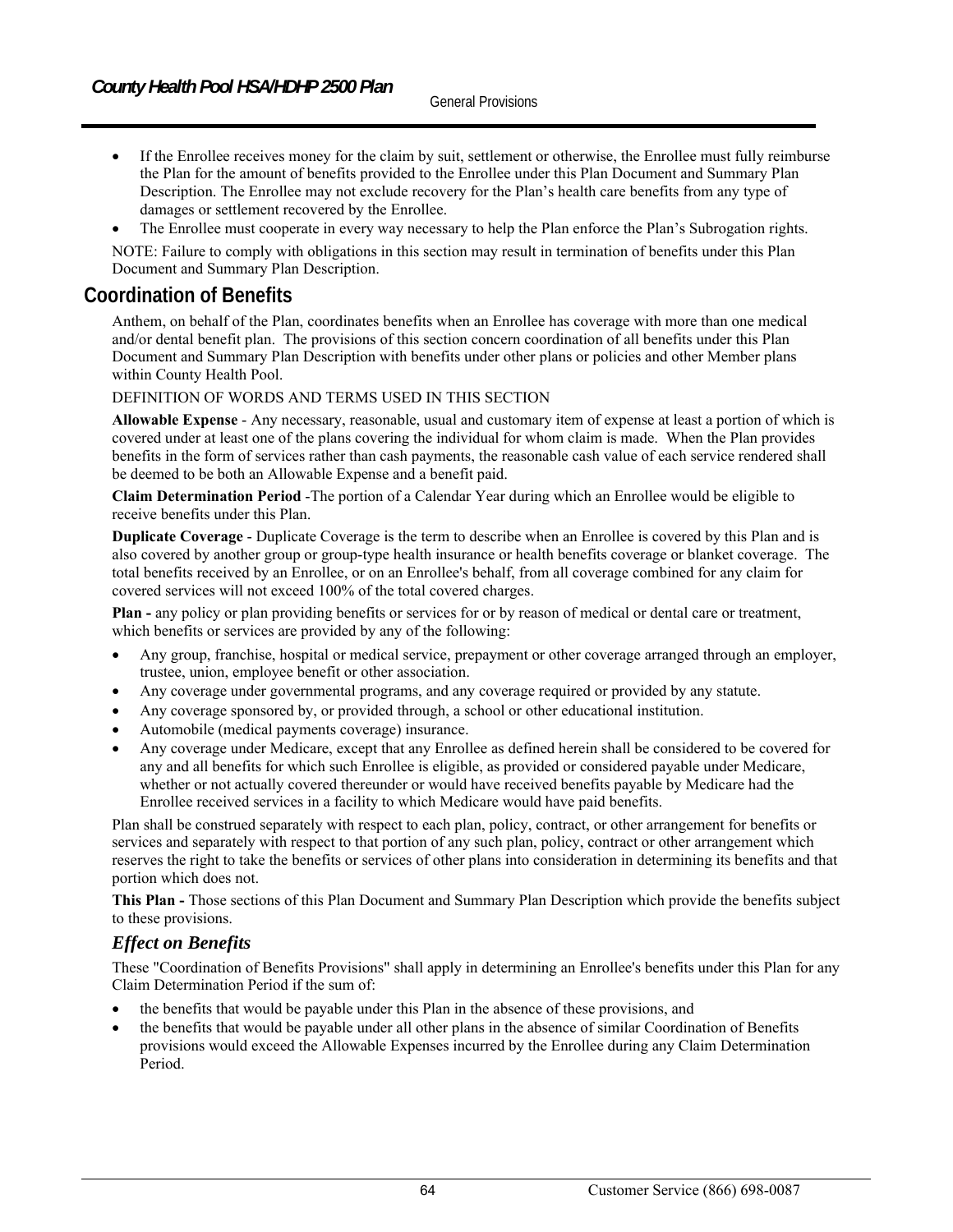- If the Enrollee receives money for the claim by suit, settlement or otherwise, the Enrollee must fully reimburse the Plan for the amount of benefits provided to the Enrollee under this Plan Document and Summary Plan Description. The Enrollee may not exclude recovery for the Plan's health care benefits from any type of damages or settlement recovered by the Enrollee.
- The Enrollee must cooperate in every way necessary to help the Plan enforce the Plan's Subrogation rights.

NOTE: Failure to comply with obligations in this section may result in termination of benefits under this Plan Document and Summary Plan Description.

## Coordination of Benefits

Anthem, on behalf of the Plan, coordinates benefits when an Enrollee has coverage with more than one medical and/or dental benefit plan. The provisions of this section concern coordination of all benefits under this Plan Document and Summary Plan Description with benefits under other plans or policies and other Member plans within County Health Pool.

DEFINITION OF WORDS AND TERMS USED IN THIS SECTION

**Allowable Expense** - Any necessary, reasonable, usual and customary item of expense at least a portion of which is covered under at least one of the plans covering the individual for whom claim is made. When the Plan provides benefits in the form of services rather than cash payments, the reasonable cash value of each service rendered shall be deemed to be both an Allowable Expense and a benefit paid.

**Claim Determination Period** -The portion of a Calendar Year during which an Enrollee would be eligible to receive benefits under this Plan.

**Duplicate Coverage** - Duplicate Coverage is the term to describe when an Enrollee is covered by this Plan and is also covered by another group or group-type health insurance or health benefits coverage or blanket coverage. The total benefits received by an Enrollee, or on an Enrollee's behalf, from all coverage combined for any claim for covered services will not exceed 100% of the total covered charges.

**Plan -** any policy or plan providing benefits or services for or by reason of medical or dental care or treatment, which benefits or services are provided by any of the following:

- Any group, franchise, hospital or medical service, prepayment or other coverage arranged through an employer, trustee, union, employee benefit or other association.
- Any coverage under governmental programs, and any coverage required or provided by any statute.
- Any coverage sponsored by, or provided through, a school or other educational institution.
- Automobile (medical payments coverage) insurance.
- Any coverage under Medicare, except that any Enrollee as defined herein shall be considered to be covered for any and all benefits for which such Enrollee is eligible, as provided or considered payable under Medicare, whether or not actually covered thereunder or would have received benefits payable by Medicare had the Enrollee received services in a facility to which Medicare would have paid benefits.

Plan shall be construed separately with respect to each plan, policy, contract, or other arrangement for benefits or services and separately with respect to that portion of any such plan, policy, contract or other arrangement which reserves the right to take the benefits or services of other plans into consideration in determining its benefits and that portion which does not.

**This Plan -** Those sections of this Plan Document and Summary Plan Description which provide the benefits subject to these provisions.

### *Effect on Benefits*

These "Coordination of Benefits Provisions" shall apply in determining an Enrollee's benefits under this Plan for any Claim Determination Period if the sum of:

- the benefits that would be payable under this Plan in the absence of these provisions, and
- the benefits that would be payable under all other plans in the absence of similar Coordination of Benefits provisions would exceed the Allowable Expenses incurred by the Enrollee during any Claim Determination Period.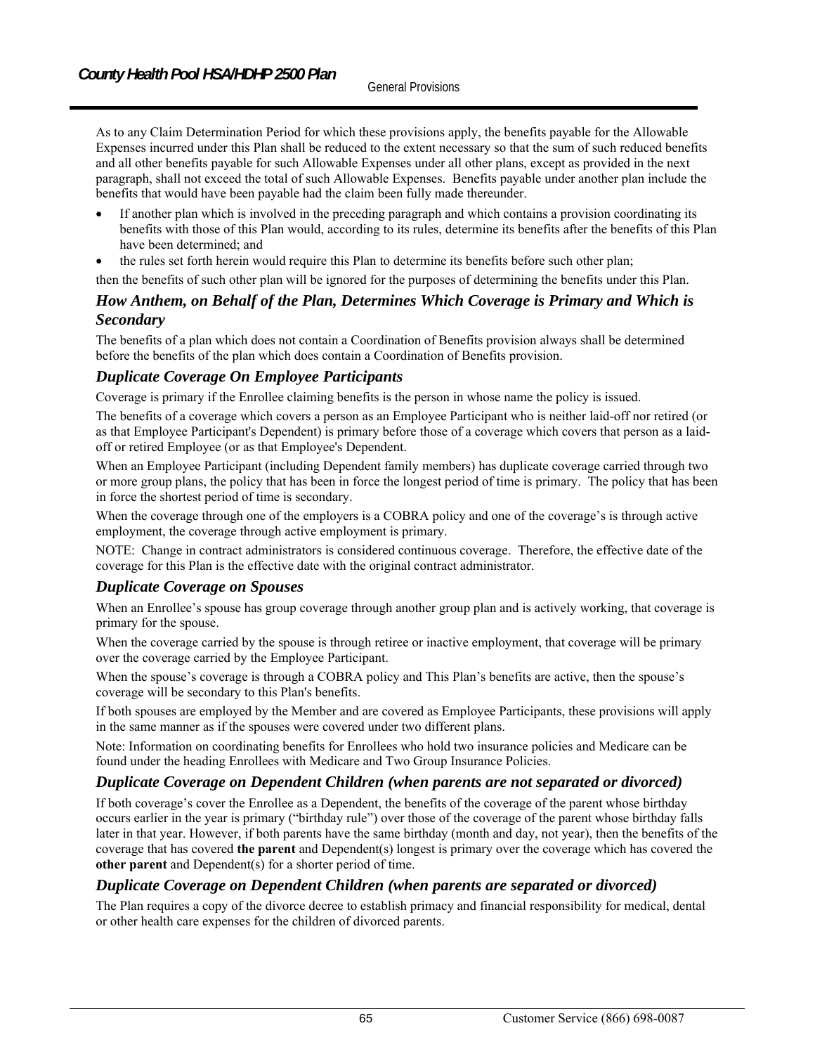As to any Claim Determination Period for which these provisions apply, the benefits payable for the Allowable Expenses incurred under this Plan shall be reduced to the extent necessary so that the sum of such reduced benefits and all other benefits payable for such Allowable Expenses under all other plans, except as provided in the next paragraph, shall not exceed the total of such Allowable Expenses. Benefits payable under another plan include the benefits that would have been payable had the claim been fully made thereunder.

- If another plan which is involved in the preceding paragraph and which contains a provision coordinating its benefits with those of this Plan would, according to its rules, determine its benefits after the benefits of this Plan have been determined; and
- the rules set forth herein would require this Plan to determine its benefits before such other plan;

then the benefits of such other plan will be ignored for the purposes of determining the benefits under this Plan.

### *How Anthem, on Behalf of the Plan, Determines Which Coverage is Primary and Which is Secondary*

The benefits of a plan which does not contain a Coordination of Benefits provision always shall be determined before the benefits of the plan which does contain a Coordination of Benefits provision.

### *Duplicate Coverage On Employee Participants*

Coverage is primary if the Enrollee claiming benefits is the person in whose name the policy is issued.

The benefits of a coverage which covers a person as an Employee Participant who is neither laid-off nor retired (or as that Employee Participant's Dependent) is primary before those of a coverage which covers that person as a laid-off or retired Employee (or as that Employee's Dependent.

When an Employee Participant (including Dependent family members) has duplicate coverage carried through two or more group plans, the policy that has been in force the longest period of time is primary. The policy that has been in force the shortest period of time is secondary.

When the coverage through one of the employers is a COBRA policy and one of the coverage's is through active employment, the coverage through active employment is primary.

NOTE: Change in contract administrators is considered continuous coverage. Therefore, the effective date of the coverage for this Plan is the effective date with the original contract administrator.

### *Duplicate Coverage on Spouses*

When an Enrollee's spouse has group coverage through another group plan and is actively working, that coverage is primary for the spouse.

When the coverage carried by the spouse is through retiree or inactive employment, that coverage will be primary over the coverage carried by the Employee Participant.

When the spouse's coverage is through a COBRA policy and This Plan's benefits are active, then the spouse's coverage will be secondary to this Plan's benefits.

If both spouses are employed by the Member and are covered as Employee Participants, these provisions will apply in the same manner as if the spouses were covered under two different plans.

Note: Information on coordinating benefits for Enrollees who hold two insurance policies and Medicare can be found under the heading Enrollees with Medicare and Two Group Insurance Policies.

### *Duplicate Coverage on Dependent Children (when parents are not separated or divorced)*

If both coverage's cover the Enrollee as a Dependent, the benefits of the coverage of the parent whose birthday occurs earlier in the year is primary ("birthday rule") over those of the coverage of the parent whose birthday falls later in that year. However, if both parents have the same birthday (month and day, not year), then the benefits of the coverage that has covered **the parent** and Dependent(s) longest is primary over the coverage which has covered the **other parent** and Dependent(s) for a shorter period of time.

### *Duplicate Coverage on Dependent Children (when parents are separated or divorced)*

The Plan requires a copy of the divorce decree to establish primacy and financial responsibility for medical, dental or other health care expenses for the children of divorced parents.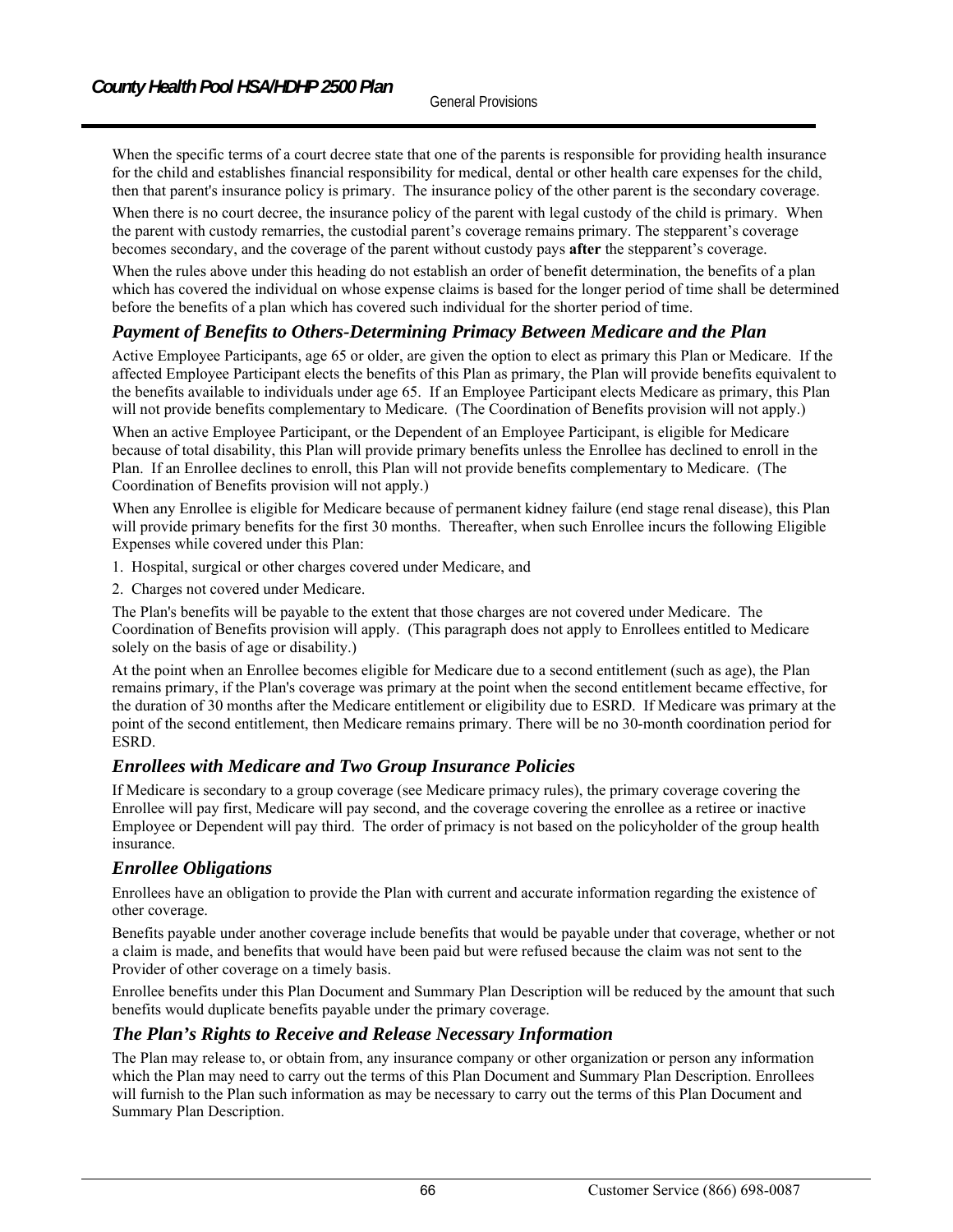When the specific terms of a court decree state that one of the parents is responsible for providing health insurance for the child and establishes financial responsibility for medical, dental or other health care expenses for the child, then that parent's insurance policy is primary. The insurance policy of the other parent is the secondary coverage.

When there is no court decree, the insurance policy of the parent with legal custody of the child is primary. When the parent with custody remarries, the custodial parent's coverage remains primary. The stepparent's coverage becomes secondary, and the coverage of the parent without custody pays **after** the stepparent's coverage.

When the rules above under this heading do not establish an order of benefit determination, the benefits of a plan which has covered the individual on whose expense claims is based for the longer period of time shall be determined before the benefits of a plan which has covered such individual for the shorter period of time.

### *Payment of Benefits to Others-Determining Primacy Between Medicare and the Plan*

Active Employee Participants, age 65 or older, are given the option to elect as primary this Plan or Medicare. If the affected Employee Participant elects the benefits of this Plan as primary, the Plan will provide benefits equivalent to the benefits available to individuals under age 65. If an Employee Participant elects Medicare as primary, this Plan will not provide benefits complementary to Medicare. (The Coordination of Benefits provision will not apply.)

When an active Employee Participant, or the Dependent of an Employee Participant, is eligible for Medicare because of total disability, this Plan will provide primary benefits unless the Enrollee has declined to enroll in the Plan. If an Enrollee declines to enroll, this Plan will not provide benefits complementary to Medicare. (The Coordination of Benefits provision will not apply.)

When any Enrollee is eligible for Medicare because of permanent kidney failure (end stage renal disease), this Plan will provide primary benefits for the first 30 months. Thereafter, when such Enrollee incurs the following Eligible Expenses while covered under this Plan:

1. Hospital, surgical or other charges covered under Medicare, and
2. Charges not covered under Medicare.

The Plan's benefits will be payable to the extent that those charges are not covered under Medicare. The Coordination of Benefits provision will apply. (This paragraph does not apply to Enrollees entitled to Medicare solely on the basis of age or disability.)

At the point when an Enrollee becomes eligible for Medicare due to a second entitlement (such as age), the Plan remains primary, if the Plan's coverage was primary at the point when the second entitlement became effective, for the duration of 30 months after the Medicare entitlement or eligibility due to ESRD. If Medicare was primary at the point of the second entitlement, then Medicare remains primary. There will be no 30-month coordination period for ESRD.

### *Enrollees with Medicare and Two Group Insurance Policies*

If Medicare is secondary to a group coverage (see Medicare primacy rules), the primary coverage covering the Enrollee will pay first, Medicare will pay second, and the coverage covering the enrollee as a retiree or inactive Employee or Dependent will pay third. The order of primacy is not based on the policyholder of the group health insurance.

### *Enrollee Obligations*

Enrollees have an obligation to provide the Plan with current and accurate information regarding the existence of other coverage.

Benefits payable under another coverage include benefits that would be payable under that coverage, whether or not a claim is made, and benefits that would have been paid but were refused because the claim was not sent to the Provider of other coverage on a timely basis.

Enrollee benefits under this Plan Document and Summary Plan Description will be reduced by the amount that such benefits would duplicate benefits payable under the primary coverage.

### *The Plan's Rights to Receive and Release Necessary Information*

The Plan may release to, or obtain from, any insurance company or other organization or person any information which the Plan may need to carry out the terms of this Plan Document and Summary Plan Description. Enrollees will furnish to the Plan such information as may be necessary to carry out the terms of this Plan Document and Summary Plan Description.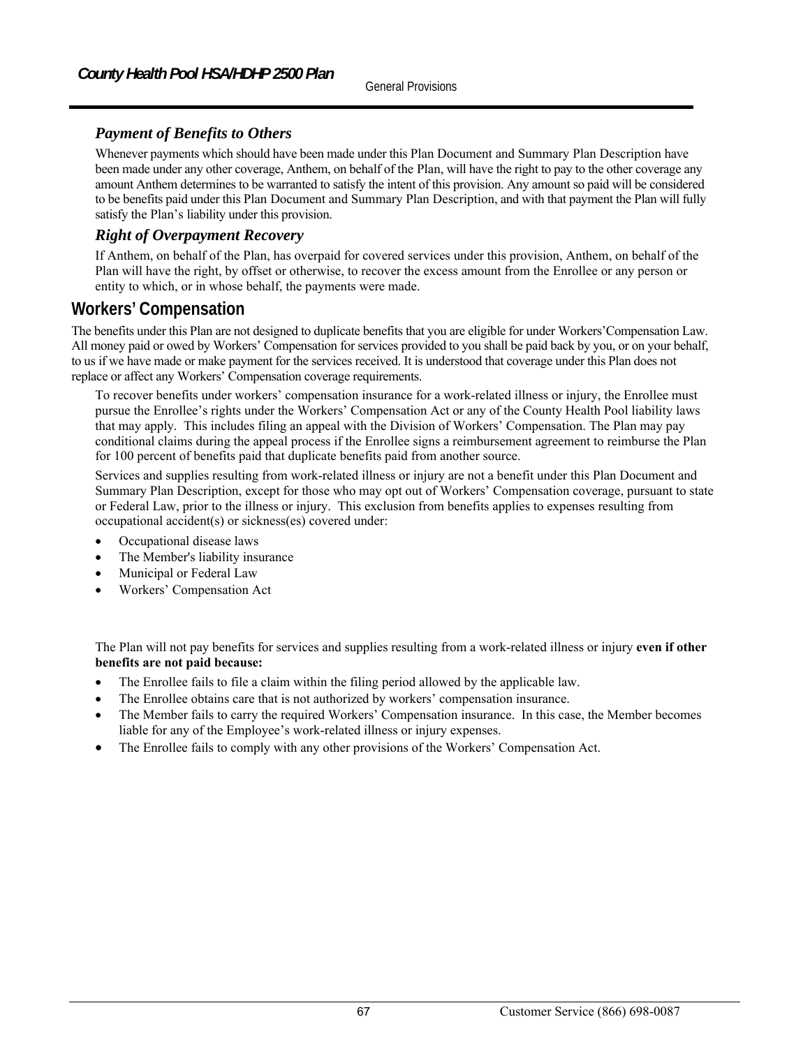### *Payment of Benefits to Others*

Whenever payments which should have been made under this Plan Document and Summary Plan Description have been made under any other coverage, Anthem, on behalf of the Plan, will have the right to pay to the other coverage any amount Anthem determines to be warranted to satisfy the intent of this provision. Any amount so paid will be considered to be benefits paid under this Plan Document and Summary Plan Description, and with that payment the Plan will fully satisfy the Plan's liability under this provision.

### *Right of Overpayment Recovery*

If Anthem, on behalf of the Plan, has overpaid for covered services under this provision, Anthem, on behalf of the Plan will have the right, by offset or otherwise, to recover the excess amount from the Enrollee or any person or entity to which, or in whose behalf, the payments were made.

## Workers' Compensation

The benefits under this Plan are not designed to duplicate benefits that you are eligible for under Workers'Compensation Law. All money paid or owed by Workers' Compensation for services provided to you shall be paid back by you, or on your behalf, to us if we have made or make payment for the services received. It is understood that coverage under this Plan does not replace or affect any Workers' Compensation coverage requirements.

To recover benefits under workers' compensation insurance for a work-related illness or injury, the Enrollee must pursue the Enrollee's rights under the Workers' Compensation Act or any of the County Health Pool liability laws that may apply. This includes filing an appeal with the Division of Workers' Compensation. The Plan may pay conditional claims during the appeal process if the Enrollee signs a reimbursement agreement to reimburse the Plan for 100 percent of benefits paid that duplicate benefits paid from another source.

Services and supplies resulting from work-related illness or injury are not a benefit under this Plan Document and Summary Plan Description, except for those who may opt out of Workers' Compensation coverage, pursuant to state or Federal Law, prior to the illness or injury. This exclusion from benefits applies to expenses resulting from occupational accident(s) or sickness(es) covered under:

- Occupational disease laws
- The Member's liability insurance
- Municipal or Federal Law
- Workers' Compensation Act

The Plan will not pay benefits for services and supplies resulting from a work-related illness or injury **even if other benefits are not paid because:**

- The Enrollee fails to file a claim within the filing period allowed by the applicable law.
- The Enrollee obtains care that is not authorized by workers' compensation insurance.
- The Member fails to carry the required Workers' Compensation insurance. In this case, the Member becomes liable for any of the Employee's work-related illness or injury expenses.
- The Enrollee fails to comply with any other provisions of the Workers' Compensation Act.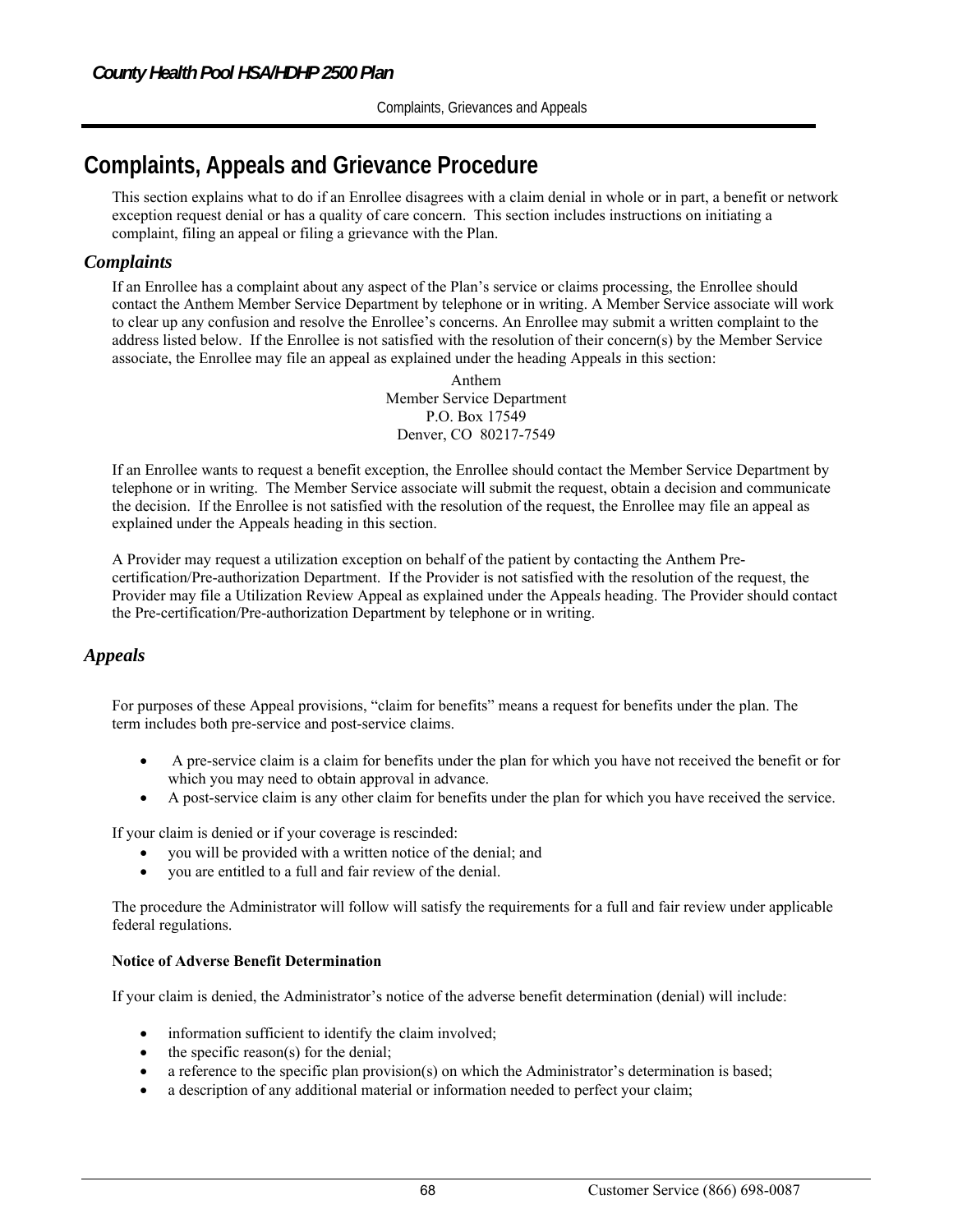# Complaints, Appeals and Grievance Procedure

This section explains what to do if an Enrollee disagrees with a claim denial in whole or in part, a benefit or network exception request denial or has a quality of care concern. This section includes instructions on initiating a complaint, filing an appeal or filing a grievance with the Plan.

## *Complaints*

If an Enrollee has a complaint about any aspect of the Plan's service or claims processing, the Enrollee should contact the Anthem Member Service Department by telephone or in writing. A Member Service associate will work to clear up any confusion and resolve the Enrollee's concerns. An Enrollee may submit a written complaint to the address listed below. If the Enrollee is not satisfied with the resolution of their concern(s) by the Member Service associate, the Enrollee may file an appeal as explained under the heading Appeals in this section:

Anthem
Member Service Department
P.O. Box 17549
Denver, CO 80217-7549

If an Enrollee wants to request a benefit exception, the Enrollee should contact the Member Service Department by telephone or in writing. The Member Service associate will submit the request, obtain a decision and communicate the decision. If the Enrollee is not satisfied with the resolution of the request, the Enrollee may file an appeal as explained under the Appeals heading in this section.

A Provider may request a utilization exception on behalf of the patient by contacting the Anthem Pre-certification/Pre-authorization Department. If the Provider is not satisfied with the resolution of the request, the Provider may file a Utilization Review Appeal as explained under the Appeals heading. The Provider should contact the Pre-certification/Pre-authorization Department by telephone or in writing.

## *Appeals*

For purposes of these Appeal provisions, "claim for benefits" means a request for benefits under the plan. The term includes both pre-service and post-service claims.

- A pre-service claim is a claim for benefits under the plan for which you have not received the benefit or for which you may need to obtain approval in advance.
- A post-service claim is any other claim for benefits under the plan for which you have received the service.

If your claim is denied or if your coverage is rescinded:

- you will be provided with a written notice of the denial; and
- you are entitled to a full and fair review of the denial.

The procedure the Administrator will follow will satisfy the requirements for a full and fair review under applicable federal regulations.

**Notice of Adverse Benefit Determination**

If your claim is denied, the Administrator's notice of the adverse benefit determination (denial) will include:

- information sufficient to identify the claim involved;
- the specific reason(s) for the denial;
- a reference to the specific plan provision(s) on which the Administrator's determination is based;
- a description of any additional material or information needed to perfect your claim;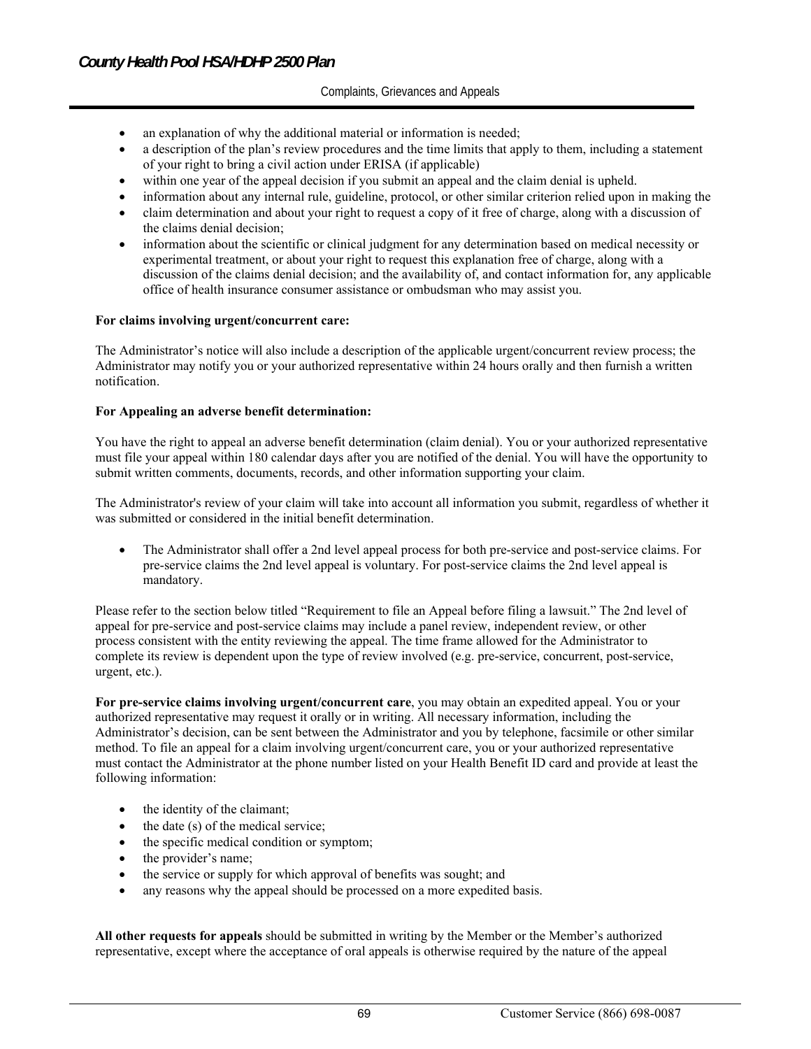- an explanation of why the additional material or information is needed;
- a description of the plan's review procedures and the time limits that apply to them, including a statement of your right to bring a civil action under ERISA (if applicable)
- within one year of the appeal decision if you submit an appeal and the claim denial is upheld.
- information about any internal rule, guideline, protocol, or other similar criterion relied upon in making the
- claim determination and about your right to request a copy of it free of charge, along with a discussion of the claims denial decision;
- information about the scientific or clinical judgment for any determination based on medical necessity or experimental treatment, or about your right to request this explanation free of charge, along with a discussion of the claims denial decision; and the availability of, and contact information for, any applicable office of health insurance consumer assistance or ombudsman who may assist you.

**For claims involving urgent/concurrent care:**

The Administrator's notice will also include a description of the applicable urgent/concurrent review process; the Administrator may notify you or your authorized representative within 24 hours orally and then furnish a written notification.

**For Appealing an adverse benefit determination:**

You have the right to appeal an adverse benefit determination (claim denial). You or your authorized representative must file your appeal within 180 calendar days after you are notified of the denial. You will have the opportunity to submit written comments, documents, records, and other information supporting your claim.

The Administrator's review of your claim will take into account all information you submit, regardless of whether it was submitted or considered in the initial benefit determination.

- The Administrator shall offer a 2nd level appeal process for both pre-service and post-service claims. For pre-service claims the 2nd level appeal is voluntary. For post-service claims the 2nd level appeal is mandatory.

Please refer to the section below titled "Requirement to file an Appeal before filing a lawsuit." The 2nd level of appeal for pre-service and post-service claims may include a panel review, independent review, or other process consistent with the entity reviewing the appeal. The time frame allowed for the Administrator to complete its review is dependent upon the type of review involved (e.g. pre-service, concurrent, post-service, urgent, etc.).

**For pre-service claims involving urgent/concurrent care**, you may obtain an expedited appeal. You or your authorized representative may request it orally or in writing. All necessary information, including the Administrator's decision, can be sent between the Administrator and you by telephone, facsimile or other similar method. To file an appeal for a claim involving urgent/concurrent care, you or your authorized representative must contact the Administrator at the phone number listed on your Health Benefit ID card and provide at least the following information:

- the identity of the claimant;
- the date (s) of the medical service;
- the specific medical condition or symptom;
- the provider's name;
- the service or supply for which approval of benefits was sought; and
- any reasons why the appeal should be processed on a more expedited basis.

**All other requests for appeals** should be submitted in writing by the Member or the Member's authorized representative, except where the acceptance of oral appeals is otherwise required by the nature of the appeal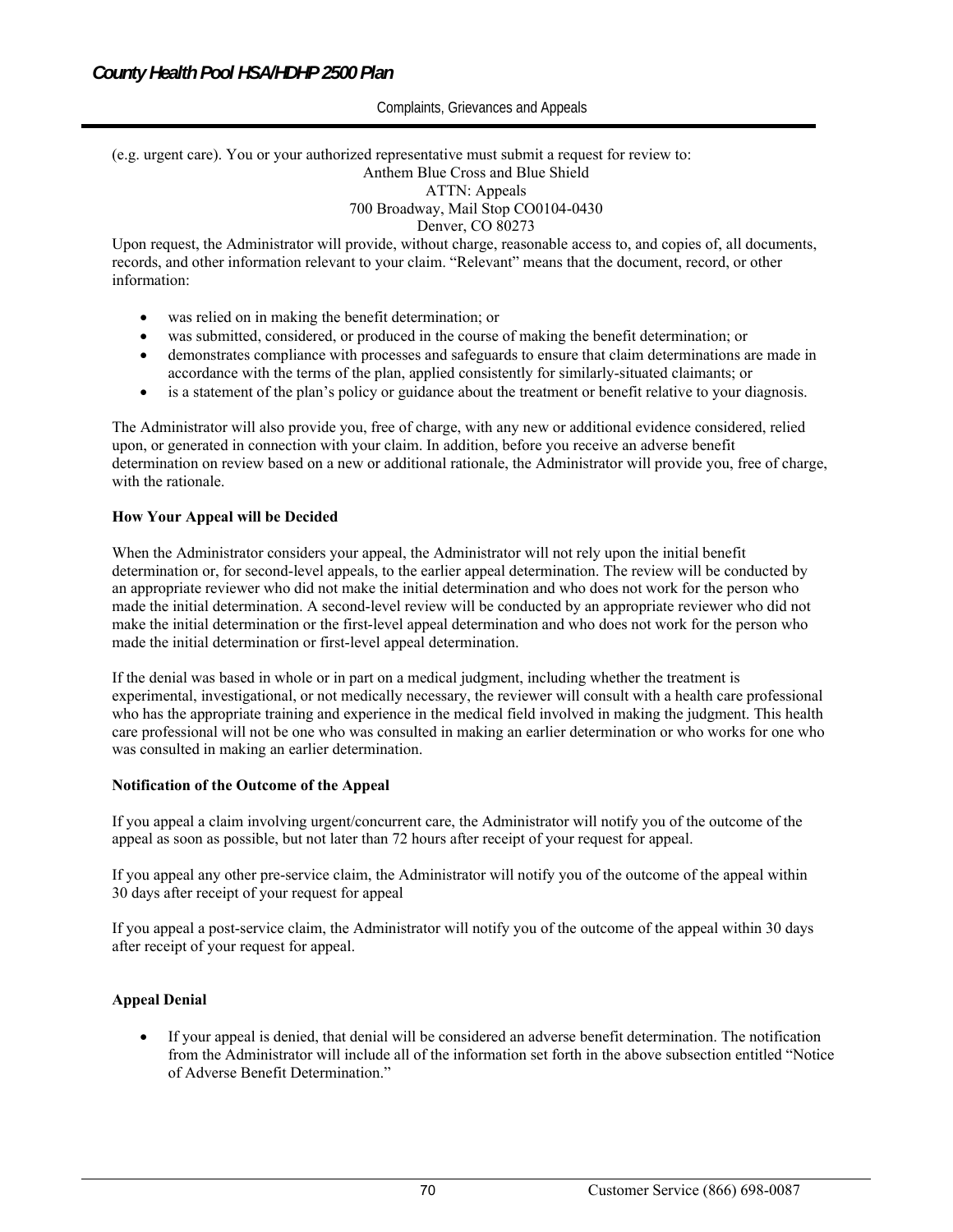(e.g. urgent care). You or your authorized representative must submit a request for review to:

Anthem Blue Cross and Blue Shield
ATTN: Appeals
700 Broadway, Mail Stop CO0104-0430
Denver, CO 80273

Upon request, the Administrator will provide, without charge, reasonable access to, and copies of, all documents, records, and other information relevant to your claim. "Relevant" means that the document, record, or other information:

- was relied on in making the benefit determination; or
- was submitted, considered, or produced in the course of making the benefit determination; or
- demonstrates compliance with processes and safeguards to ensure that claim determinations are made in accordance with the terms of the plan, applied consistently for similarly-situated claimants; or
- is a statement of the plan's policy or guidance about the treatment or benefit relative to your diagnosis.

The Administrator will also provide you, free of charge, with any new or additional evidence considered, relied upon, or generated in connection with your claim. In addition, before you receive an adverse benefit determination on review based on a new or additional rationale, the Administrator will provide you, free of charge, with the rationale.

**How Your Appeal will be Decided**

When the Administrator considers your appeal, the Administrator will not rely upon the initial benefit determination or, for second-level appeals, to the earlier appeal determination. The review will be conducted by an appropriate reviewer who did not make the initial determination and who does not work for the person who made the initial determination. A second-level review will be conducted by an appropriate reviewer who did not make the initial determination or the first-level appeal determination and who does not work for the person who made the initial determination or first-level appeal determination.

If the denial was based in whole or in part on a medical judgment, including whether the treatment is experimental, investigational, or not medically necessary, the reviewer will consult with a health care professional who has the appropriate training and experience in the medical field involved in making the judgment. This health care professional will not be one who was consulted in making an earlier determination or who works for one who was consulted in making an earlier determination.

**Notification of the Outcome of the Appeal**

If you appeal a claim involving urgent/concurrent care, the Administrator will notify you of the outcome of the appeal as soon as possible, but not later than 72 hours after receipt of your request for appeal.

If you appeal any other pre-service claim, the Administrator will notify you of the outcome of the appeal within 30 days after receipt of your request for appeal

If you appeal a post-service claim, the Administrator will notify you of the outcome of the appeal within 30 days after receipt of your request for appeal.

**Appeal Denial**

- If your appeal is denied, that denial will be considered an adverse benefit determination. The notification from the Administrator will include all of the information set forth in the above subsection entitled "Notice of Adverse Benefit Determination."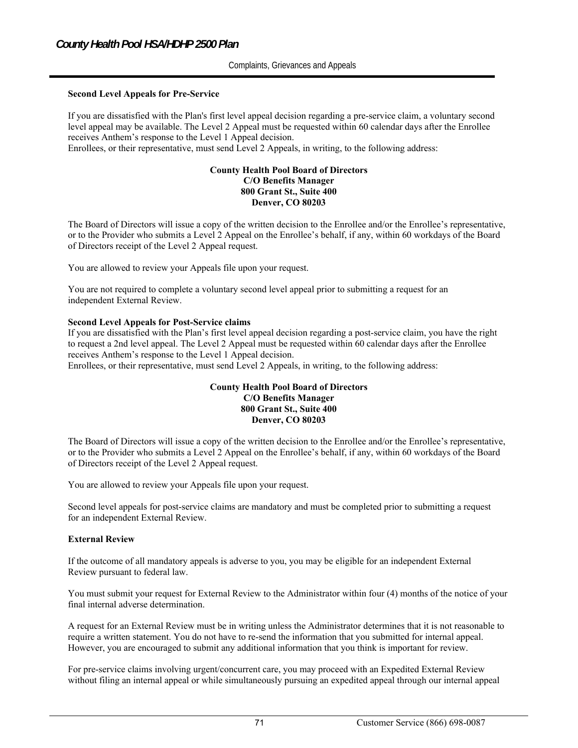### Second Level Appeals for Pre-Service

If you are dissatisfied with the Plan's first level appeal decision regarding a pre-service claim, a voluntary second level appeal may be available. The Level 2 Appeal must be requested within 60 calendar days after the Enrollee receives Anthem's response to the Level 1 Appeal decision.
Enrollees, or their representative, must send Level 2 Appeals, in writing, to the following address:

**County Health Pool Board of Directors**
**C/O Benefits Manager**
**800 Grant St., Suite 400**
**Denver, CO 80203**

The Board of Directors will issue a copy of the written decision to the Enrollee and/or the Enrollee's representative, or to the Provider who submits a Level 2 Appeal on the Enrollee's behalf, if any, within 60 workdays of the Board of Directors receipt of the Level 2 Appeal request.

You are allowed to review your Appeals file upon your request.

You are not required to complete a voluntary second level appeal prior to submitting a request for an independent External Review.

### Second Level Appeals for Post-Service claims

If you are dissatisfied with the Plan's first level appeal decision regarding a post-service claim, you have the right to request a 2nd level appeal. The Level 2 Appeal must be requested within 60 calendar days after the Enrollee receives Anthem's response to the Level 1 Appeal decision.
Enrollees, or their representative, must send Level 2 Appeals, in writing, to the following address:

**County Health Pool Board of Directors**
**C/O Benefits Manager**
**800 Grant St., Suite 400**
**Denver, CO 80203**

The Board of Directors will issue a copy of the written decision to the Enrollee and/or the Enrollee's representative, or to the Provider who submits a Level 2 Appeal on the Enrollee's behalf, if any, within 60 workdays of the Board of Directors receipt of the Level 2 Appeal request.

You are allowed to review your Appeals file upon your request.

Second level appeals for post-service claims are mandatory and must be completed prior to submitting a request for an independent External Review.

### External Review

If the outcome of all mandatory appeals is adverse to you, you may be eligible for an independent External Review pursuant to federal law.

You must submit your request for External Review to the Administrator within four (4) months of the notice of your final internal adverse determination.

A request for an External Review must be in writing unless the Administrator determines that it is not reasonable to require a written statement. You do not have to re-send the information that you submitted for internal appeal. However, you are encouraged to submit any additional information that you think is important for review.

For pre-service claims involving urgent/concurrent care, you may proceed with an Expedited External Review without filing an internal appeal or while simultaneously pursuing an expedited appeal through our internal appeal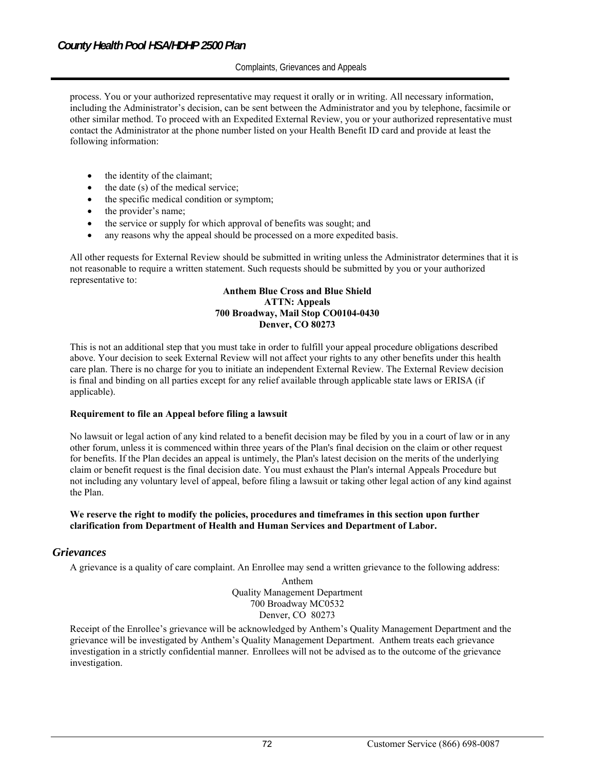process. You or your authorized representative may request it orally or in writing. All necessary information, including the Administrator's decision, can be sent between the Administrator and you by telephone, facsimile or other similar method. To proceed with an Expedited External Review, you or your authorized representative must contact the Administrator at the phone number listed on your Health Benefit ID card and provide at least the following information:

- the identity of the claimant;
- the date (s) of the medical service;
- the specific medical condition or symptom;
- the provider's name;
- the service or supply for which approval of benefits was sought; and
- any reasons why the appeal should be processed on a more expedited basis.

All other requests for External Review should be submitted in writing unless the Administrator determines that it is not reasonable to require a written statement. Such requests should be submitted by you or your authorized representative to:

**Anthem Blue Cross and Blue Shield**
**ATTN: Appeals**
**700 Broadway, Mail Stop CO0104-0430**
**Denver, CO 80273**

This is not an additional step that you must take in order to fulfill your appeal procedure obligations described above. Your decision to seek External Review will not affect your rights to any other benefits under this health care plan. There is no charge for you to initiate an independent External Review. The External Review decision is final and binding on all parties except for any relief available through applicable state laws or ERISA (if applicable).

**Requirement to file an Appeal before filing a lawsuit**

No lawsuit or legal action of any kind related to a benefit decision may be filed by you in a court of law or in any other forum, unless it is commenced within three years of the Plan's final decision on the claim or other request for benefits. If the Plan decides an appeal is untimely, the Plan's latest decision on the merits of the underlying claim or benefit request is the final decision date. You must exhaust the Plan's internal Appeals Procedure but not including any voluntary level of appeal, before filing a lawsuit or taking other legal action of any kind against the Plan.

**We reserve the right to modify the policies, procedures and timeframes in this section upon further clarification from Department of Health and Human Services and Department of Labor.**

## *Grievances*

A grievance is a quality of care complaint. An Enrollee may send a written grievance to the following address:

Anthem
Quality Management Department
700 Broadway MC0532
Denver, CO 80273

Receipt of the Enrollee's grievance will be acknowledged by Anthem's Quality Management Department and the grievance will be investigated by Anthem's Quality Management Department. Anthem treats each grievance investigation in a strictly confidential manner. Enrollees will not be advised as to the outcome of the grievance investigation.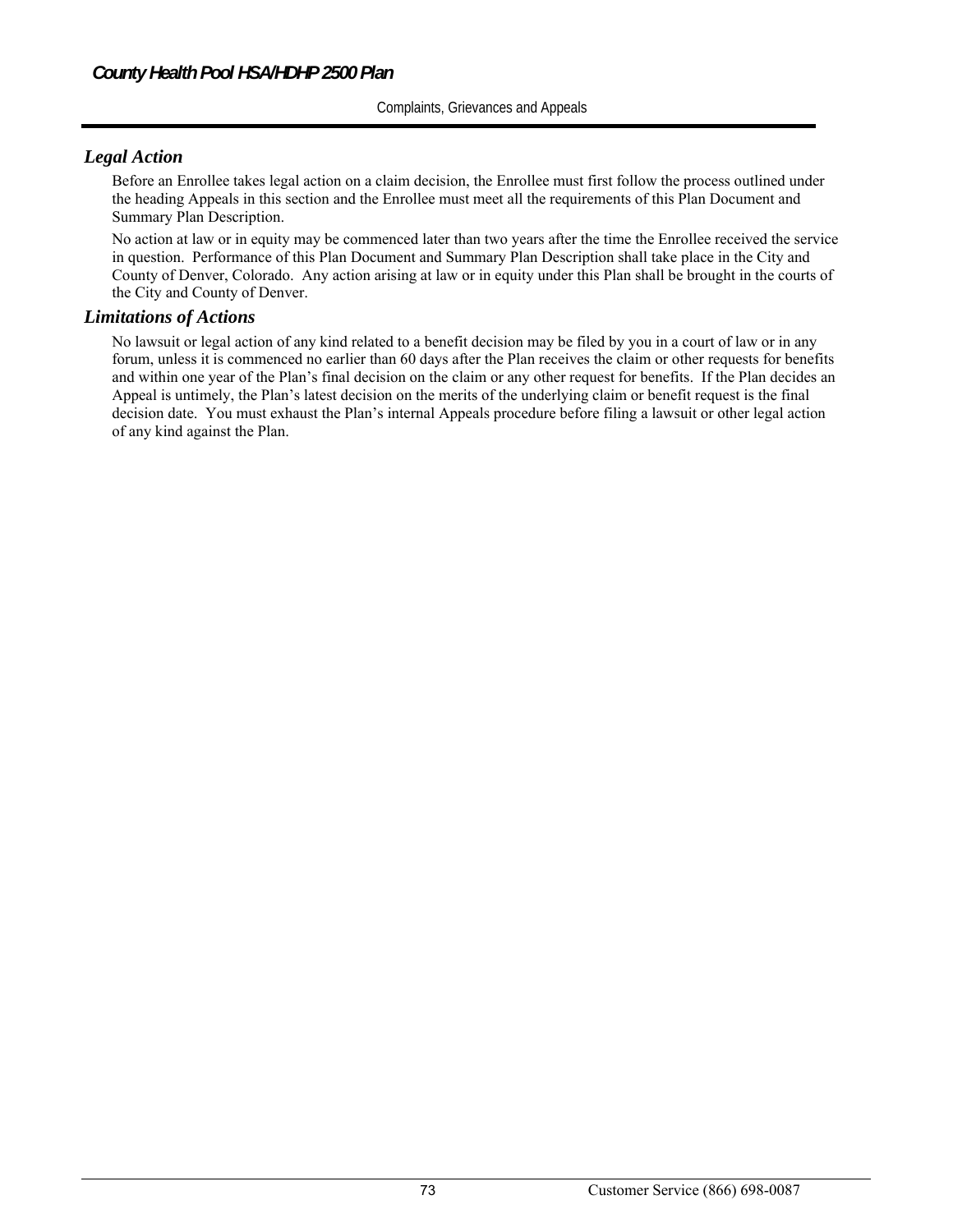## *Legal Action*

Before an Enrollee takes legal action on a claim decision, the Enrollee must first follow the process outlined under the heading Appeals in this section and the Enrollee must meet all the requirements of this Plan Document and Summary Plan Description.

No action at law or in equity may be commenced later than two years after the time the Enrollee received the service in question. Performance of this Plan Document and Summary Plan Description shall take place in the City and County of Denver, Colorado. Any action arising at law or in equity under this Plan shall be brought in the courts of the City and County of Denver.

## *Limitations of Actions*

No lawsuit or legal action of any kind related to a benefit decision may be filed by you in a court of law or in any forum, unless it is commenced no earlier than 60 days after the Plan receives the claim or other requests for benefits and within one year of the Plan's final decision on the claim or any other request for benefits. If the Plan decides an Appeal is untimely, the Plan's latest decision on the merits of the underlying claim or benefit request is the final decision date. You must exhaust the Plan's internal Appeals procedure before filing a lawsuit or other legal action of any kind against the Plan.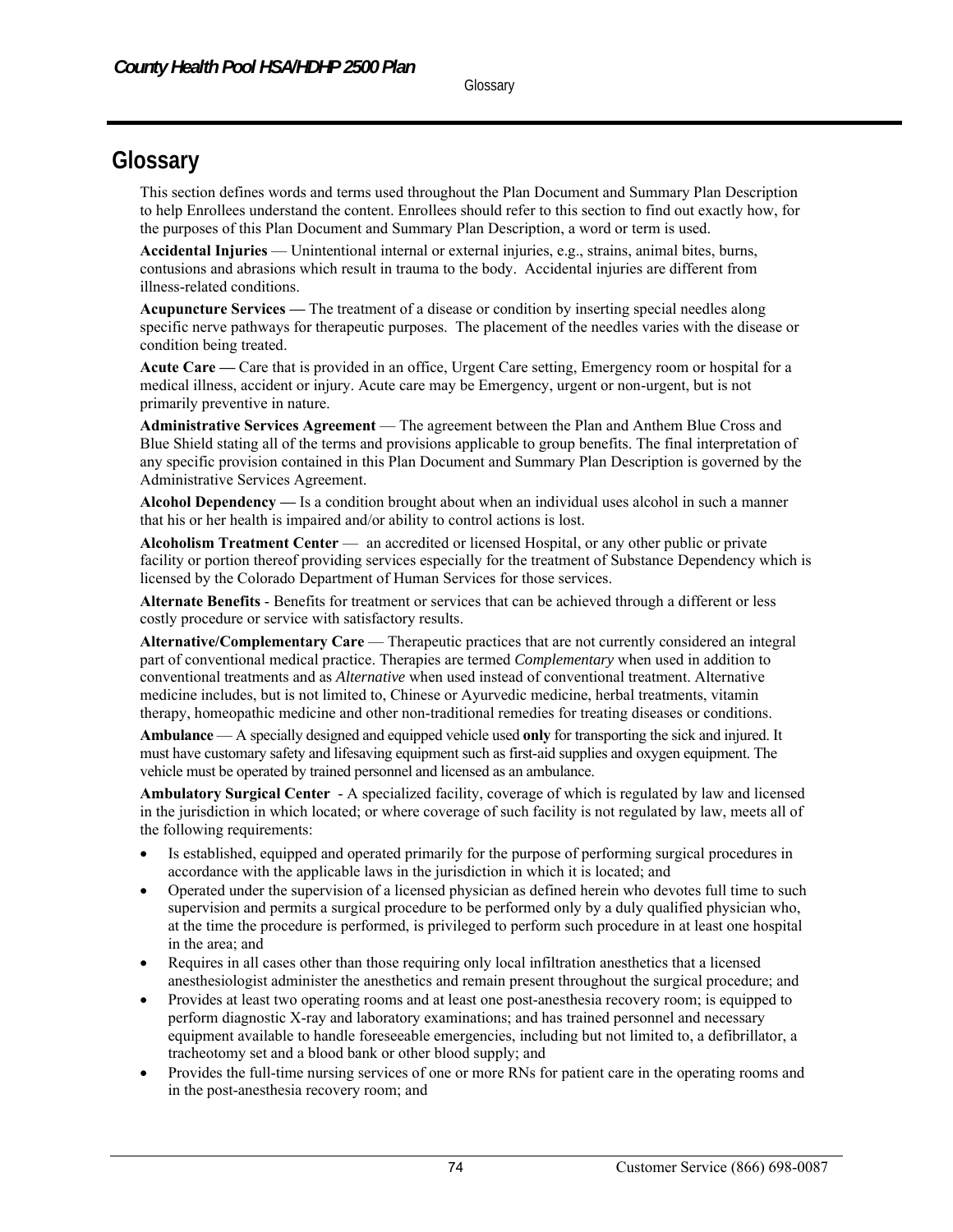# Glossary

This section defines words and terms used throughout the Plan Document and Summary Plan Description to help Enrollees understand the content. Enrollees should refer to this section to find out exactly how, for the purposes of this Plan Document and Summary Plan Description, a word or term is used.

**Accidental Injuries** — Unintentional internal or external injuries, e.g., strains, animal bites, burns, contusions and abrasions which result in trauma to the body. Accidental injuries are different from illness-related conditions.

**Acupuncture Services —** The treatment of a disease or condition by inserting special needles along specific nerve pathways for therapeutic purposes. The placement of the needles varies with the disease or condition being treated.

**Acute Care —** Care that is provided in an office, Urgent Care setting, Emergency room or hospital for a medical illness, accident or injury. Acute care may be Emergency, urgent or non-urgent, but is not primarily preventive in nature.

**Administrative Services Agreement** — The agreement between the Plan and Anthem Blue Cross and Blue Shield stating all of the terms and provisions applicable to group benefits. The final interpretation of any specific provision contained in this Plan Document and Summary Plan Description is governed by the Administrative Services Agreement.

**Alcohol Dependency —** Is a condition brought about when an individual uses alcohol in such a manner that his or her health is impaired and/or ability to control actions is lost.

**Alcoholism Treatment Center** — an accredited or licensed Hospital, or any other public or private facility or portion thereof providing services especially for the treatment of Substance Dependency which is licensed by the Colorado Department of Human Services for those services.

**Alternate Benefits** - Benefits for treatment or services that can be achieved through a different or less costly procedure or service with satisfactory results.

**Alternative/Complementary Care** — Therapeutic practices that are not currently considered an integral part of conventional medical practice. Therapies are termed *Complementary* when used in addition to conventional treatments and as *Alternative* when used instead of conventional treatment. Alternative medicine includes, but is not limited to, Chinese or Ayurvedic medicine, herbal treatments, vitamin therapy, homeopathic medicine and other non-traditional remedies for treating diseases or conditions.

**Ambulance** — A specially designed and equipped vehicle used **only** for transporting the sick and injured. It must have customary safety and lifesaving equipment such as first-aid supplies and oxygen equipment. The vehicle must be operated by trained personnel and licensed as an ambulance.

**Ambulatory Surgical Center** - A specialized facility, coverage of which is regulated by law and licensed in the jurisdiction in which located; or where coverage of such facility is not regulated by law, meets all of the following requirements:

- Is established, equipped and operated primarily for the purpose of performing surgical procedures in accordance with the applicable laws in the jurisdiction in which it is located; and
- Operated under the supervision of a licensed physician as defined herein who devotes full time to such supervision and permits a surgical procedure to be performed only by a duly qualified physician who, at the time the procedure is performed, is privileged to perform such procedure in at least one hospital in the area; and
- Requires in all cases other than those requiring only local infiltration anesthetics that a licensed anesthesiologist administer the anesthetics and remain present throughout the surgical procedure; and
- Provides at least two operating rooms and at least one post-anesthesia recovery room; is equipped to perform diagnostic X-ray and laboratory examinations; and has trained personnel and necessary equipment available to handle foreseeable emergencies, including but not limited to, a defibrillator, a tracheotomy set and a blood bank or other blood supply; and
- Provides the full-time nursing services of one or more RNs for patient care in the operating rooms and in the post-anesthesia recovery room; and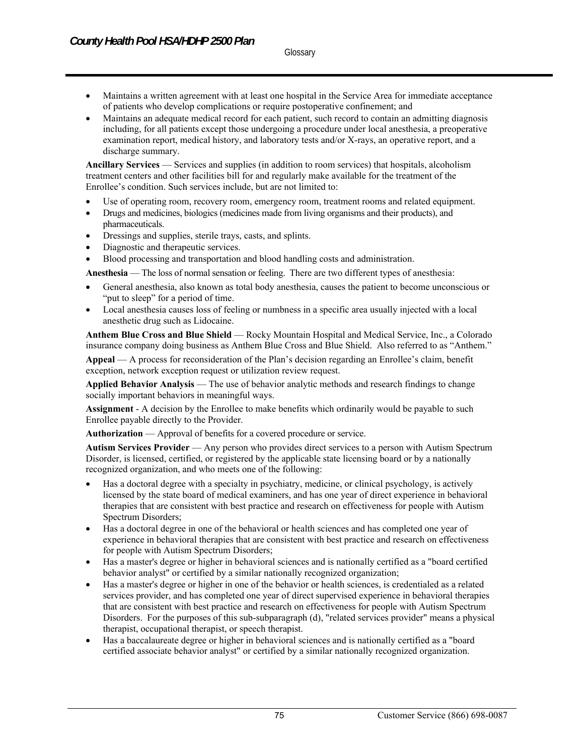- Maintains a written agreement with at least one hospital in the Service Area for immediate acceptance of patients who develop complications or require postoperative confinement; and
- Maintains an adequate medical record for each patient, such record to contain an admitting diagnosis including, for all patients except those undergoing a procedure under local anesthesia, a preoperative examination report, medical history, and laboratory tests and/or X-rays, an operative report, and a discharge summary.

**Ancillary Services** — Services and supplies (in addition to room services) that hospitals, alcoholism treatment centers and other facilities bill for and regularly make available for the treatment of the Enrollee's condition. Such services include, but are not limited to:

- Use of operating room, recovery room, emergency room, treatment rooms and related equipment.
- Drugs and medicines, biologics (medicines made from living organisms and their products), and pharmaceuticals.
- Dressings and supplies, sterile trays, casts, and splints.
- Diagnostic and therapeutic services.
- Blood processing and transportation and blood handling costs and administration.

**Anesthesia** — The loss of normal sensation or feeling. There are two different types of anesthesia:

- General anesthesia, also known as total body anesthesia, causes the patient to become unconscious or "put to sleep" for a period of time.
- Local anesthesia causes loss of feeling or numbness in a specific area usually injected with a local anesthetic drug such as Lidocaine.

**Anthem Blue Cross and Blue Shield** — Rocky Mountain Hospital and Medical Service, Inc., a Colorado insurance company doing business as Anthem Blue Cross and Blue Shield. Also referred to as "Anthem."

**Appeal** — A process for reconsideration of the Plan's decision regarding an Enrollee's claim, benefit exception, network exception request or utilization review request.

**Applied Behavior Analysis** — The use of behavior analytic methods and research findings to change socially important behaviors in meaningful ways.

**Assignment** - A decision by the Enrollee to make benefits which ordinarily would be payable to such Enrollee payable directly to the Provider.

**Authorization** — Approval of benefits for a covered procedure or service.

**Autism Services Provider** — Any person who provides direct services to a person with Autism Spectrum Disorder, is licensed, certified, or registered by the applicable state licensing board or by a nationally recognized organization, and who meets one of the following:

- Has a doctoral degree with a specialty in psychiatry, medicine, or clinical psychology, is actively licensed by the state board of medical examiners, and has one year of direct experience in behavioral therapies that are consistent with best practice and research on effectiveness for people with Autism Spectrum Disorders;
- Has a doctoral degree in one of the behavioral or health sciences and has completed one year of experience in behavioral therapies that are consistent with best practice and research on effectiveness for people with Autism Spectrum Disorders;
- Has a master's degree or higher in behavioral sciences and is nationally certified as a "board certified behavior analyst" or certified by a similar nationally recognized organization;
- Has a master's degree or higher in one of the behavior or health sciences, is credentialed as a related services provider, and has completed one year of direct supervised experience in behavioral therapies that are consistent with best practice and research on effectiveness for people with Autism Spectrum Disorders. For the purposes of this sub-subparagraph (d), "related services provider" means a physical therapist, occupational therapist, or speech therapist.
- Has a baccalaureate degree or higher in behavioral sciences and is nationally certified as a "board certified associate behavior analyst" or certified by a similar nationally recognized organization.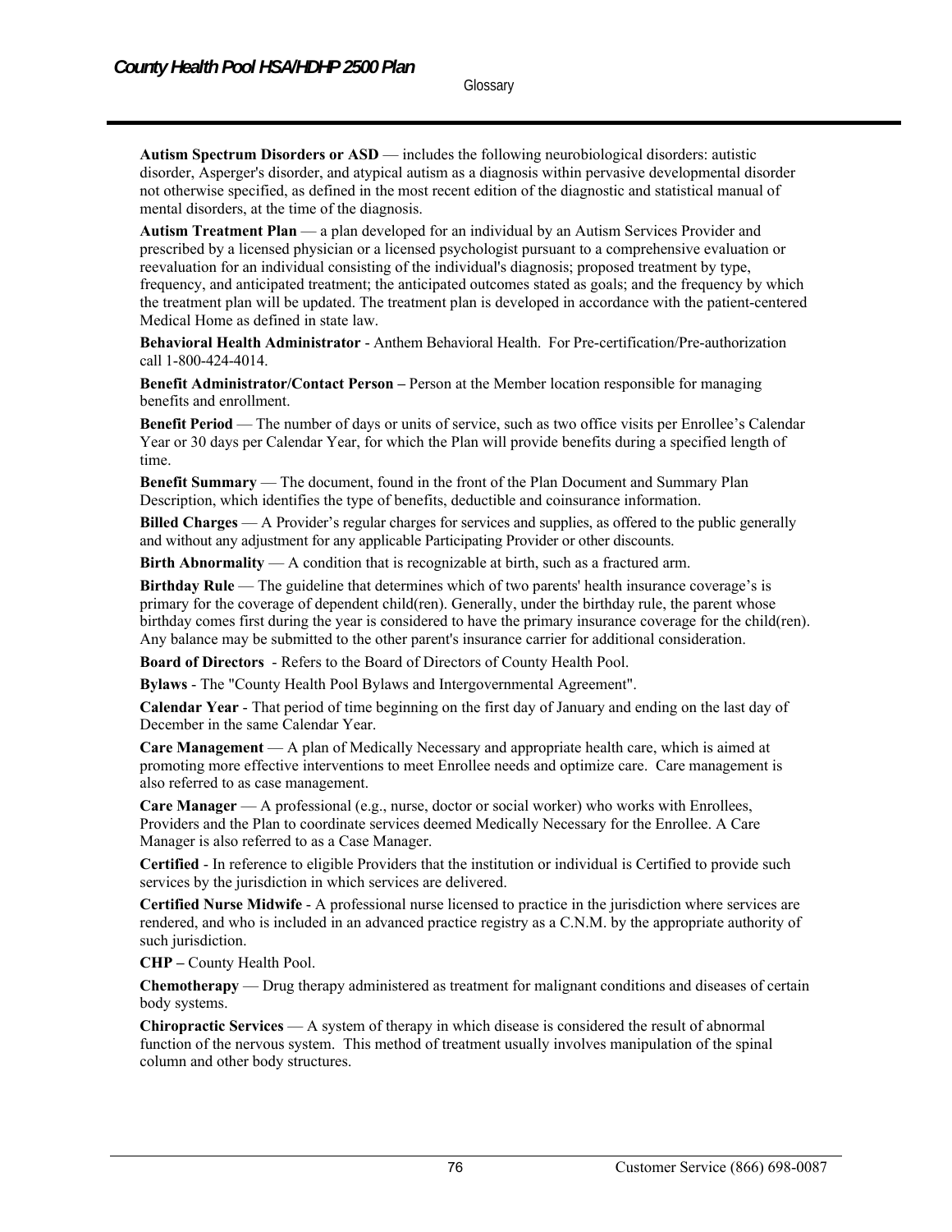**Autism Spectrum Disorders or ASD** — includes the following neurobiological disorders: autistic disorder, Asperger's disorder, and atypical autism as a diagnosis within pervasive developmental disorder not otherwise specified, as defined in the most recent edition of the diagnostic and statistical manual of mental disorders, at the time of the diagnosis.

**Autism Treatment Plan** — a plan developed for an individual by an Autism Services Provider and prescribed by a licensed physician or a licensed psychologist pursuant to a comprehensive evaluation or reevaluation for an individual consisting of the individual's diagnosis; proposed treatment by type, frequency, and anticipated treatment; the anticipated outcomes stated as goals; and the frequency by which the treatment plan will be updated. The treatment plan is developed in accordance with the patient-centered Medical Home as defined in state law.

**Behavioral Health Administrator** - Anthem Behavioral Health. For Pre-certification/Pre-authorization call 1-800-424-4014.

**Benefit Administrator/Contact Person –** Person at the Member location responsible for managing benefits and enrollment.

**Benefit Period** — The number of days or units of service, such as two office visits per Enrollee's Calendar Year or 30 days per Calendar Year, for which the Plan will provide benefits during a specified length of time.

**Benefit Summary** — The document, found in the front of the Plan Document and Summary Plan Description, which identifies the type of benefits, deductible and coinsurance information.

**Billed Charges** — A Provider's regular charges for services and supplies, as offered to the public generally and without any adjustment for any applicable Participating Provider or other discounts.

**Birth Abnormality** — A condition that is recognizable at birth, such as a fractured arm.

**Birthday Rule** — The guideline that determines which of two parents' health insurance coverage's is primary for the coverage of dependent child(ren). Generally, under the birthday rule, the parent whose birthday comes first during the year is considered to have the primary insurance coverage for the child(ren). Any balance may be submitted to the other parent's insurance carrier for additional consideration.

**Board of Directors** - Refers to the Board of Directors of County Health Pool.

**Bylaws** - The "County Health Pool Bylaws and Intergovernmental Agreement".

**Calendar Year** - That period of time beginning on the first day of January and ending on the last day of December in the same Calendar Year.

**Care Management** — A plan of Medically Necessary and appropriate health care, which is aimed at promoting more effective interventions to meet Enrollee needs and optimize care. Care management is also referred to as case management.

**Care Manager** — A professional (e.g., nurse, doctor or social worker) who works with Enrollees, Providers and the Plan to coordinate services deemed Medically Necessary for the Enrollee. A Care Manager is also referred to as a Case Manager.

**Certified** - In reference to eligible Providers that the institution or individual is Certified to provide such services by the jurisdiction in which services are delivered.

**Certified Nurse Midwife** - A professional nurse licensed to practice in the jurisdiction where services are rendered, and who is included in an advanced practice registry as a C.N.M. by the appropriate authority of such jurisdiction.

**CHP –** County Health Pool.

**Chemotherapy** — Drug therapy administered as treatment for malignant conditions and diseases of certain body systems.

**Chiropractic Services** — A system of therapy in which disease is considered the result of abnormal function of the nervous system. This method of treatment usually involves manipulation of the spinal column and other body structures.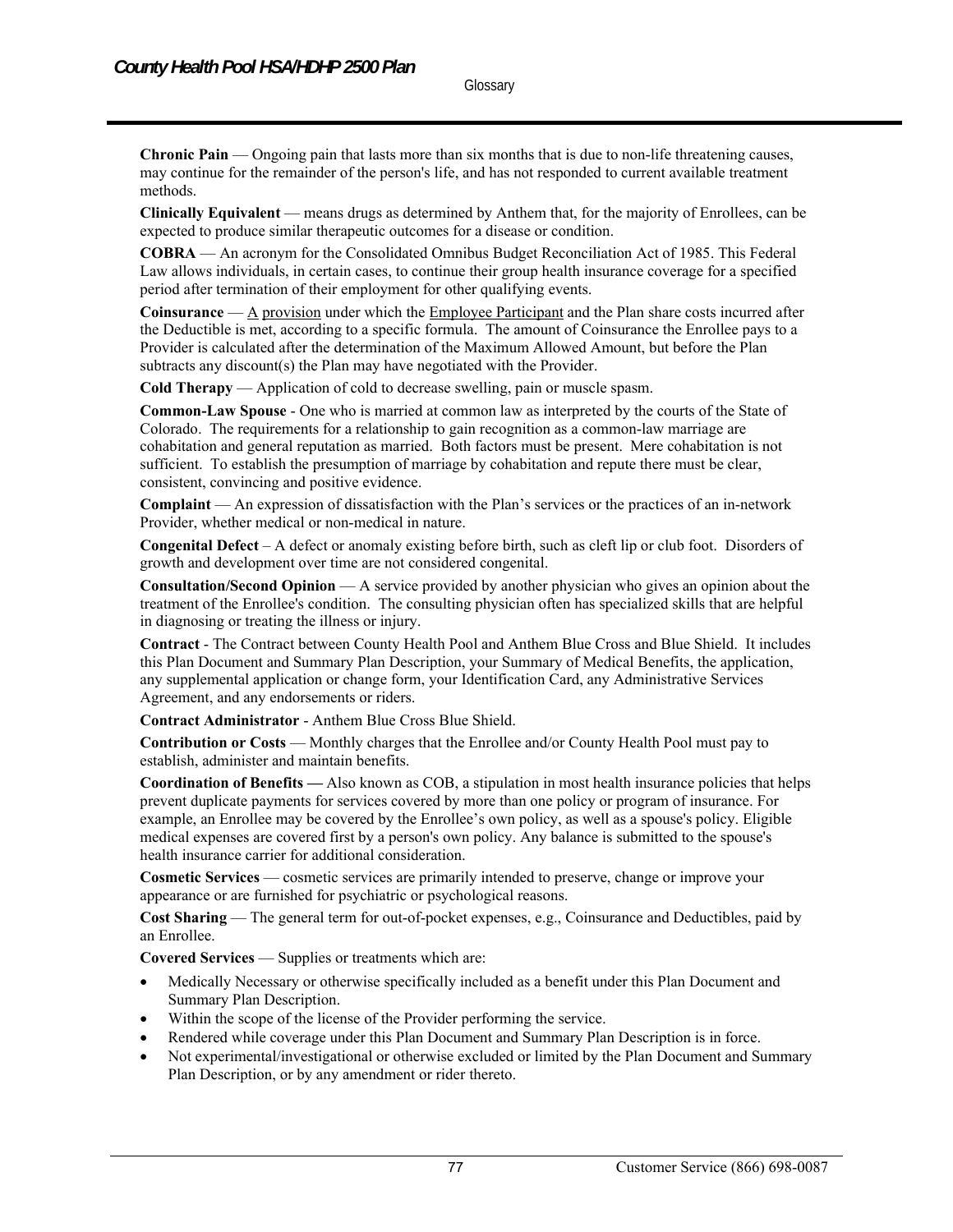**Chronic Pain** — Ongoing pain that lasts more than six months that is due to non-life threatening causes, may continue for the remainder of the person's life, and has not responded to current available treatment methods.

**Clinically Equivalent** — means drugs as determined by Anthem that, for the majority of Enrollees, can be expected to produce similar therapeutic outcomes for a disease or condition.

**COBRA** — An acronym for the Consolidated Omnibus Budget Reconciliation Act of 1985. This Federal Law allows individuals, in certain cases, to continue their group health insurance coverage for a specified period after termination of their employment for other qualifying events.

**Coinsurance** — A provision under which the Employee Participant and the Plan share costs incurred after the Deductible is met, according to a specific formula. The amount of Coinsurance the Enrollee pays to a Provider is calculated after the determination of the Maximum Allowed Amount, but before the Plan subtracts any discount(s) the Plan may have negotiated with the Provider.

**Cold Therapy** — Application of cold to decrease swelling, pain or muscle spasm.

**Common-Law Spouse** - One who is married at common law as interpreted by the courts of the State of Colorado. The requirements for a relationship to gain recognition as a common-law marriage are cohabitation and general reputation as married. Both factors must be present. Mere cohabitation is not sufficient. To establish the presumption of marriage by cohabitation and repute there must be clear, consistent, convincing and positive evidence.

**Complaint** — An expression of dissatisfaction with the Plan's services or the practices of an in-network Provider, whether medical or non-medical in nature.

**Congenital Defect** – A defect or anomaly existing before birth, such as cleft lip or club foot. Disorders of growth and development over time are not considered congenital.

**Consultation/Second Opinion** — A service provided by another physician who gives an opinion about the treatment of the Enrollee's condition. The consulting physician often has specialized skills that are helpful in diagnosing or treating the illness or injury.

**Contract** - The Contract between County Health Pool and Anthem Blue Cross and Blue Shield. It includes this Plan Document and Summary Plan Description, your Summary of Medical Benefits, the application, any supplemental application or change form, your Identification Card, any Administrative Services Agreement, and any endorsements or riders.

**Contract Administrator** - Anthem Blue Cross Blue Shield.

**Contribution or Costs** — Monthly charges that the Enrollee and/or County Health Pool must pay to establish, administer and maintain benefits.

**Coordination of Benefits —** Also known as COB, a stipulation in most health insurance policies that helps prevent duplicate payments for services covered by more than one policy or program of insurance. For example, an Enrollee may be covered by the Enrollee's own policy, as well as a spouse's policy. Eligible medical expenses are covered first by a person's own policy. Any balance is submitted to the spouse's health insurance carrier for additional consideration.

**Cosmetic Services** — cosmetic services are primarily intended to preserve, change or improve your appearance or are furnished for psychiatric or psychological reasons.

**Cost Sharing** — The general term for out-of-pocket expenses, e.g., Coinsurance and Deductibles, paid by an Enrollee.

**Covered Services** — Supplies or treatments which are:

- Medically Necessary or otherwise specifically included as a benefit under this Plan Document and Summary Plan Description.
- Within the scope of the license of the Provider performing the service.
- Rendered while coverage under this Plan Document and Summary Plan Description is in force.
- Not experimental/investigational or otherwise excluded or limited by the Plan Document and Summary Plan Description, or by any amendment or rider thereto.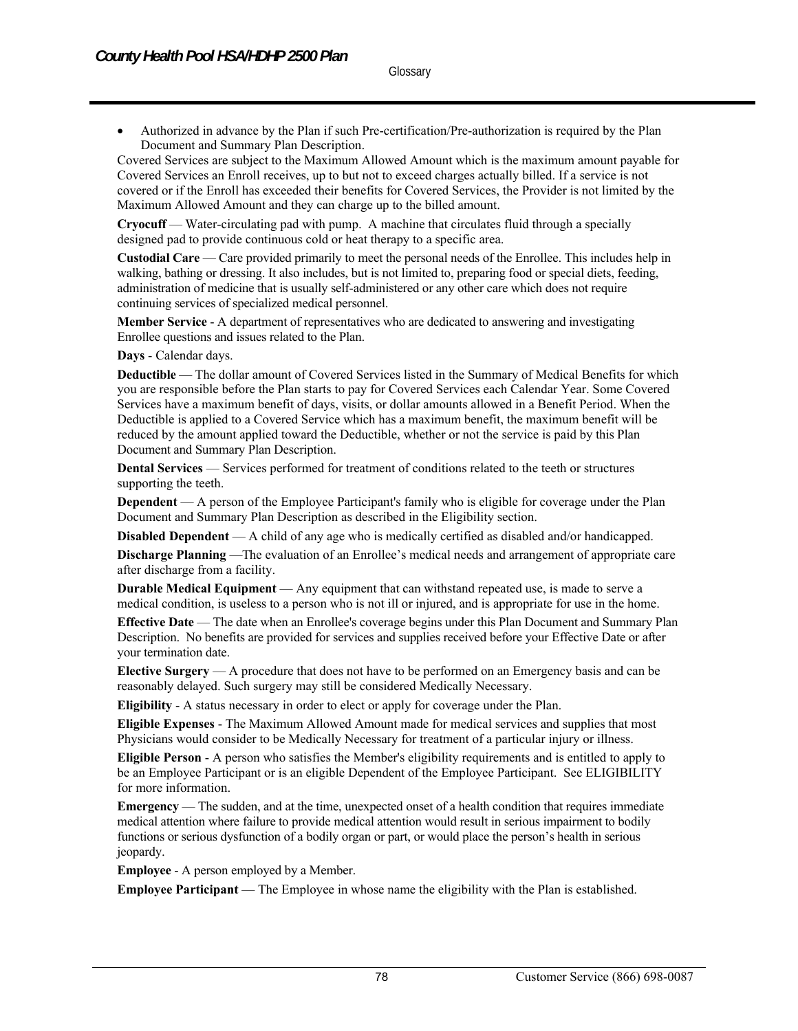- Authorized in advance by the Plan if such Pre-certification/Pre-authorization is required by the Plan Document and Summary Plan Description.

Covered Services are subject to the Maximum Allowed Amount which is the maximum amount payable for Covered Services an Enroll receives, up to but not to exceed charges actually billed. If a service is not covered or if the Enroll has exceeded their benefits for Covered Services, the Provider is not limited by the Maximum Allowed Amount and they can charge up to the billed amount.

**Cryocuff** — Water-circulating pad with pump. A machine that circulates fluid through a specially designed pad to provide continuous cold or heat therapy to a specific area.

**Custodial Care** — Care provided primarily to meet the personal needs of the Enrollee. This includes help in walking, bathing or dressing. It also includes, but is not limited to, preparing food or special diets, feeding, administration of medicine that is usually self-administered or any other care which does not require continuing services of specialized medical personnel.

**Member Service** - A department of representatives who are dedicated to answering and investigating Enrollee questions and issues related to the Plan.

**Days** - Calendar days.

**Deductible** — The dollar amount of Covered Services listed in the Summary of Medical Benefits for which you are responsible before the Plan starts to pay for Covered Services each Calendar Year. Some Covered Services have a maximum benefit of days, visits, or dollar amounts allowed in a Benefit Period. When the Deductible is applied to a Covered Service which has a maximum benefit, the maximum benefit will be reduced by the amount applied toward the Deductible, whether or not the service is paid by this Plan Document and Summary Plan Description.

**Dental Services** — Services performed for treatment of conditions related to the teeth or structures supporting the teeth.

**Dependent** — A person of the Employee Participant's family who is eligible for coverage under the Plan Document and Summary Plan Description as described in the Eligibility section.

**Disabled Dependent** — A child of any age who is medically certified as disabled and/or handicapped.

**Discharge Planning** —The evaluation of an Enrollee's medical needs and arrangement of appropriate care after discharge from a facility.

**Durable Medical Equipment** — Any equipment that can withstand repeated use, is made to serve a medical condition, is useless to a person who is not ill or injured, and is appropriate for use in the home.

**Effective Date** — The date when an Enrollee's coverage begins under this Plan Document and Summary Plan Description. No benefits are provided for services and supplies received before your Effective Date or after your termination date.

**Elective Surgery** — A procedure that does not have to be performed on an Emergency basis and can be reasonably delayed. Such surgery may still be considered Medically Necessary.

**Eligibility** - A status necessary in order to elect or apply for coverage under the Plan.

**Eligible Expenses** - The Maximum Allowed Amount made for medical services and supplies that most Physicians would consider to be Medically Necessary for treatment of a particular injury or illness.

**Eligible Person** - A person who satisfies the Member's eligibility requirements and is entitled to apply to be an Employee Participant or is an eligible Dependent of the Employee Participant. See ELIGIBILITY for more information.

**Emergency** — The sudden, and at the time, unexpected onset of a health condition that requires immediate medical attention where failure to provide medical attention would result in serious impairment to bodily functions or serious dysfunction of a bodily organ or part, or would place the person's health in serious jeopardy.

**Employee** - A person employed by a Member.

**Employee Participant** — The Employee in whose name the eligibility with the Plan is established.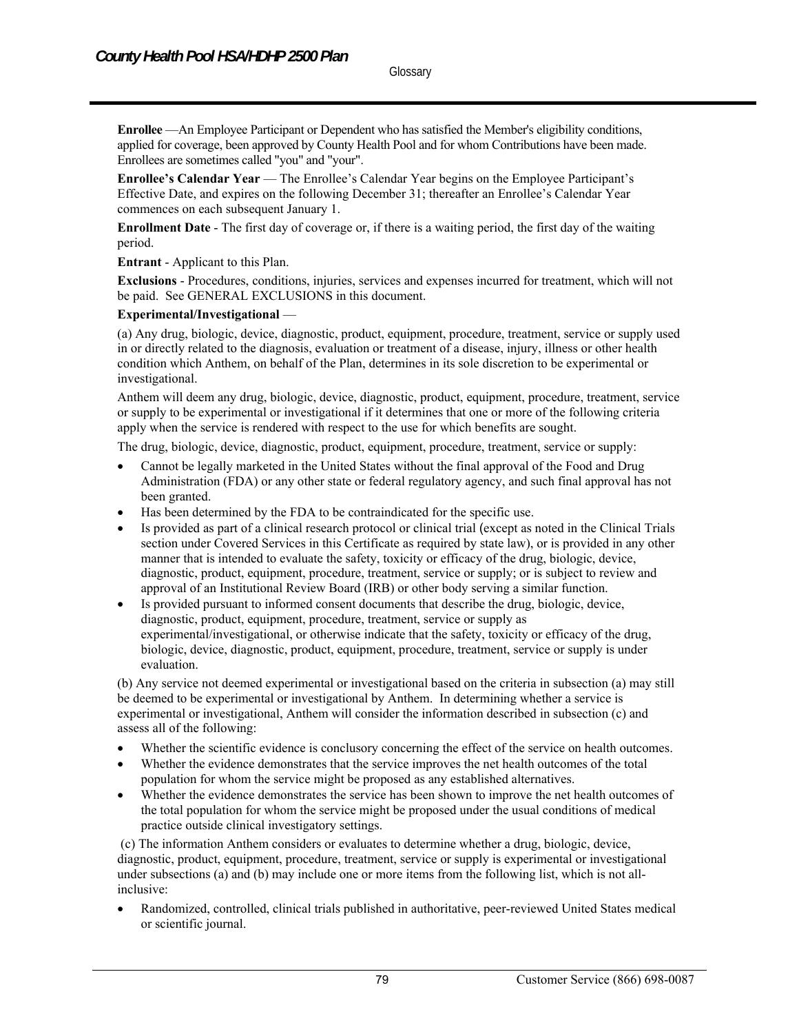**Enrollee** —An Employee Participant or Dependent who has satisfied the Member's eligibility conditions, applied for coverage, been approved by County Health Pool and for whom Contributions have been made. Enrollees are sometimes called "you" and "your".

**Enrollee's Calendar Year** — The Enrollee's Calendar Year begins on the Employee Participant's Effective Date, and expires on the following December 31; thereafter an Enrollee's Calendar Year commences on each subsequent January 1.

**Enrollment Date** - The first day of coverage or, if there is a waiting period, the first day of the waiting period.

**Entrant** - Applicant to this Plan.

**Exclusions** - Procedures, conditions, injuries, services and expenses incurred for treatment, which will not be paid. See GENERAL EXCLUSIONS in this document.

**Experimental/Investigational** —

(a) Any drug, biologic, device, diagnostic, product, equipment, procedure, treatment, service or supply used in or directly related to the diagnosis, evaluation or treatment of a disease, injury, illness or other health condition which Anthem, on behalf of the Plan, determines in its sole discretion to be experimental or investigational.

Anthem will deem any drug, biologic, device, diagnostic, product, equipment, procedure, treatment, service or supply to be experimental or investigational if it determines that one or more of the following criteria apply when the service is rendered with respect to the use for which benefits are sought.

The drug, biologic, device, diagnostic, product, equipment, procedure, treatment, service or supply:

- Cannot be legally marketed in the United States without the final approval of the Food and Drug Administration (FDA) or any other state or federal regulatory agency, and such final approval has not been granted.
- Has been determined by the FDA to be contraindicated for the specific use.
- Is provided as part of a clinical research protocol or clinical trial (except as noted in the Clinical Trials section under Covered Services in this Certificate as required by state law), or is provided in any other manner that is intended to evaluate the safety, toxicity or efficacy of the drug, biologic, device, diagnostic, product, equipment, procedure, treatment, service or supply; or is subject to review and approval of an Institutional Review Board (IRB) or other body serving a similar function.
- Is provided pursuant to informed consent documents that describe the drug, biologic, device, diagnostic, product, equipment, procedure, treatment, service or supply as experimental/investigational, or otherwise indicate that the safety, toxicity or efficacy of the drug, biologic, device, diagnostic, product, equipment, procedure, treatment, service or supply is under evaluation.

(b) Any service not deemed experimental or investigational based on the criteria in subsection (a) may still be deemed to be experimental or investigational by Anthem. In determining whether a service is experimental or investigational, Anthem will consider the information described in subsection (c) and assess all of the following:

- Whether the scientific evidence is conclusory concerning the effect of the service on health outcomes.
- Whether the evidence demonstrates that the service improves the net health outcomes of the total population for whom the service might be proposed as any established alternatives.
- Whether the evidence demonstrates the service has been shown to improve the net health outcomes of the total population for whom the service might be proposed under the usual conditions of medical practice outside clinical investigatory settings.

(c) The information Anthem considers or evaluates to determine whether a drug, biologic, device, diagnostic, product, equipment, procedure, treatment, service or supply is experimental or investigational under subsections (a) and (b) may include one or more items from the following list, which is not all-inclusive:

- Randomized, controlled, clinical trials published in authoritative, peer-reviewed United States medical or scientific journal.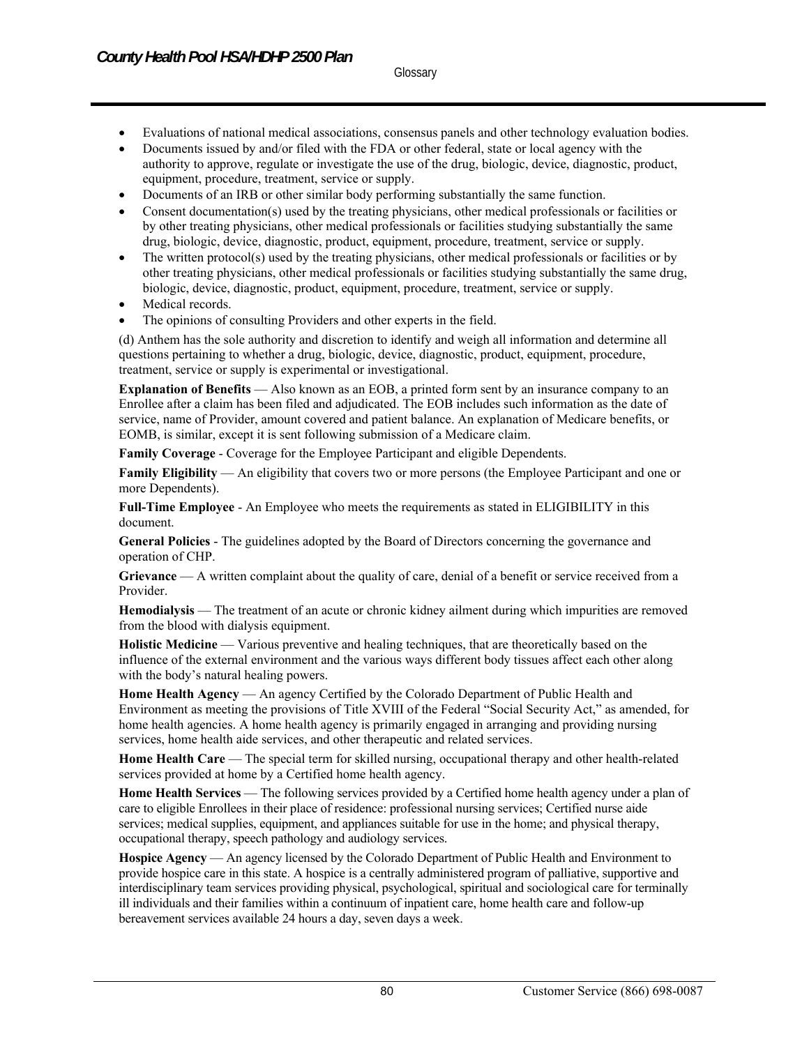- Evaluations of national medical associations, consensus panels and other technology evaluation bodies.
- Documents issued by and/or filed with the FDA or other federal, state or local agency with the authority to approve, regulate or investigate the use of the drug, biologic, device, diagnostic, product, equipment, procedure, treatment, service or supply.
- Documents of an IRB or other similar body performing substantially the same function.
- Consent documentation(s) used by the treating physicians, other medical professionals or facilities or by other treating physicians, other medical professionals or facilities studying substantially the same drug, biologic, device, diagnostic, product, equipment, procedure, treatment, service or supply.
- The written protocol(s) used by the treating physicians, other medical professionals or facilities or by other treating physicians, other medical professionals or facilities studying substantially the same drug, biologic, device, diagnostic, product, equipment, procedure, treatment, service or supply.
- Medical records.
- The opinions of consulting Providers and other experts in the field.

(d) Anthem has the sole authority and discretion to identify and weigh all information and determine all questions pertaining to whether a drug, biologic, device, diagnostic, product, equipment, procedure, treatment, service or supply is experimental or investigational.

**Explanation of Benefits** — Also known as an EOB, a printed form sent by an insurance company to an Enrollee after a claim has been filed and adjudicated. The EOB includes such information as the date of service, name of Provider, amount covered and patient balance. An explanation of Medicare benefits, or EOMB, is similar, except it is sent following submission of a Medicare claim.

**Family Coverage** - Coverage for the Employee Participant and eligible Dependents.

**Family Eligibility** — An eligibility that covers two or more persons (the Employee Participant and one or more Dependents).

**Full-Time Employee** - An Employee who meets the requirements as stated in ELIGIBILITY in this document.

**General Policies** - The guidelines adopted by the Board of Directors concerning the governance and operation of CHP.

**Grievance** — A written complaint about the quality of care, denial of a benefit or service received from a Provider.

**Hemodialysis** — The treatment of an acute or chronic kidney ailment during which impurities are removed from the blood with dialysis equipment.

**Holistic Medicine** — Various preventive and healing techniques, that are theoretically based on the influence of the external environment and the various ways different body tissues affect each other along with the body's natural healing powers.

**Home Health Agency** — An agency Certified by the Colorado Department of Public Health and Environment as meeting the provisions of Title XVIII of the Federal "Social Security Act," as amended, for home health agencies. A home health agency is primarily engaged in arranging and providing nursing services, home health aide services, and other therapeutic and related services.

**Home Health Care** — The special term for skilled nursing, occupational therapy and other health-related services provided at home by a Certified home health agency.

**Home Health Services** — The following services provided by a Certified home health agency under a plan of care to eligible Enrollees in their place of residence: professional nursing services; Certified nurse aide services; medical supplies, equipment, and appliances suitable for use in the home; and physical therapy, occupational therapy, speech pathology and audiology services.

**Hospice Agency** — An agency licensed by the Colorado Department of Public Health and Environment to provide hospice care in this state. A hospice is a centrally administered program of palliative, supportive and interdisciplinary team services providing physical, psychological, spiritual and sociological care for terminally ill individuals and their families within a continuum of inpatient care, home health care and follow-up bereavement services available 24 hours a day, seven days a week.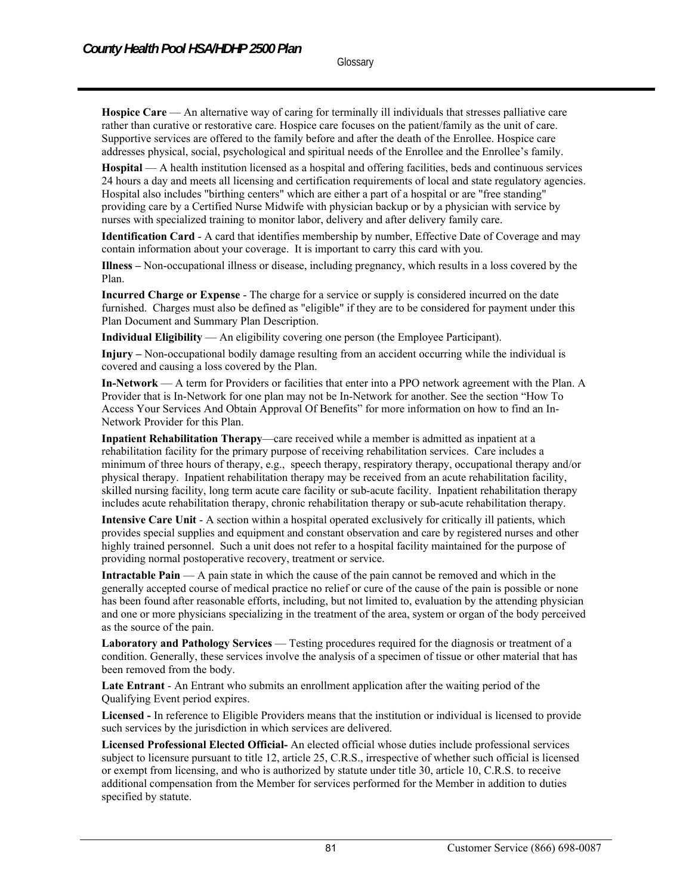**Hospice Care** — An alternative way of caring for terminally ill individuals that stresses palliative care rather than curative or restorative care. Hospice care focuses on the patient/family as the unit of care. Supportive services are offered to the family before and after the death of the Enrollee. Hospice care addresses physical, social, psychological and spiritual needs of the Enrollee and the Enrollee's family.

**Hospital** — A health institution licensed as a hospital and offering facilities, beds and continuous services 24 hours a day and meets all licensing and certification requirements of local and state regulatory agencies. Hospital also includes "birthing centers" which are either a part of a hospital or are "free standing" providing care by a Certified Nurse Midwife with physician backup or by a physician with service by nurses with specialized training to monitor labor, delivery and after delivery family care.

**Identification Card** - A card that identifies membership by number, Effective Date of Coverage and may contain information about your coverage. It is important to carry this card with you.

**Illness –** Non-occupational illness or disease, including pregnancy, which results in a loss covered by the Plan.

**Incurred Charge or Expense** - The charge for a service or supply is considered incurred on the date furnished. Charges must also be defined as "eligible" if they are to be considered for payment under this Plan Document and Summary Plan Description.

**Individual Eligibility** — An eligibility covering one person (the Employee Participant).

**Injury –** Non-occupational bodily damage resulting from an accident occurring while the individual is covered and causing a loss covered by the Plan.

**In-Network** — A term for Providers or facilities that enter into a PPO network agreement with the Plan. A Provider that is In-Network for one plan may not be In-Network for another. See the section "How To Access Your Services And Obtain Approval Of Benefits" for more information on how to find an In-Network Provider for this Plan.

**Inpatient Rehabilitation Therapy**—care received while a member is admitted as inpatient at a rehabilitation facility for the primary purpose of receiving rehabilitation services. Care includes a minimum of three hours of therapy, e.g., speech therapy, respiratory therapy, occupational therapy and/or physical therapy. Inpatient rehabilitation therapy may be received from an acute rehabilitation facility, skilled nursing facility, long term acute care facility or sub-acute facility. Inpatient rehabilitation therapy includes acute rehabilitation therapy, chronic rehabilitation therapy or sub-acute rehabilitation therapy.

**Intensive Care Unit** - A section within a hospital operated exclusively for critically ill patients, which provides special supplies and equipment and constant observation and care by registered nurses and other highly trained personnel. Such a unit does not refer to a hospital facility maintained for the purpose of providing normal postoperative recovery, treatment or service.

**Intractable Pain** — A pain state in which the cause of the pain cannot be removed and which in the generally accepted course of medical practice no relief or cure of the cause of the pain is possible or none has been found after reasonable efforts, including, but not limited to, evaluation by the attending physician and one or more physicians specializing in the treatment of the area, system or organ of the body perceived as the source of the pain.

**Laboratory and Pathology Services** — Testing procedures required for the diagnosis or treatment of a condition. Generally, these services involve the analysis of a specimen of tissue or other material that has been removed from the body.

**Late Entrant** - An Entrant who submits an enrollment application after the waiting period of the Qualifying Event period expires.

**Licensed -** In reference to Eligible Providers means that the institution or individual is licensed to provide such services by the jurisdiction in which services are delivered.

**Licensed Professional Elected Official-** An elected official whose duties include professional services subject to licensure pursuant to title 12, article 25, C.R.S., irrespective of whether such official is licensed or exempt from licensing, and who is authorized by statute under title 30, article 10, C.R.S. to receive additional compensation from the Member for services performed for the Member in addition to duties specified by statute.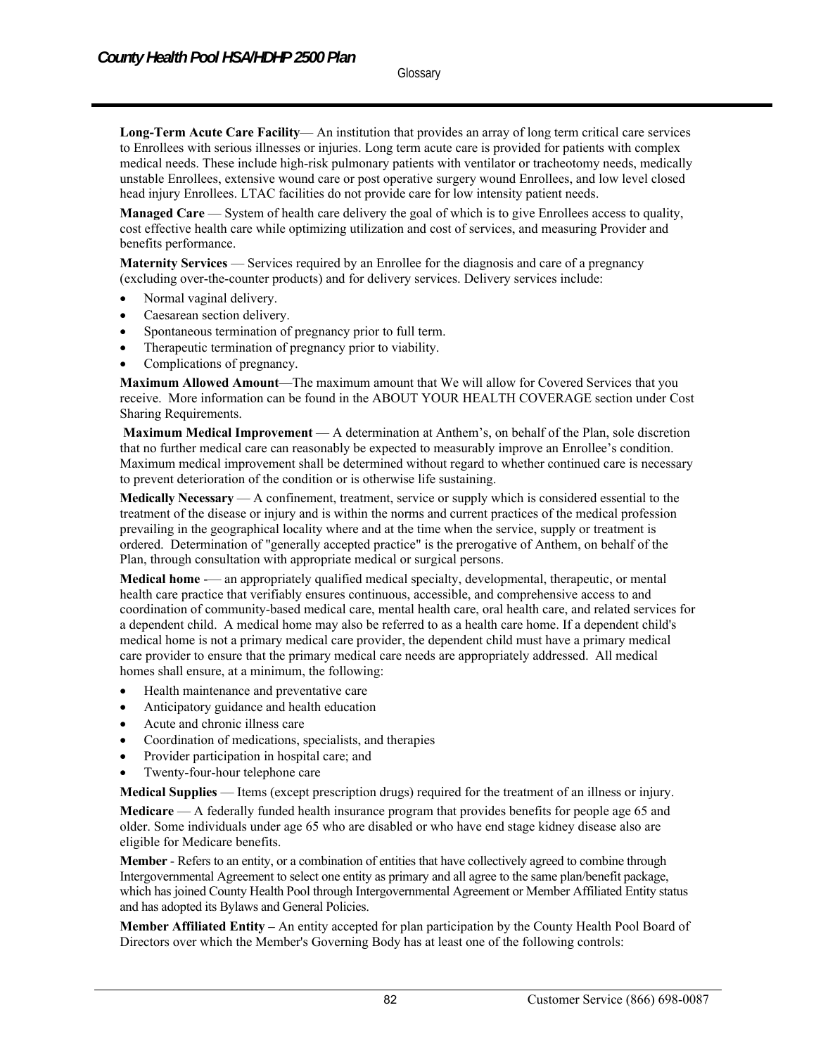**Long-Term Acute Care Facility**— An institution that provides an array of long term critical care services to Enrollees with serious illnesses or injuries. Long term acute care is provided for patients with complex medical needs. These include high-risk pulmonary patients with ventilator or tracheotomy needs, medically unstable Enrollees, extensive wound care or post operative surgery wound Enrollees, and low level closed head injury Enrollees. LTAC facilities do not provide care for low intensity patient needs.

**Managed Care** — System of health care delivery the goal of which is to give Enrollees access to quality, cost effective health care while optimizing utilization and cost of services, and measuring Provider and benefits performance.

**Maternity Services** — Services required by an Enrollee for the diagnosis and care of a pregnancy (excluding over-the-counter products) and for delivery services. Delivery services include:

- Normal vaginal delivery.
- Caesarean section delivery.
- Spontaneous termination of pregnancy prior to full term.
- Therapeutic termination of pregnancy prior to viability.
- Complications of pregnancy.

**Maximum Allowed Amount**—The maximum amount that We will allow for Covered Services that you receive. More information can be found in the ABOUT YOUR HEALTH COVERAGE section under Cost Sharing Requirements.

**Maximum Medical Improvement** — A determination at Anthem's, on behalf of the Plan, sole discretion that no further medical care can reasonably be expected to measurably improve an Enrollee's condition. Maximum medical improvement shall be determined without regard to whether continued care is necessary to prevent deterioration of the condition or is otherwise life sustaining.

**Medically Necessary** — A confinement, treatment, service or supply which is considered essential to the treatment of the disease or injury and is within the norms and current practices of the medical profession prevailing in the geographical locality where and at the time when the service, supply or treatment is ordered. Determination of "generally accepted practice" is the prerogative of Anthem, on behalf of the Plan, through consultation with appropriate medical or surgical persons.

**Medical home** -— an appropriately qualified medical specialty, developmental, therapeutic, or mental health care practice that verifiably ensures continuous, accessible, and comprehensive access to and coordination of community-based medical care, mental health care, oral health care, and related services for a dependent child. A medical home may also be referred to as a health care home. If a dependent child's medical home is not a primary medical care provider, the dependent child must have a primary medical care provider to ensure that the primary medical care needs are appropriately addressed. All medical homes shall ensure, at a minimum, the following:

- Health maintenance and preventative care
- Anticipatory guidance and health education
- Acute and chronic illness care
- Coordination of medications, specialists, and therapies
- Provider participation in hospital care; and
- Twenty-four-hour telephone care

**Medical Supplies** — Items (except prescription drugs) required for the treatment of an illness or injury.

**Medicare** — A federally funded health insurance program that provides benefits for people age 65 and older. Some individuals under age 65 who are disabled or who have end stage kidney disease also are eligible for Medicare benefits.

**Member** - Refers to an entity, or a combination of entities that have collectively agreed to combine through Intergovernmental Agreement to select one entity as primary and all agree to the same plan/benefit package, which has joined County Health Pool through Intergovernmental Agreement or Member Affiliated Entity status and has adopted its Bylaws and General Policies.

**Member Affiliated Entity –** An entity accepted for plan participation by the County Health Pool Board of Directors over which the Member's Governing Body has at least one of the following controls: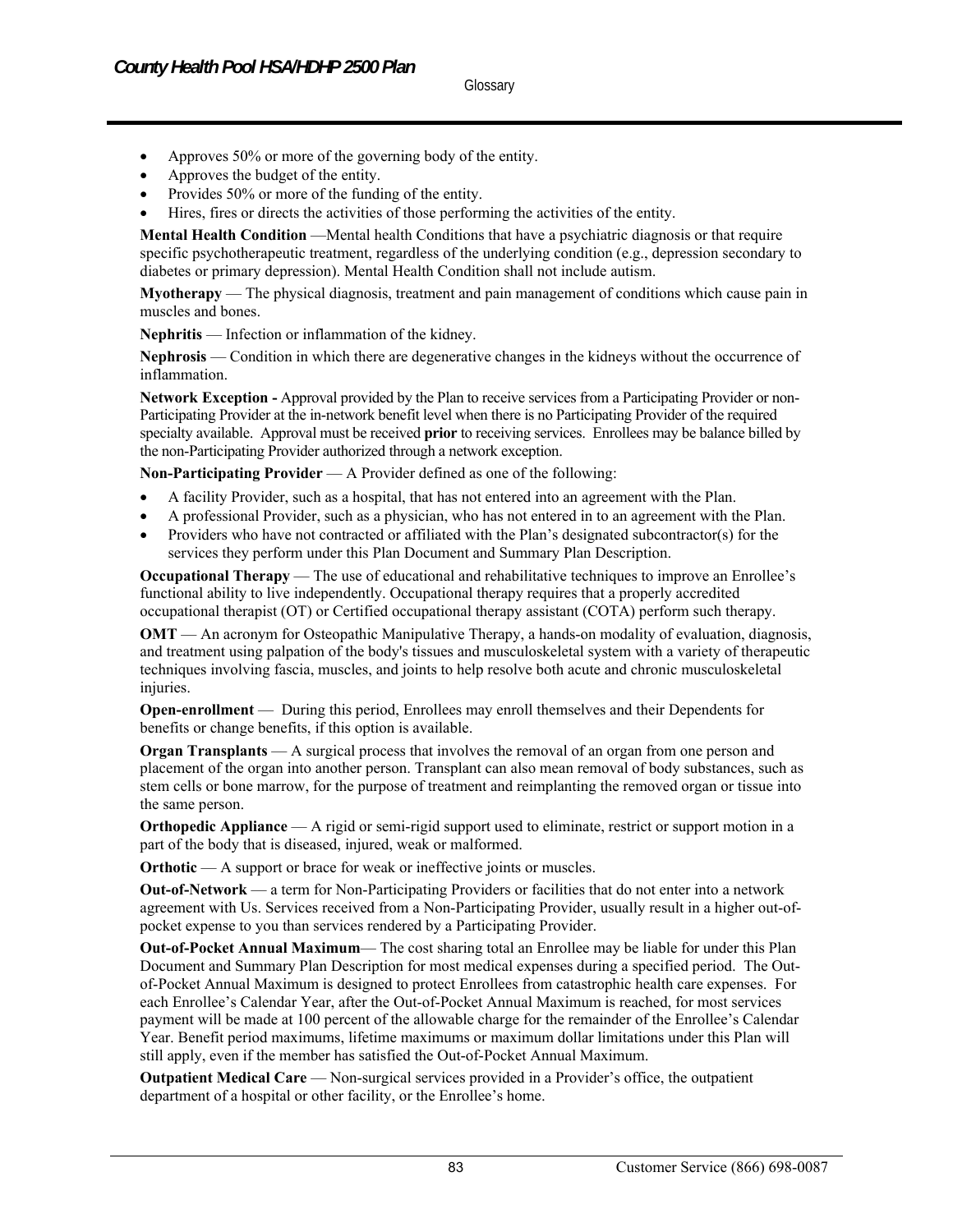- Approves 50% or more of the governing body of the entity.
- Approves the budget of the entity.
- Provides 50% or more of the funding of the entity.
- Hires, fires or directs the activities of those performing the activities of the entity.

**Mental Health Condition** —Mental health Conditions that have a psychiatric diagnosis or that require specific psychotherapeutic treatment, regardless of the underlying condition (e.g., depression secondary to diabetes or primary depression). Mental Health Condition shall not include autism.

**Myotherapy** — The physical diagnosis, treatment and pain management of conditions which cause pain in muscles and bones.

**Nephritis** — Infection or inflammation of the kidney.

**Nephrosis** — Condition in which there are degenerative changes in the kidneys without the occurrence of inflammation.

**Network Exception -** Approval provided by the Plan to receive services from a Participating Provider or non-Participating Provider at the in-network benefit level when there is no Participating Provider of the required specialty available. Approval must be received **prior** to receiving services. Enrollees may be balance billed by the non-Participating Provider authorized through a network exception.

**Non-Participating Provider** — A Provider defined as one of the following:

- A facility Provider, such as a hospital, that has not entered into an agreement with the Plan.
- A professional Provider, such as a physician, who has not entered in to an agreement with the Plan.
- Providers who have not contracted or affiliated with the Plan's designated subcontractor(s) for the services they perform under this Plan Document and Summary Plan Description.

**Occupational Therapy** — The use of educational and rehabilitative techniques to improve an Enrollee's functional ability to live independently. Occupational therapy requires that a properly accredited occupational therapist (OT) or Certified occupational therapy assistant (COTA) perform such therapy.

**OMT** — An acronym for Osteopathic Manipulative Therapy, a hands-on modality of evaluation, diagnosis, and treatment using palpation of the body's tissues and musculoskeletal system with a variety of therapeutic techniques involving fascia, muscles, and joints to help resolve both acute and chronic musculoskeletal injuries.

**Open-enrollment** — During this period, Enrollees may enroll themselves and their Dependents for benefits or change benefits, if this option is available.

**Organ Transplants** — A surgical process that involves the removal of an organ from one person and placement of the organ into another person. Transplant can also mean removal of body substances, such as stem cells or bone marrow, for the purpose of treatment and reimplanting the removed organ or tissue into the same person.

**Orthopedic Appliance** — A rigid or semi-rigid support used to eliminate, restrict or support motion in a part of the body that is diseased, injured, weak or malformed.

**Orthotic** — A support or brace for weak or ineffective joints or muscles.

**Out-of-Network** — a term for Non-Participating Providers or facilities that do not enter into a network agreement with Us. Services received from a Non-Participating Provider, usually result in a higher out-of-pocket expense to you than services rendered by a Participating Provider.

**Out-of-Pocket Annual Maximum**— The cost sharing total an Enrollee may be liable for under this Plan Document and Summary Plan Description for most medical expenses during a specified period. The Out-of-Pocket Annual Maximum is designed to protect Enrollees from catastrophic health care expenses. For each Enrollee's Calendar Year, after the Out-of-Pocket Annual Maximum is reached, for most services payment will be made at 100 percent of the allowable charge for the remainder of the Enrollee's Calendar Year. Benefit period maximums, lifetime maximums or maximum dollar limitations under this Plan will still apply, even if the member has satisfied the Out-of-Pocket Annual Maximum.

**Outpatient Medical Care** — Non-surgical services provided in a Provider's office, the outpatient department of a hospital or other facility, or the Enrollee's home.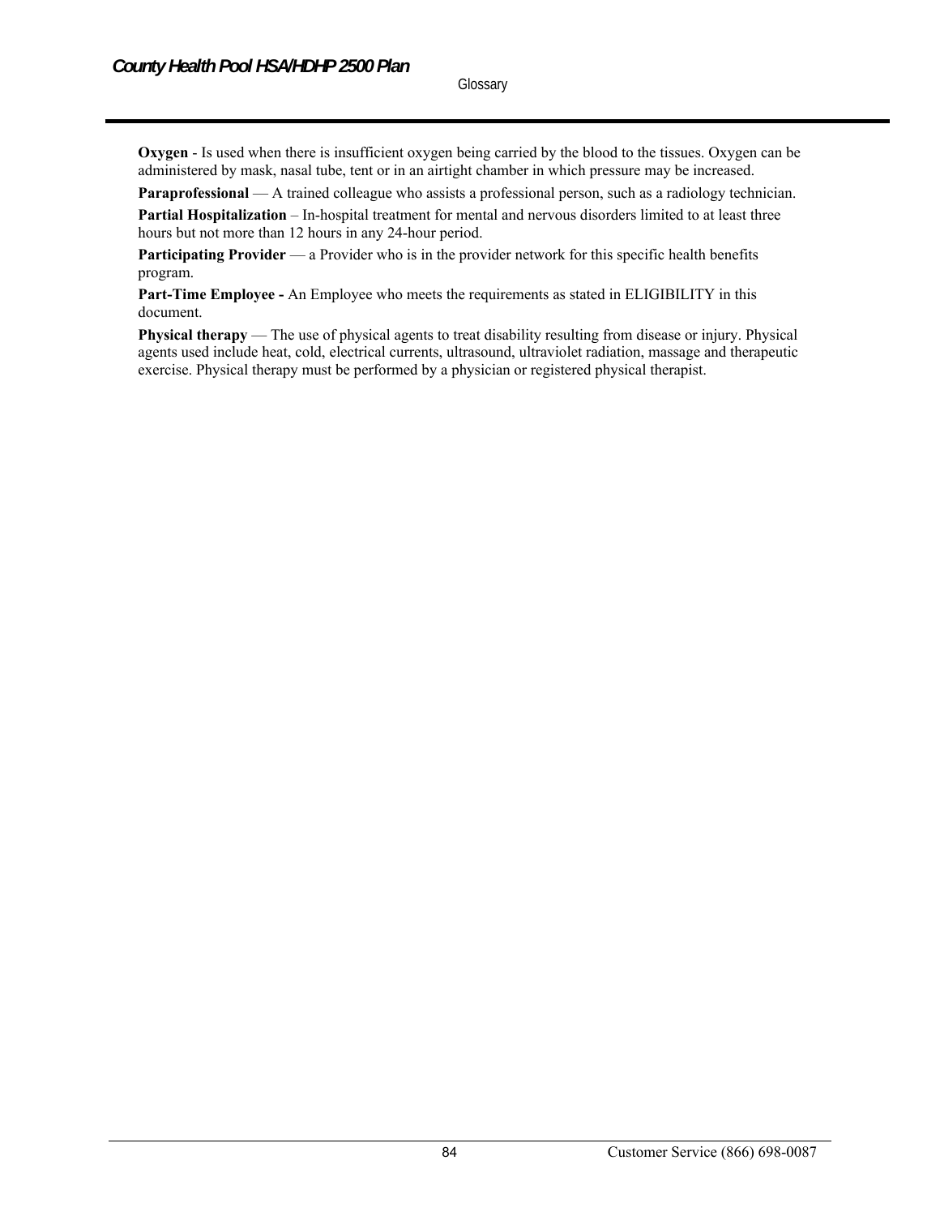**Oxygen** - Is used when there is insufficient oxygen being carried by the blood to the tissues. Oxygen can be administered by mask, nasal tube, tent or in an airtight chamber in which pressure may be increased.

**Paraprofessional** — A trained colleague who assists a professional person, such as a radiology technician.

**Partial Hospitalization** – In-hospital treatment for mental and nervous disorders limited to at least three hours but not more than 12 hours in any 24-hour period.

**Participating Provider** — a Provider who is in the provider network for this specific health benefits program.

**Part-Time Employee -** An Employee who meets the requirements as stated in ELIGIBILITY in this document.

**Physical therapy** — The use of physical agents to treat disability resulting from disease or injury. Physical agents used include heat, cold, electrical currents, ultrasound, ultraviolet radiation, massage and therapeutic exercise. Physical therapy must be performed by a physician or registered physical therapist.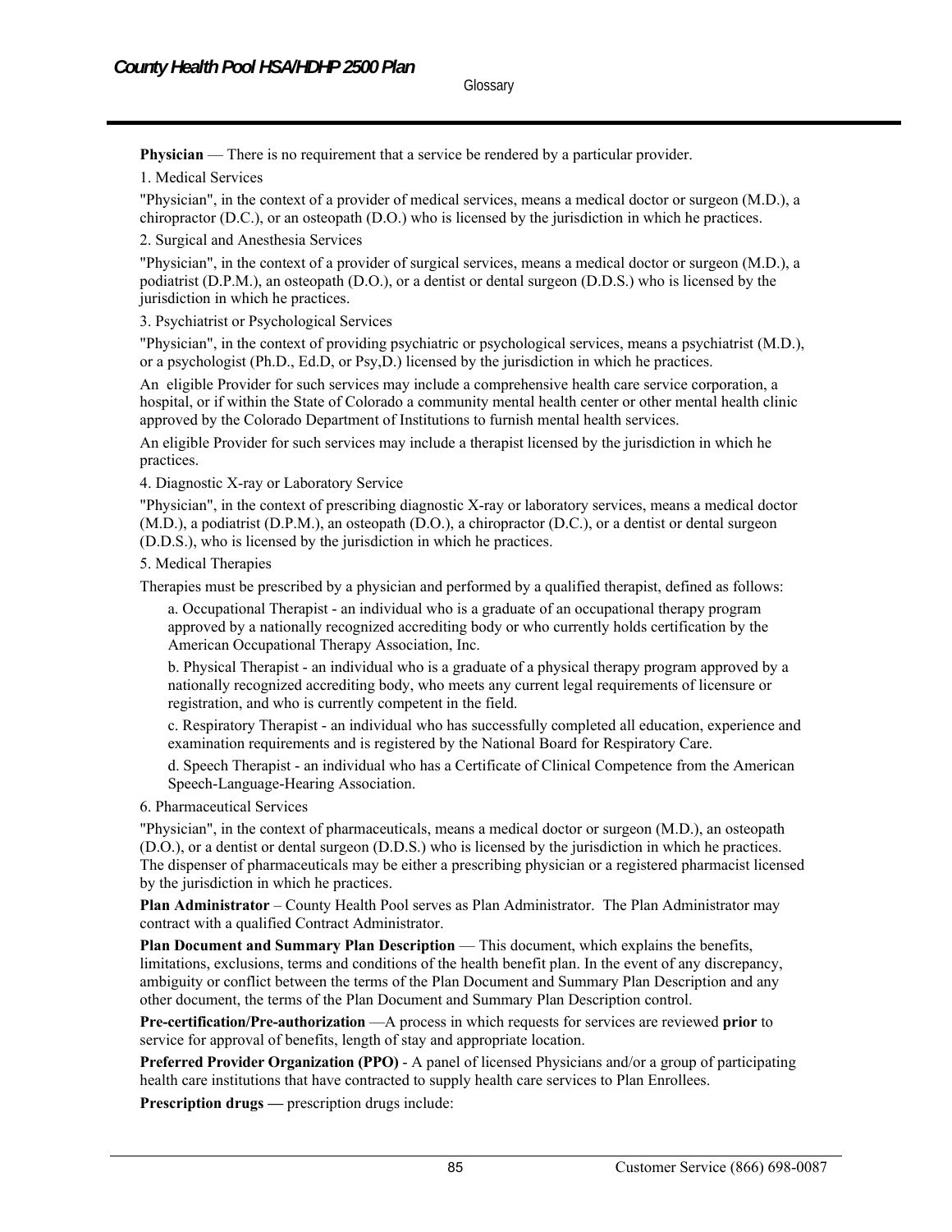**Physician** — There is no requirement that a service be rendered by a particular provider.

1. Medical Services

"Physician", in the context of a provider of medical services, means a medical doctor or surgeon (M.D.), a chiropractor (D.C.), or an osteopath (D.O.) who is licensed by the jurisdiction in which he practices.

2. Surgical and Anesthesia Services

"Physician", in the context of a provider of surgical services, means a medical doctor or surgeon (M.D.), a podiatrist (D.P.M.), an osteopath (D.O.), or a dentist or dental surgeon (D.D.S.) who is licensed by the jurisdiction in which he practices.

3. Psychiatrist or Psychological Services

"Physician", in the context of providing psychiatric or psychological services, means a psychiatrist (M.D.), or a psychologist (Ph.D., Ed.D, or Psy,D.) licensed by the jurisdiction in which he practices.

An eligible Provider for such services may include a comprehensive health care service corporation, a hospital, or if within the State of Colorado a community mental health center or other mental health clinic approved by the Colorado Department of Institutions to furnish mental health services.

An eligible Provider for such services may include a therapist licensed by the jurisdiction in which he practices.

4. Diagnostic X-ray or Laboratory Service

"Physician", in the context of prescribing diagnostic X-ray or laboratory services, means a medical doctor (M.D.), a podiatrist (D.P.M.), an osteopath (D.O.), a chiropractor (D.C.), or a dentist or dental surgeon (D.D.S.), who is licensed by the jurisdiction in which he practices.

5. Medical Therapies

Therapies must be prescribed by a physician and performed by a qualified therapist, defined as follows:

> a. Occupational Therapist - an individual who is a graduate of an occupational therapy program approved by a nationally recognized accrediting body or who currently holds certification by the American Occupational Therapy Association, Inc.
>
> b. Physical Therapist - an individual who is a graduate of a physical therapy program approved by a nationally recognized accrediting body, who meets any current legal requirements of licensure or registration, and who is currently competent in the field.
>
> c. Respiratory Therapist - an individual who has successfully completed all education, experience and examination requirements and is registered by the National Board for Respiratory Care.
>
> d. Speech Therapist - an individual who has a Certificate of Clinical Competence from the American Speech-Language-Hearing Association.

6. Pharmaceutical Services

"Physician", in the context of pharmaceuticals, means a medical doctor or surgeon (M.D.), an osteopath (D.O.), or a dentist or dental surgeon (D.D.S.) who is licensed by the jurisdiction in which he practices. The dispenser of pharmaceuticals may be either a prescribing physician or a registered pharmacist licensed by the jurisdiction in which he practices.

**Plan Administrator** – County Health Pool serves as Plan Administrator. The Plan Administrator may contract with a qualified Contract Administrator.

**Plan Document and Summary Plan Description** — This document, which explains the benefits, limitations, exclusions, terms and conditions of the health benefit plan. In the event of any discrepancy, ambiguity or conflict between the terms of the Plan Document and Summary Plan Description and any other document, the terms of the Plan Document and Summary Plan Description control.

**Pre-certification/Pre-authorization** —A process in which requests for services are reviewed **prior** to service for approval of benefits, length of stay and appropriate location.

**Preferred Provider Organization (PPO)** - A panel of licensed Physicians and/or a group of participating health care institutions that have contracted to supply health care services to Plan Enrollees.

**Prescription drugs —** prescription drugs include: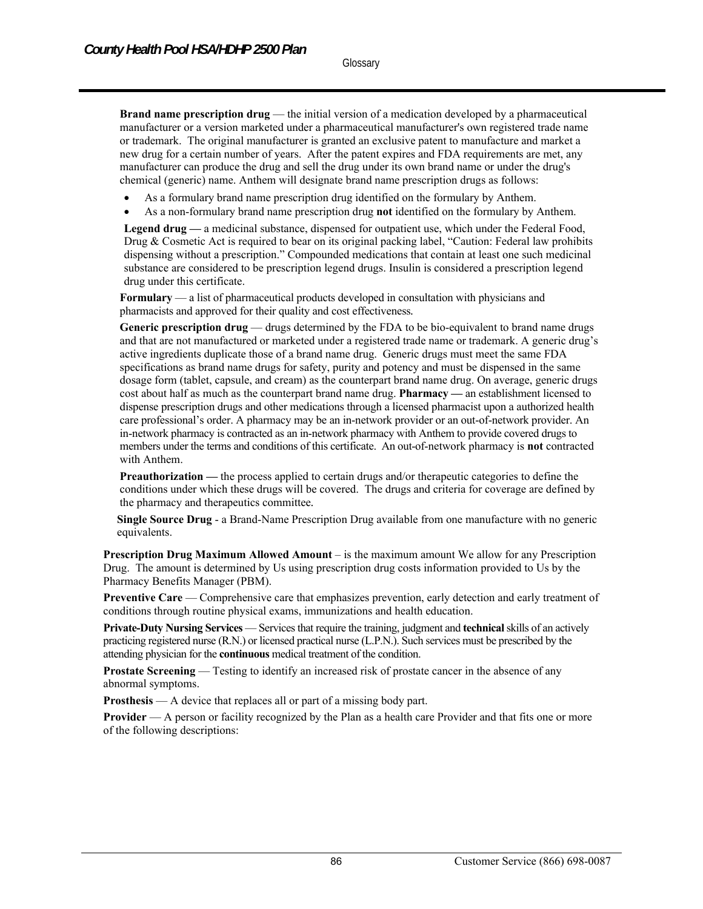**Brand name prescription drug** — the initial version of a medication developed by a pharmaceutical manufacturer or a version marketed under a pharmaceutical manufacturer's own registered trade name or trademark. The original manufacturer is granted an exclusive patent to manufacture and market a new drug for a certain number of years. After the patent expires and FDA requirements are met, any manufacturer can produce the drug and sell the drug under its own brand name or under the drug's chemical (generic) name. Anthem will designate brand name prescription drugs as follows:

- As a formulary brand name prescription drug identified on the formulary by Anthem.
- As a non-formulary brand name prescription drug **not** identified on the formulary by Anthem.

**Legend drug —** a medicinal substance, dispensed for outpatient use, which under the Federal Food, Drug & Cosmetic Act is required to bear on its original packing label, "Caution: Federal law prohibits dispensing without a prescription." Compounded medications that contain at least one such medicinal substance are considered to be prescription legend drugs. Insulin is considered a prescription legend drug under this certificate.

**Formulary** — a list of pharmaceutical products developed in consultation with physicians and pharmacists and approved for their quality and cost effectiveness.

**Generic prescription drug** — drugs determined by the FDA to be bio-equivalent to brand name drugs and that are not manufactured or marketed under a registered trade name or trademark. A generic drug's active ingredients duplicate those of a brand name drug. Generic drugs must meet the same FDA specifications as brand name drugs for safety, purity and potency and must be dispensed in the same dosage form (tablet, capsule, and cream) as the counterpart brand name drug. On average, generic drugs cost about half as much as the counterpart brand name drug. **Pharmacy —** an establishment licensed to dispense prescription drugs and other medications through a licensed pharmacist upon a authorized health care professional's order. A pharmacy may be an in-network provider or an out-of-network provider. An in-network pharmacy is contracted as an in-network pharmacy with Anthem to provide covered drugs to members under the terms and conditions of this certificate. An out-of-network pharmacy is **not** contracted with Anthem.

**Preauthorization —** the process applied to certain drugs and/or therapeutic categories to define the conditions under which these drugs will be covered. The drugs and criteria for coverage are defined by the pharmacy and therapeutics committee.

**Single Source Drug** - a Brand-Name Prescription Drug available from one manufacture with no generic equivalents.

**Prescription Drug Maximum Allowed Amount** – is the maximum amount We allow for any Prescription Drug. The amount is determined by Us using prescription drug costs information provided to Us by the Pharmacy Benefits Manager (PBM).

**Preventive Care** — Comprehensive care that emphasizes prevention, early detection and early treatment of conditions through routine physical exams, immunizations and health education.

**Private-Duty Nursing Services** — Services that require the training, judgment and **technical** skills of an actively practicing registered nurse (R.N.) or licensed practical nurse (L.P.N.). Such services must be prescribed by the attending physician for the **continuous** medical treatment of the condition.

**Prostate Screening** — Testing to identify an increased risk of prostate cancer in the absence of any abnormal symptoms.

**Prosthesis** — A device that replaces all or part of a missing body part.

**Provider** — A person or facility recognized by the Plan as a health care Provider and that fits one or more of the following descriptions: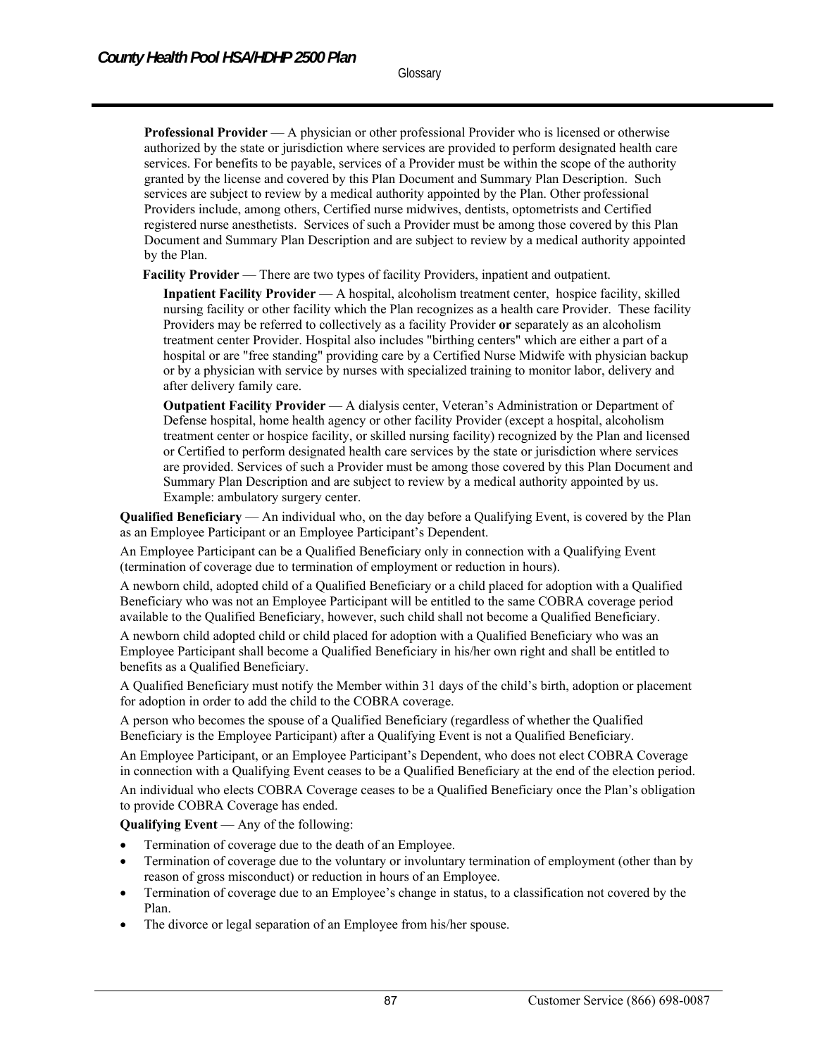**Professional Provider** — A physician or other professional Provider who is licensed or otherwise authorized by the state or jurisdiction where services are provided to perform designated health care services. For benefits to be payable, services of a Provider must be within the scope of the authority granted by the license and covered by this Plan Document and Summary Plan Description. Such services are subject to review by a medical authority appointed by the Plan. Other professional Providers include, among others, Certified nurse midwives, dentists, optometrists and Certified registered nurse anesthetists. Services of such a Provider must be among those covered by this Plan Document and Summary Plan Description and are subject to review by a medical authority appointed by the Plan.

**Facility Provider** — There are two types of facility Providers, inpatient and outpatient.

**Inpatient Facility Provider** — A hospital, alcoholism treatment center, hospice facility, skilled nursing facility or other facility which the Plan recognizes as a health care Provider. These facility Providers may be referred to collectively as a facility Provider **or** separately as an alcoholism treatment center Provider. Hospital also includes "birthing centers" which are either a part of a hospital or are "free standing" providing care by a Certified Nurse Midwife with physician backup or by a physician with service by nurses with specialized training to monitor labor, delivery and after delivery family care.

**Outpatient Facility Provider** — A dialysis center, Veteran's Administration or Department of Defense hospital, home health agency or other facility Provider (except a hospital, alcoholism treatment center or hospice facility, or skilled nursing facility) recognized by the Plan and licensed or Certified to perform designated health care services by the state or jurisdiction where services are provided. Services of such a Provider must be among those covered by this Plan Document and Summary Plan Description and are subject to review by a medical authority appointed by us. Example: ambulatory surgery center.

**Qualified Beneficiary** — An individual who, on the day before a Qualifying Event, is covered by the Plan as an Employee Participant or an Employee Participant's Dependent.

An Employee Participant can be a Qualified Beneficiary only in connection with a Qualifying Event (termination of coverage due to termination of employment or reduction in hours).

A newborn child, adopted child of a Qualified Beneficiary or a child placed for adoption with a Qualified Beneficiary who was not an Employee Participant will be entitled to the same COBRA coverage period available to the Qualified Beneficiary, however, such child shall not become a Qualified Beneficiary.

A newborn child adopted child or child placed for adoption with a Qualified Beneficiary who was an Employee Participant shall become a Qualified Beneficiary in his/her own right and shall be entitled to benefits as a Qualified Beneficiary.

A Qualified Beneficiary must notify the Member within 31 days of the child's birth, adoption or placement for adoption in order to add the child to the COBRA coverage.

A person who becomes the spouse of a Qualified Beneficiary (regardless of whether the Qualified Beneficiary is the Employee Participant) after a Qualifying Event is not a Qualified Beneficiary.

An Employee Participant, or an Employee Participant's Dependent, who does not elect COBRA Coverage in connection with a Qualifying Event ceases to be a Qualified Beneficiary at the end of the election period.

An individual who elects COBRA Coverage ceases to be a Qualified Beneficiary once the Plan's obligation to provide COBRA Coverage has ended.

**Qualifying Event** — Any of the following:

- Termination of coverage due to the death of an Employee.
- Termination of coverage due to the voluntary or involuntary termination of employment (other than by reason of gross misconduct) or reduction in hours of an Employee.
- Termination of coverage due to an Employee's change in status, to a classification not covered by the Plan.
- The divorce or legal separation of an Employee from his/her spouse.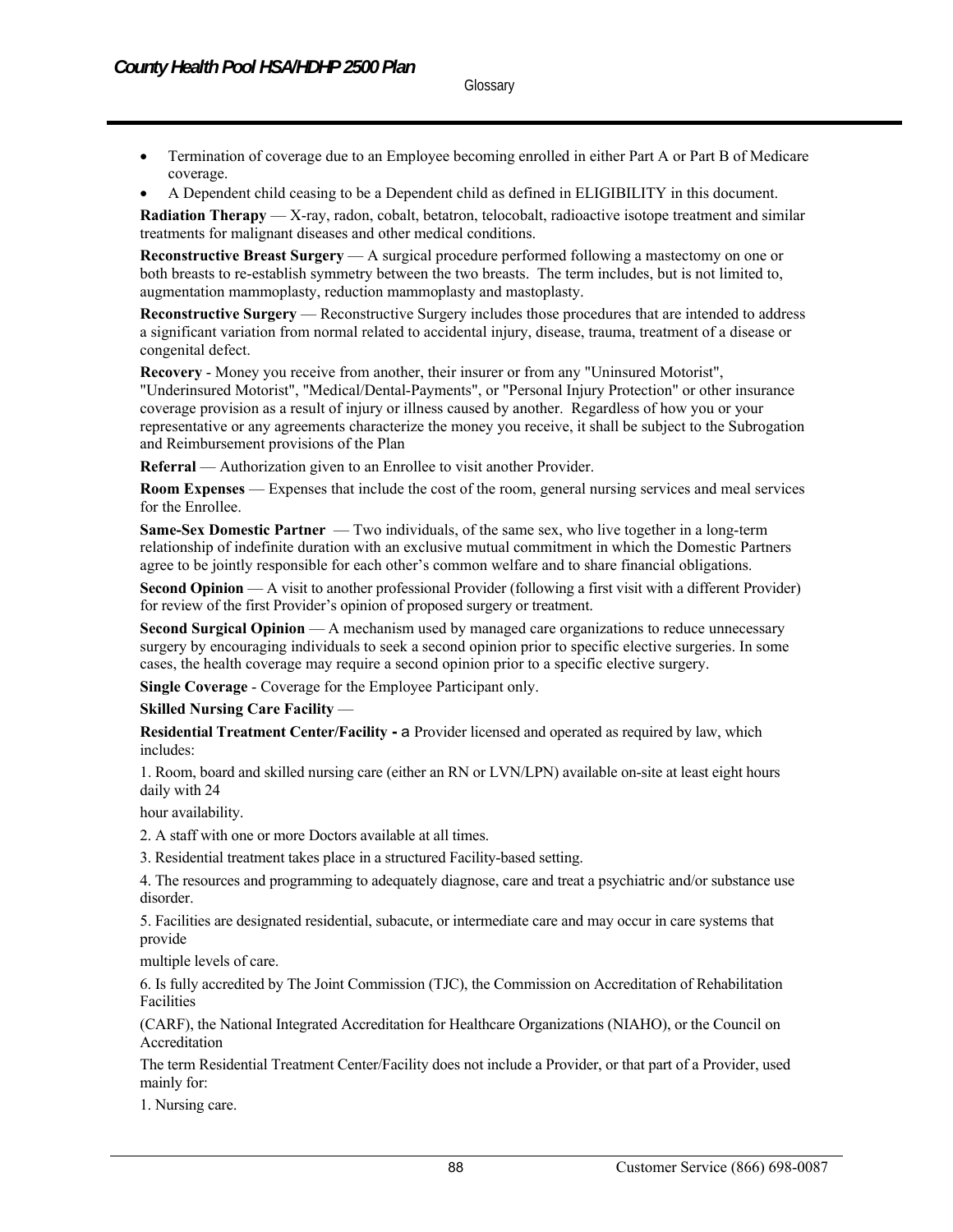- Termination of coverage due to an Employee becoming enrolled in either Part A or Part B of Medicare coverage.
- A Dependent child ceasing to be a Dependent child as defined in ELIGIBILITY in this document.

**Radiation Therapy** — X-ray, radon, cobalt, betatron, telocobalt, radioactive isotope treatment and similar treatments for malignant diseases and other medical conditions.

**Reconstructive Breast Surgery** — A surgical procedure performed following a mastectomy on one or both breasts to re-establish symmetry between the two breasts. The term includes, but is not limited to, augmentation mammoplasty, reduction mammoplasty and mastoplasty.

**Reconstructive Surgery** — Reconstructive Surgery includes those procedures that are intended to address a significant variation from normal related to accidental injury, disease, trauma, treatment of a disease or congenital defect.

**Recovery** - Money you receive from another, their insurer or from any "Uninsured Motorist", "Underinsured Motorist", "Medical/Dental-Payments", or "Personal Injury Protection" or other insurance coverage provision as a result of injury or illness caused by another. Regardless of how you or your representative or any agreements characterize the money you receive, it shall be subject to the Subrogation and Reimbursement provisions of the Plan

**Referral** — Authorization given to an Enrollee to visit another Provider.

**Room Expenses** — Expenses that include the cost of the room, general nursing services and meal services for the Enrollee.

**Same-Sex Domestic Partner** — Two individuals, of the same sex, who live together in a long-term relationship of indefinite duration with an exclusive mutual commitment in which the Domestic Partners agree to be jointly responsible for each other's common welfare and to share financial obligations.

**Second Opinion** — A visit to another professional Provider (following a first visit with a different Provider) for review of the first Provider's opinion of proposed surgery or treatment.

**Second Surgical Opinion** — A mechanism used by managed care organizations to reduce unnecessary surgery by encouraging individuals to seek a second opinion prior to specific elective surgeries. In some cases, the health coverage may require a second opinion prior to a specific elective surgery.

**Single Coverage** - Coverage for the Employee Participant only.

**Skilled Nursing Care Facility** —

**Residential Treatment Center/Facility -** a Provider licensed and operated as required by law, which includes:

1. Room, board and skilled nursing care (either an RN or LVN/LPN) available on-site at least eight hours daily with 24

hour availability.

2. A staff with one or more Doctors available at all times.

3. Residential treatment takes place in a structured Facility-based setting.

4. The resources and programming to adequately diagnose, care and treat a psychiatric and/or substance use disorder.

5. Facilities are designated residential, subacute, or intermediate care and may occur in care systems that provide

multiple levels of care.

6. Is fully accredited by The Joint Commission (TJC), the Commission on Accreditation of Rehabilitation Facilities

(CARF), the National Integrated Accreditation for Healthcare Organizations (NIAHO), or the Council on Accreditation

The term Residential Treatment Center/Facility does not include a Provider, or that part of a Provider, used mainly for:

1. Nursing care.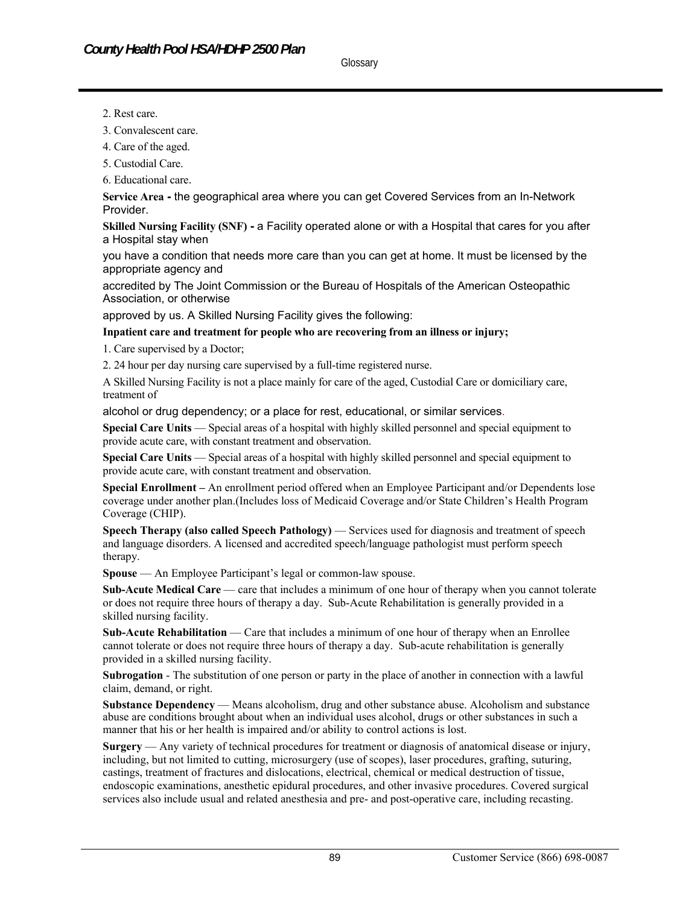2. Rest care.

3. Convalescent care.

4. Care of the aged.

5. Custodial Care.

6. Educational care.

**Service Area -** the geographical area where you can get Covered Services from an In-Network Provider.

**Skilled Nursing Facility (SNF) -** a Facility operated alone or with a Hospital that cares for you after a Hospital stay when

you have a condition that needs more care than you can get at home. It must be licensed by the appropriate agency and

accredited by The Joint Commission or the Bureau of Hospitals of the American Osteopathic Association, or otherwise

approved by us. A Skilled Nursing Facility gives the following:

**Inpatient care and treatment for people who are recovering from an illness or injury;**

1. Care supervised by a Doctor;

2. 24 hour per day nursing care supervised by a full-time registered nurse.

A Skilled Nursing Facility is not a place mainly for care of the aged, Custodial Care or domiciliary care, treatment of

alcohol or drug dependency; or a place for rest, educational, or similar services.

**Special Care Units** — Special areas of a hospital with highly skilled personnel and special equipment to provide acute care, with constant treatment and observation.

**Special Care Units** — Special areas of a hospital with highly skilled personnel and special equipment to provide acute care, with constant treatment and observation.

**Special Enrollment –** An enrollment period offered when an Employee Participant and/or Dependents lose coverage under another plan.(Includes loss of Medicaid Coverage and/or State Children's Health Program Coverage (CHIP).

**Speech Therapy (also called Speech Pathology)** — Services used for diagnosis and treatment of speech and language disorders. A licensed and accredited speech/language pathologist must perform speech therapy.

**Spouse** — An Employee Participant's legal or common-law spouse.

**Sub-Acute Medical Care** — care that includes a minimum of one hour of therapy when you cannot tolerate or does not require three hours of therapy a day. Sub-Acute Rehabilitation is generally provided in a skilled nursing facility.

**Sub-Acute Rehabilitation** — Care that includes a minimum of one hour of therapy when an Enrollee cannot tolerate or does not require three hours of therapy a day. Sub-acute rehabilitation is generally provided in a skilled nursing facility.

**Subrogation** - The substitution of one person or party in the place of another in connection with a lawful claim, demand, or right.

**Substance Dependency** — Means alcoholism, drug and other substance abuse. Alcoholism and substance abuse are conditions brought about when an individual uses alcohol, drugs or other substances in such a manner that his or her health is impaired and/or ability to control actions is lost.

**Surgery** — Any variety of technical procedures for treatment or diagnosis of anatomical disease or injury, including, but not limited to cutting, microsurgery (use of scopes), laser procedures, grafting, suturing, castings, treatment of fractures and dislocations, electrical, chemical or medical destruction of tissue, endoscopic examinations, anesthetic epidural procedures, and other invasive procedures. Covered surgical services also include usual and related anesthesia and pre- and post-operative care, including recasting.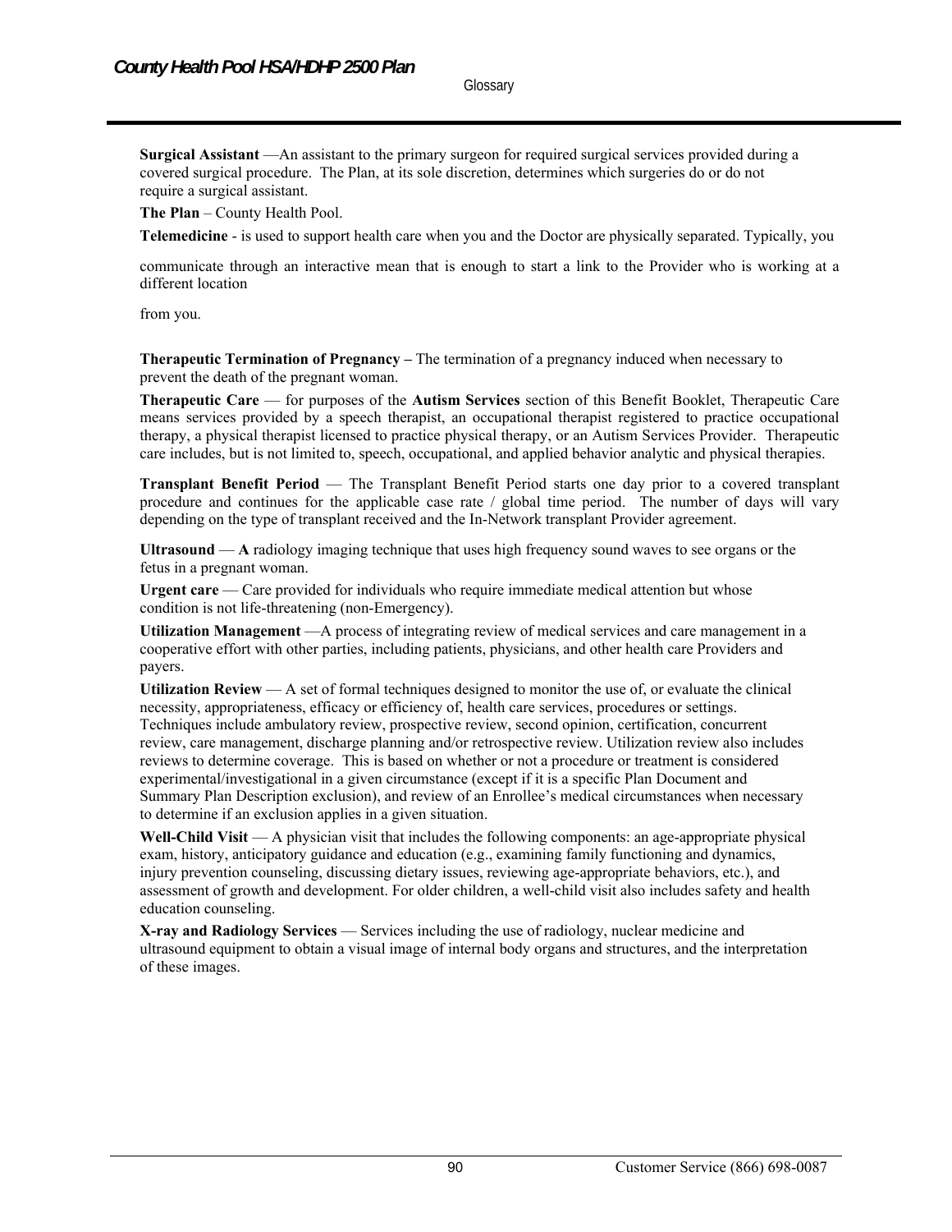**Surgical Assistant** —An assistant to the primary surgeon for required surgical services provided during a covered surgical procedure. The Plan, at its sole discretion, determines which surgeries do or do not require a surgical assistant.

**The Plan** – County Health Pool.

**Telemedicine** - is used to support health care when you and the Doctor are physically separated. Typically, you

communicate through an interactive mean that is enough to start a link to the Provider who is working at a different location

from you.

**Therapeutic Termination of Pregnancy –** The termination of a pregnancy induced when necessary to prevent the death of the pregnant woman.

**Therapeutic Care** — for purposes of the **Autism Services** section of this Benefit Booklet, Therapeutic Care means services provided by a speech therapist, an occupational therapist registered to practice occupational therapy, a physical therapist licensed to practice physical therapy, or an Autism Services Provider. Therapeutic care includes, but is not limited to, speech, occupational, and applied behavior analytic and physical therapies.

**Transplant Benefit Period** — The Transplant Benefit Period starts one day prior to a covered transplant procedure and continues for the applicable case rate / global time period. The number of days will vary depending on the type of transplant received and the In-Network transplant Provider agreement.

**Ultrasound** — **A** radiology imaging technique that uses high frequency sound waves to see organs or the fetus in a pregnant woman.

**Urgent care** — Care provided for individuals who require immediate medical attention but whose condition is not life-threatening (non-Emergency).

**Utilization Management** —A process of integrating review of medical services and care management in a cooperative effort with other parties, including patients, physicians, and other health care Providers and payers.

**Utilization Review** — A set of formal techniques designed to monitor the use of, or evaluate the clinical necessity, appropriateness, efficacy or efficiency of, health care services, procedures or settings. Techniques include ambulatory review, prospective review, second opinion, certification, concurrent review, care management, discharge planning and/or retrospective review. Utilization review also includes reviews to determine coverage. This is based on whether or not a procedure or treatment is considered experimental/investigational in a given circumstance (except if it is a specific Plan Document and Summary Plan Description exclusion), and review of an Enrollee's medical circumstances when necessary to determine if an exclusion applies in a given situation.

**Well-Child Visit** — A physician visit that includes the following components: an age-appropriate physical exam, history, anticipatory guidance and education (e.g., examining family functioning and dynamics, injury prevention counseling, discussing dietary issues, reviewing age-appropriate behaviors, etc.), and assessment of growth and development. For older children, a well-child visit also includes safety and health education counseling.

**X-ray and Radiology Services** — Services including the use of radiology, nuclear medicine and ultrasound equipment to obtain a visual image of internal body organs and structures, and the interpretation of these images.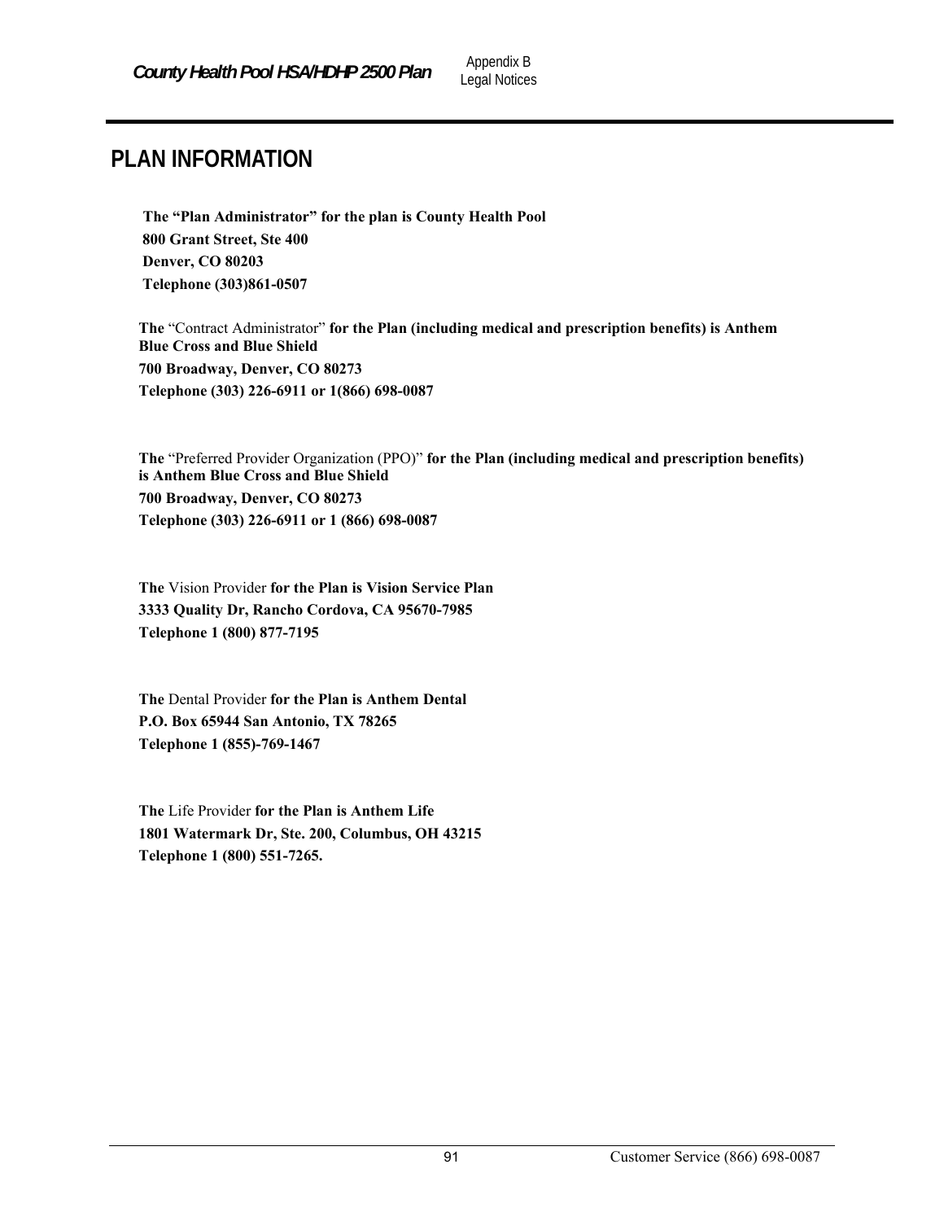# PLAN INFORMATION

**The "Plan Administrator" for the plan is County Health Pool**
**800 Grant Street, Ste 400**
**Denver, CO 80203**
**Telephone (303)861-0507**

**The** "Contract Administrator" **for the Plan (including medical and prescription benefits) is Anthem Blue Cross and Blue Shield**
**700 Broadway, Denver, CO 80273**
**Telephone (303) 226-6911 or 1(866) 698-0087**

**The** "Preferred Provider Organization (PPO)" **for the Plan (including medical and prescription benefits) is Anthem Blue Cross and Blue Shield**
**700 Broadway, Denver, CO 80273**
**Telephone (303) 226-6911 or 1 (866) 698-0087**

**The** Vision Provider **for the Plan is Vision Service Plan**
**3333 Quality Dr, Rancho Cordova, CA 95670-7985**
**Telephone 1 (800) 877-7195**

**The** Dental Provider **for the Plan is Anthem Dental**
**P.O. Box 65944 San Antonio, TX 78265**
**Telephone 1 (855)-769-1467**

**The** Life Provider **for the Plan is Anthem Life**
**1801 Watermark Dr, Ste. 200, Columbus, OH 43215**
**Telephone 1 (800) 551-7265.**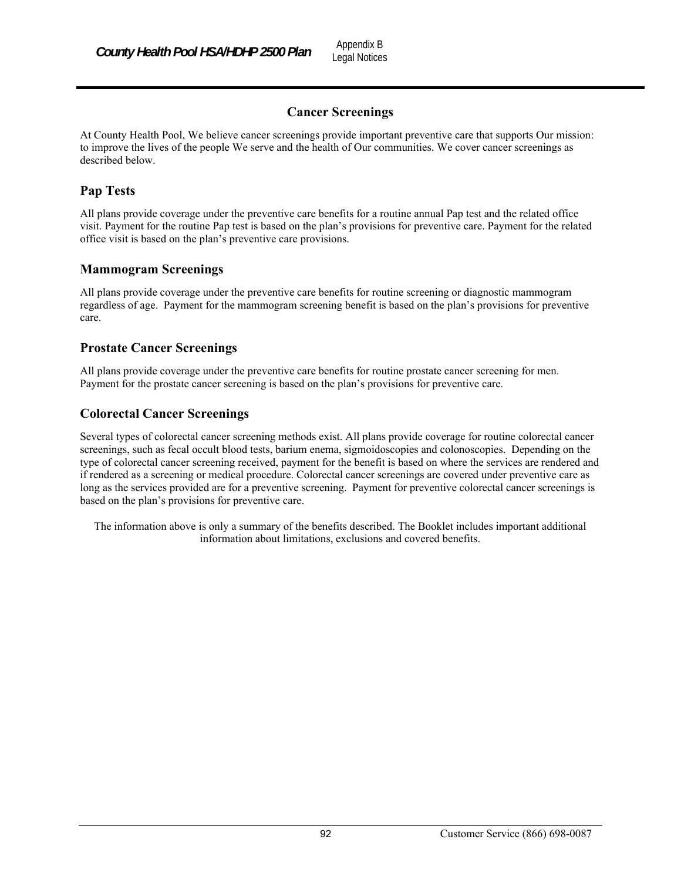# Cancer Screenings

At County Health Pool, We believe cancer screenings provide important preventive care that supports Our mission: to improve the lives of the people We serve and the health of Our communities. We cover cancer screenings as described below.

## Pap Tests

All plans provide coverage under the preventive care benefits for a routine annual Pap test and the related office visit. Payment for the routine Pap test is based on the plan's provisions for preventive care. Payment for the related office visit is based on the plan's preventive care provisions.

## Mammogram Screenings

All plans provide coverage under the preventive care benefits for routine screening or diagnostic mammogram regardless of age. Payment for the mammogram screening benefit is based on the plan's provisions for preventive care.

## Prostate Cancer Screenings

All plans provide coverage under the preventive care benefits for routine prostate cancer screening for men. Payment for the prostate cancer screening is based on the plan's provisions for preventive care.

## Colorectal Cancer Screenings

Several types of colorectal cancer screening methods exist. All plans provide coverage for routine colorectal cancer screenings, such as fecal occult blood tests, barium enema, sigmoidoscopies and colonoscopies. Depending on the type of colorectal cancer screening received, payment for the benefit is based on where the services are rendered and if rendered as a screening or medical procedure. Colorectal cancer screenings are covered under preventive care as long as the services provided are for a preventive screening. Payment for preventive colorectal cancer screenings is based on the plan's provisions for preventive care.

The information above is only a summary of the benefits described. The Booklet includes important additional information about limitations, exclusions and covered benefits.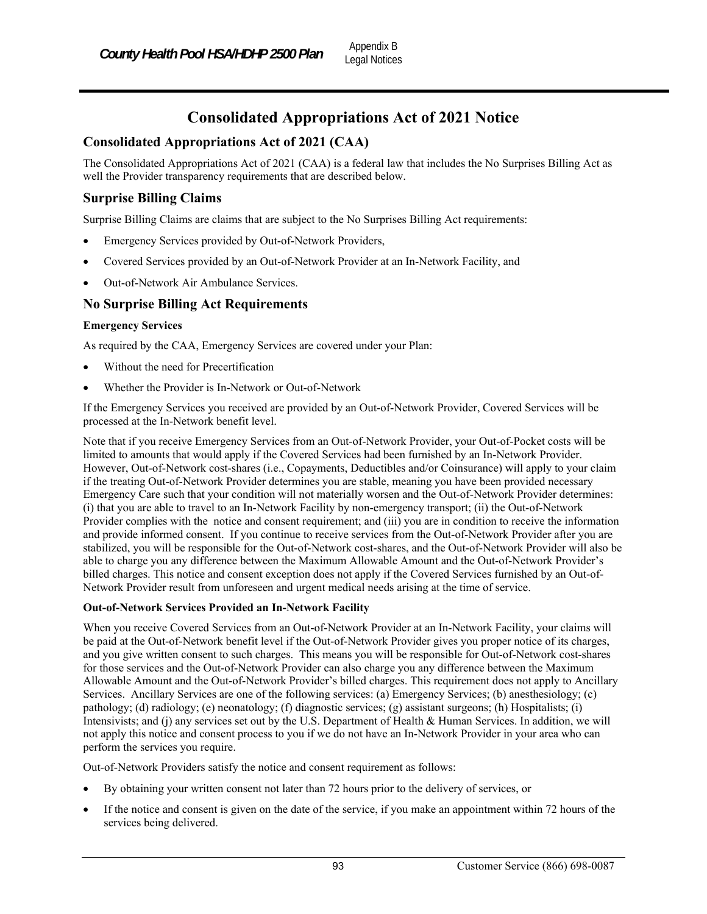# Consolidated Appropriations Act of 2021 Notice

## Consolidated Appropriations Act of 2021 (CAA)

The Consolidated Appropriations Act of 2021 (CAA) is a federal law that includes the No Surprises Billing Act as well the Provider transparency requirements that are described below.

## Surprise Billing Claims

Surprise Billing Claims are claims that are subject to the No Surprises Billing Act requirements:

- Emergency Services provided by Out-of-Network Providers,
- Covered Services provided by an Out-of-Network Provider at an In-Network Facility, and
- Out-of-Network Air Ambulance Services.

## No Surprise Billing Act Requirements

**Emergency Services**

As required by the CAA, Emergency Services are covered under your Plan:

- Without the need for Precertification
- Whether the Provider is In-Network or Out-of-Network

If the Emergency Services you received are provided by an Out-of-Network Provider, Covered Services will be processed at the In-Network benefit level.

Note that if you receive Emergency Services from an Out-of-Network Provider, your Out-of-Pocket costs will be limited to amounts that would apply if the Covered Services had been furnished by an In-Network Provider. However, Out-of-Network cost-shares (i.e., Copayments, Deductibles and/or Coinsurance) will apply to your claim if the treating Out-of-Network Provider determines you are stable, meaning you have been provided necessary Emergency Care such that your condition will not materially worsen and the Out-of-Network Provider determines: (i) that you are able to travel to an In-Network Facility by non-emergency transport; (ii) the Out-of-Network Provider complies with the notice and consent requirement; and (iii) you are in condition to receive the information and provide informed consent. If you continue to receive services from the Out-of-Network Provider after you are stabilized, you will be responsible for the Out-of-Network cost-shares, and the Out-of-Network Provider will also be able to charge you any difference between the Maximum Allowable Amount and the Out-of-Network Provider's billed charges. This notice and consent exception does not apply if the Covered Services furnished by an Out-of-Network Provider result from unforeseen and urgent medical needs arising at the time of service.

**Out-of-Network Services Provided an In-Network Facility**

When you receive Covered Services from an Out-of-Network Provider at an In-Network Facility, your claims will be paid at the Out-of-Network benefit level if the Out-of-Network Provider gives you proper notice of its charges, and you give written consent to such charges. This means you will be responsible for Out-of-Network cost-shares for those services and the Out-of-Network Provider can also charge you any difference between the Maximum Allowable Amount and the Out-of-Network Provider's billed charges. This requirement does not apply to Ancillary Services. Ancillary Services are one of the following services: (a) Emergency Services; (b) anesthesiology; (c) pathology; (d) radiology; (e) neonatology; (f) diagnostic services; (g) assistant surgeons; (h) Hospitalists; (i) Intensivists; and (j) any services set out by the U.S. Department of Health & Human Services. In addition, we will not apply this notice and consent process to you if we do not have an In-Network Provider in your area who can perform the services you require.

Out-of-Network Providers satisfy the notice and consent requirement as follows:

- By obtaining your written consent not later than 72 hours prior to the delivery of services, or
- If the notice and consent is given on the date of the service, if you make an appointment within 72 hours of the services being delivered.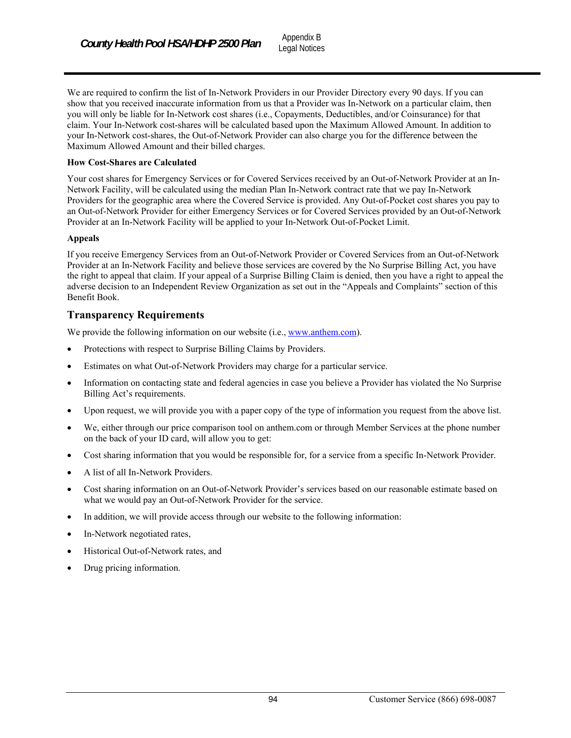We are required to confirm the list of In-Network Providers in our Provider Directory every 90 days. If you can show that you received inaccurate information from us that a Provider was In-Network on a particular claim, then you will only be liable for In-Network cost shares (i.e., Copayments, Deductibles, and/or Coinsurance) for that claim. Your In-Network cost-shares will be calculated based upon the Maximum Allowed Amount. In addition to your In-Network cost-shares, the Out-of-Network Provider can also charge you for the difference between the Maximum Allowed Amount and their billed charges.

**How Cost-Shares are Calculated**

Your cost shares for Emergency Services or for Covered Services received by an Out-of-Network Provider at an In-Network Facility, will be calculated using the median Plan In-Network contract rate that we pay In-Network Providers for the geographic area where the Covered Service is provided. Any Out-of-Pocket cost shares you pay to an Out-of-Network Provider for either Emergency Services or for Covered Services provided by an Out-of-Network Provider at an In-Network Facility will be applied to your In-Network Out-of-Pocket Limit.

**Appeals**

If you receive Emergency Services from an Out-of-Network Provider or Covered Services from an Out-of-Network Provider at an In-Network Facility and believe those services are covered by the No Surprise Billing Act, you have the right to appeal that claim. If your appeal of a Surprise Billing Claim is denied, then you have a right to appeal the adverse decision to an Independent Review Organization as set out in the "Appeals and Complaints" section of this Benefit Book.

## Transparency Requirements

We provide the following information on our website (i.e., www.anthem.com).

- Protections with respect to Surprise Billing Claims by Providers.
- Estimates on what Out-of-Network Providers may charge for a particular service.
- Information on contacting state and federal agencies in case you believe a Provider has violated the No Surprise Billing Act's requirements.
- Upon request, we will provide you with a paper copy of the type of information you request from the above list.
- We, either through our price comparison tool on anthem.com or through Member Services at the phone number on the back of your ID card, will allow you to get:
- Cost sharing information that you would be responsible for, for a service from a specific In-Network Provider.
- A list of all In-Network Providers.
- Cost sharing information on an Out-of-Network Provider's services based on our reasonable estimate based on what we would pay an Out-of-Network Provider for the service.
- In addition, we will provide access through our website to the following information:
- In-Network negotiated rates,
- Historical Out-of-Network rates, and
- Drug pricing information.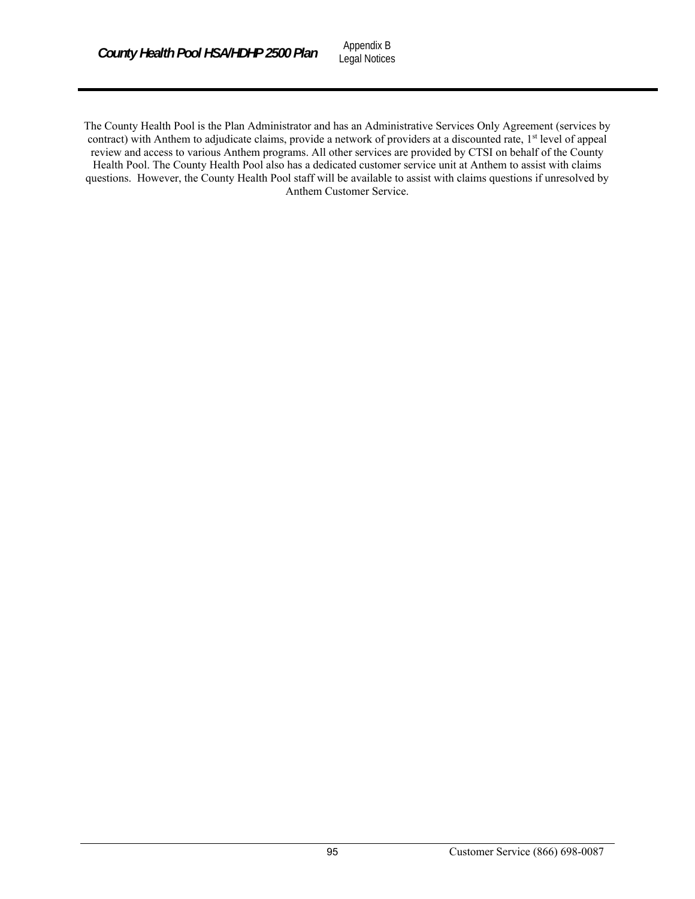The County Health Pool is the Plan Administrator and has an Administrative Services Only Agreement (services by contract) with Anthem to adjudicate claims, provide a network of providers at a discounted rate, 1st level of appeal review and access to various Anthem programs. All other services are provided by CTSI on behalf of the County Health Pool. The County Health Pool also has a dedicated customer service unit at Anthem to assist with claims questions. However, the County Health Pool staff will be available to assist with claims questions if unresolved by Anthem Customer Service.